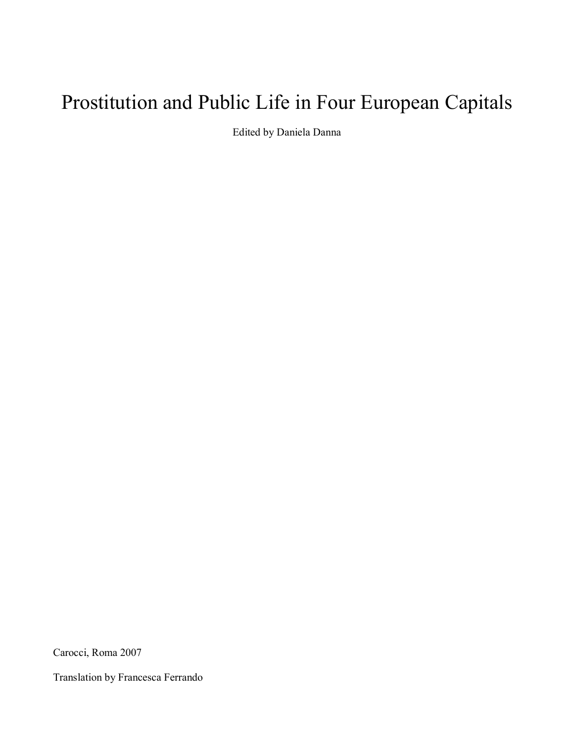# Prostitution and Public Life in Four European Capitals

Edited by Daniela Danna

Carocci, Roma 2007

Translation by Francesca Ferrando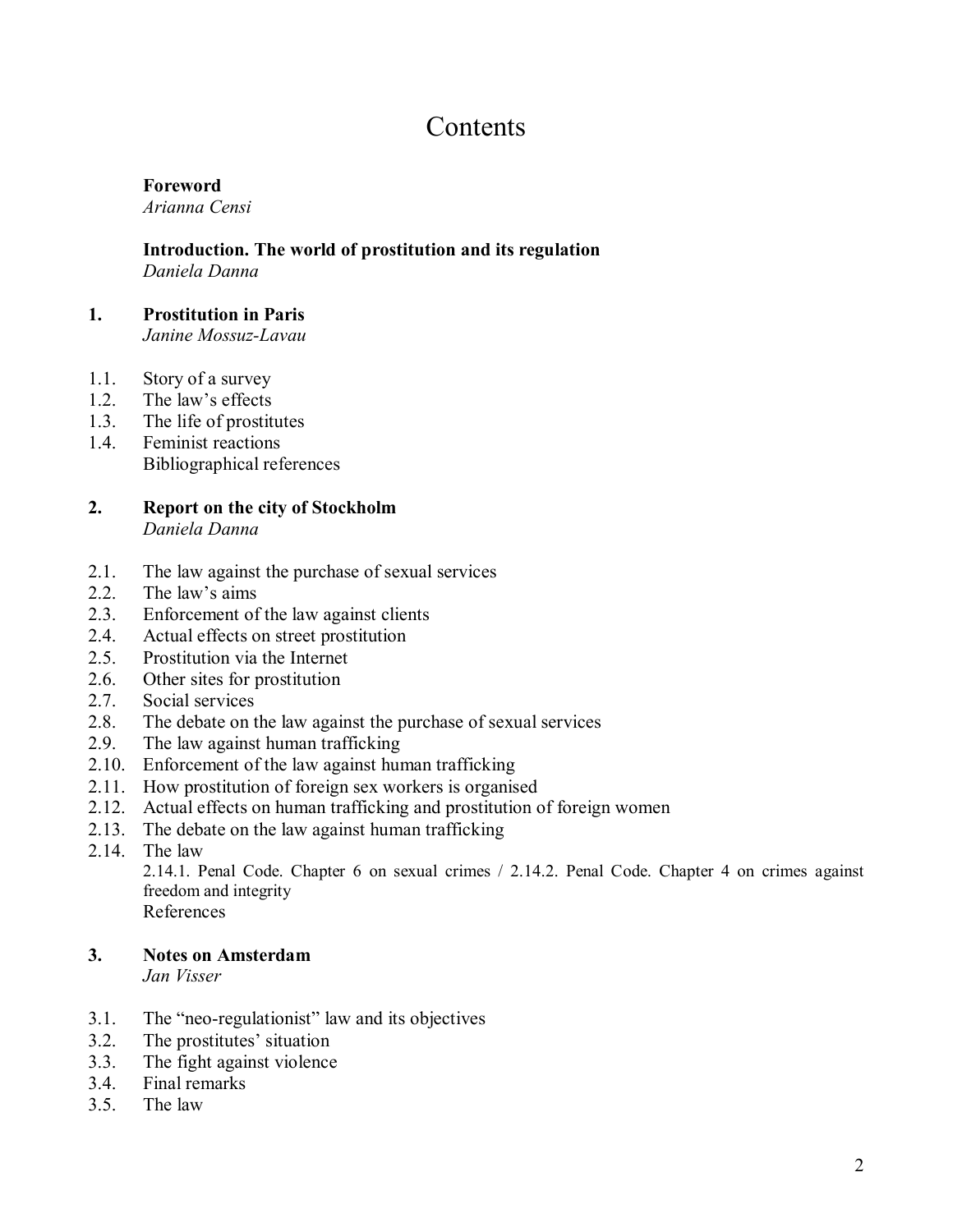# Contents

**Foreword**
*Arianna Censi*

**Introduction. The world of prostitution and its regulation**
*Daniela Danna*

**1. Prostitution in Paris**
*Janine Mossuz-Lavau*

1.1. Story of a survey
1.2. The law's effects
1.3. The life of prostitutes
1.4. Feminist reactions
Bibliographical references

**2. Report on the city of Stockholm**
*Daniela Danna*

2.1. The law against the purchase of sexual services
2.2. The law's aims
2.3. Enforcement of the law against clients
2.4. Actual effects on street prostitution
2.5. Prostitution via the Internet
2.6. Other sites for prostitution
2.7. Social services
2.8. The debate on the law against the purchase of sexual services
2.9. The law against human trafficking
2.10. Enforcement of the law against human trafficking
2.11. How prostitution of foreign sex workers is organised
2.12. Actual effects on human trafficking and prostitution of foreign women
2.13. The debate on the law against human trafficking
2.14. The law
2.14.1. Penal Code. Chapter 6 on sexual crimes / 2.14.2. Penal Code. Chapter 4 on crimes against freedom and integrity
References

**3. Notes on Amsterdam**
*Jan Visser*

3.1. The "neo-regulationist" law and its objectives
3.2. The prostitutes' situation
3.3. The fight against violence
3.4. Final remarks
3.5. The law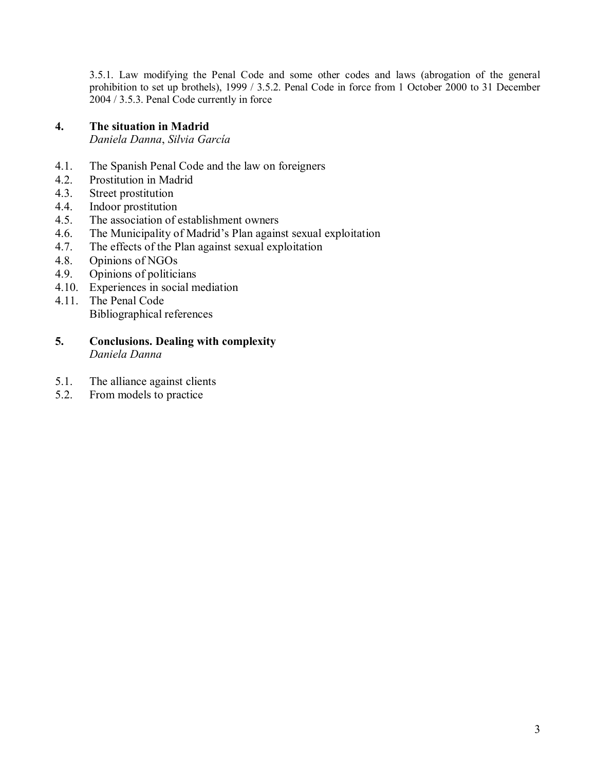3.5.1. Law modifying the Penal Code and some other codes and laws (abrogation of the general prohibition to set up brothels), 1999 / 3.5.2. Penal Code in force from 1 October 2000 to 31 December 2004 / 3.5.3. Penal Code currently in force

**4. The situation in Madrid**
*Daniela Danna*, *Silvia García*

4.1. The Spanish Penal Code and the law on foreigners
4.2. Prostitution in Madrid
4.3. Street prostitution
4.4. Indoor prostitution
4.5. The association of establishment owners
4.6. The Municipality of Madrid's Plan against sexual exploitation
4.7. The effects of the Plan against sexual exploitation
4.8. Opinions of NGOs
4.9. Opinions of politicians
4.10. Experiences in social mediation
4.11. The Penal Code
Bibliographical references

**5. Conclusions. Dealing with complexity**
*Daniela Danna*

5.1. The alliance against clients
5.2. From models to practice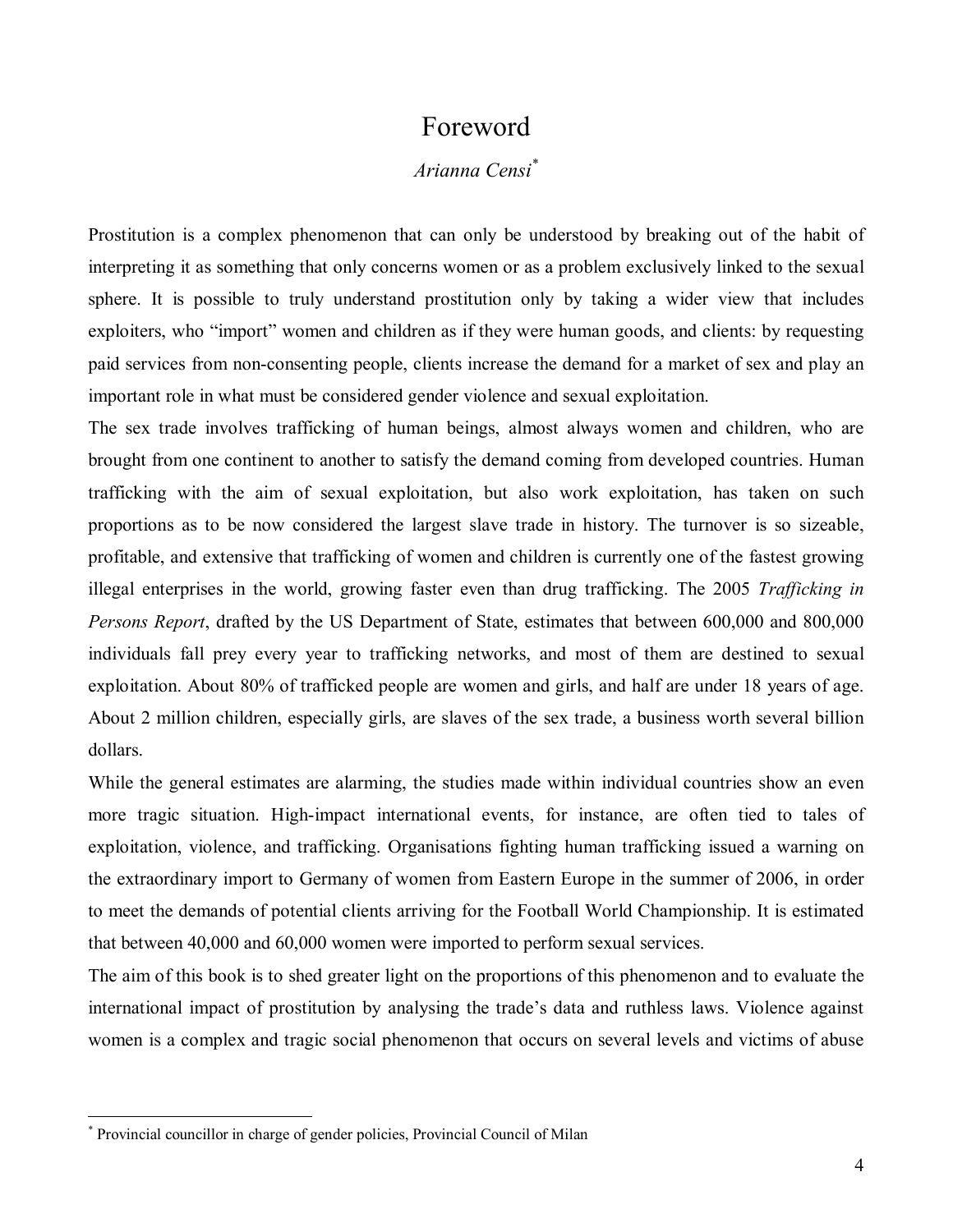# Foreword

*Arianna Censi*[*]

Prostitution is a complex phenomenon that can only be understood by breaking out of the habit of interpreting it as something that only concerns women or as a problem exclusively linked to the sexual sphere. It is possible to truly understand prostitution only by taking a wider view that includes exploiters, who "import" women and children as if they were human goods, and clients: by requesting paid services from non-consenting people, clients increase the demand for a market of sex and play an important role in what must be considered gender violence and sexual exploitation.

The sex trade involves trafficking of human beings, almost always women and children, who are brought from one continent to another to satisfy the demand coming from developed countries. Human trafficking with the aim of sexual exploitation, but also work exploitation, has taken on such proportions as to be now considered the largest slave trade in history. The turnover is so sizeable, profitable, and extensive that trafficking of women and children is currently one of the fastest growing illegal enterprises in the world, growing faster even than drug trafficking. The 2005 *Trafficking in Persons Report*, drafted by the US Department of State, estimates that between 600,000 and 800,000 individuals fall prey every year to trafficking networks, and most of them are destined to sexual exploitation. About 80% of trafficked people are women and girls, and half are under 18 years of age. About 2 million children, especially girls, are slaves of the sex trade, a business worth several billion dollars.

While the general estimates are alarming, the studies made within individual countries show an even more tragic situation. High-impact international events, for instance, are often tied to tales of exploitation, violence, and trafficking. Organisations fighting human trafficking issued a warning on the extraordinary import to Germany of women from Eastern Europe in the summer of 2006, in order to meet the demands of potential clients arriving for the Football World Championship. It is estimated that between 40,000 and 60,000 women were imported to perform sexual services.

The aim of this book is to shed greater light on the proportions of this phenomenon and to evaluate the international impact of prostitution by analysing the trade's data and ruthless laws. Violence against women is a complex and tragic social phenomenon that occurs on several levels and victims of abuse

[*] Provincial councillor in charge of gender policies, Provincial Council of Milan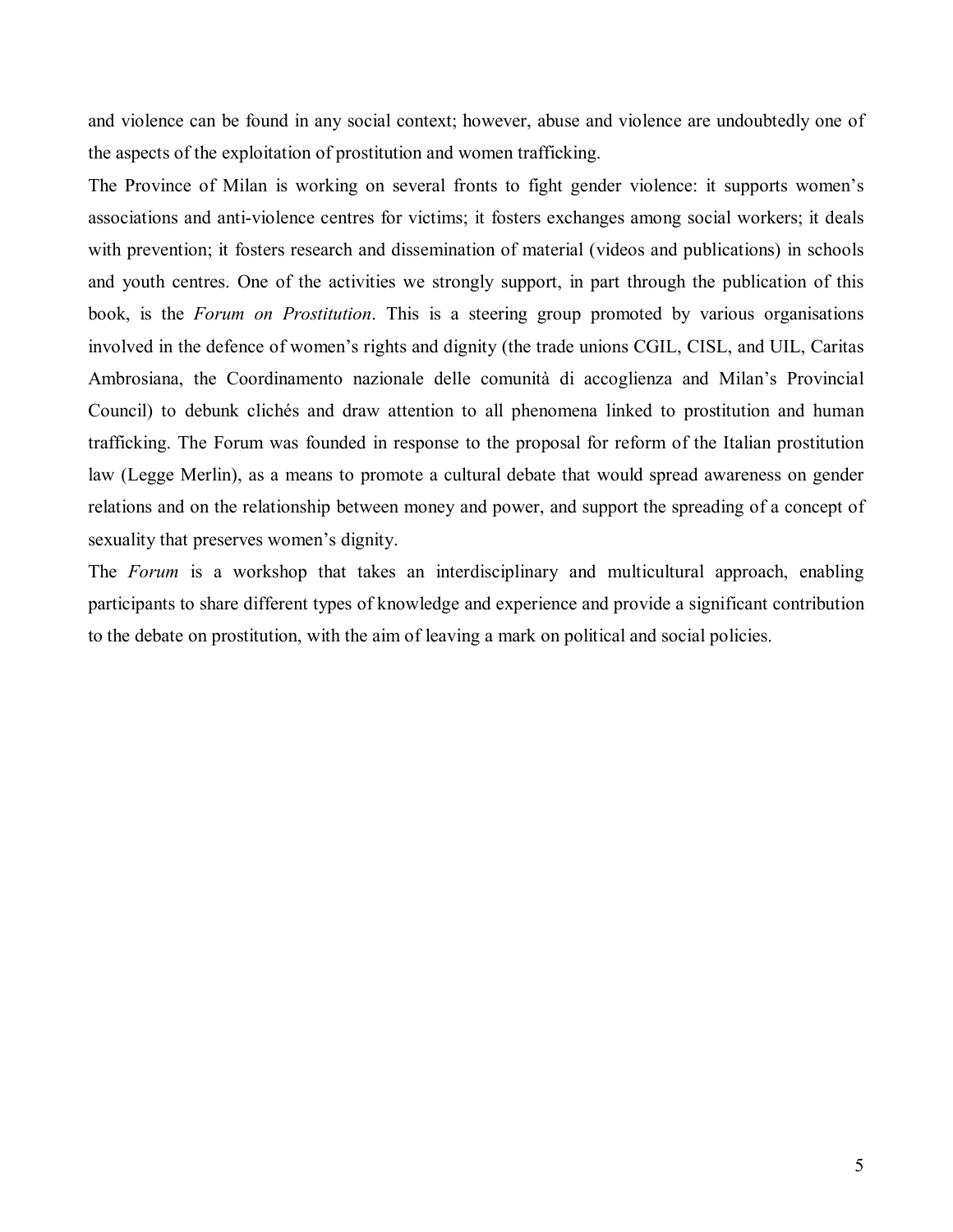and violence can be found in any social context; however, abuse and violence are undoubtedly one of the aspects of the exploitation of prostitution and women trafficking.

The Province of Milan is working on several fronts to fight gender violence: it supports women's associations and anti-violence centres for victims; it fosters exchanges among social workers; it deals with prevention; it fosters research and dissemination of material (videos and publications) in schools and youth centres. One of the activities we strongly support, in part through the publication of this book, is the *Forum on Prostitution*. This is a steering group promoted by various organisations involved in the defence of women's rights and dignity (the trade unions CGIL, CISL, and UIL, Caritas Ambrosiana, the Coordinamento nazionale delle comunità di accoglienza and Milan's Provincial Council) to debunk clichés and draw attention to all phenomena linked to prostitution and human trafficking. The Forum was founded in response to the proposal for reform of the Italian prostitution law (Legge Merlin), as a means to promote a cultural debate that would spread awareness on gender relations and on the relationship between money and power, and support the spreading of a concept of sexuality that preserves women's dignity.

The *Forum* is a workshop that takes an interdisciplinary and multicultural approach, enabling participants to share different types of knowledge and experience and provide a significant contribution to the debate on prostitution, with the aim of leaving a mark on political and social policies.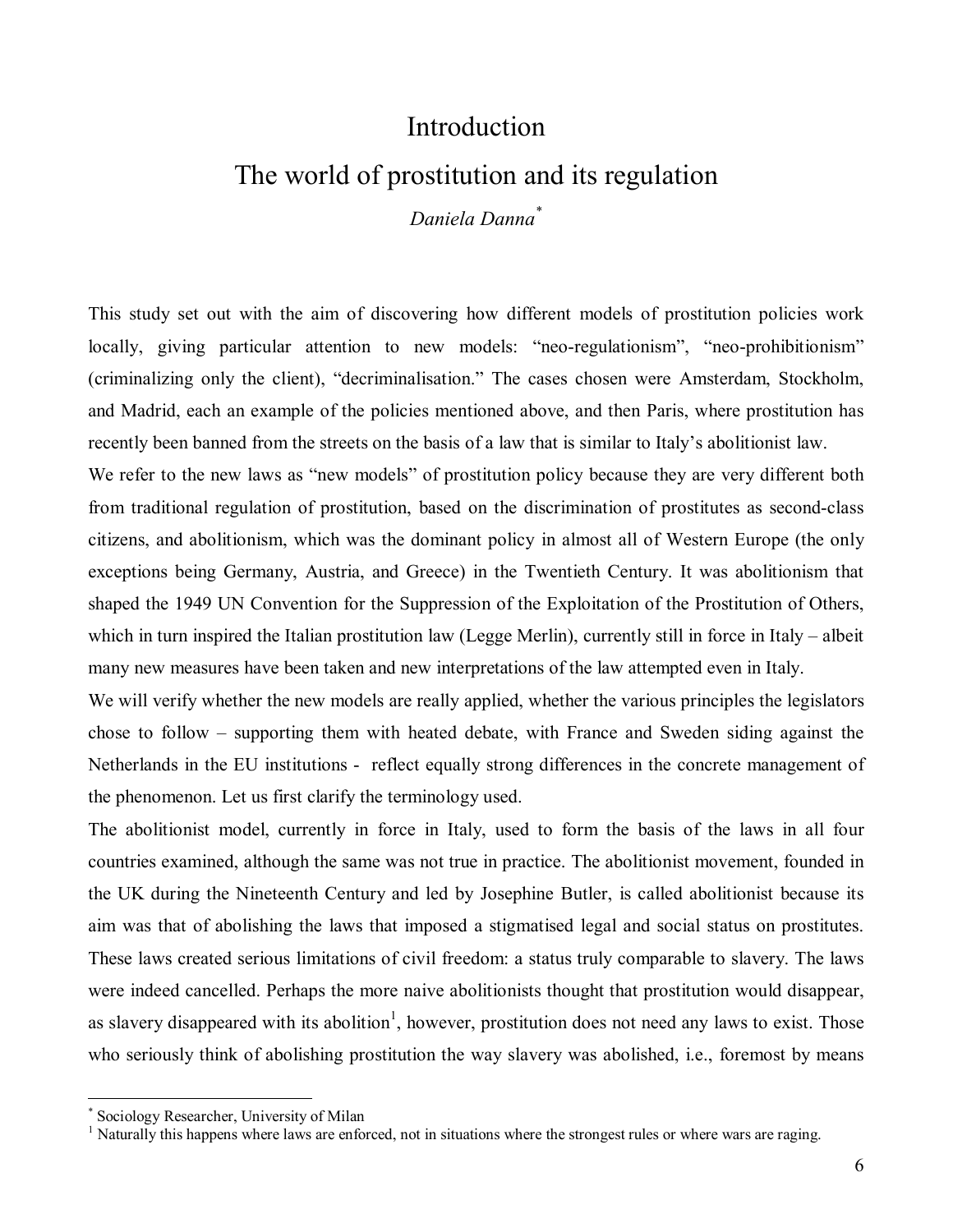# Introduction

# The world of prostitution and its regulation

*Daniela Danna*[*]

This study set out with the aim of discovering how different models of prostitution policies work locally, giving particular attention to new models: "neo-regulationism", "neo-prohibitionism" (criminalizing only the client), "decriminalisation." The cases chosen were Amsterdam, Stockholm, and Madrid, each an example of the policies mentioned above, and then Paris, where prostitution has recently been banned from the streets on the basis of a law that is similar to Italy's abolitionist law.

We refer to the new laws as "new models" of prostitution policy because they are very different both from traditional regulation of prostitution, based on the discrimination of prostitutes as second-class citizens, and abolitionism, which was the dominant policy in almost all of Western Europe (the only exceptions being Germany, Austria, and Greece) in the Twentieth Century. It was abolitionism that shaped the 1949 UN Convention for the Suppression of the Exploitation of the Prostitution of Others, which in turn inspired the Italian prostitution law (Legge Merlin), currently still in force in Italy – albeit many new measures have been taken and new interpretations of the law attempted even in Italy.

We will verify whether the new models are really applied, whether the various principles the legislators chose to follow – supporting them with heated debate, with France and Sweden siding against the Netherlands in the EU institutions - reflect equally strong differences in the concrete management of the phenomenon. Let us first clarify the terminology used.

The abolitionist model, currently in force in Italy, used to form the basis of the laws in all four countries examined, although the same was not true in practice. The abolitionist movement, founded in the UK during the Nineteenth Century and led by Josephine Butler, is called abolitionist because its aim was that of abolishing the laws that imposed a stigmatised legal and social status on prostitutes. These laws created serious limitations of civil freedom: a status truly comparable to slavery. The laws were indeed cancelled. Perhaps the more naive abolitionists thought that prostitution would disappear, as slavery disappeared with its abolition[1], however, prostitution does not need any laws to exist. Those who seriously think of abolishing prostitution the way slavery was abolished, i.e., foremost by means

---

[*] Sociology Researcher, University of Milan

[1] Naturally this happens where laws are enforced, not in situations where the strongest rules or where wars are raging.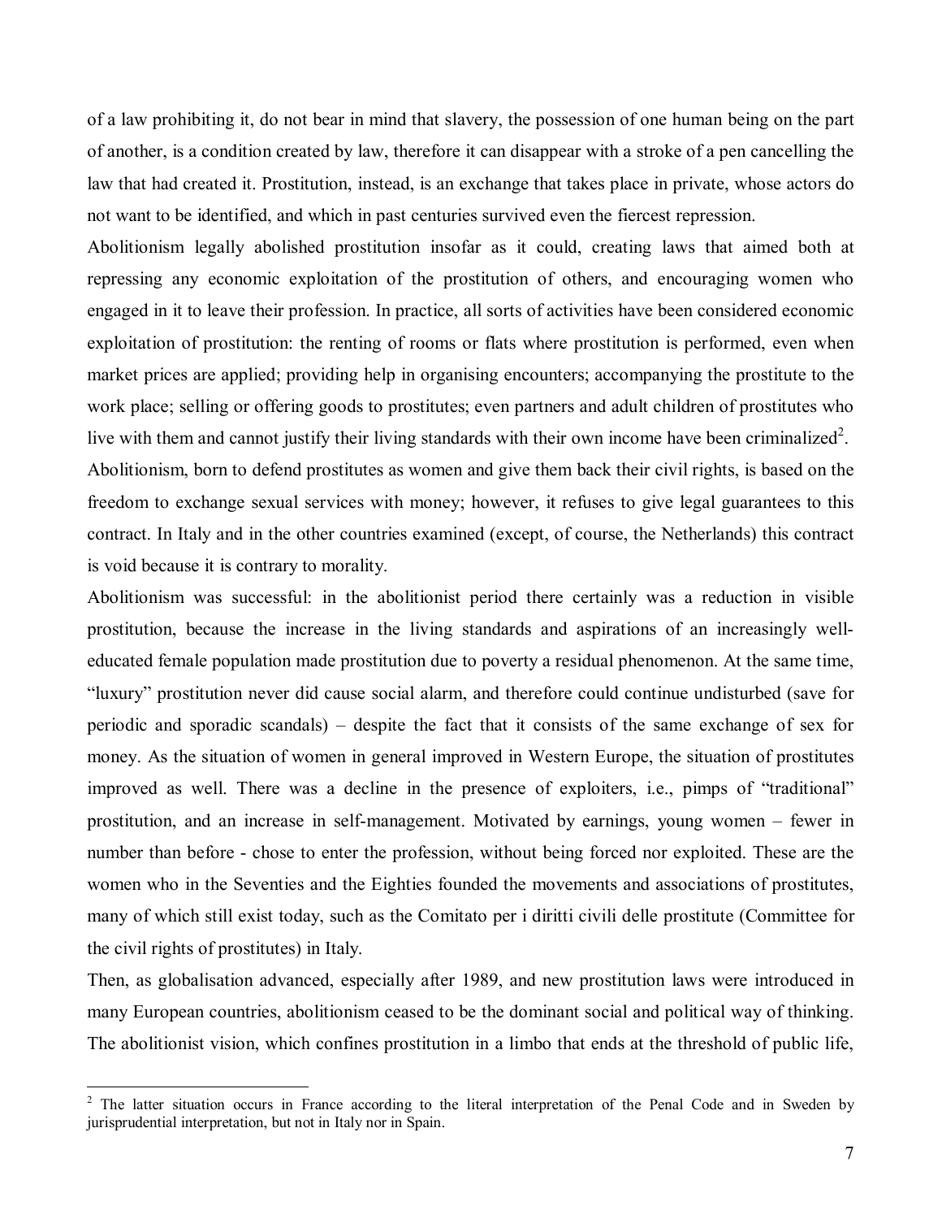of a law prohibiting it, do not bear in mind that slavery, the possession of one human being on the part of another, is a condition created by law, therefore it can disappear with a stroke of a pen cancelling the law that had created it. Prostitution, instead, is an exchange that takes place in private, whose actors do not want to be identified, and which in past centuries survived even the fiercest repression.

Abolitionism legally abolished prostitution insofar as it could, creating laws that aimed both at repressing any economic exploitation of the prostitution of others, and encouraging women who engaged in it to leave their profession. In practice, all sorts of activities have been considered economic exploitation of prostitution: the renting of rooms or flats where prostitution is performed, even when market prices are applied; providing help in organising encounters; accompanying the prostitute to the work place; selling or offering goods to prostitutes; even partners and adult children of prostitutes who live with them and cannot justify their living standards with their own income have been criminalized[2].

Abolitionism, born to defend prostitutes as women and give them back their civil rights, is based on the freedom to exchange sexual services with money; however, it refuses to give legal guarantees to this contract. In Italy and in the other countries examined (except, of course, the Netherlands) this contract is void because it is contrary to morality.

Abolitionism was successful: in the abolitionist period there certainly was a reduction in visible prostitution, because the increase in the living standards and aspirations of an increasingly well-educated female population made prostitution due to poverty a residual phenomenon. At the same time, "luxury" prostitution never did cause social alarm, and therefore could continue undisturbed (save for periodic and sporadic scandals) – despite the fact that it consists of the same exchange of sex for money. As the situation of women in general improved in Western Europe, the situation of prostitutes improved as well. There was a decline in the presence of exploiters, i.e., pimps of "traditional" prostitution, and an increase in self-management. Motivated by earnings, young women – fewer in number than before - chose to enter the profession, without being forced nor exploited. These are the women who in the Seventies and the Eighties founded the movements and associations of prostitutes, many of which still exist today, such as the Comitato per i diritti civili delle prostitute (Committee for the civil rights of prostitutes) in Italy.

Then, as globalisation advanced, especially after 1989, and new prostitution laws were introduced in many European countries, abolitionism ceased to be the dominant social and political way of thinking. The abolitionist vision, which confines prostitution in a limbo that ends at the threshold of public life,

---

[2] The latter situation occurs in France according to the literal interpretation of the Penal Code and in Sweden by jurisprudential interpretation, but not in Italy nor in Spain.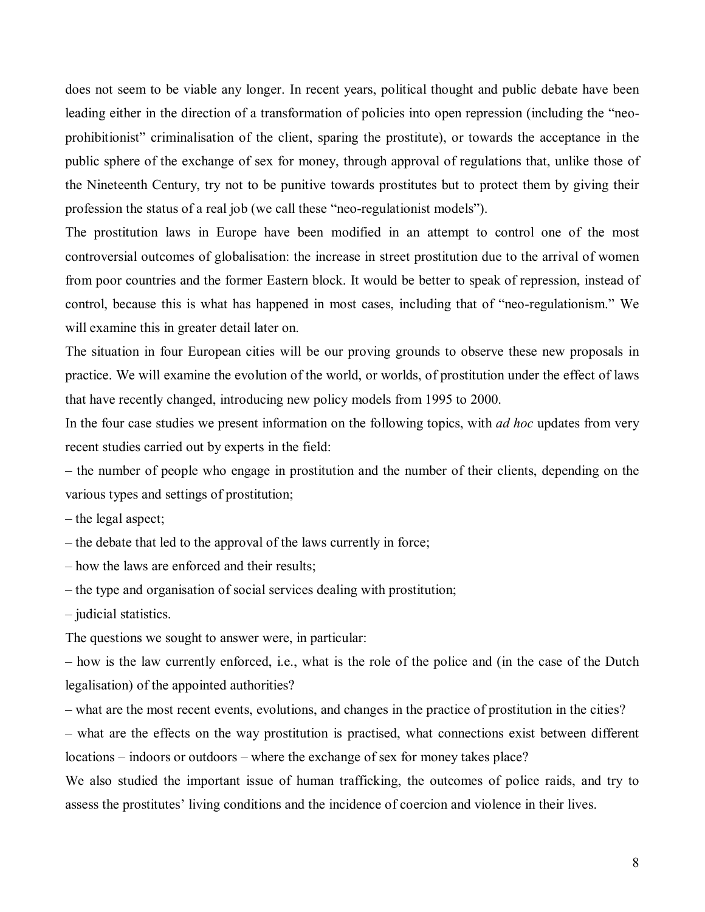does not seem to be viable any longer. In recent years, political thought and public debate have been leading either in the direction of a transformation of policies into open repression (including the "neo-prohibitionist" criminalisation of the client, sparing the prostitute), or towards the acceptance in the public sphere of the exchange of sex for money, through approval of regulations that, unlike those of the Nineteenth Century, try not to be punitive towards prostitutes but to protect them by giving their profession the status of a real job (we call these "neo-regulationist models").

The prostitution laws in Europe have been modified in an attempt to control one of the most controversial outcomes of globalisation: the increase in street prostitution due to the arrival of women from poor countries and the former Eastern block. It would be better to speak of repression, instead of control, because this is what has happened in most cases, including that of "neo-regulationism." We will examine this in greater detail later on.

The situation in four European cities will be our proving grounds to observe these new proposals in practice. We will examine the evolution of the world, or worlds, of prostitution under the effect of laws that have recently changed, introducing new policy models from 1995 to 2000.

In the four case studies we present information on the following topics, with *ad hoc* updates from very recent studies carried out by experts in the field:

– the number of people who engage in prostitution and the number of their clients, depending on the various types and settings of prostitution;

– the legal aspect;

– the debate that led to the approval of the laws currently in force;

– how the laws are enforced and their results;

– the type and organisation of social services dealing with prostitution;

– judicial statistics.

The questions we sought to answer were, in particular:

– how is the law currently enforced, i.e., what is the role of the police and (in the case of the Dutch legalisation) of the appointed authorities?

– what are the most recent events, evolutions, and changes in the practice of prostitution in the cities?

– what are the effects on the way prostitution is practised, what connections exist between different locations – indoors or outdoors – where the exchange of sex for money takes place?

We also studied the important issue of human trafficking, the outcomes of police raids, and try to assess the prostitutes' living conditions and the incidence of coercion and violence in their lives.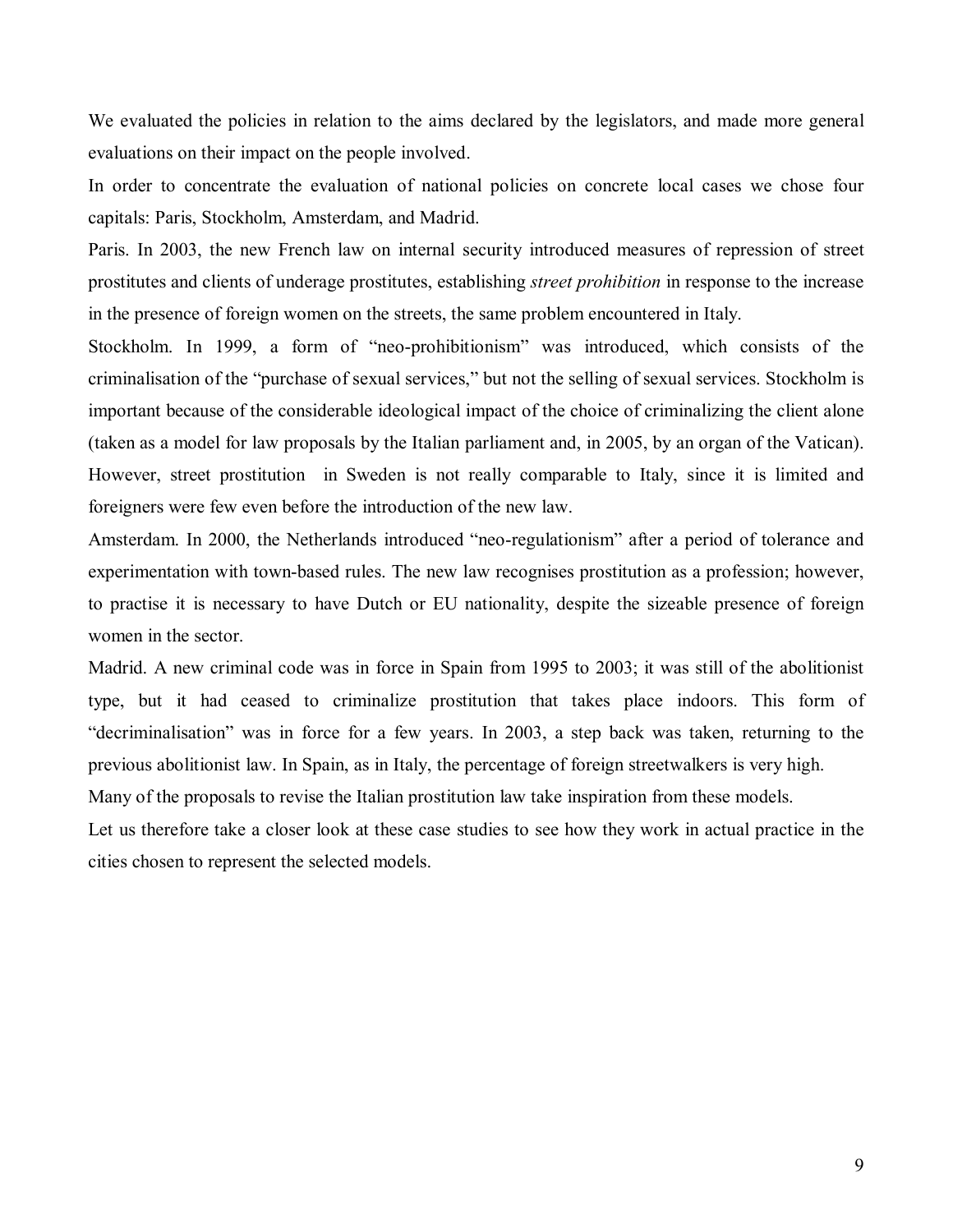We evaluated the policies in relation to the aims declared by the legislators, and made more general evaluations on their impact on the people involved.

In order to concentrate the evaluation of national policies on concrete local cases we chose four capitals: Paris, Stockholm, Amsterdam, and Madrid.

Paris. In 2003, the new French law on internal security introduced measures of repression of street prostitutes and clients of underage prostitutes, establishing *street prohibition* in response to the increase in the presence of foreign women on the streets, the same problem encountered in Italy.

Stockholm. In 1999, a form of "neo-prohibitionism" was introduced, which consists of the criminalisation of the "purchase of sexual services," but not the selling of sexual services. Stockholm is important because of the considerable ideological impact of the choice of criminalizing the client alone (taken as a model for law proposals by the Italian parliament and, in 2005, by an organ of the Vatican). However, street prostitution in Sweden is not really comparable to Italy, since it is limited and foreigners were few even before the introduction of the new law.

Amsterdam. In 2000, the Netherlands introduced "neo-regulationism" after a period of tolerance and experimentation with town-based rules. The new law recognises prostitution as a profession; however, to practise it is necessary to have Dutch or EU nationality, despite the sizeable presence of foreign women in the sector.

Madrid. A new criminal code was in force in Spain from 1995 to 2003; it was still of the abolitionist type, but it had ceased to criminalize prostitution that takes place indoors. This form of "decriminalisation" was in force for a few years. In 2003, a step back was taken, returning to the previous abolitionist law. In Spain, as in Italy, the percentage of foreign streetwalkers is very high.

Many of the proposals to revise the Italian prostitution law take inspiration from these models.

Let us therefore take a closer look at these case studies to see how they work in actual practice in the cities chosen to represent the selected models.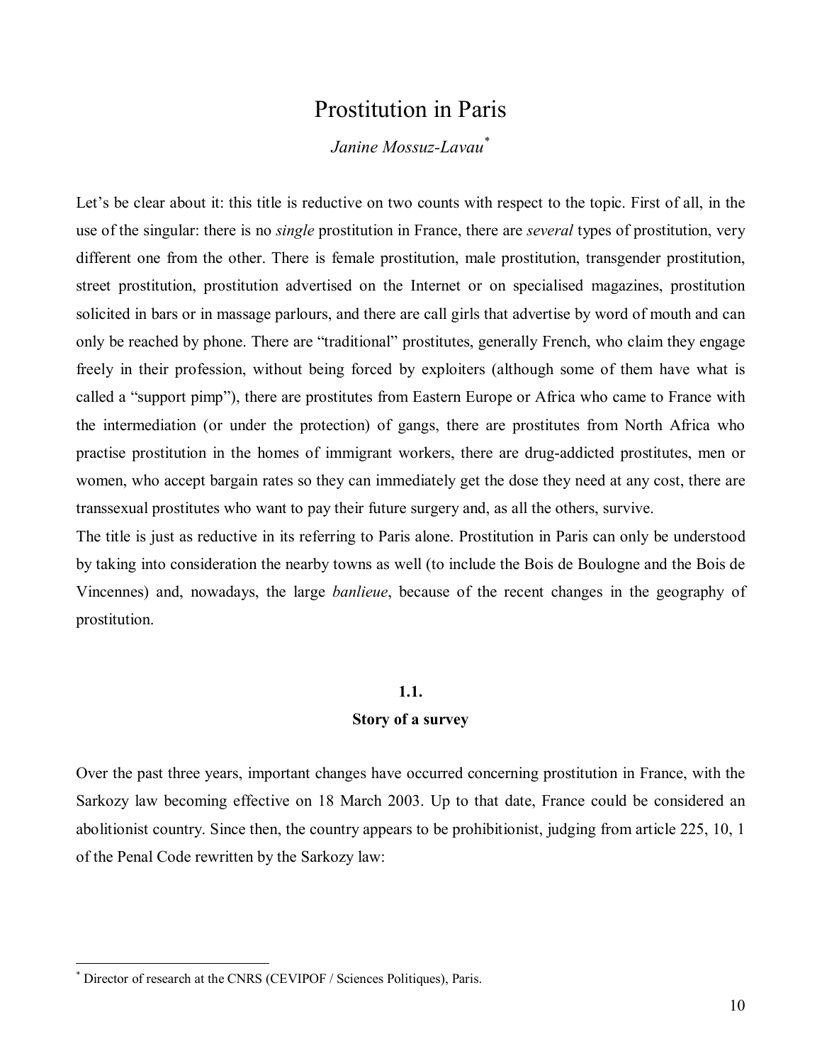# Prostitution in Paris

*Janine Mossuz-Lavau*[*]

Let's be clear about it: this title is reductive on two counts with respect to the topic. First of all, in the use of the singular: there is no *single* prostitution in France, there are *several* types of prostitution, very different one from the other. There is female prostitution, male prostitution, transgender prostitution, street prostitution, prostitution advertised on the Internet or on specialised magazines, prostitution solicited in bars or in massage parlours, and there are call girls that advertise by word of mouth and can only be reached by phone. There are "traditional" prostitutes, generally French, who claim they engage freely in their profession, without being forced by exploiters (although some of them have what is called a "support pimp"), there are prostitutes from Eastern Europe or Africa who came to France with the intermediation (or under the protection) of gangs, there are prostitutes from North Africa who practise prostitution in the homes of immigrant workers, there are drug-addicted prostitutes, men or women, who accept bargain rates so they can immediately get the dose they need at any cost, there are transsexual prostitutes who want to pay their future surgery and, as all the others, survive.

The title is just as reductive in its referring to Paris alone. Prostitution in Paris can only be understood by taking into consideration the nearby towns as well (to include the Bois de Boulogne and the Bois de Vincennes) and, nowadays, the large *banlieue*, because of the recent changes in the geography of prostitution.

## 1.1.
## Story of a survey

Over the past three years, important changes have occurred concerning prostitution in France, with the Sarkozy law becoming effective on 18 March 2003. Up to that date, France could be considered an abolitionist country. Since then, the country appears to be prohibitionist, judging from article 225, 10, 1 of the Penal Code rewritten by the Sarkozy law:

---

[*] Director of research at the CNRS (CEVIPOF / Sciences Politiques), Paris.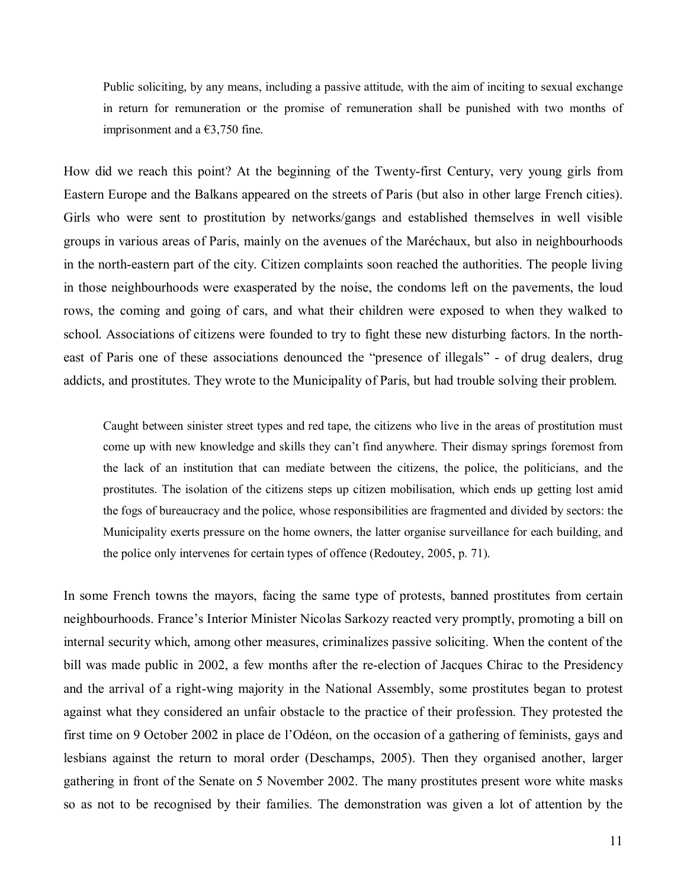> Public soliciting, by any means, including a passive attitude, with the aim of inciting to sexual exchange in return for remuneration or the promise of remuneration shall be punished with two months of imprisonment and a €3,750 fine.

How did we reach this point? At the beginning of the Twenty-first Century, very young girls from Eastern Europe and the Balkans appeared on the streets of Paris (but also in other large French cities). Girls who were sent to prostitution by networks/gangs and established themselves in well visible groups in various areas of Paris, mainly on the avenues of the Maréchaux, but also in neighbourhoods in the north-eastern part of the city. Citizen complaints soon reached the authorities. The people living in those neighbourhoods were exasperated by the noise, the condoms left on the pavements, the loud rows, the coming and going of cars, and what their children were exposed to when they walked to school. Associations of citizens were founded to try to fight these new disturbing factors. In the north-east of Paris one of these associations denounced the "presence of illegals" - of drug dealers, drug addicts, and prostitutes. They wrote to the Municipality of Paris, but had trouble solving their problem.

> Caught between sinister street types and red tape, the citizens who live in the areas of prostitution must come up with new knowledge and skills they can't find anywhere. Their dismay springs foremost from the lack of an institution that can mediate between the citizens, the police, the politicians, and the prostitutes. The isolation of the citizens steps up citizen mobilisation, which ends up getting lost amid the fogs of bureaucracy and the police, whose responsibilities are fragmented and divided by sectors: the Municipality exerts pressure on the home owners, the latter organise surveillance for each building, and the police only intervenes for certain types of offence (Redoutey, 2005, p. 71).

In some French towns the mayors, facing the same type of protests, banned prostitutes from certain neighbourhoods. France's Interior Minister Nicolas Sarkozy reacted very promptly, promoting a bill on internal security which, among other measures, criminalizes passive soliciting. When the content of the bill was made public in 2002, a few months after the re-election of Jacques Chirac to the Presidency and the arrival of a right-wing majority in the National Assembly, some prostitutes began to protest against what they considered an unfair obstacle to the practice of their profession. They protested the first time on 9 October 2002 in place de l'Odéon, on the occasion of a gathering of feminists, gays and lesbians against the return to moral order (Deschamps, 2005). Then they organised another, larger gathering in front of the Senate on 5 November 2002. The many prostitutes present wore white masks so as not to be recognised by their families. The demonstration was given a lot of attention by the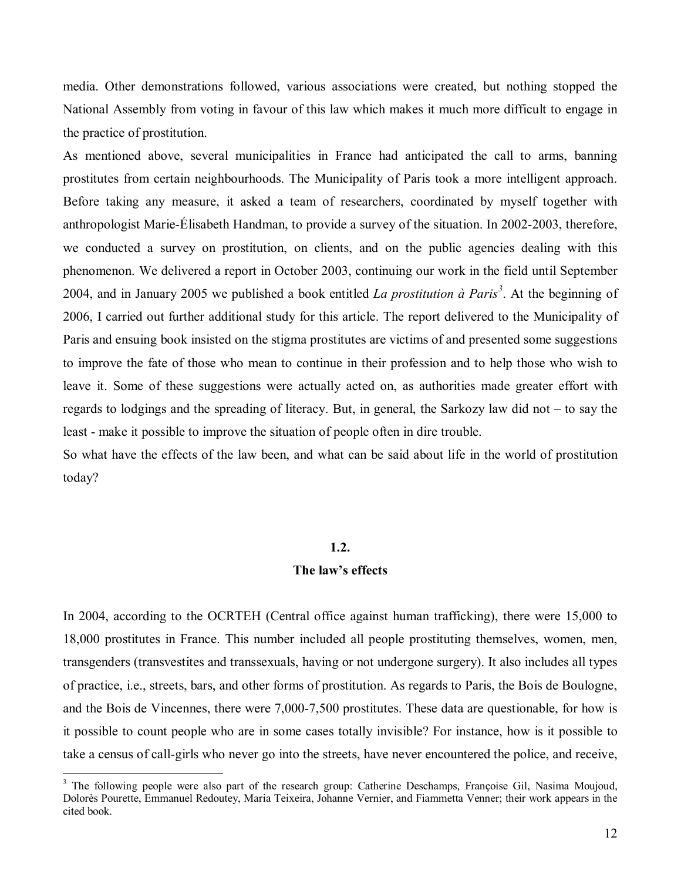media. Other demonstrations followed, various associations were created, but nothing stopped the National Assembly from voting in favour of this law which makes it much more difficult to engage in the practice of prostitution.

As mentioned above, several municipalities in France had anticipated the call to arms, banning prostitutes from certain neighbourhoods. The Municipality of Paris took a more intelligent approach. Before taking any measure, it asked a team of researchers, coordinated by myself together with anthropologist Marie-Élisabeth Handman, to provide a survey of the situation. In 2002-2003, therefore, we conducted a survey on prostitution, on clients, and on the public agencies dealing with this phenomenon. We delivered a report in October 2003, continuing our work in the field until September 2004, and in January 2005 we published a book entitled *La prostitution à Paris*[3]. At the beginning of 2006, I carried out further additional study for this article. The report delivered to the Municipality of Paris and ensuing book insisted on the stigma prostitutes are victims of and presented some suggestions to improve the fate of those who mean to continue in their profession and to help those who wish to leave it. Some of these suggestions were actually acted on, as authorities made greater effort with regards to lodgings and the spreading of literacy. But, in general, the Sarkozy law did not – to say the least - make it possible to improve the situation of people often in dire trouble.

So what have the effects of the law been, and what can be said about life in the world of prostitution today?

## 1.2.
## The law's effects

In 2004, according to the OCRTEH (Central office against human trafficking), there were 15,000 to 18,000 prostitutes in France. This number included all people prostituting themselves, women, men, transgenders (transvestites and transsexuals, having or not undergone surgery). It also includes all types of practice, i.e., streets, bars, and other forms of prostitution. As regards to Paris, the Bois de Boulogne, and the Bois de Vincennes, there were 7,000-7,500 prostitutes. These data are questionable, for how is it possible to count people who are in some cases totally invisible? For instance, how is it possible to take a census of call-girls who never go into the streets, have never encountered the police, and receive,

---

[3] The following people were also part of the research group: Catherine Deschamps, Françoise Gil, Nasima Moujoud, Dolorès Pourette, Emmanuel Redoutey, Maria Teixeira, Johanne Vernier, and Fiammetta Venner; their work appears in the cited book.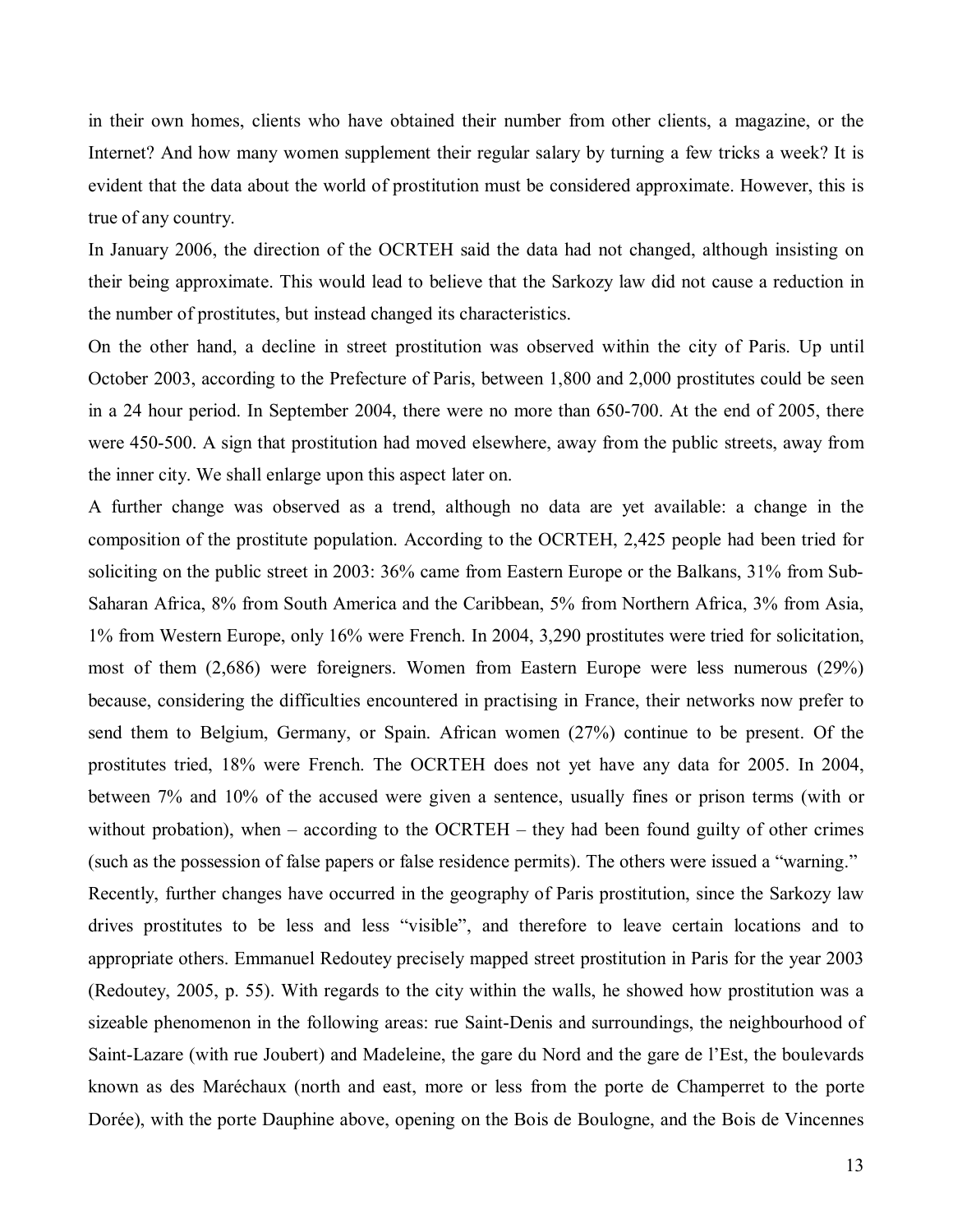in their own homes, clients who have obtained their number from other clients, a magazine, or the Internet? And how many women supplement their regular salary by turning a few tricks a week? It is evident that the data about the world of prostitution must be considered approximate. However, this is true of any country.

In January 2006, the direction of the OCRTEH said the data had not changed, although insisting on their being approximate. This would lead to believe that the Sarkozy law did not cause a reduction in the number of prostitutes, but instead changed its characteristics.

On the other hand, a decline in street prostitution was observed within the city of Paris. Up until October 2003, according to the Prefecture of Paris, between 1,800 and 2,000 prostitutes could be seen in a 24 hour period. In September 2004, there were no more than 650-700. At the end of 2005, there were 450-500. A sign that prostitution had moved elsewhere, away from the public streets, away from the inner city. We shall enlarge upon this aspect later on.

A further change was observed as a trend, although no data are yet available: a change in the composition of the prostitute population. According to the OCRTEH, 2,425 people had been tried for soliciting on the public street in 2003: 36% came from Eastern Europe or the Balkans, 31% from Sub-Saharan Africa, 8% from South America and the Caribbean, 5% from Northern Africa, 3% from Asia, 1% from Western Europe, only 16% were French. In 2004, 3,290 prostitutes were tried for solicitation, most of them (2,686) were foreigners. Women from Eastern Europe were less numerous (29%) because, considering the difficulties encountered in practising in France, their networks now prefer to send them to Belgium, Germany, or Spain. African women (27%) continue to be present. Of the prostitutes tried, 18% were French. The OCRTEH does not yet have any data for 2005. In 2004, between 7% and 10% of the accused were given a sentence, usually fines or prison terms (with or without probation), when – according to the OCRTEH – they had been found guilty of other crimes (such as the possession of false papers or false residence permits). The others were issued a "warning."

Recently, further changes have occurred in the geography of Paris prostitution, since the Sarkozy law drives prostitutes to be less and less "visible", and therefore to leave certain locations and to appropriate others. Emmanuel Redoutey precisely mapped street prostitution in Paris for the year 2003 (Redoutey, 2005, p. 55). With regards to the city within the walls, he showed how prostitution was a sizeable phenomenon in the following areas: rue Saint-Denis and surroundings, the neighbourhood of Saint-Lazare (with rue Joubert) and Madeleine, the gare du Nord and the gare de l'Est, the boulevards known as des Maréchaux (north and east, more or less from the porte de Champerret to the porte Dorée), with the porte Dauphine above, opening on the Bois de Boulogne, and the Bois de Vincennes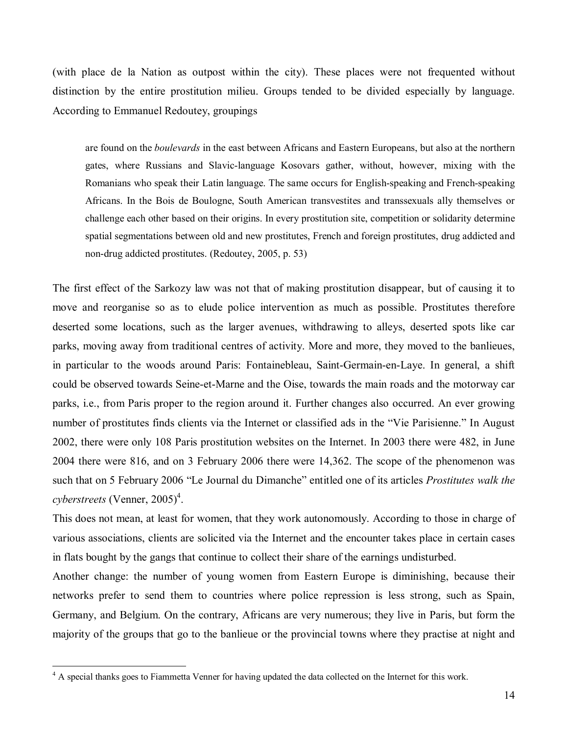(with place de la Nation as outpost within the city). These places were not frequented without distinction by the entire prostitution milieu. Groups tended to be divided especially by language. According to Emmanuel Redoutey, groupings

> are found on the *boulevards* in the east between Africans and Eastern Europeans, but also at the northern gates, where Russians and Slavic-language Kosovars gather, without, however, mixing with the Romanians who speak their Latin language. The same occurs for English-speaking and French-speaking Africans. In the Bois de Boulogne, South American transvestites and transsexuals ally themselves or challenge each other based on their origins. In every prostitution site, competition or solidarity determine spatial segmentations between old and new prostitutes, French and foreign prostitutes, drug addicted and non-drug addicted prostitutes. (Redoutey, 2005, p. 53)

The first effect of the Sarkozy law was not that of making prostitution disappear, but of causing it to move and reorganise so as to elude police intervention as much as possible. Prostitutes therefore deserted some locations, such as the larger avenues, withdrawing to alleys, deserted spots like car parks, moving away from traditional centres of activity. More and more, they moved to the banlieues, in particular to the woods around Paris: Fontainebleau, Saint-Germain-en-Laye. In general, a shift could be observed towards Seine-et-Marne and the Oise, towards the main roads and the motorway car parks, i.e., from Paris proper to the region around it. Further changes also occurred. An ever growing number of prostitutes finds clients via the Internet or classified ads in the "Vie Parisienne." In August 2002, there were only 108 Paris prostitution websites on the Internet. In 2003 there were 482, in June 2004 there were 816, and on 3 February 2006 there were 14,362. The scope of the phenomenon was such that on 5 February 2006 "Le Journal du Dimanche" entitled one of its articles *Prostitutes walk the cyberstreets* (Venner, 2005)[4].

This does not mean, at least for women, that they work autonomously. According to those in charge of various associations, clients are solicited via the Internet and the encounter takes place in certain cases in flats bought by the gangs that continue to collect their share of the earnings undisturbed.

Another change: the number of young women from Eastern Europe is diminishing, because their networks prefer to send them to countries where police repression is less strong, such as Spain, Germany, and Belgium. On the contrary, Africans are very numerous; they live in Paris, but form the majority of the groups that go to the banlieue or the provincial towns where they practise at night and

[4] A special thanks goes to Fiammetta Venner for having updated the data collected on the Internet for this work.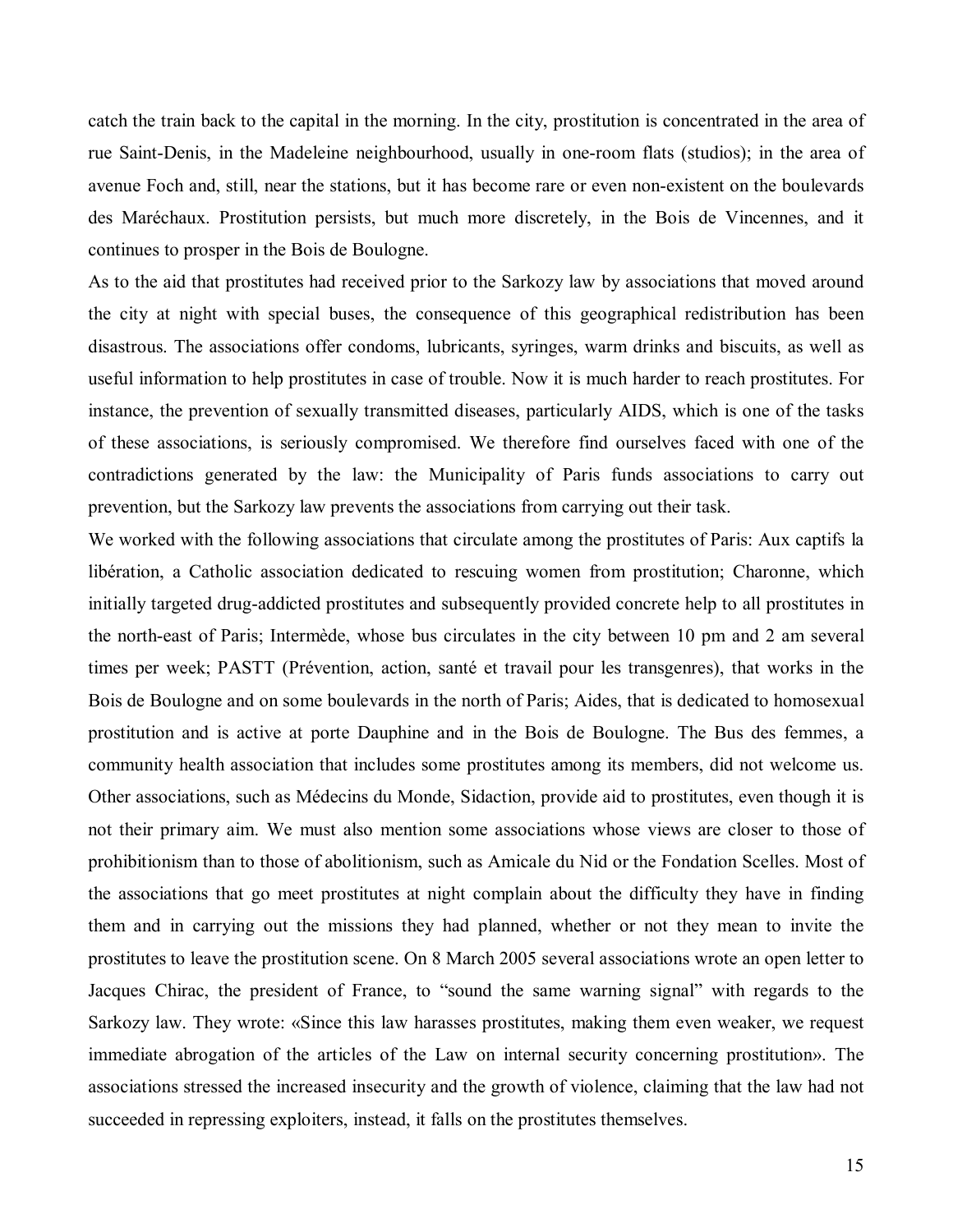catch the train back to the capital in the morning. In the city, prostitution is concentrated in the area of rue Saint-Denis, in the Madeleine neighbourhood, usually in one-room flats (studios); in the area of avenue Foch and, still, near the stations, but it has become rare or even non-existent on the boulevards des Maréchaux. Prostitution persists, but much more discretely, in the Bois de Vincennes, and it continues to prosper in the Bois de Boulogne.

As to the aid that prostitutes had received prior to the Sarkozy law by associations that moved around the city at night with special buses, the consequence of this geographical redistribution has been disastrous. The associations offer condoms, lubricants, syringes, warm drinks and biscuits, as well as useful information to help prostitutes in case of trouble. Now it is much harder to reach prostitutes. For instance, the prevention of sexually transmitted diseases, particularly AIDS, which is one of the tasks of these associations, is seriously compromised. We therefore find ourselves faced with one of the contradictions generated by the law: the Municipality of Paris funds associations to carry out prevention, but the Sarkozy law prevents the associations from carrying out their task.

We worked with the following associations that circulate among the prostitutes of Paris: Aux captifs la libération, a Catholic association dedicated to rescuing women from prostitution; Charonne, which initially targeted drug-addicted prostitutes and subsequently provided concrete help to all prostitutes in the north-east of Paris; Intermède, whose bus circulates in the city between 10 pm and 2 am several times per week; PASTT (Prévention, action, santé et travail pour les transgenres), that works in the Bois de Boulogne and on some boulevards in the north of Paris; Aides, that is dedicated to homosexual prostitution and is active at porte Dauphine and in the Bois de Boulogne. The Bus des femmes, a community health association that includes some prostitutes among its members, did not welcome us. Other associations, such as Médecins du Monde, Sidaction, provide aid to prostitutes, even though it is not their primary aim. We must also mention some associations whose views are closer to those of prohibitionism than to those of abolitionism, such as Amicale du Nid or the Fondation Scelles. Most of the associations that go meet prostitutes at night complain about the difficulty they have in finding them and in carrying out the missions they had planned, whether or not they mean to invite the prostitutes to leave the prostitution scene. On 8 March 2005 several associations wrote an open letter to Jacques Chirac, the president of France, to "sound the same warning signal" with regards to the Sarkozy law. They wrote: «Since this law harasses prostitutes, making them even weaker, we request immediate abrogation of the articles of the Law on internal security concerning prostitution». The associations stressed the increased insecurity and the growth of violence, claiming that the law had not succeeded in repressing exploiters, instead, it falls on the prostitutes themselves.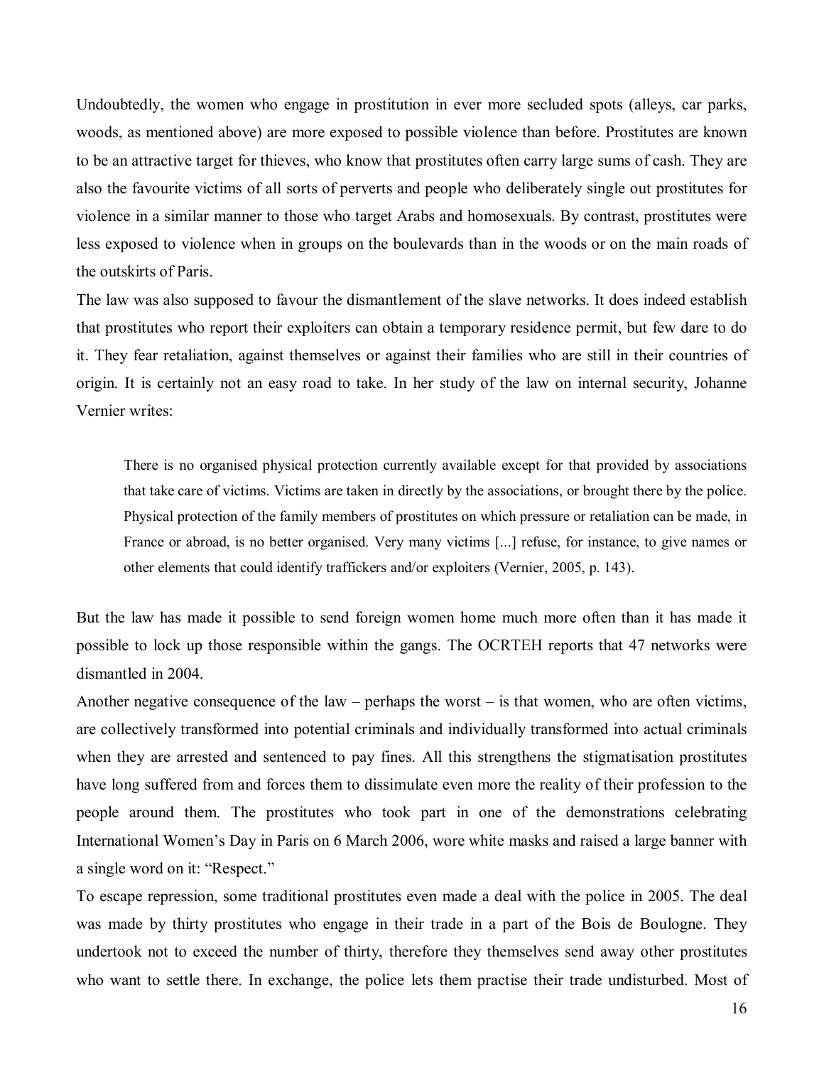Undoubtedly, the women who engage in prostitution in ever more secluded spots (alleys, car parks, woods, as mentioned above) are more exposed to possible violence than before. Prostitutes are known to be an attractive target for thieves, who know that prostitutes often carry large sums of cash. They are also the favourite victims of all sorts of perverts and people who deliberately single out prostitutes for violence in a similar manner to those who target Arabs and homosexuals. By contrast, prostitutes were less exposed to violence when in groups on the boulevards than in the woods or on the main roads of the outskirts of Paris.

The law was also supposed to favour the dismantlement of the slave networks. It does indeed establish that prostitutes who report their exploiters can obtain a temporary residence permit, but few dare to do it. They fear retaliation, against themselves or against their families who are still in their countries of origin. It is certainly not an easy road to take. In her study of the law on internal security, Johanne Vernier writes:

> There is no organised physical protection currently available except for that provided by associations that take care of victims. Victims are taken in directly by the associations, or brought there by the police. Physical protection of the family members of prostitutes on which pressure or retaliation can be made, in France or abroad, is no better organised. Very many victims [...] refuse, for instance, to give names or other elements that could identify traffickers and/or exploiters (Vernier, 2005, p. 143).

But the law has made it possible to send foreign women home much more often than it has made it possible to lock up those responsible within the gangs. The OCRTEH reports that 47 networks were dismantled in 2004.

Another negative consequence of the law – perhaps the worst – is that women, who are often victims, are collectively transformed into potential criminals and individually transformed into actual criminals when they are arrested and sentenced to pay fines. All this strengthens the stigmatisation prostitutes have long suffered from and forces them to dissimulate even more the reality of their profession to the people around them. The prostitutes who took part in one of the demonstrations celebrating International Women's Day in Paris on 6 March 2006, wore white masks and raised a large banner with a single word on it: "Respect."

To escape repression, some traditional prostitutes even made a deal with the police in 2005. The deal was made by thirty prostitutes who engage in their trade in a part of the Bois de Boulogne. They undertook not to exceed the number of thirty, therefore they themselves send away other prostitutes who want to settle there. In exchange, the police lets them practise their trade undisturbed. Most of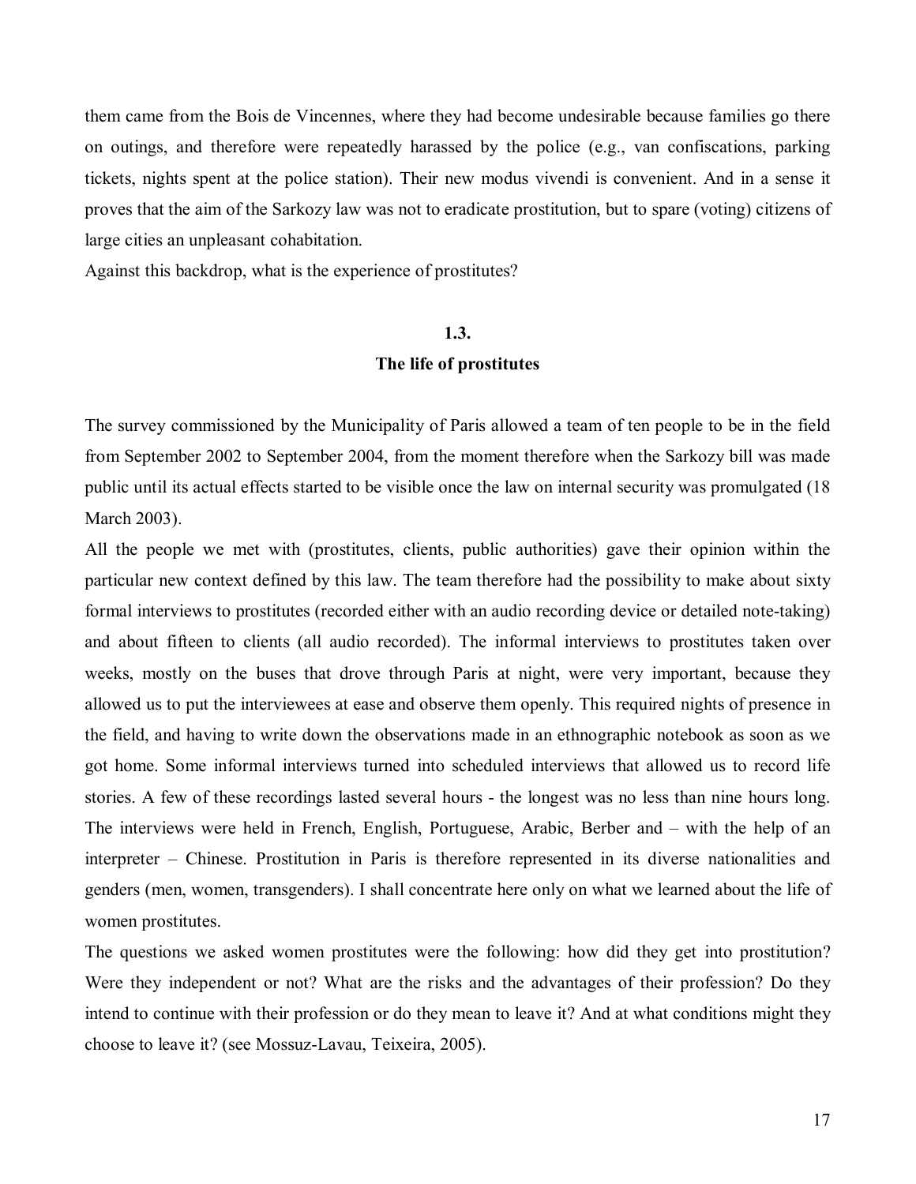them came from the Bois de Vincennes, where they had become undesirable because families go there on outings, and therefore were repeatedly harassed by the police (e.g., van confiscations, parking tickets, nights spent at the police station). Their new modus vivendi is convenient. And in a sense it proves that the aim of the Sarkozy law was not to eradicate prostitution, but to spare (voting) citizens of large cities an unpleasant cohabitation.

Against this backdrop, what is the experience of prostitutes?

## 1.3.
## The life of prostitutes

The survey commissioned by the Municipality of Paris allowed a team of ten people to be in the field from September 2002 to September 2004, from the moment therefore when the Sarkozy bill was made public until its actual effects started to be visible once the law on internal security was promulgated (18 March 2003).

All the people we met with (prostitutes, clients, public authorities) gave their opinion within the particular new context defined by this law. The team therefore had the possibility to make about sixty formal interviews to prostitutes (recorded either with an audio recording device or detailed note-taking) and about fifteen to clients (all audio recorded). The informal interviews to prostitutes taken over weeks, mostly on the buses that drove through Paris at night, were very important, because they allowed us to put the interviewees at ease and observe them openly. This required nights of presence in the field, and having to write down the observations made in an ethnographic notebook as soon as we got home. Some informal interviews turned into scheduled interviews that allowed us to record life stories. A few of these recordings lasted several hours - the longest was no less than nine hours long. The interviews were held in French, English, Portuguese, Arabic, Berber and – with the help of an interpreter – Chinese. Prostitution in Paris is therefore represented in its diverse nationalities and genders (men, women, transgenders). I shall concentrate here only on what we learned about the life of women prostitutes.

The questions we asked women prostitutes were the following: how did they get into prostitution? Were they independent or not? What are the risks and the advantages of their profession? Do they intend to continue with their profession or do they mean to leave it? And at what conditions might they choose to leave it? (see Mossuz-Lavau, Teixeira, 2005).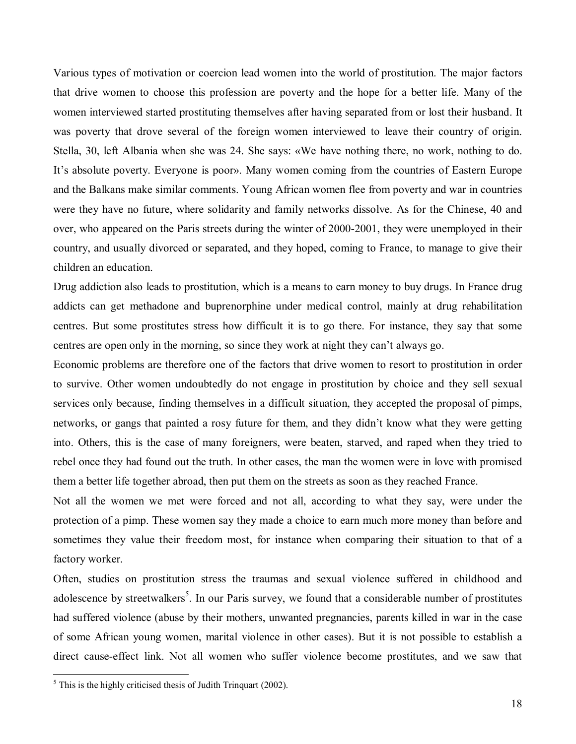Various types of motivation or coercion lead women into the world of prostitution. The major factors that drive women to choose this profession are poverty and the hope for a better life. Many of the women interviewed started prostituting themselves after having separated from or lost their husband. It was poverty that drove several of the foreign women interviewed to leave their country of origin. Stella, 30, left Albania when she was 24. She says: «We have nothing there, no work, nothing to do. It's absolute poverty. Everyone is poor». Many women coming from the countries of Eastern Europe and the Balkans make similar comments. Young African women flee from poverty and war in countries were they have no future, where solidarity and family networks dissolve. As for the Chinese, 40 and over, who appeared on the Paris streets during the winter of 2000-2001, they were unemployed in their country, and usually divorced or separated, and they hoped, coming to France, to manage to give their children an education.

Drug addiction also leads to prostitution, which is a means to earn money to buy drugs. In France drug addicts can get methadone and buprenorphine under medical control, mainly at drug rehabilitation centres. But some prostitutes stress how difficult it is to go there. For instance, they say that some centres are open only in the morning, so since they work at night they can't always go.

Economic problems are therefore one of the factors that drive women to resort to prostitution in order to survive. Other women undoubtedly do not engage in prostitution by choice and they sell sexual services only because, finding themselves in a difficult situation, they accepted the proposal of pimps, networks, or gangs that painted a rosy future for them, and they didn't know what they were getting into. Others, this is the case of many foreigners, were beaten, starved, and raped when they tried to rebel once they had found out the truth. In other cases, the man the women were in love with promised them a better life together abroad, then put them on the streets as soon as they reached France.

Not all the women we met were forced and not all, according to what they say, were under the protection of a pimp. These women say they made a choice to earn much more money than before and sometimes they value their freedom most, for instance when comparing their situation to that of a factory worker.

Often, studies on prostitution stress the traumas and sexual violence suffered in childhood and adolescence by streetwalkers[5]. In our Paris survey, we found that a considerable number of prostitutes had suffered violence (abuse by their mothers, unwanted pregnancies, parents killed in war in the case of some African young women, marital violence in other cases). But it is not possible to establish a direct cause-effect link. Not all women who suffer violence become prostitutes, and we saw that

---

[5] This is the highly criticised thesis of Judith Trinquart (2002).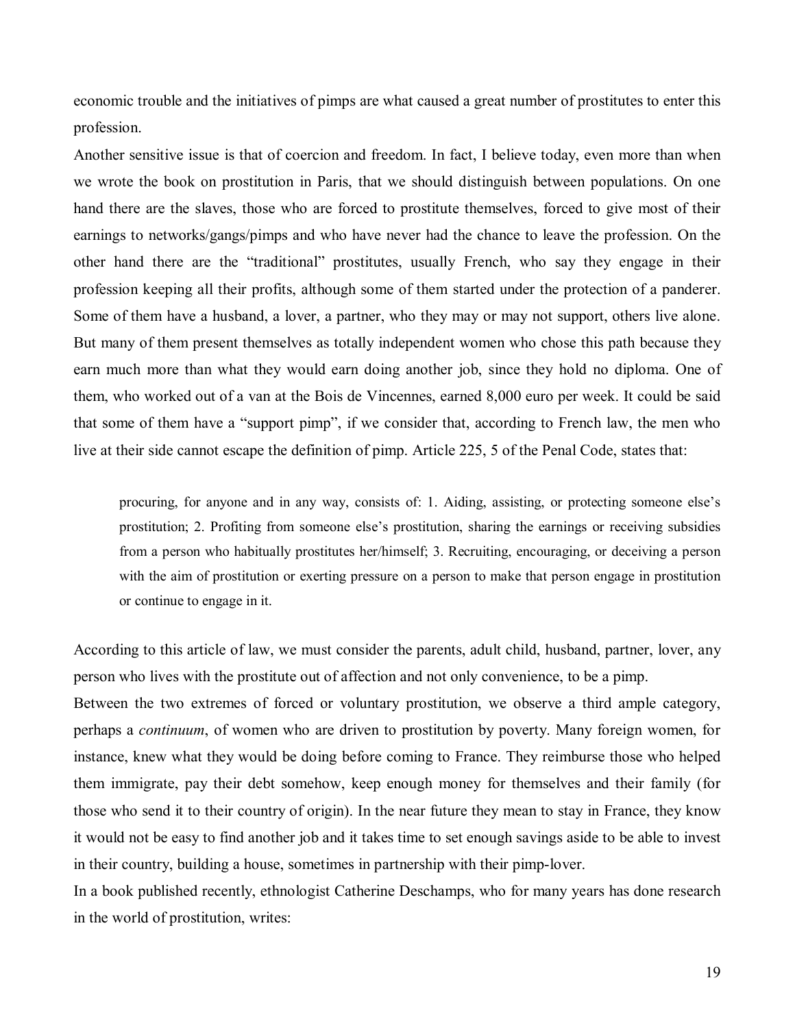economic trouble and the initiatives of pimps are what caused a great number of prostitutes to enter this profession.

Another sensitive issue is that of coercion and freedom. In fact, I believe today, even more than when we wrote the book on prostitution in Paris, that we should distinguish between populations. On one hand there are the slaves, those who are forced to prostitute themselves, forced to give most of their earnings to networks/gangs/pimps and who have never had the chance to leave the profession. On the other hand there are the "traditional" prostitutes, usually French, who say they engage in their profession keeping all their profits, although some of them started under the protection of a panderer. Some of them have a husband, a lover, a partner, who they may or may not support, others live alone. But many of them present themselves as totally independent women who chose this path because they earn much more than what they would earn doing another job, since they hold no diploma. One of them, who worked out of a van at the Bois de Vincennes, earned 8,000 euro per week. It could be said that some of them have a "support pimp", if we consider that, according to French law, the men who live at their side cannot escape the definition of pimp. Article 225, 5 of the Penal Code, states that:

> procuring, for anyone and in any way, consists of: 1. Aiding, assisting, or protecting someone else's prostitution; 2. Profiting from someone else's prostitution, sharing the earnings or receiving subsidies from a person who habitually prostitutes her/himself; 3. Recruiting, encouraging, or deceiving a person with the aim of prostitution or exerting pressure on a person to make that person engage in prostitution or continue to engage in it.

According to this article of law, we must consider the parents, adult child, husband, partner, lover, any person who lives with the prostitute out of affection and not only convenience, to be a pimp.

Between the two extremes of forced or voluntary prostitution, we observe a third ample category, perhaps a *continuum*, of women who are driven to prostitution by poverty. Many foreign women, for instance, knew what they would be doing before coming to France. They reimburse those who helped them immigrate, pay their debt somehow, keep enough money for themselves and their family (for those who send it to their country of origin). In the near future they mean to stay in France, they know it would not be easy to find another job and it takes time to set enough savings aside to be able to invest in their country, building a house, sometimes in partnership with their pimp-lover.

In a book published recently, ethnologist Catherine Deschamps, who for many years has done research in the world of prostitution, writes: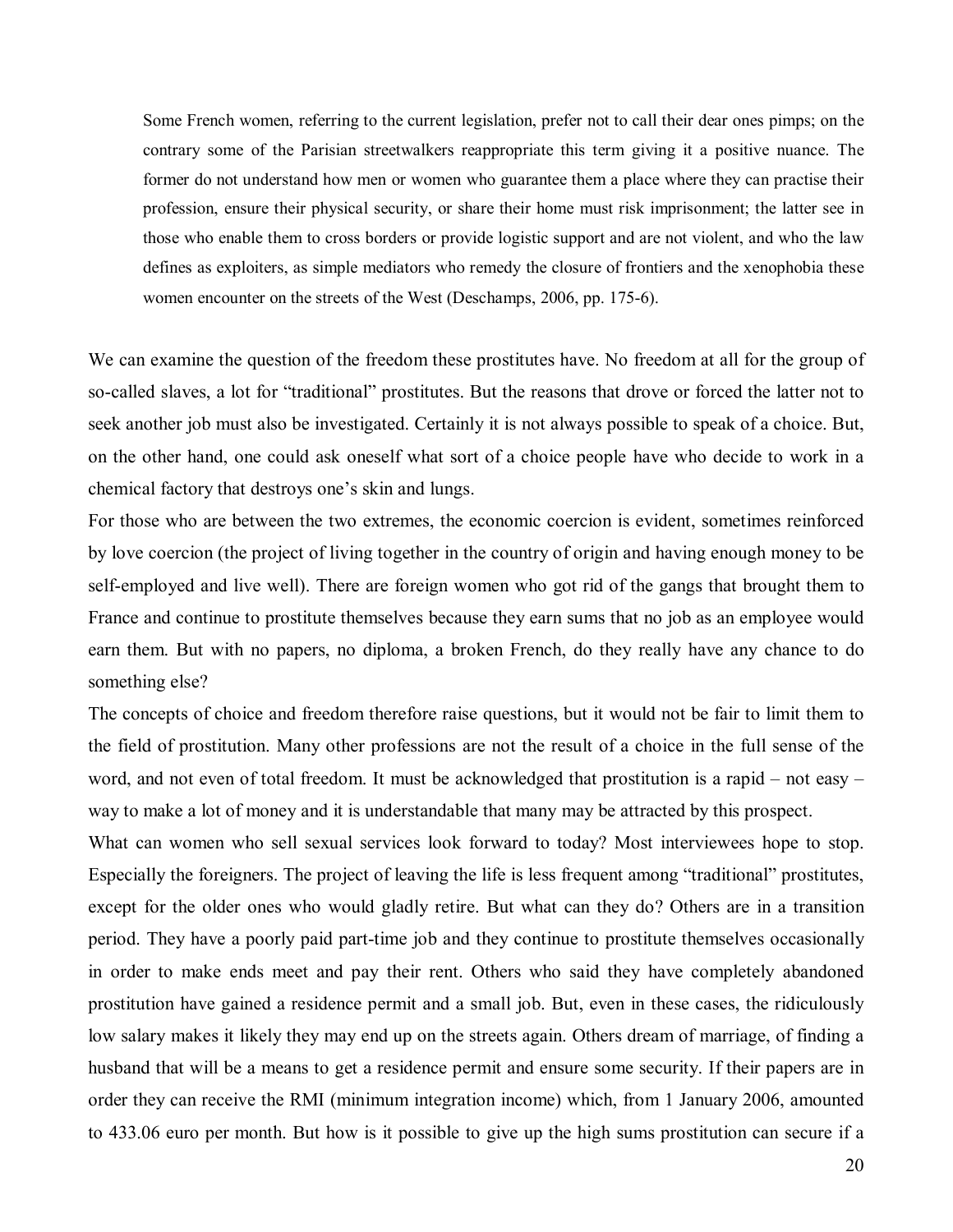> Some French women, referring to the current legislation, prefer not to call their dear ones pimps; on the contrary some of the Parisian streetwalkers reappropriate this term giving it a positive nuance. The former do not understand how men or women who guarantee them a place where they can practise their profession, ensure their physical security, or share their home must risk imprisonment; the latter see in those who enable them to cross borders or provide logistic support and are not violent, and who the law defines as exploiters, as simple mediators who remedy the closure of frontiers and the xenophobia these women encounter on the streets of the West (Deschamps, 2006, pp. 175-6).

We can examine the question of the freedom these prostitutes have. No freedom at all for the group of so-called slaves, a lot for "traditional" prostitutes. But the reasons that drove or forced the latter not to seek another job must also be investigated. Certainly it is not always possible to speak of a choice. But, on the other hand, one could ask oneself what sort of a choice people have who decide to work in a chemical factory that destroys one's skin and lungs.

For those who are between the two extremes, the economic coercion is evident, sometimes reinforced by love coercion (the project of living together in the country of origin and having enough money to be self-employed and live well). There are foreign women who got rid of the gangs that brought them to France and continue to prostitute themselves because they earn sums that no job as an employee would earn them. But with no papers, no diploma, a broken French, do they really have any chance to do something else?

The concepts of choice and freedom therefore raise questions, but it would not be fair to limit them to the field of prostitution. Many other professions are not the result of a choice in the full sense of the word, and not even of total freedom. It must be acknowledged that prostitution is a rapid – not easy – way to make a lot of money and it is understandable that many may be attracted by this prospect.

What can women who sell sexual services look forward to today? Most interviewees hope to stop. Especially the foreigners. The project of leaving the life is less frequent among "traditional" prostitutes, except for the older ones who would gladly retire. But what can they do? Others are in a transition period. They have a poorly paid part-time job and they continue to prostitute themselves occasionally in order to make ends meet and pay their rent. Others who said they have completely abandoned prostitution have gained a residence permit and a small job. But, even in these cases, the ridiculously low salary makes it likely they may end up on the streets again. Others dream of marriage, of finding a husband that will be a means to get a residence permit and ensure some security. If their papers are in order they can receive the RMI (minimum integration income) which, from 1 January 2006, amounted to 433.06 euro per month. But how is it possible to give up the high sums prostitution can secure if a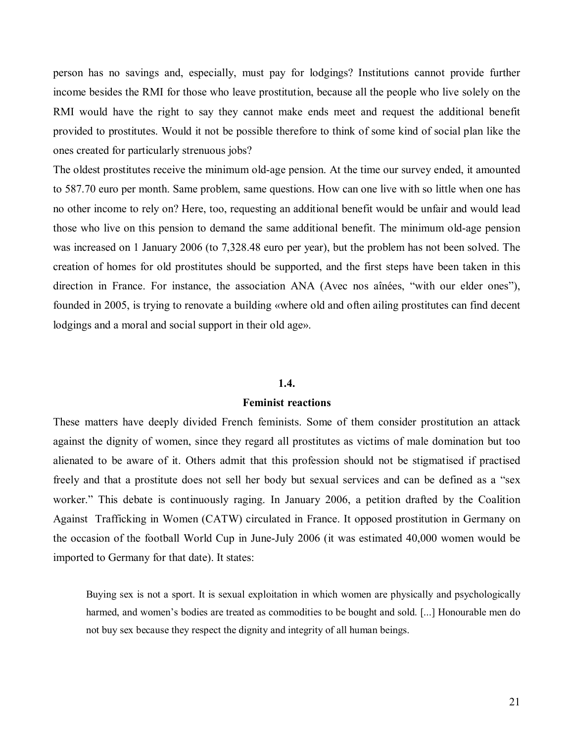person has no savings and, especially, must pay for lodgings? Institutions cannot provide further income besides the RMI for those who leave prostitution, because all the people who live solely on the RMI would have the right to say they cannot make ends meet and request the additional benefit provided to prostitutes. Would it not be possible therefore to think of some kind of social plan like the ones created for particularly strenuous jobs?

The oldest prostitutes receive the minimum old-age pension. At the time our survey ended, it amounted to 587.70 euro per month. Same problem, same questions. How can one live with so little when one has no other income to rely on? Here, too, requesting an additional benefit would be unfair and would lead those who live on this pension to demand the same additional benefit. The minimum old-age pension was increased on 1 January 2006 (to 7,328.48 euro per year), but the problem has not been solved. The creation of homes for old prostitutes should be supported, and the first steps have been taken in this direction in France. For instance, the association ANA (Avec nos aînées, "with our elder ones"), founded in 2005, is trying to renovate a building «where old and often ailing prostitutes can find decent lodgings and a moral and social support in their old age».

## 1.4. Feminist reactions

These matters have deeply divided French feminists. Some of them consider prostitution an attack against the dignity of women, since they regard all prostitutes as victims of male domination but too alienated to be aware of it. Others admit that this profession should not be stigmatised if practised freely and that a prostitute does not sell her body but sexual services and can be defined as a "sex worker." This debate is continuously raging. In January 2006, a petition drafted by the Coalition Against Trafficking in Women (CATW) circulated in France. It opposed prostitution in Germany on the occasion of the football World Cup in June-July 2006 (it was estimated 40,000 women would be imported to Germany for that date). It states:

> Buying sex is not a sport. It is sexual exploitation in which women are physically and psychologically harmed, and women's bodies are treated as commodities to be bought and sold. [...] Honourable men do not buy sex because they respect the dignity and integrity of all human beings.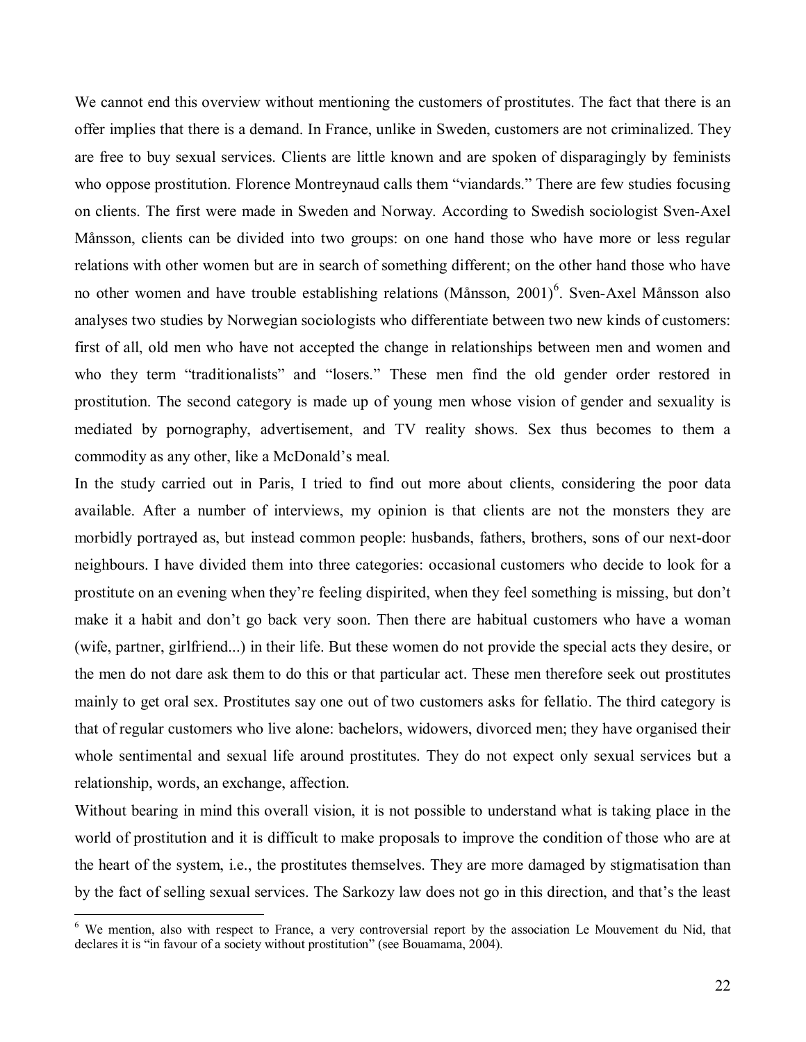We cannot end this overview without mentioning the customers of prostitutes. The fact that there is an offer implies that there is a demand. In France, unlike in Sweden, customers are not criminalized. They are free to buy sexual services. Clients are little known and are spoken of disparagingly by feminists who oppose prostitution. Florence Montreynaud calls them "viandards." There are few studies focusing on clients. The first were made in Sweden and Norway. According to Swedish sociologist Sven-Axel Månsson, clients can be divided into two groups: on one hand those who have more or less regular relations with other women but are in search of something different; on the other hand those who have no other women and have trouble establishing relations (Månsson, 2001)[6]. Sven-Axel Månsson also analyses two studies by Norwegian sociologists who differentiate between two new kinds of customers: first of all, old men who have not accepted the change in relationships between men and women and who they term "traditionalists" and "losers." These men find the old gender order restored in prostitution. The second category is made up of young men whose vision of gender and sexuality is mediated by pornography, advertisement, and TV reality shows. Sex thus becomes to them a commodity as any other, like a McDonald's meal.

In the study carried out in Paris, I tried to find out more about clients, considering the poor data available. After a number of interviews, my opinion is that clients are not the monsters they are morbidly portrayed as, but instead common people: husbands, fathers, brothers, sons of our next-door neighbours. I have divided them into three categories: occasional customers who decide to look for a prostitute on an evening when they're feeling dispirited, when they feel something is missing, but don't make it a habit and don't go back very soon. Then there are habitual customers who have a woman (wife, partner, girlfriend...) in their life. But these women do not provide the special acts they desire, or the men do not dare ask them to do this or that particular act. These men therefore seek out prostitutes mainly to get oral sex. Prostitutes say one out of two customers asks for fellatio. The third category is that of regular customers who live alone: bachelors, widowers, divorced men; they have organised their whole sentimental and sexual life around prostitutes. They do not expect only sexual services but a relationship, words, an exchange, affection.

Without bearing in mind this overall vision, it is not possible to understand what is taking place in the world of prostitution and it is difficult to make proposals to improve the condition of those who are at the heart of the system, i.e., the prostitutes themselves. They are more damaged by stigmatisation than by the fact of selling sexual services. The Sarkozy law does not go in this direction, and that's the least

[6] We mention, also with respect to France, a very controversial report by the association Le Mouvement du Nid, that declares it is "in favour of a society without prostitution" (see Bouamama, 2004).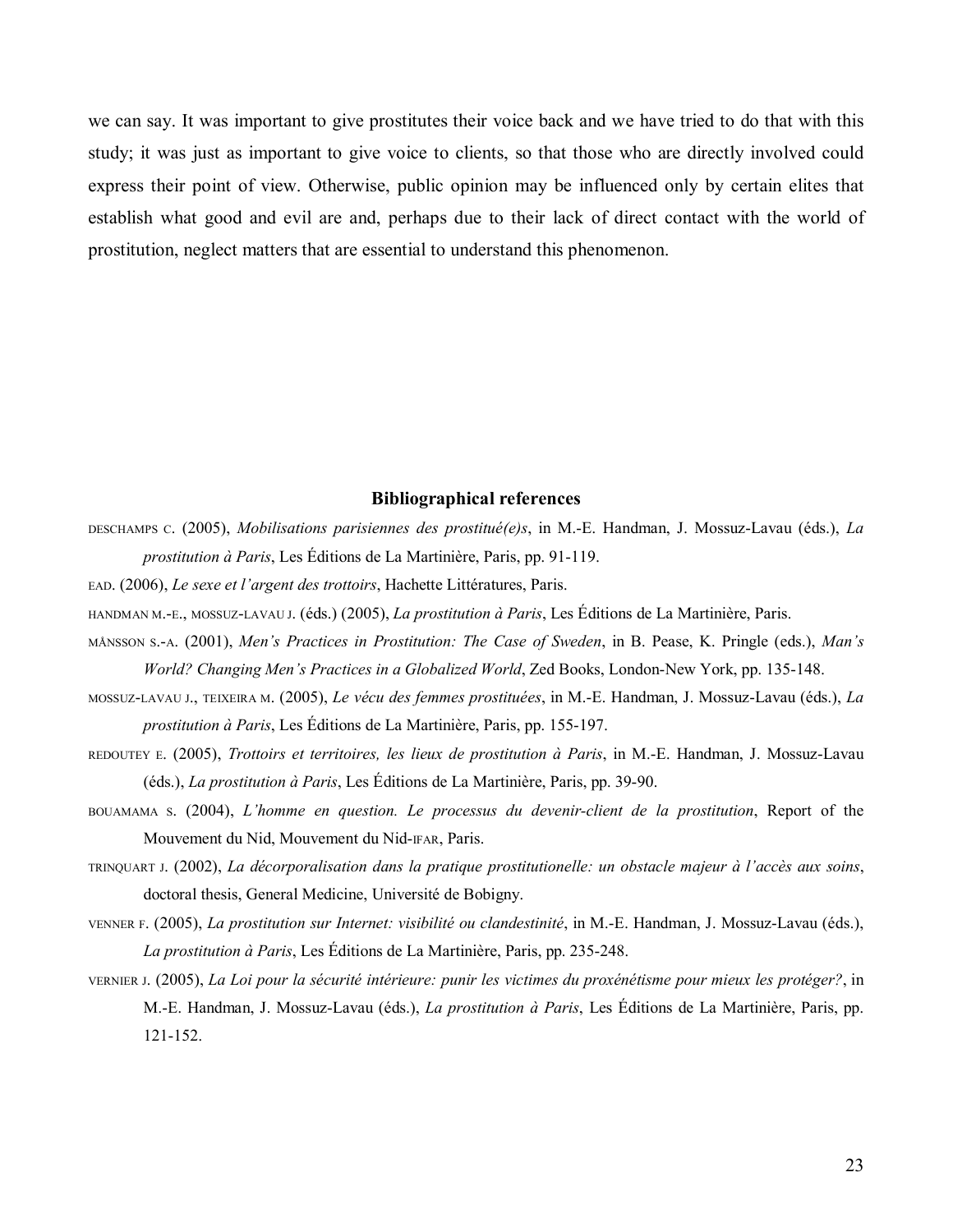we can say. It was important to give prostitutes their voice back and we have tried to do that with this study; it was just as important to give voice to clients, so that those who are directly involved could express their point of view. Otherwise, public opinion may be influenced only by certain elites that establish what good and evil are and, perhaps due to their lack of direct contact with the world of prostitution, neglect matters that are essential to understand this phenomenon.

## Bibliographical references

DESCHAMPS C. (2005), *Mobilisations parisiennes des prostitué(e)s*, in M.-E. Handman, J. Mossuz-Lavau (éds.), *La prostitution à Paris*, Les Éditions de La Martinière, Paris, pp. 91-119.

EAD. (2006), *Le sexe et l'argent des trottoirs*, Hachette Littératures, Paris.

HANDMAN M.-E., MOSSUZ-LAVAU J. (éds.) (2005), *La prostitution à Paris*, Les Éditions de La Martinière, Paris.

MÅNSSON S.-A. (2001), *Men's Practices in Prostitution: The Case of Sweden*, in B. Pease, K. Pringle (eds.), *Man's World? Changing Men's Practices in a Globalized World*, Zed Books, London-New York, pp. 135-148.

MOSSUZ-LAVAU J., TEIXEIRA M. (2005), *Le vécu des femmes prostituées*, in M.-E. Handman, J. Mossuz-Lavau (éds.), *La prostitution à Paris*, Les Éditions de La Martinière, Paris, pp. 155-197.

REDOUTEY E. (2005), *Trottoirs et territoires, les lieux de prostitution à Paris*, in M.-E. Handman, J. Mossuz-Lavau (éds.), *La prostitution à Paris*, Les Éditions de La Martinière, Paris, pp. 39-90.

BOUAMAMA S. (2004), *L'homme en question. Le processus du devenir-client de la prostitution*, Report of the Mouvement du Nid, Mouvement du Nid-IFAR, Paris.

TRINQUART J. (2002), *La décorporalisation dans la pratique prostitutionelle: un obstacle majeur à l'accès aux soins*, doctoral thesis, General Medicine, Université de Bobigny.

VENNER F. (2005), *La prostitution sur Internet: visibilité ou clandestinité*, in M.-E. Handman, J. Mossuz-Lavau (éds.), *La prostitution à Paris*, Les Éditions de La Martinière, Paris, pp. 235-248.

VERNIER J. (2005), *La Loi pour la sécurité intérieure: punir les victimes du proxénétisme pour mieux les protéger?*, in M.-E. Handman, J. Mossuz-Lavau (éds.), *La prostitution à Paris*, Les Éditions de La Martinière, Paris, pp. 121-152.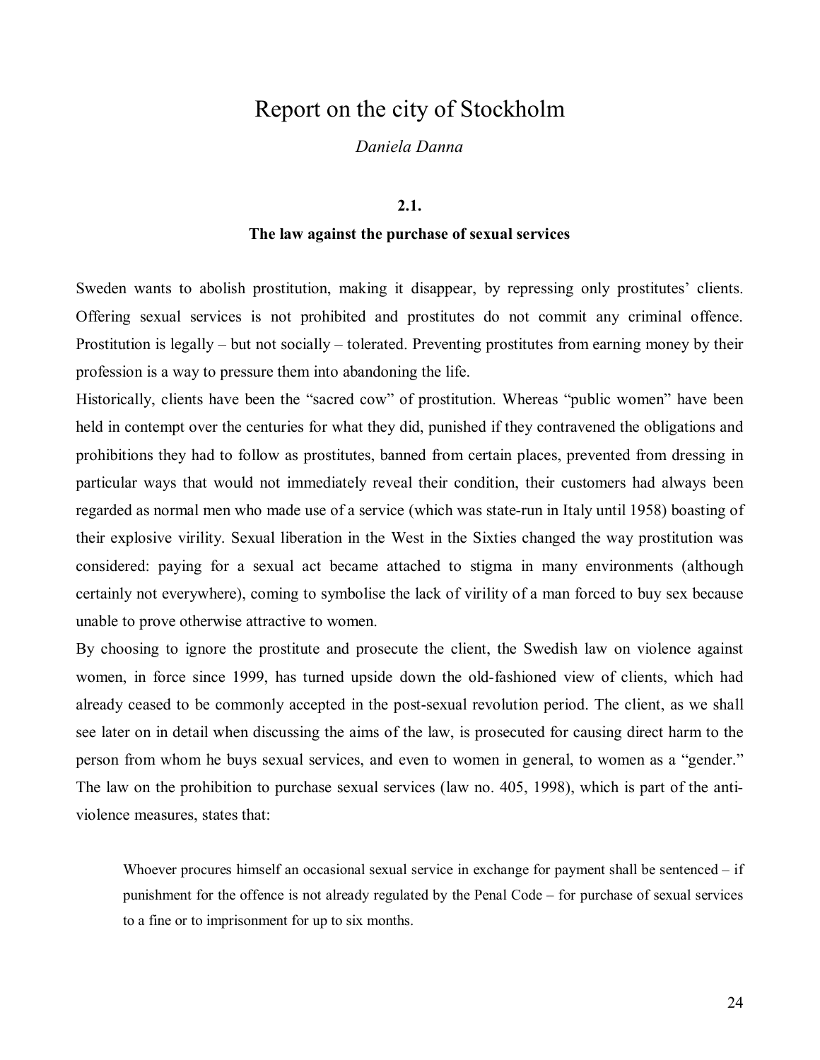# Report on the city of Stockholm

*Daniela Danna*

## 2.1.

### The law against the purchase of sexual services

Sweden wants to abolish prostitution, making it disappear, by repressing only prostitutes' clients. Offering sexual services is not prohibited and prostitutes do not commit any criminal offence. Prostitution is legally – but not socially – tolerated. Preventing prostitutes from earning money by their profession is a way to pressure them into abandoning the life.

Historically, clients have been the "sacred cow" of prostitution. Whereas "public women" have been held in contempt over the centuries for what they did, punished if they contravened the obligations and prohibitions they had to follow as prostitutes, banned from certain places, prevented from dressing in particular ways that would not immediately reveal their condition, their customers had always been regarded as normal men who made use of a service (which was state-run in Italy until 1958) boasting of their explosive virility. Sexual liberation in the West in the Sixties changed the way prostitution was considered: paying for a sexual act became attached to stigma in many environments (although certainly not everywhere), coming to symbolise the lack of virility of a man forced to buy sex because unable to prove otherwise attractive to women.

By choosing to ignore the prostitute and prosecute the client, the Swedish law on violence against women, in force since 1999, has turned upside down the old-fashioned view of clients, which had already ceased to be commonly accepted in the post-sexual revolution period. The client, as we shall see later on in detail when discussing the aims of the law, is prosecuted for causing direct harm to the person from whom he buys sexual services, and even to women in general, to women as a "gender." The law on the prohibition to purchase sexual services (law no. 405, 1998), which is part of the anti-violence measures, states that:

> Whoever procures himself an occasional sexual service in exchange for payment shall be sentenced – if punishment for the offence is not already regulated by the Penal Code – for purchase of sexual services to a fine or to imprisonment for up to six months.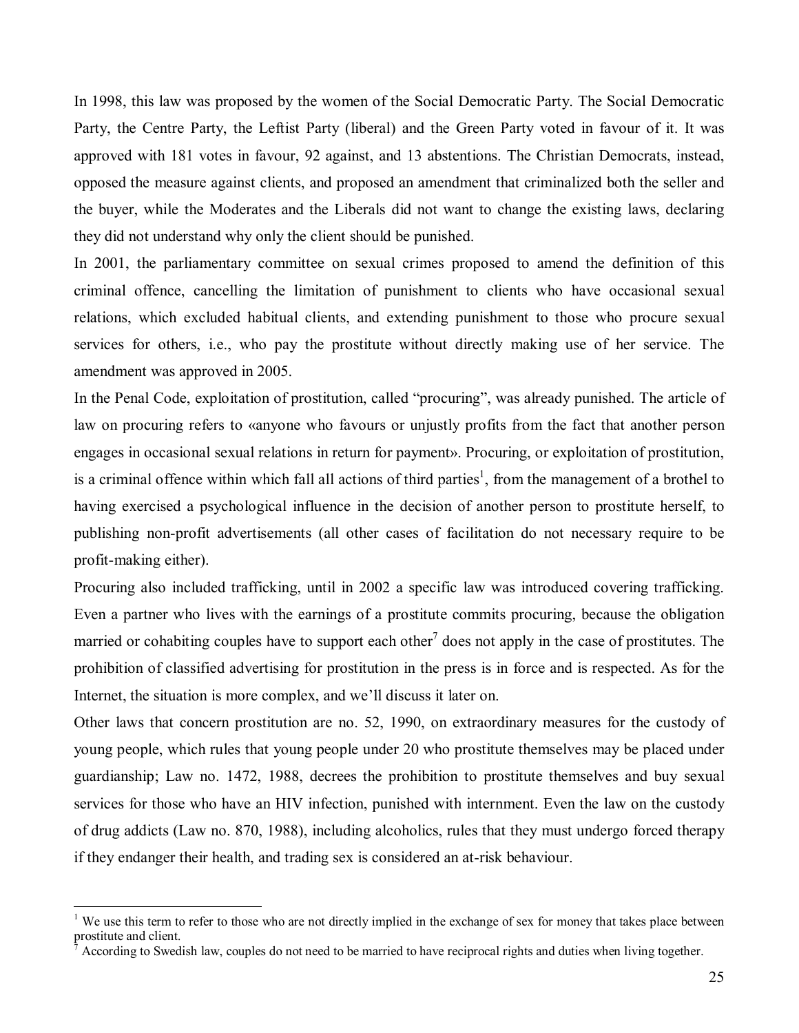In 1998, this law was proposed by the women of the Social Democratic Party. The Social Democratic Party, the Centre Party, the Leftist Party (liberal) and the Green Party voted in favour of it. It was approved with 181 votes in favour, 92 against, and 13 abstentions. The Christian Democrats, instead, opposed the measure against clients, and proposed an amendment that criminalized both the seller and the buyer, while the Moderates and the Liberals did not want to change the existing laws, declaring they did not understand why only the client should be punished.

In 2001, the parliamentary committee on sexual crimes proposed to amend the definition of this criminal offence, cancelling the limitation of punishment to clients who have occasional sexual relations, which excluded habitual clients, and extending punishment to those who procure sexual services for others, i.e., who pay the prostitute without directly making use of her service. The amendment was approved in 2005.

In the Penal Code, exploitation of prostitution, called "procuring", was already punished. The article of law on procuring refers to «anyone who favours or unjustly profits from the fact that another person engages in occasional sexual relations in return for payment». Procuring, or exploitation of prostitution, is a criminal offence within which fall all actions of third parties[1], from the management of a brothel to having exercised a psychological influence in the decision of another person to prostitute herself, to publishing non-profit advertisements (all other cases of facilitation do not necessary require to be profit-making either).

Procuring also included trafficking, until in 2002 a specific law was introduced covering trafficking. Even a partner who lives with the earnings of a prostitute commits procuring, because the obligation married or cohabiting couples have to support each other[7] does not apply in the case of prostitutes. The prohibition of classified advertising for prostitution in the press is in force and is respected. As for the Internet, the situation is more complex, and we'll discuss it later on.

Other laws that concern prostitution are no. 52, 1990, on extraordinary measures for the custody of young people, which rules that young people under 20 who prostitute themselves may be placed under guardianship; Law no. 1472, 1988, decrees the prohibition to prostitute themselves and buy sexual services for those who have an HIV infection, punished with internment. Even the law on the custody of drug addicts (Law no. 870, 1988), including alcoholics, rules that they must undergo forced therapy if they endanger their health, and trading sex is considered an at-risk behaviour.

---

[1] We use this term to refer to those who are not directly implied in the exchange of sex for money that takes place between prostitute and client.

[7] According to Swedish law, couples do not need to be married to have reciprocal rights and duties when living together.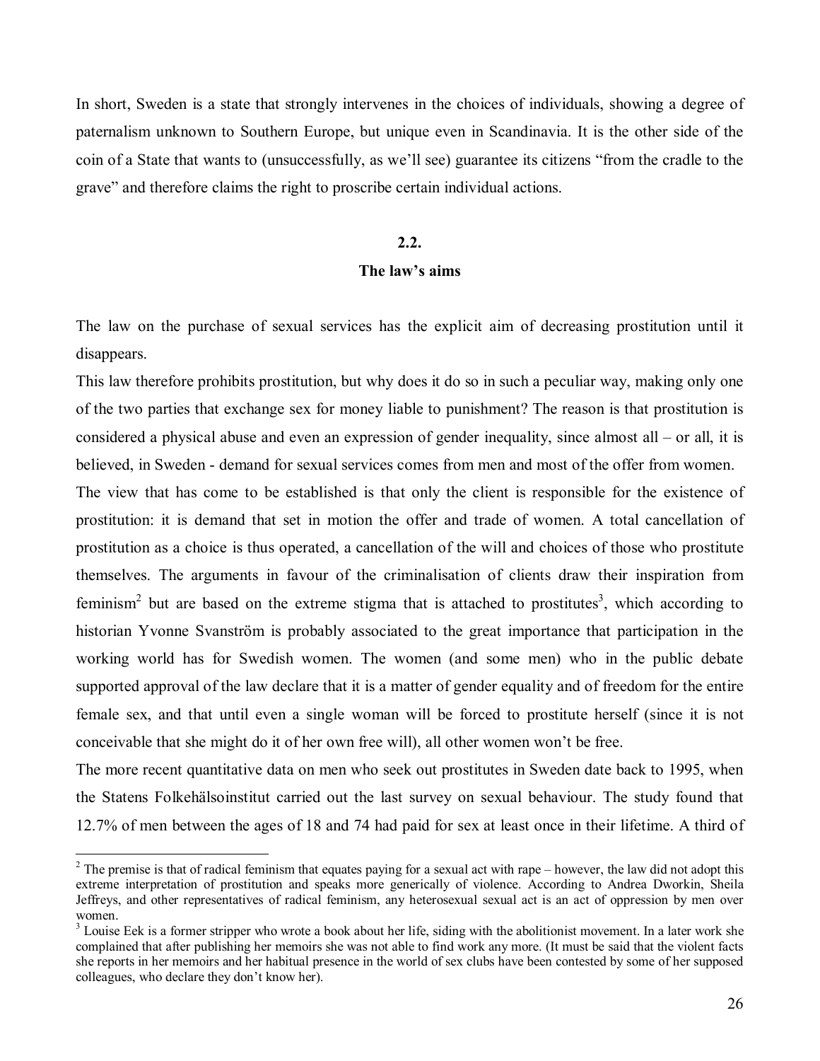In short, Sweden is a state that strongly intervenes in the choices of individuals, showing a degree of paternalism unknown to Southern Europe, but unique even in Scandinavia. It is the other side of the coin of a State that wants to (unsuccessfully, as we'll see) guarantee its citizens "from the cradle to the grave" and therefore claims the right to proscribe certain individual actions.

## 2.2.
## The law's aims

The law on the purchase of sexual services has the explicit aim of decreasing prostitution until it disappears.

This law therefore prohibits prostitution, but why does it do so in such a peculiar way, making only one of the two parties that exchange sex for money liable to punishment? The reason is that prostitution is considered a physical abuse and even an expression of gender inequality, since almost all – or all, it is believed, in Sweden - demand for sexual services comes from men and most of the offer from women.

The view that has come to be established is that only the client is responsible for the existence of prostitution: it is demand that set in motion the offer and trade of women. A total cancellation of prostitution as a choice is thus operated, a cancellation of the will and choices of those who prostitute themselves. The arguments in favour of the criminalisation of clients draw their inspiration from feminism[2] but are based on the extreme stigma that is attached to prostitutes[3], which according to historian Yvonne Svanström is probably associated to the great importance that participation in the working world has for Swedish women. The women (and some men) who in the public debate supported approval of the law declare that it is a matter of gender equality and of freedom for the entire female sex, and that until even a single woman will be forced to prostitute herself (since it is not conceivable that she might do it of her own free will), all other women won't be free.

The more recent quantitative data on men who seek out prostitutes in Sweden date back to 1995, when the Statens Folkehälsoinstitut carried out the last survey on sexual behaviour. The study found that 12.7% of men between the ages of 18 and 74 had paid for sex at least once in their lifetime. A third of

---

[2] The premise is that of radical feminism that equates paying for a sexual act with rape – however, the law did not adopt this extreme interpretation of prostitution and speaks more generically of violence. According to Andrea Dworkin, Sheila Jeffreys, and other representatives of radical feminism, any heterosexual sexual act is an act of oppression by men over women.

[3] Louise Eek is a former stripper who wrote a book about her life, siding with the abolitionist movement. In a later work she complained that after publishing her memoirs she was not able to find work any more. (It must be said that the violent facts she reports in her memoirs and her habitual presence in the world of sex clubs have been contested by some of her supposed colleagues, who declare they don't know her).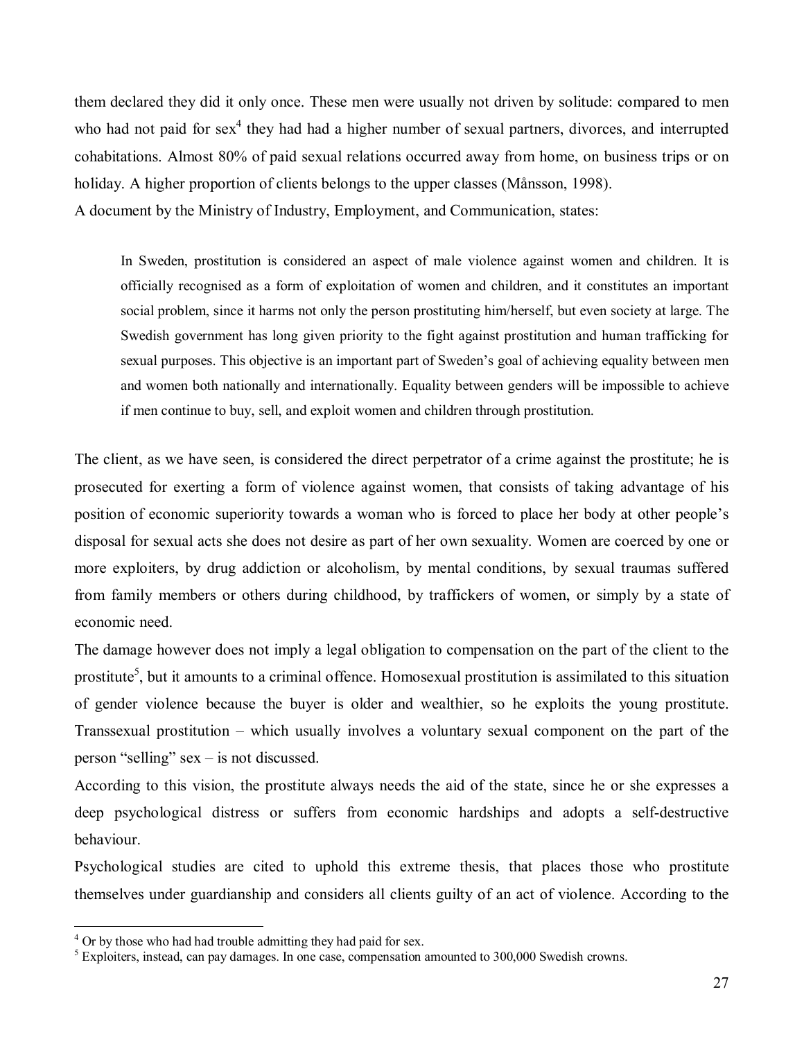them declared they did it only once. These men were usually not driven by solitude: compared to men who had not paid for sex[4] they had had a higher number of sexual partners, divorces, and interrupted cohabitations. Almost 80% of paid sexual relations occurred away from home, on business trips or on holiday. A higher proportion of clients belongs to the upper classes (Månsson, 1998).

A document by the Ministry of Industry, Employment, and Communication, states:

> In Sweden, prostitution is considered an aspect of male violence against women and children. It is officially recognised as a form of exploitation of women and children, and it constitutes an important social problem, since it harms not only the person prostituting him/herself, but even society at large. The Swedish government has long given priority to the fight against prostitution and human trafficking for sexual purposes. This objective is an important part of Sweden's goal of achieving equality between men and women both nationally and internationally. Equality between genders will be impossible to achieve if men continue to buy, sell, and exploit women and children through prostitution.

The client, as we have seen, is considered the direct perpetrator of a crime against the prostitute; he is prosecuted for exerting a form of violence against women, that consists of taking advantage of his position of economic superiority towards a woman who is forced to place her body at other people's disposal for sexual acts she does not desire as part of her own sexuality. Women are coerced by one or more exploiters, by drug addiction or alcoholism, by mental conditions, by sexual traumas suffered from family members or others during childhood, by traffickers of women, or simply by a state of economic need.

The damage however does not imply a legal obligation to compensation on the part of the client to the prostitute[5], but it amounts to a criminal offence. Homosexual prostitution is assimilated to this situation of gender violence because the buyer is older and wealthier, so he exploits the young prostitute. Transsexual prostitution – which usually involves a voluntary sexual component on the part of the person "selling" sex – is not discussed.

According to this vision, the prostitute always needs the aid of the state, since he or she expresses a deep psychological distress or suffers from economic hardships and adopts a self-destructive behaviour.

Psychological studies are cited to uphold this extreme thesis, that places those who prostitute themselves under guardianship and considers all clients guilty of an act of violence. According to the

---

[4] Or by those who had had trouble admitting they had paid for sex.

[5] Exploiters, instead, can pay damages. In one case, compensation amounted to 300,000 Swedish crowns.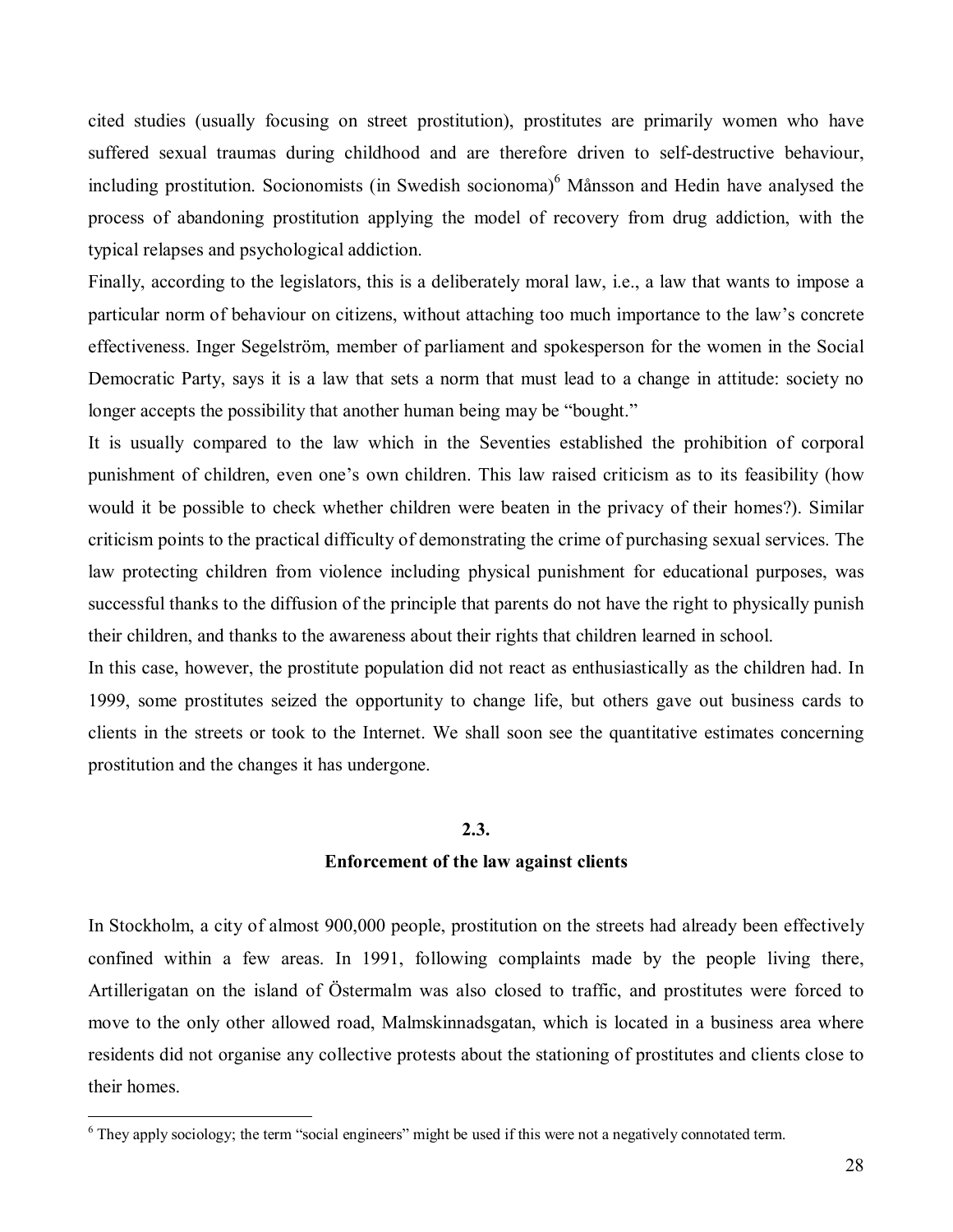cited studies (usually focusing on street prostitution), prostitutes are primarily women who have suffered sexual traumas during childhood and are therefore driven to self-destructive behaviour, including prostitution. Socionomists (in Swedish socionoma)[6] Månsson and Hedin have analysed the process of abandoning prostitution applying the model of recovery from drug addiction, with the typical relapses and psychological addiction.

Finally, according to the legislators, this is a deliberately moral law, i.e., a law that wants to impose a particular norm of behaviour on citizens, without attaching too much importance to the law's concrete effectiveness. Inger Segelström, member of parliament and spokesperson for the women in the Social Democratic Party, says it is a law that sets a norm that must lead to a change in attitude: society no longer accepts the possibility that another human being may be "bought."

It is usually compared to the law which in the Seventies established the prohibition of corporal punishment of children, even one's own children. This law raised criticism as to its feasibility (how would it be possible to check whether children were beaten in the privacy of their homes?). Similar criticism points to the practical difficulty of demonstrating the crime of purchasing sexual services. The law protecting children from violence including physical punishment for educational purposes, was successful thanks to the diffusion of the principle that parents do not have the right to physically punish their children, and thanks to the awareness about their rights that children learned in school.

In this case, however, the prostitute population did not react as enthusiastically as the children had. In 1999, some prostitutes seized the opportunity to change life, but others gave out business cards to clients in the streets or took to the Internet. We shall soon see the quantitative estimates concerning prostitution and the changes it has undergone.

## 2.3.
## Enforcement of the law against clients

In Stockholm, a city of almost 900,000 people, prostitution on the streets had already been effectively confined within a few areas. In 1991, following complaints made by the people living there, Artillerigatan on the island of Östermalm was also closed to traffic, and prostitutes were forced to move to the only other allowed road, Malmskinnadsgatan, which is located in a business area where residents did not organise any collective protests about the stationing of prostitutes and clients close to their homes.

---

[6] They apply sociology; the term "social engineers" might be used if this were not a negatively connotated term.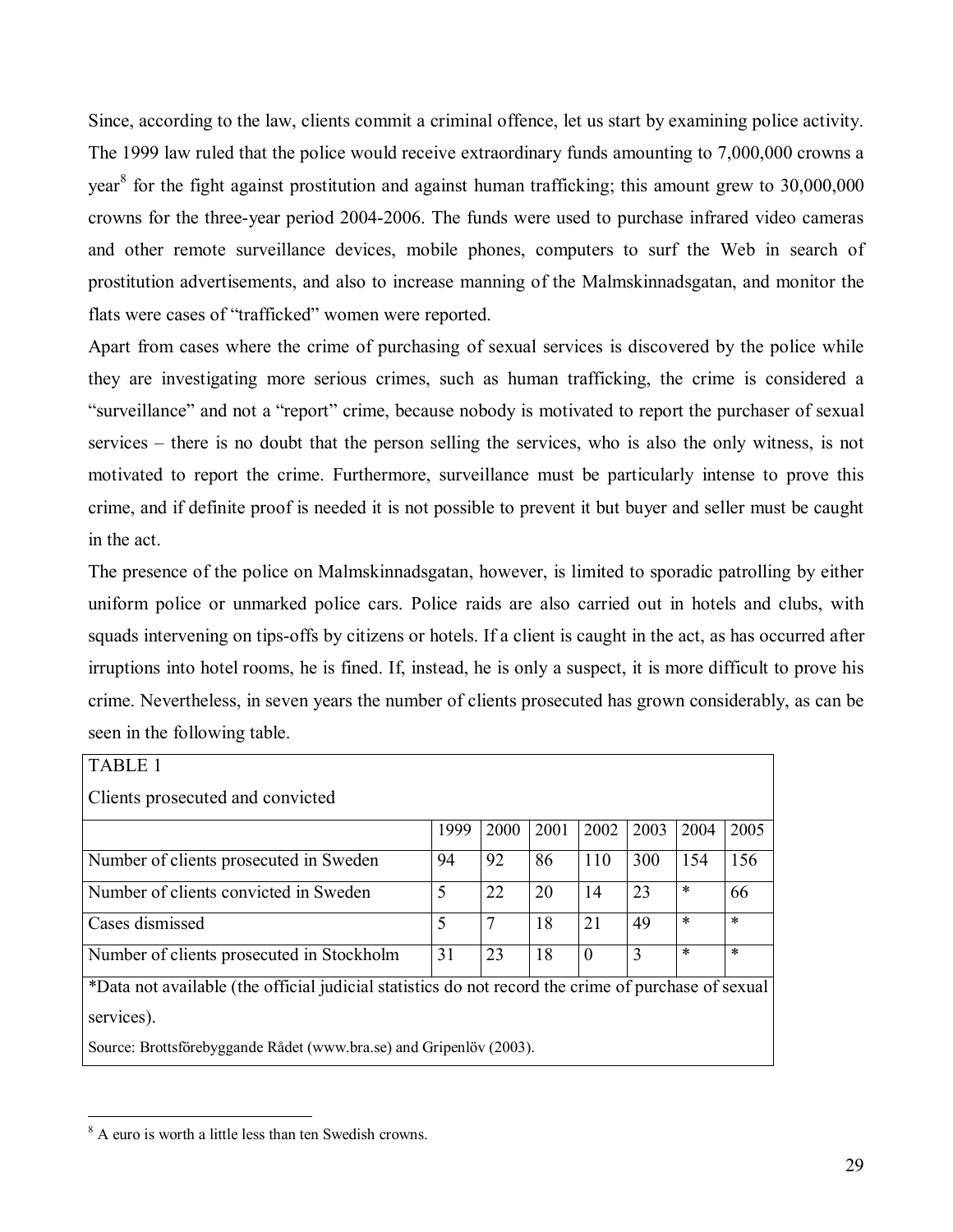Since, according to the law, clients commit a criminal offence, let us start by examining police activity. The 1999 law ruled that the police would receive extraordinary funds amounting to 7,000,000 crowns a year[8] for the fight against prostitution and against human trafficking; this amount grew to 30,000,000 crowns for the three-year period 2004-2006. The funds were used to purchase infrared video cameras and other remote surveillance devices, mobile phones, computers to surf the Web in search of prostitution advertisements, and also to increase manning of the Malmskinnadsgatan, and monitor the flats were cases of "trafficked" women were reported.

Apart from cases where the crime of purchasing of sexual services is discovered by the police while they are investigating more serious crimes, such as human trafficking, the crime is considered a "surveillance" and not a "report" crime, because nobody is motivated to report the purchaser of sexual services – there is no doubt that the person selling the services, who is also the only witness, is not motivated to report the crime. Furthermore, surveillance must be particularly intense to prove this crime, and if definite proof is needed it is not possible to prevent it but buyer and seller must be caught in the act.

The presence of the police on Malmskinnadsgatan, however, is limited to sporadic patrolling by either uniform police or unmarked police cars. Police raids are also carried out in hotels and clubs, with squads intervening on tips-offs by citizens or hotels. If a client is caught in the act, as has occurred after irruptions into hotel rooms, he is fined. If, instead, he is only a suspect, it is more difficult to prove his crime. Nevertheless, in seven years the number of clients prosecuted has grown considerably, as can be seen in the following table.

TABLE 1

Clients prosecuted and convicted

| | 1999 | 2000 | 2001 | 2002 | 2003 | 2004 | 2005 |
|---|---|---|---|---|---|---|---|
| Number of clients prosecuted in Sweden | 94 | 92 | 86 | 110 | 300 | 154 | 156 |
| Number of clients convicted in Sweden | 5 | 22 | 20 | 14 | 23 | * | 66 |
| Cases dismissed | 5 | 7 | 18 | 21 | 49 | * | * |
| Number of clients prosecuted in Stockholm | 31 | 23 | 18 | 0 | 3 | * | * |

*Data not available (the official judicial statistics do not record the crime of purchase of sexual services).

Source: Brottsförebyggande Rådet (www.bra.se) and Gripenlöv (2003).

---

[8] A euro is worth a little less than ten Swedish crowns.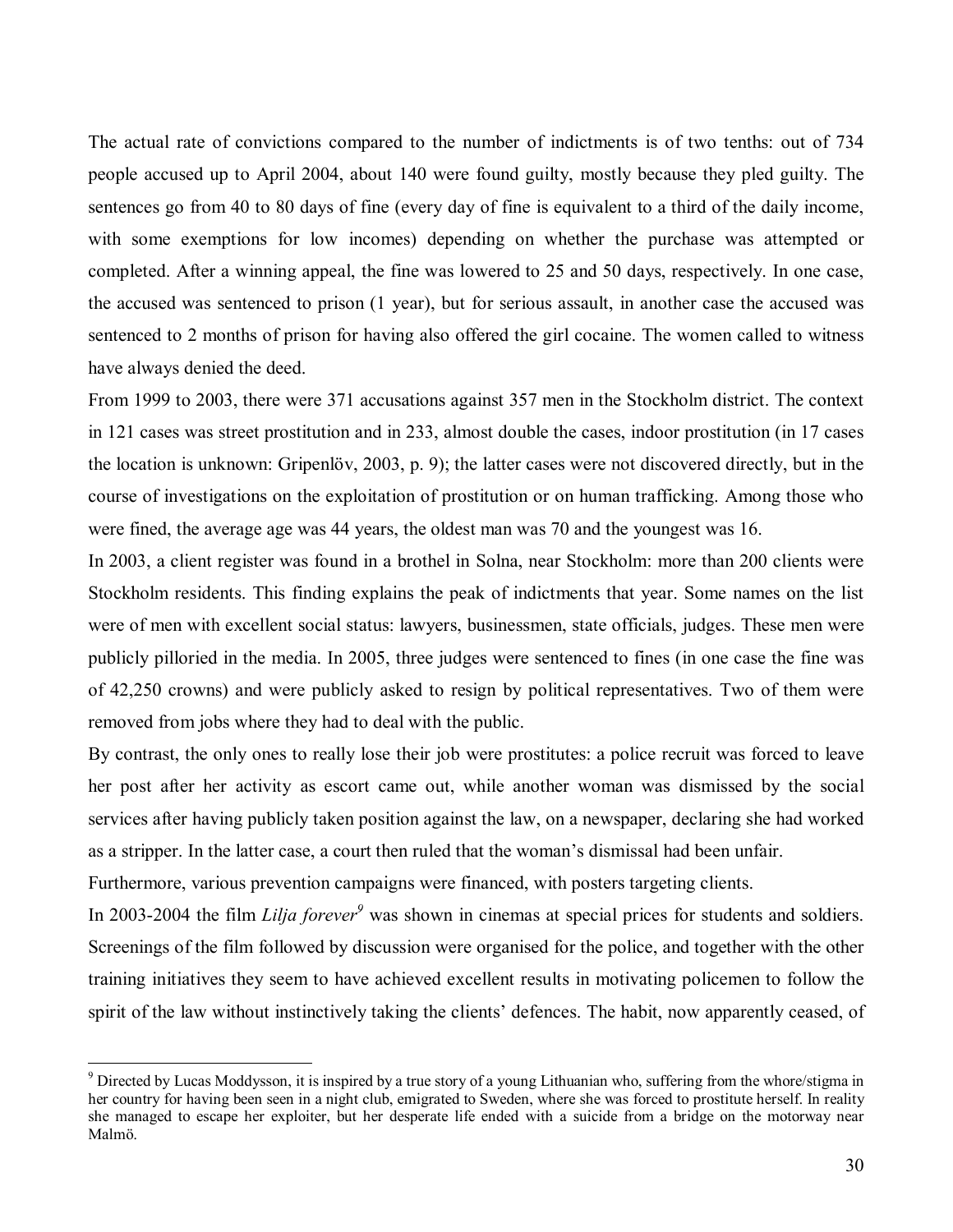The actual rate of convictions compared to the number of indictments is of two tenths: out of 734 people accused up to April 2004, about 140 were found guilty, mostly because they pled guilty. The sentences go from 40 to 80 days of fine (every day of fine is equivalent to a third of the daily income, with some exemptions for low incomes) depending on whether the purchase was attempted or completed. After a winning appeal, the fine was lowered to 25 and 50 days, respectively. In one case, the accused was sentenced to prison (1 year), but for serious assault, in another case the accused was sentenced to 2 months of prison for having also offered the girl cocaine. The women called to witness have always denied the deed.

From 1999 to 2003, there were 371 accusations against 357 men in the Stockholm district. The context in 121 cases was street prostitution and in 233, almost double the cases, indoor prostitution (in 17 cases the location is unknown: Gripenlöv, 2003, p. 9); the latter cases were not discovered directly, but in the course of investigations on the exploitation of prostitution or on human trafficking. Among those who were fined, the average age was 44 years, the oldest man was 70 and the youngest was 16.

In 2003, a client register was found in a brothel in Solna, near Stockholm: more than 200 clients were Stockholm residents. This finding explains the peak of indictments that year. Some names on the list were of men with excellent social status: lawyers, businessmen, state officials, judges. These men were publicly pilloried in the media. In 2005, three judges were sentenced to fines (in one case the fine was of 42,250 crowns) and were publicly asked to resign by political representatives. Two of them were removed from jobs where they had to deal with the public.

By contrast, the only ones to really lose their job were prostitutes: a police recruit was forced to leave her post after her activity as escort came out, while another woman was dismissed by the social services after having publicly taken position against the law, on a newspaper, declaring she had worked as a stripper. In the latter case, a court then ruled that the woman's dismissal had been unfair.

Furthermore, various prevention campaigns were financed, with posters targeting clients.

In 2003-2004 the film *Lilja forever*[9] was shown in cinemas at special prices for students and soldiers. Screenings of the film followed by discussion were organised for the police, and together with the other training initiatives they seem to have achieved excellent results in motivating policemen to follow the spirit of the law without instinctively taking the clients' defences. The habit, now apparently ceased, of

[9] Directed by Lucas Moddysson, it is inspired by a true story of a young Lithuanian who, suffering from the whore/stigma in her country for having been seen in a night club, emigrated to Sweden, where she was forced to prostitute herself. In reality she managed to escape her exploiter, but her desperate life ended with a suicide from a bridge on the motorway near Malmö.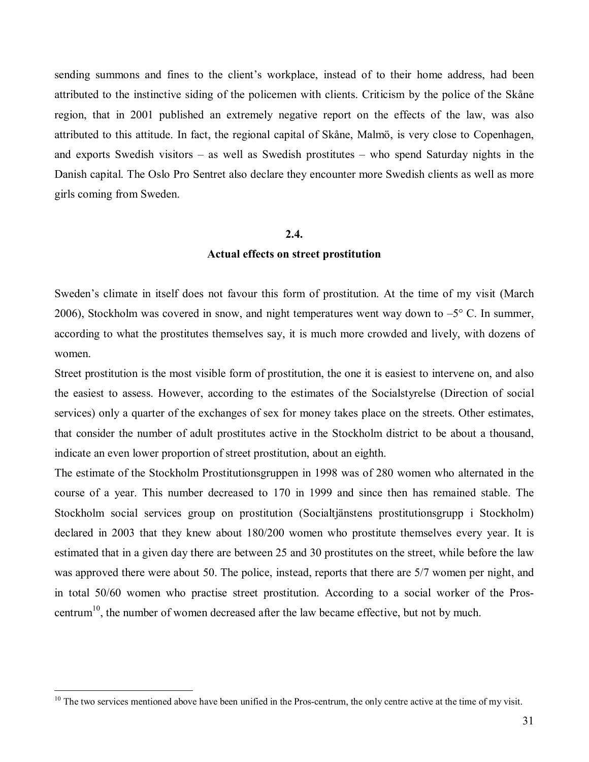sending summons and fines to the client's workplace, instead of to their home address, had been attributed to the instinctive siding of the policemen with clients. Criticism by the police of the Skåne region, that in 2001 published an extremely negative report on the effects of the law, was also attributed to this attitude. In fact, the regional capital of Skåne, Malmö, is very close to Copenhagen, and exports Swedish visitors – as well as Swedish prostitutes – who spend Saturday nights in the Danish capital. The Oslo Pro Sentret also declare they encounter more Swedish clients as well as more girls coming from Sweden.

## 2.4.
## Actual effects on street prostitution

Sweden's climate in itself does not favour this form of prostitution. At the time of my visit (March 2006), Stockholm was covered in snow, and night temperatures went way down to –5° C. In summer, according to what the prostitutes themselves say, it is much more crowded and lively, with dozens of women.

Street prostitution is the most visible form of prostitution, the one it is easiest to intervene on, and also the easiest to assess. However, according to the estimates of the Socialstyrelse (Direction of social services) only a quarter of the exchanges of sex for money takes place on the streets. Other estimates, that consider the number of adult prostitutes active in the Stockholm district to be about a thousand, indicate an even lower proportion of street prostitution, about an eighth.

The estimate of the Stockholm Prostitutionsgruppen in 1998 was of 280 women who alternated in the course of a year. This number decreased to 170 in 1999 and since then has remained stable. The Stockholm social services group on prostitution (Socialtjänstens prostitutionsgrupp i Stockholm) declared in 2003 that they knew about 180/200 women who prostitute themselves every year. It is estimated that in a given day there are between 25 and 30 prostitutes on the street, while before the law was approved there were about 50. The police, instead, reports that there are 5/7 women per night, and in total 50/60 women who practise street prostitution. According to a social worker of the Pros-centrum[10], the number of women decreased after the law became effective, but not by much.

---

[10] The two services mentioned above have been unified in the Pros-centrum, the only centre active at the time of my visit.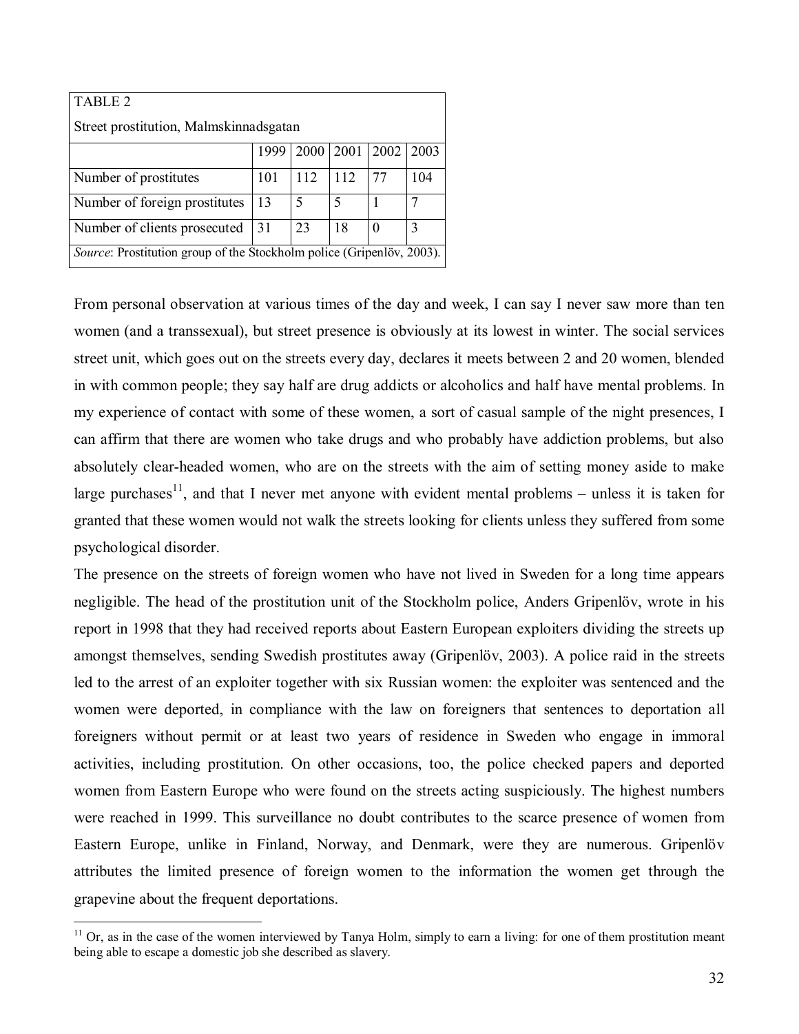TABLE 2

Street prostitution, Malmskinnadsgatan

| | 1999 | 2000 | 2001 | 2002 | 2003 |
|---|---|---|---|---|---|
| Number of prostitutes | 101 | 112 | 112 | 77 | 104 |
| Number of foreign prostitutes | 13 | 5 | 5 | 1 | 7 |
| Number of clients prosecuted | 31 | 23 | 18 | 0 | 3 |

*Source*: Prostitution group of the Stockholm police (Gripenlöv, 2003).

From personal observation at various times of the day and week, I can say I never saw more than ten women (and a transsexual), but street presence is obviously at its lowest in winter. The social services street unit, which goes out on the streets every day, declares it meets between 2 and 20 women, blended in with common people; they say half are drug addicts or alcoholics and half have mental problems. In my experience of contact with some of these women, a sort of casual sample of the night presences, I can affirm that there are women who take drugs and who probably have addiction problems, but also absolutely clear-headed women, who are on the streets with the aim of setting money aside to make large purchases[11], and that I never met anyone with evident mental problems – unless it is taken for granted that these women would not walk the streets looking for clients unless they suffered from some psychological disorder.

The presence on the streets of foreign women who have not lived in Sweden for a long time appears negligible. The head of the prostitution unit of the Stockholm police, Anders Gripenlöv, wrote in his report in 1998 that they had received reports about Eastern European exploiters dividing the streets up amongst themselves, sending Swedish prostitutes away (Gripenlöv, 2003). A police raid in the streets led to the arrest of an exploiter together with six Russian women: the exploiter was sentenced and the women were deported, in compliance with the law on foreigners that sentences to deportation all foreigners without permit or at least two years of residence in Sweden who engage in immoral activities, including prostitution. On other occasions, too, the police checked papers and deported women from Eastern Europe who were found on the streets acting suspiciously. The highest numbers were reached in 1999. This surveillance no doubt contributes to the scarce presence of women from Eastern Europe, unlike in Finland, Norway, and Denmark, were they are numerous. Gripenlöv attributes the limited presence of foreign women to the information the women get through the grapevine about the frequent deportations.

[11] Or, as in the case of the women interviewed by Tanya Holm, simply to earn a living: for one of them prostitution meant being able to escape a domestic job she described as slavery.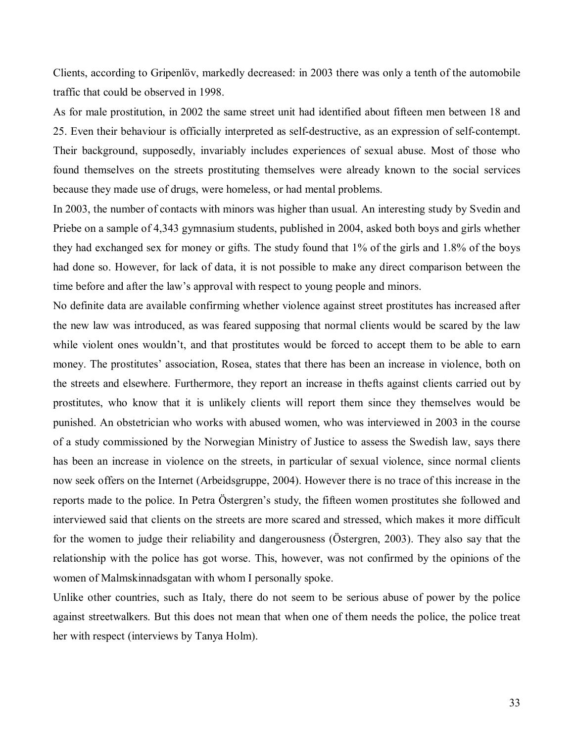Clients, according to Gripenlöv, markedly decreased: in 2003 there was only a tenth of the automobile traffic that could be observed in 1998.

As for male prostitution, in 2002 the same street unit had identified about fifteen men between 18 and 25. Even their behaviour is officially interpreted as self-destructive, as an expression of self-contempt. Their background, supposedly, invariably includes experiences of sexual abuse. Most of those who found themselves on the streets prostituting themselves were already known to the social services because they made use of drugs, were homeless, or had mental problems.

In 2003, the number of contacts with minors was higher than usual. An interesting study by Svedin and Priebe on a sample of 4,343 gymnasium students, published in 2004, asked both boys and girls whether they had exchanged sex for money or gifts. The study found that 1% of the girls and 1.8% of the boys had done so. However, for lack of data, it is not possible to make any direct comparison between the time before and after the law's approval with respect to young people and minors.

No definite data are available confirming whether violence against street prostitutes has increased after the new law was introduced, as was feared supposing that normal clients would be scared by the law while violent ones wouldn't, and that prostitutes would be forced to accept them to be able to earn money. The prostitutes' association, Rosea, states that there has been an increase in violence, both on the streets and elsewhere. Furthermore, they report an increase in thefts against clients carried out by prostitutes, who know that it is unlikely clients will report them since they themselves would be punished. An obstetrician who works with abused women, who was interviewed in 2003 in the course of a study commissioned by the Norwegian Ministry of Justice to assess the Swedish law, says there has been an increase in violence on the streets, in particular of sexual violence, since normal clients now seek offers on the Internet (Arbeidsgruppe, 2004). However there is no trace of this increase in the reports made to the police. In Petra Östergren's study, the fifteen women prostitutes she followed and interviewed said that clients on the streets are more scared and stressed, which makes it more difficult for the women to judge their reliability and dangerousness (Östergren, 2003). They also say that the relationship with the police has got worse. This, however, was not confirmed by the opinions of the women of Malmskinnadsgatan with whom I personally spoke.

Unlike other countries, such as Italy, there do not seem to be serious abuse of power by the police against streetwalkers. But this does not mean that when one of them needs the police, the police treat her with respect (interviews by Tanya Holm).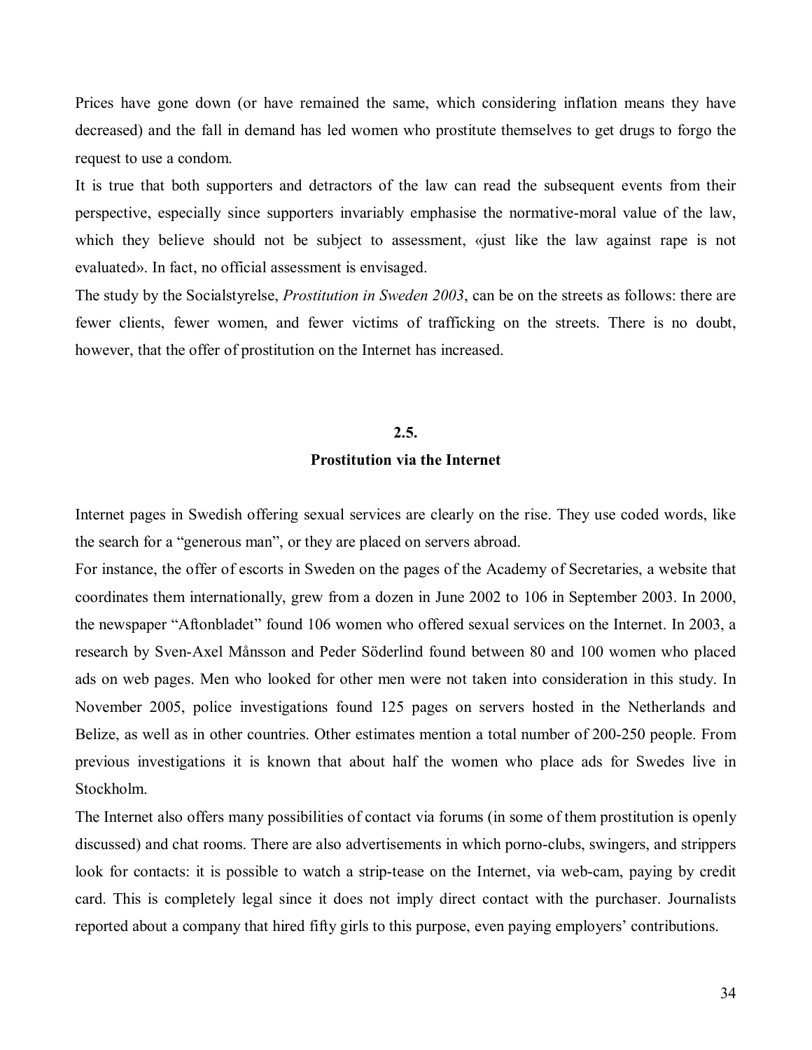Prices have gone down (or have remained the same, which considering inflation means they have decreased) and the fall in demand has led women who prostitute themselves to get drugs to forgo the request to use a condom.

It is true that both supporters and detractors of the law can read the subsequent events from their perspective, especially since supporters invariably emphasise the normative-moral value of the law, which they believe should not be subject to assessment, «just like the law against rape is not evaluated». In fact, no official assessment is envisaged.

The study by the Socialstyrelse, *Prostitution in Sweden 2003*, can be on the streets as follows: there are fewer clients, fewer women, and fewer victims of trafficking on the streets. There is no doubt, however, that the offer of prostitution on the Internet has increased.

## 2.5. Prostitution via the Internet

Internet pages in Swedish offering sexual services are clearly on the rise. They use coded words, like the search for a "generous man", or they are placed on servers abroad.

For instance, the offer of escorts in Sweden on the pages of the Academy of Secretaries, a website that coordinates them internationally, grew from a dozen in June 2002 to 106 in September 2003. In 2000, the newspaper "Aftonbladet" found 106 women who offered sexual services on the Internet. In 2003, a research by Sven-Axel Månsson and Peder Söderlind found between 80 and 100 women who placed ads on web pages. Men who looked for other men were not taken into consideration in this study. In November 2005, police investigations found 125 pages on servers hosted in the Netherlands and Belize, as well as in other countries. Other estimates mention a total number of 200-250 people. From previous investigations it is known that about half the women who place ads for Swedes live in Stockholm.

The Internet also offers many possibilities of contact via forums (in some of them prostitution is openly discussed) and chat rooms. There are also advertisements in which porno-clubs, swingers, and strippers look for contacts: it is possible to watch a strip-tease on the Internet, via web-cam, paying by credit card. This is completely legal since it does not imply direct contact with the purchaser. Journalists reported about a company that hired fifty girls to this purpose, even paying employers' contributions.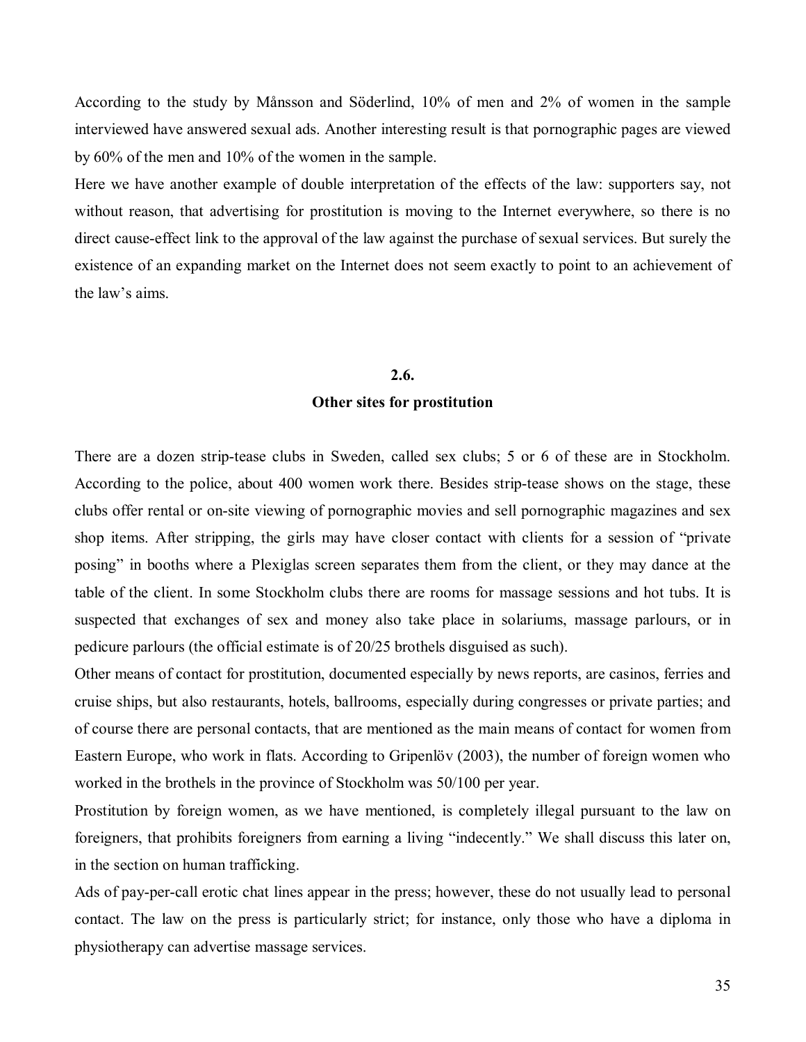According to the study by Månsson and Söderlind, 10% of men and 2% of women in the sample interviewed have answered sexual ads. Another interesting result is that pornographic pages are viewed by 60% of the men and 10% of the women in the sample.

Here we have another example of double interpretation of the effects of the law: supporters say, not without reason, that advertising for prostitution is moving to the Internet everywhere, so there is no direct cause-effect link to the approval of the law against the purchase of sexual services. But surely the existence of an expanding market on the Internet does not seem exactly to point to an achievement of the law's aims.

## 2.6.
## Other sites for prostitution

There are a dozen strip-tease clubs in Sweden, called sex clubs; 5 or 6 of these are in Stockholm. According to the police, about 400 women work there. Besides strip-tease shows on the stage, these clubs offer rental or on-site viewing of pornographic movies and sell pornographic magazines and sex shop items. After stripping, the girls may have closer contact with clients for a session of "private posing" in booths where a Plexiglas screen separates them from the client, or they may dance at the table of the client. In some Stockholm clubs there are rooms for massage sessions and hot tubs. It is suspected that exchanges of sex and money also take place in solariums, massage parlours, or in pedicure parlours (the official estimate is of 20/25 brothels disguised as such).

Other means of contact for prostitution, documented especially by news reports, are casinos, ferries and cruise ships, but also restaurants, hotels, ballrooms, especially during congresses or private parties; and of course there are personal contacts, that are mentioned as the main means of contact for women from Eastern Europe, who work in flats. According to Gripenlöv (2003), the number of foreign women who worked in the brothels in the province of Stockholm was 50/100 per year.

Prostitution by foreign women, as we have mentioned, is completely illegal pursuant to the law on foreigners, that prohibits foreigners from earning a living "indecently." We shall discuss this later on, in the section on human trafficking.

Ads of pay-per-call erotic chat lines appear in the press; however, these do not usually lead to personal contact. The law on the press is particularly strict; for instance, only those who have a diploma in physiotherapy can advertise massage services.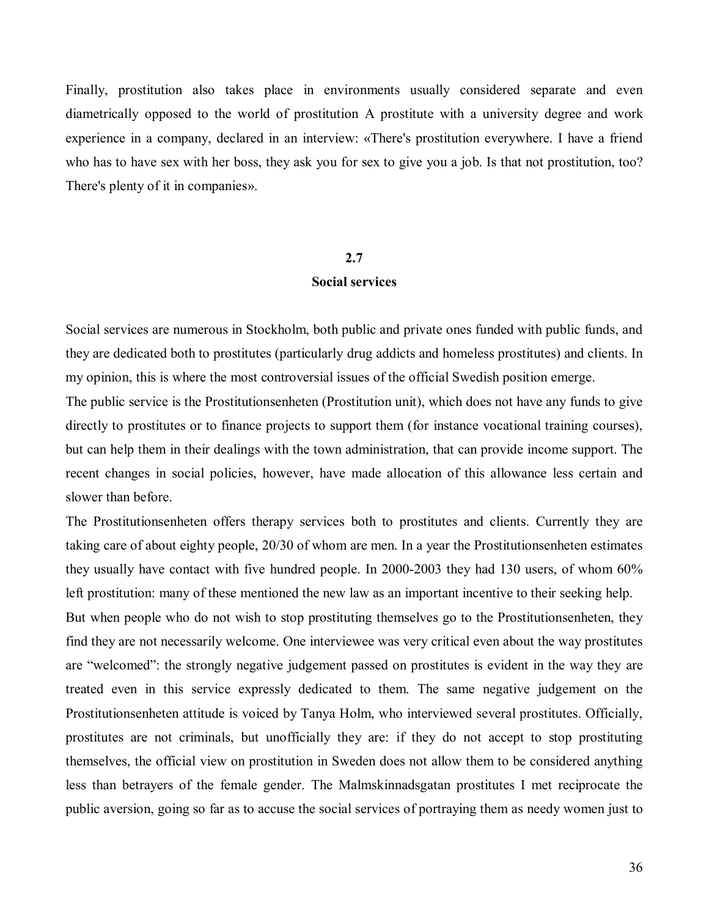Finally, prostitution also takes place in environments usually considered separate and even diametrically opposed to the world of prostitution A prostitute with a university degree and work experience in a company, declared in an interview: «There's prostitution everywhere. I have a friend who has to have sex with her boss, they ask you for sex to give you a job. Is that not prostitution, too? There's plenty of it in companies».

## 2.7
## Social services

Social services are numerous in Stockholm, both public and private ones funded with public funds, and they are dedicated both to prostitutes (particularly drug addicts and homeless prostitutes) and clients. In my opinion, this is where the most controversial issues of the official Swedish position emerge.

The public service is the Prostitutionsenheten (Prostitution unit), which does not have any funds to give directly to prostitutes or to finance projects to support them (for instance vocational training courses), but can help them in their dealings with the town administration, that can provide income support. The recent changes in social policies, however, have made allocation of this allowance less certain and slower than before.

The Prostitutionsenheten offers therapy services both to prostitutes and clients. Currently they are taking care of about eighty people, 20/30 of whom are men. In a year the Prostitutionsenheten estimates they usually have contact with five hundred people. In 2000-2003 they had 130 users, of whom 60% left prostitution: many of these mentioned the new law as an important incentive to their seeking help.

But when people who do not wish to stop prostituting themselves go to the Prostitutionsenheten, they find they are not necessarily welcome. One interviewee was very critical even about the way prostitutes are "welcomed": the strongly negative judgement passed on prostitutes is evident in the way they are treated even in this service expressly dedicated to them. The same negative judgement on the Prostitutionsenheten attitude is voiced by Tanya Holm, who interviewed several prostitutes. Officially, prostitutes are not criminals, but unofficially they are: if they do not accept to stop prostituting themselves, the official view on prostitution in Sweden does not allow them to be considered anything less than betrayers of the female gender. The Malmskinnadsgatan prostitutes I met reciprocate the public aversion, going so far as to accuse the social services of portraying them as needy women just to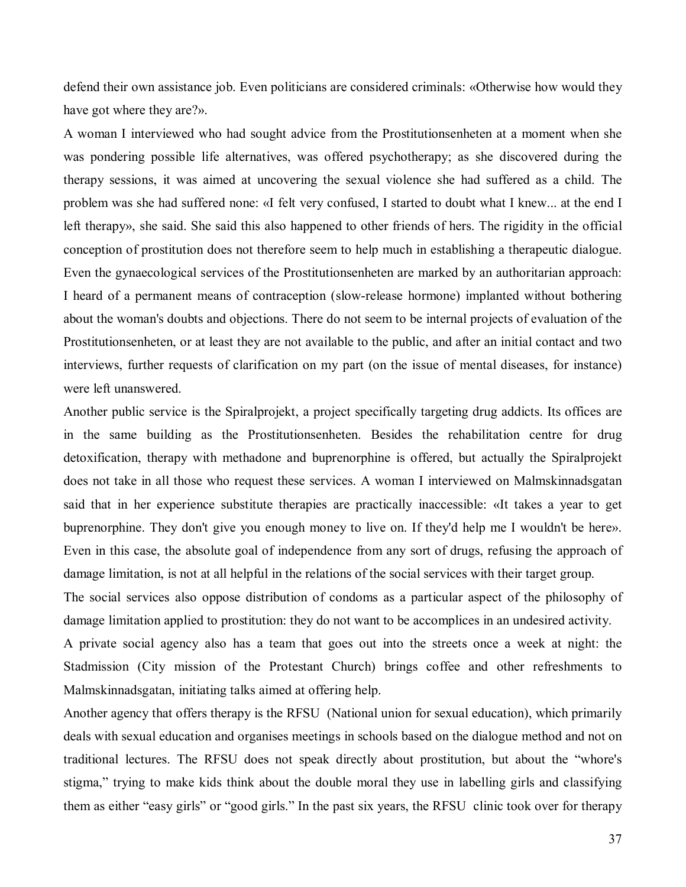defend their own assistance job. Even politicians are considered criminals: «Otherwise how would they have got where they are?».

A woman I interviewed who had sought advice from the Prostitutionsenheten at a moment when she was pondering possible life alternatives, was offered psychotherapy; as she discovered during the therapy sessions, it was aimed at uncovering the sexual violence she had suffered as a child. The problem was she had suffered none: «I felt very confused, I started to doubt what I knew... at the end I left therapy», she said. She said this also happened to other friends of hers. The rigidity in the official conception of prostitution does not therefore seem to help much in establishing a therapeutic dialogue. Even the gynaecological services of the Prostitutionsenheten are marked by an authoritarian approach: I heard of a permanent means of contraception (slow-release hormone) implanted without bothering about the woman's doubts and objections. There do not seem to be internal projects of evaluation of the Prostitutionsenheten, or at least they are not available to the public, and after an initial contact and two interviews, further requests of clarification on my part (on the issue of mental diseases, for instance) were left unanswered.

Another public service is the Spiralprojekt, a project specifically targeting drug addicts. Its offices are in the same building as the Prostitutionsenheten. Besides the rehabilitation centre for drug detoxification, therapy with methadone and buprenorphine is offered, but actually the Spiralprojekt does not take in all those who request these services. A woman I interviewed on Malmskinnadsgatan said that in her experience substitute therapies are practically inaccessible: «It takes a year to get buprenorphine. They don't give you enough money to live on. If they'd help me I wouldn't be here». Even in this case, the absolute goal of independence from any sort of drugs, refusing the approach of damage limitation, is not at all helpful in the relations of the social services with their target group.

The social services also oppose distribution of condoms as a particular aspect of the philosophy of damage limitation applied to prostitution: they do not want to be accomplices in an undesired activity.

A private social agency also has a team that goes out into the streets once a week at night: the Stadmission (City mission of the Protestant Church) brings coffee and other refreshments to Malmskinnadsgatan, initiating talks aimed at offering help.

Another agency that offers therapy is the RFSU (National union for sexual education), which primarily deals with sexual education and organises meetings in schools based on the dialogue method and not on traditional lectures. The RFSU does not speak directly about prostitution, but about the "whore's stigma," trying to make kids think about the double moral they use in labelling girls and classifying them as either "easy girls" or "good girls." In the past six years, the RFSU clinic took over for therapy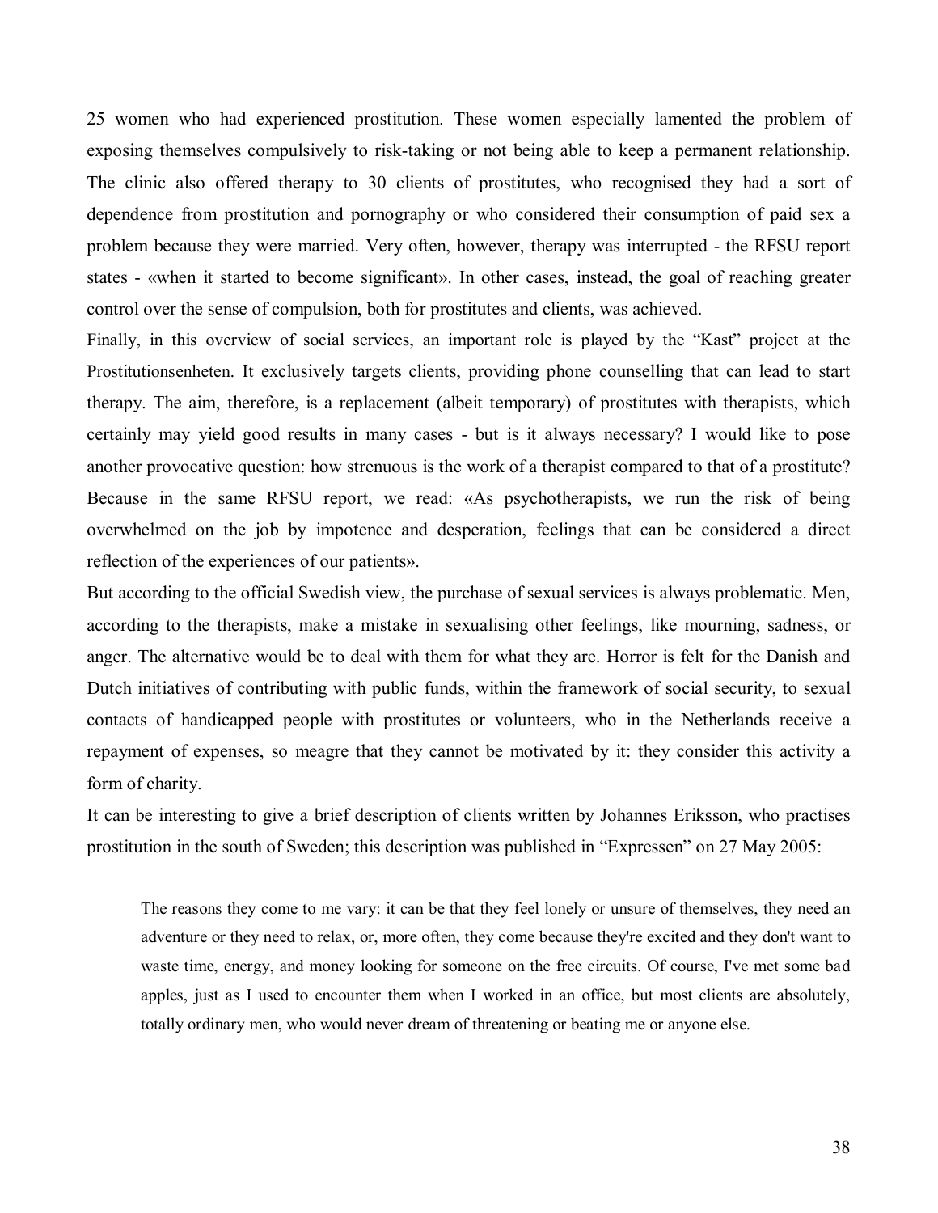25 women who had experienced prostitution. These women especially lamented the problem of exposing themselves compulsively to risk-taking or not being able to keep a permanent relationship. The clinic also offered therapy to 30 clients of prostitutes, who recognised they had a sort of dependence from prostitution and pornography or who considered their consumption of paid sex a problem because they were married. Very often, however, therapy was interrupted - the RFSU report states - «when it started to become significant». In other cases, instead, the goal of reaching greater control over the sense of compulsion, both for prostitutes and clients, was achieved.

Finally, in this overview of social services, an important role is played by the "Kast" project at the Prostitutionsenheten. It exclusively targets clients, providing phone counselling that can lead to start therapy. The aim, therefore, is a replacement (albeit temporary) of prostitutes with therapists, which certainly may yield good results in many cases - but is it always necessary? I would like to pose another provocative question: how strenuous is the work of a therapist compared to that of a prostitute? Because in the same RFSU report, we read: «As psychotherapists, we run the risk of being overwhelmed on the job by impotence and desperation, feelings that can be considered a direct reflection of the experiences of our patients».

But according to the official Swedish view, the purchase of sexual services is always problematic. Men, according to the therapists, make a mistake in sexualising other feelings, like mourning, sadness, or anger. The alternative would be to deal with them for what they are. Horror is felt for the Danish and Dutch initiatives of contributing with public funds, within the framework of social security, to sexual contacts of handicapped people with prostitutes or volunteers, who in the Netherlands receive a repayment of expenses, so meagre that they cannot be motivated by it: they consider this activity a form of charity.

It can be interesting to give a brief description of clients written by Johannes Eriksson, who practises prostitution in the south of Sweden; this description was published in "Expressen" on 27 May 2005:

> The reasons they come to me vary: it can be that they feel lonely or unsure of themselves, they need an adventure or they need to relax, or, more often, they come because they're excited and they don't want to waste time, energy, and money looking for someone on the free circuits. Of course, I've met some bad apples, just as I used to encounter them when I worked in an office, but most clients are absolutely, totally ordinary men, who would never dream of threatening or beating me or anyone else.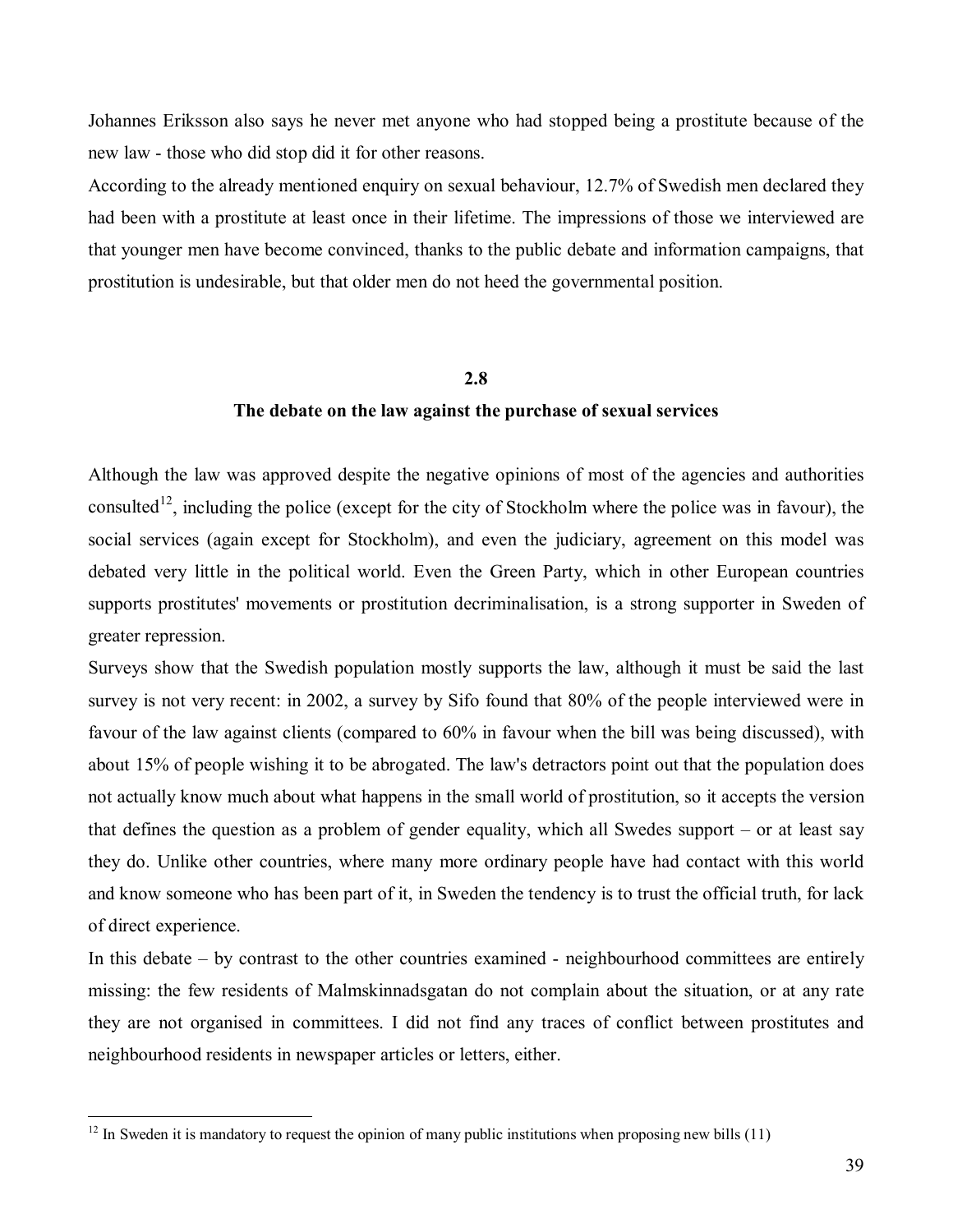Johannes Eriksson also says he never met anyone who had stopped being a prostitute because of the new law - those who did stop did it for other reasons.

According to the already mentioned enquiry on sexual behaviour, 12.7% of Swedish men declared they had been with a prostitute at least once in their lifetime. The impressions of those we interviewed are that younger men have become convinced, thanks to the public debate and information campaigns, that prostitution is undesirable, but that older men do not heed the governmental position.

## 2.8
## The debate on the law against the purchase of sexual services

Although the law was approved despite the negative opinions of most of the agencies and authorities consulted[12], including the police (except for the city of Stockholm where the police was in favour), the social services (again except for Stockholm), and even the judiciary, agreement on this model was debated very little in the political world. Even the Green Party, which in other European countries supports prostitutes' movements or prostitution decriminalisation, is a strong supporter in Sweden of greater repression.

Surveys show that the Swedish population mostly supports the law, although it must be said the last survey is not very recent: in 2002, a survey by Sifo found that 80% of the people interviewed were in favour of the law against clients (compared to 60% in favour when the bill was being discussed), with about 15% of people wishing it to be abrogated. The law's detractors point out that the population does not actually know much about what happens in the small world of prostitution, so it accepts the version that defines the question as a problem of gender equality, which all Swedes support – or at least say they do. Unlike other countries, where many more ordinary people have had contact with this world and know someone who has been part of it, in Sweden the tendency is to trust the official truth, for lack of direct experience.

In this debate – by contrast to the other countries examined - neighbourhood committees are entirely missing: the few residents of Malmskinnadsgatan do not complain about the situation, or at any rate they are not organised in committees. I did not find any traces of conflict between prostitutes and neighbourhood residents in newspaper articles or letters, either.

---

[12] In Sweden it is mandatory to request the opinion of many public institutions when proposing new bills (11)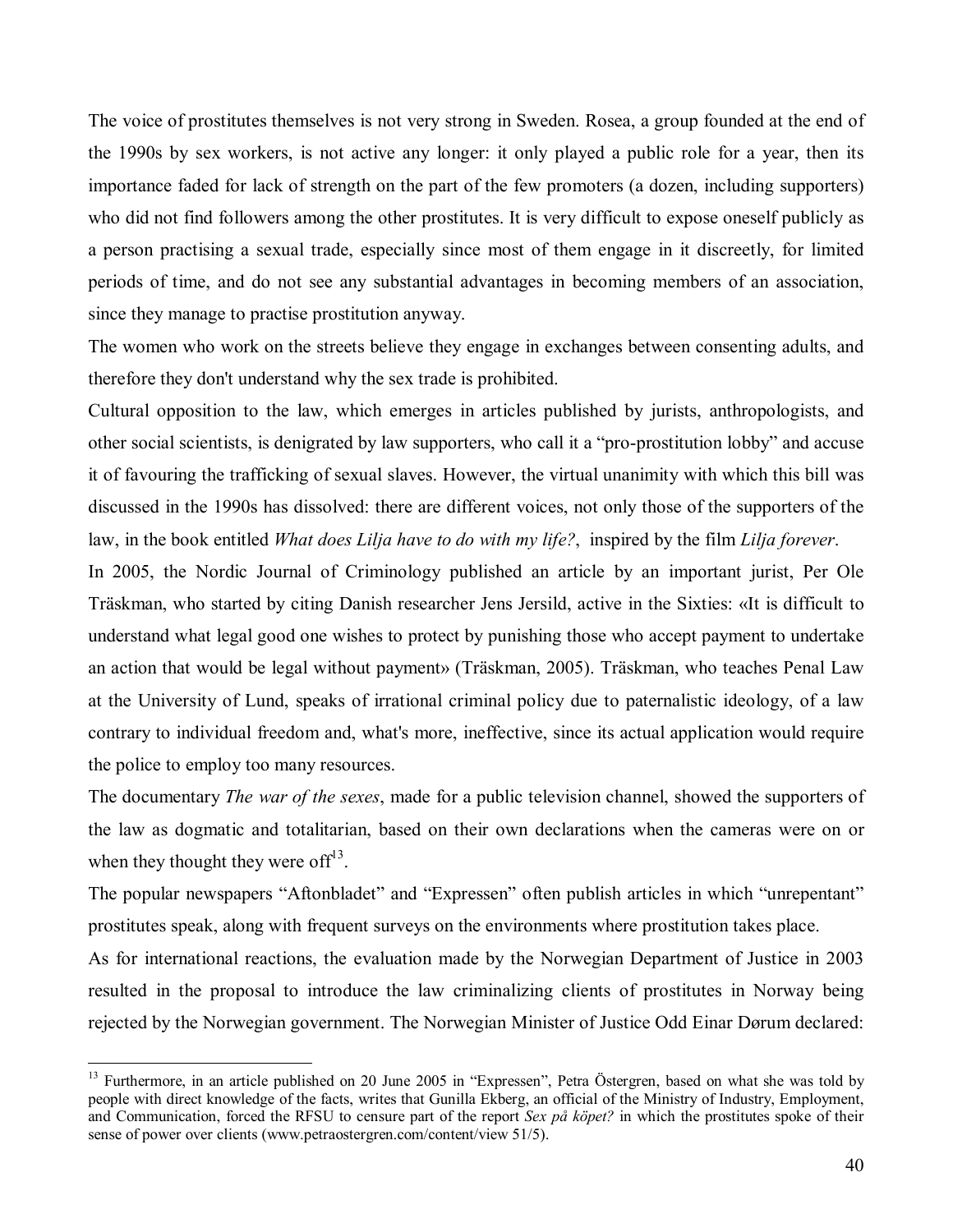The voice of prostitutes themselves is not very strong in Sweden. Rosea, a group founded at the end of the 1990s by sex workers, is not active any longer: it only played a public role for a year, then its importance faded for lack of strength on the part of the few promoters (a dozen, including supporters) who did not find followers among the other prostitutes. It is very difficult to expose oneself publicly as a person practising a sexual trade, especially since most of them engage in it discreetly, for limited periods of time, and do not see any substantial advantages in becoming members of an association, since they manage to practise prostitution anyway.

The women who work on the streets believe they engage in exchanges between consenting adults, and therefore they don't understand why the sex trade is prohibited.

Cultural opposition to the law, which emerges in articles published by jurists, anthropologists, and other social scientists, is denigrated by law supporters, who call it a "pro-prostitution lobby" and accuse it of favouring the trafficking of sexual slaves. However, the virtual unanimity with which this bill was discussed in the 1990s has dissolved: there are different voices, not only those of the supporters of the law, in the book entitled *What does Lilja have to do with my life?*, inspired by the film *Lilja forever*.

In 2005, the Nordic Journal of Criminology published an article by an important jurist, Per Ole Träskman, who started by citing Danish researcher Jens Jersild, active in the Sixties: «It is difficult to understand what legal good one wishes to protect by punishing those who accept payment to undertake an action that would be legal without payment» (Träskman, 2005). Träskman, who teaches Penal Law at the University of Lund, speaks of irrational criminal policy due to paternalistic ideology, of a law contrary to individual freedom and, what's more, ineffective, since its actual application would require the police to employ too many resources.

The documentary *The war of the sexes*, made for a public television channel, showed the supporters of the law as dogmatic and totalitarian, based on their own declarations when the cameras were on or when they thought they were off[13].

The popular newspapers "Aftonbladet" and "Expressen" often publish articles in which "unrepentant" prostitutes speak, along with frequent surveys on the environments where prostitution takes place.

As for international reactions, the evaluation made by the Norwegian Department of Justice in 2003 resulted in the proposal to introduce the law criminalizing clients of prostitutes in Norway being rejected by the Norwegian government. The Norwegian Minister of Justice Odd Einar Dørum declared:

---

[13] Furthermore, in an article published on 20 June 2005 in "Expressen", Petra Östergren, based on what she was told by people with direct knowledge of the facts, writes that Gunilla Ekberg, an official of the Ministry of Industry, Employment, and Communication, forced the RFSU to censure part of the report *Sex på köpet?* in which the prostitutes spoke of their sense of power over clients (www.petraostergren.com/content/view 51/5).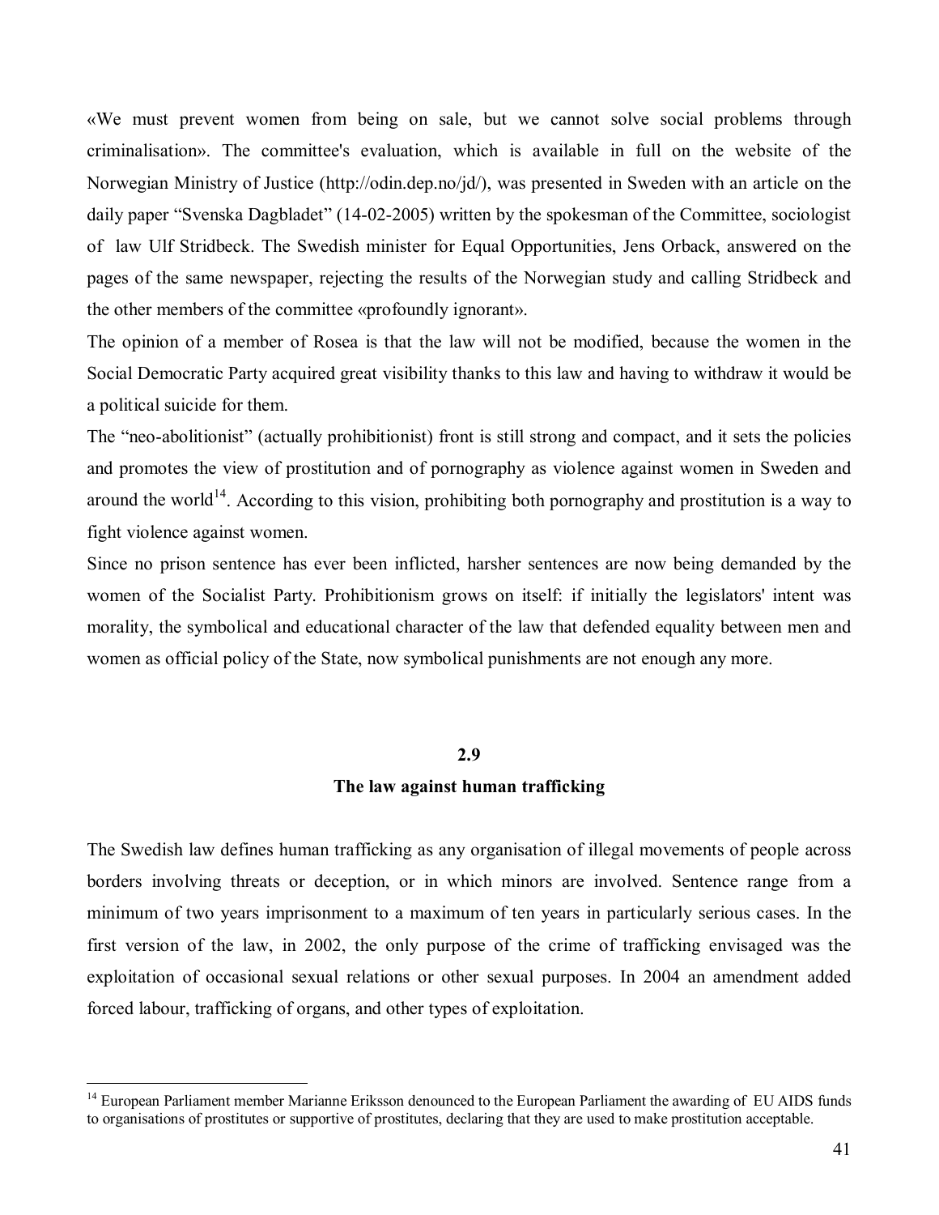«We must prevent women from being on sale, but we cannot solve social problems through criminalisation». The committee's evaluation, which is available in full on the website of the Norwegian Ministry of Justice (http://odin.dep.no/jd/), was presented in Sweden with an article on the daily paper "Svenska Dagbladet" (14-02-2005) written by the spokesman of the Committee, sociologist of law Ulf Stridbeck. The Swedish minister for Equal Opportunities, Jens Orback, answered on the pages of the same newspaper, rejecting the results of the Norwegian study and calling Stridbeck and the other members of the committee «profoundly ignorant».

The opinion of a member of Rosea is that the law will not be modified, because the women in the Social Democratic Party acquired great visibility thanks to this law and having to withdraw it would be a political suicide for them.

The "neo-abolitionist" (actually prohibitionist) front is still strong and compact, and it sets the policies and promotes the view of prostitution and of pornography as violence against women in Sweden and around the world[14]. According to this vision, prohibiting both pornography and prostitution is a way to fight violence against women.

Since no prison sentence has ever been inflicted, harsher sentences are now being demanded by the women of the Socialist Party. Prohibitionism grows on itself: if initially the legislators' intent was morality, the symbolical and educational character of the law that defended equality between men and women as official policy of the State, now symbolical punishments are not enough any more.

## 2.9
## The law against human trafficking

The Swedish law defines human trafficking as any organisation of illegal movements of people across borders involving threats or deception, or in which minors are involved. Sentence range from a minimum of two years imprisonment to a maximum of ten years in particularly serious cases. In the first version of the law, in 2002, the only purpose of the crime of trafficking envisaged was the exploitation of occasional sexual relations or other sexual purposes. In 2004 an amendment added forced labour, trafficking of organs, and other types of exploitation.

---

[14] European Parliament member Marianne Eriksson denounced to the European Parliament the awarding of EU AIDS funds to organisations of prostitutes or supportive of prostitutes, declaring that they are used to make prostitution acceptable.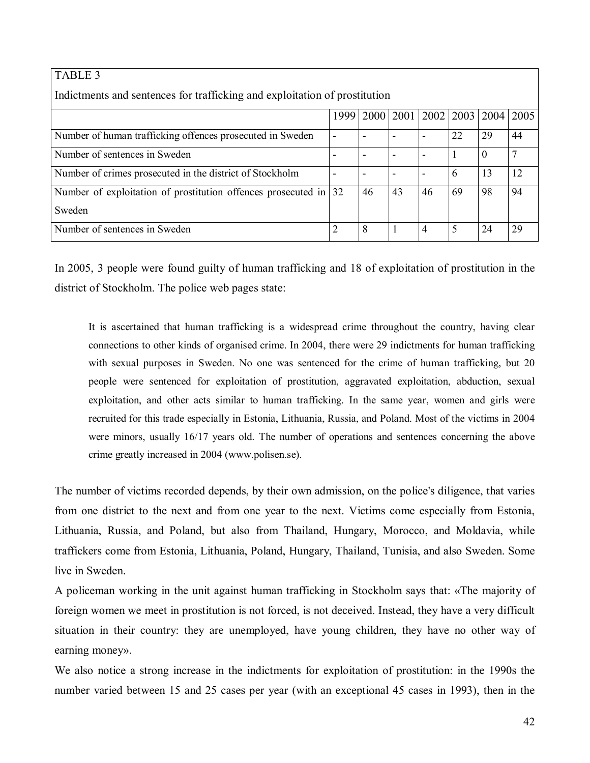TABLE 3

Indictments and sentences for trafficking and exploitation of prostitution

| | 1999 | 2000 | 2001 | 2002 | 2003 | 2004 | 2005 |
|---|---|---|---|---|---|---|---|
| Number of human trafficking offences prosecuted in Sweden | - | - | - | - | 22 | 29 | 44 |
| Number of sentences in Sweden | - | - | - | - | 1 | 0 | 7 |
| Number of crimes prosecuted in the district of Stockholm | - | - | - | - | 6 | 13 | 12 |
| Number of exploitation of prostitution offences prosecuted in Sweden | 32 | 46 | 43 | 46 | 69 | 98 | 94 |
| Number of sentences in Sweden | 2 | 8 | 1 | 4 | 5 | 24 | 29 |

In 2005, 3 people were found guilty of human trafficking and 18 of exploitation of prostitution in the district of Stockholm. The police web pages state:

> It is ascertained that human trafficking is a widespread crime throughout the country, having clear connections to other kinds of organised crime. In 2004, there were 29 indictments for human trafficking with sexual purposes in Sweden. No one was sentenced for the crime of human trafficking, but 20 people were sentenced for exploitation of prostitution, aggravated exploitation, abduction, sexual exploitation, and other acts similar to human trafficking. In the same year, women and girls were recruited for this trade especially in Estonia, Lithuania, Russia, and Poland. Most of the victims in 2004 were minors, usually 16/17 years old. The number of operations and sentences concerning the above crime greatly increased in 2004 (www.polisen.se).

The number of victims recorded depends, by their own admission, on the police's diligence, that varies from one district to the next and from one year to the next. Victims come especially from Estonia, Lithuania, Russia, and Poland, but also from Thailand, Hungary, Morocco, and Moldavia, while traffickers come from Estonia, Lithuania, Poland, Hungary, Thailand, Tunisia, and also Sweden. Some live in Sweden.

A policeman working in the unit against human trafficking in Stockholm says that: «The majority of foreign women we meet in prostitution is not forced, is not deceived. Instead, they have a very difficult situation in their country: they are unemployed, have young children, they have no other way of earning money».

We also notice a strong increase in the indictments for exploitation of prostitution: in the 1990s the number varied between 15 and 25 cases per year (with an exceptional 45 cases in 1993), then in the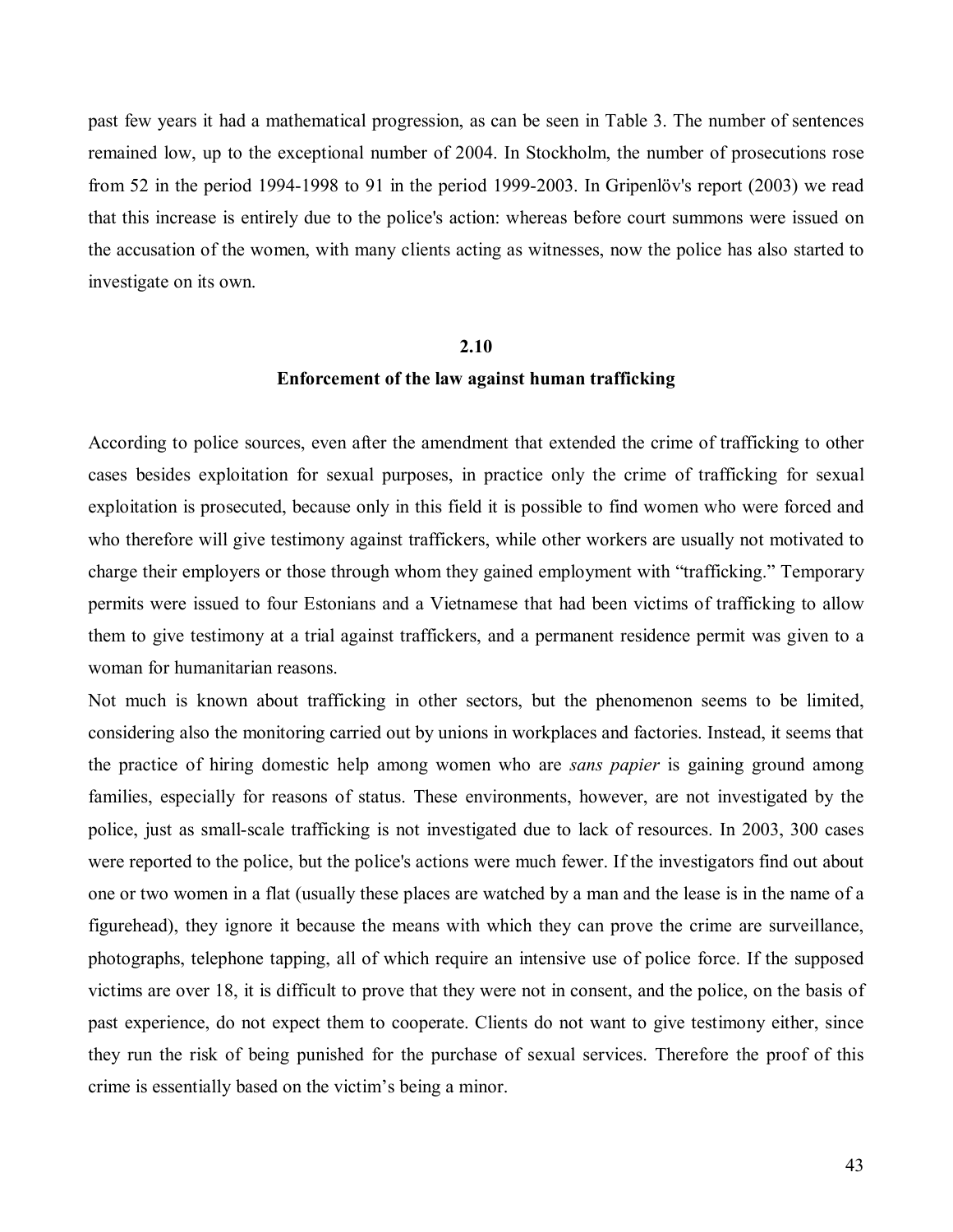past few years it had a mathematical progression, as can be seen in Table 3. The number of sentences remained low, up to the exceptional number of 2004. In Stockholm, the number of prosecutions rose from 52 in the period 1994-1998 to 91 in the period 1999-2003. In Gripenlöv's report (2003) we read that this increase is entirely due to the police's action: whereas before court summons were issued on the accusation of the women, with many clients acting as witnesses, now the police has also started to investigate on its own.

## 2.10
## Enforcement of the law against human trafficking

According to police sources, even after the amendment that extended the crime of trafficking to other cases besides exploitation for sexual purposes, in practice only the crime of trafficking for sexual exploitation is prosecuted, because only in this field it is possible to find women who were forced and who therefore will give testimony against traffickers, while other workers are usually not motivated to charge their employers or those through whom they gained employment with "trafficking." Temporary permits were issued to four Estonians and a Vietnamese that had been victims of trafficking to allow them to give testimony at a trial against traffickers, and a permanent residence permit was given to a woman for humanitarian reasons.

Not much is known about trafficking in other sectors, but the phenomenon seems to be limited, considering also the monitoring carried out by unions in workplaces and factories. Instead, it seems that the practice of hiring domestic help among women who are *sans papier* is gaining ground among families, especially for reasons of status. These environments, however, are not investigated by the police, just as small-scale trafficking is not investigated due to lack of resources. In 2003, 300 cases were reported to the police, but the police's actions were much fewer. If the investigators find out about one or two women in a flat (usually these places are watched by a man and the lease is in the name of a figurehead), they ignore it because the means with which they can prove the crime are surveillance, photographs, telephone tapping, all of which require an intensive use of police force. If the supposed victims are over 18, it is difficult to prove that they were not in consent, and the police, on the basis of past experience, do not expect them to cooperate. Clients do not want to give testimony either, since they run the risk of being punished for the purchase of sexual services. Therefore the proof of this crime is essentially based on the victim's being a minor.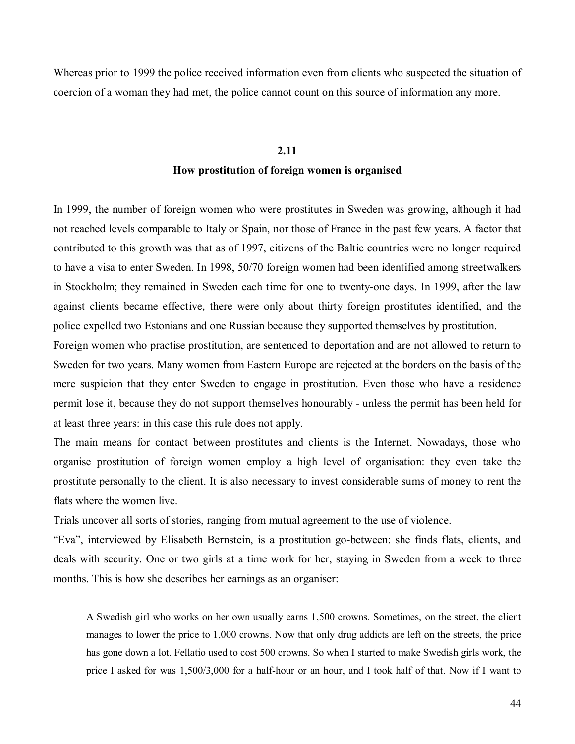Whereas prior to 1999 the police received information even from clients who suspected the situation of coercion of a woman they had met, the police cannot count on this source of information any more.

## 2.11
## How prostitution of foreign women is organised

In 1999, the number of foreign women who were prostitutes in Sweden was growing, although it had not reached levels comparable to Italy or Spain, nor those of France in the past few years. A factor that contributed to this growth was that as of 1997, citizens of the Baltic countries were no longer required to have a visa to enter Sweden. In 1998, 50/70 foreign women had been identified among streetwalkers in Stockholm; they remained in Sweden each time for one to twenty-one days. In 1999, after the law against clients became effective, there were only about thirty foreign prostitutes identified, and the police expelled two Estonians and one Russian because they supported themselves by prostitution.

Foreign women who practise prostitution, are sentenced to deportation and are not allowed to return to Sweden for two years. Many women from Eastern Europe are rejected at the borders on the basis of the mere suspicion that they enter Sweden to engage in prostitution. Even those who have a residence permit lose it, because they do not support themselves honourably - unless the permit has been held for at least three years: in this case this rule does not apply.

The main means for contact between prostitutes and clients is the Internet. Nowadays, those who organise prostitution of foreign women employ a high level of organisation: they even take the prostitute personally to the client. It is also necessary to invest considerable sums of money to rent the flats where the women live.

Trials uncover all sorts of stories, ranging from mutual agreement to the use of violence.

"Eva", interviewed by Elisabeth Bernstein, is a prostitution go-between: she finds flats, clients, and deals with security. One or two girls at a time work for her, staying in Sweden from a week to three months. This is how she describes her earnings as an organiser:

> A Swedish girl who works on her own usually earns 1,500 crowns. Sometimes, on the street, the client manages to lower the price to 1,000 crowns. Now that only drug addicts are left on the streets, the price has gone down a lot. Fellatio used to cost 500 crowns. So when I started to make Swedish girls work, the price I asked for was 1,500/3,000 for a half-hour or an hour, and I took half of that. Now if I want to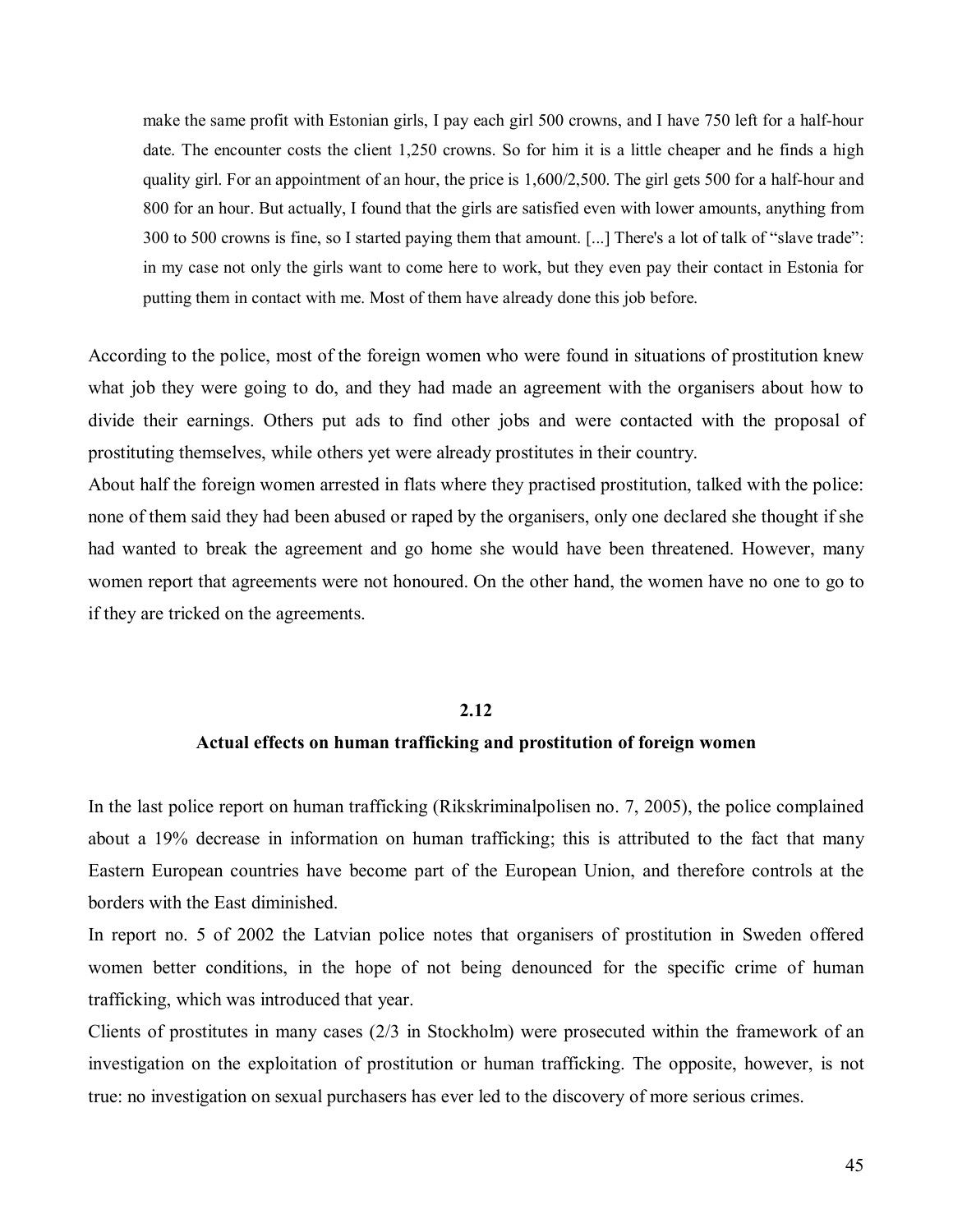> make the same profit with Estonian girls, I pay each girl 500 crowns, and I have 750 left for a half-hour date. The encounter costs the client 1,250 crowns. So for him it is a little cheaper and he finds a high quality girl. For an appointment of an hour, the price is 1,600/2,500. The girl gets 500 for a half-hour and 800 for an hour. But actually, I found that the girls are satisfied even with lower amounts, anything from 300 to 500 crowns is fine, so I started paying them that amount. [...] There's a lot of talk of "slave trade": in my case not only the girls want to come here to work, but they even pay their contact in Estonia for putting them in contact with me. Most of them have already done this job before.

According to the police, most of the foreign women who were found in situations of prostitution knew what job they were going to do, and they had made an agreement with the organisers about how to divide their earnings. Others put ads to find other jobs and were contacted with the proposal of prostituting themselves, while others yet were already prostitutes in their country.

About half the foreign women arrested in flats where they practised prostitution, talked with the police: none of them said they had been abused or raped by the organisers, only one declared she thought if she had wanted to break the agreement and go home she would have been threatened. However, many women report that agreements were not honoured. On the other hand, the women have no one to go to if they are tricked on the agreements.

## 2.12

## Actual effects on human trafficking and prostitution of foreign women

In the last police report on human trafficking (Rikskriminalpolisen no. 7, 2005), the police complained about a 19% decrease in information on human trafficking; this is attributed to the fact that many Eastern European countries have become part of the European Union, and therefore controls at the borders with the East diminished.

In report no. 5 of 2002 the Latvian police notes that organisers of prostitution in Sweden offered women better conditions, in the hope of not being denounced for the specific crime of human trafficking, which was introduced that year.

Clients of prostitutes in many cases (2/3 in Stockholm) were prosecuted within the framework of an investigation on the exploitation of prostitution or human trafficking. The opposite, however, is not true: no investigation on sexual purchasers has ever led to the discovery of more serious crimes.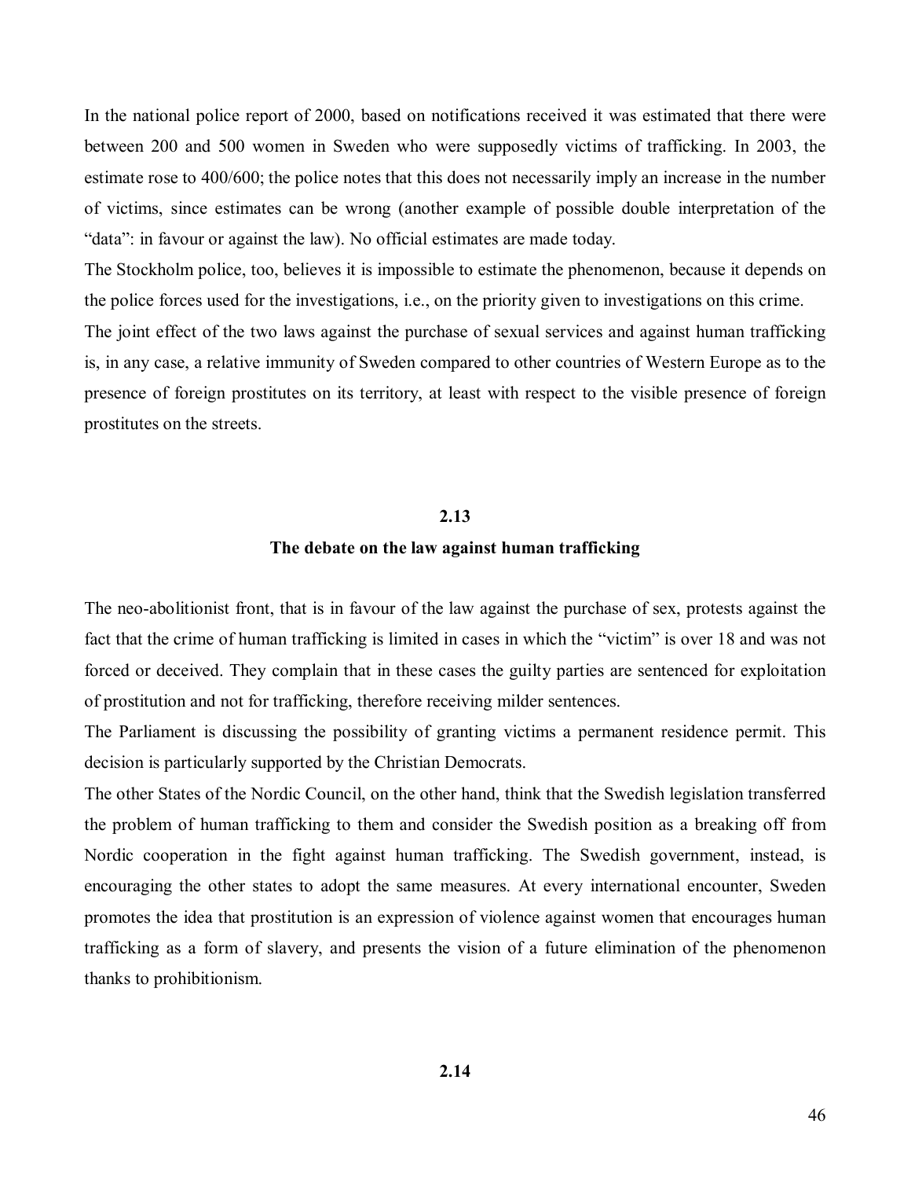In the national police report of 2000, based on notifications received it was estimated that there were between 200 and 500 women in Sweden who were supposedly victims of trafficking. In 2003, the estimate rose to 400/600; the police notes that this does not necessarily imply an increase in the number of victims, since estimates can be wrong (another example of possible double interpretation of the "data": in favour or against the law). No official estimates are made today.

The Stockholm police, too, believes it is impossible to estimate the phenomenon, because it depends on the police forces used for the investigations, i.e., on the priority given to investigations on this crime.

The joint effect of the two laws against the purchase of sexual services and against human trafficking is, in any case, a relative immunity of Sweden compared to other countries of Western Europe as to the presence of foreign prostitutes on its territory, at least with respect to the visible presence of foreign prostitutes on the streets.

## 2.13

## The debate on the law against human trafficking

The neo-abolitionist front, that is in favour of the law against the purchase of sex, protests against the fact that the crime of human trafficking is limited in cases in which the "victim" is over 18 and was not forced or deceived. They complain that in these cases the guilty parties are sentenced for exploitation of prostitution and not for trafficking, therefore receiving milder sentences.

The Parliament is discussing the possibility of granting victims a permanent residence permit. This decision is particularly supported by the Christian Democrats.

The other States of the Nordic Council, on the other hand, think that the Swedish legislation transferred the problem of human trafficking to them and consider the Swedish position as a breaking off from Nordic cooperation in the fight against human trafficking. The Swedish government, instead, is encouraging the other states to adopt the same measures. At every international encounter, Sweden promotes the idea that prostitution is an expression of violence against women that encourages human trafficking as a form of slavery, and presents the vision of a future elimination of the phenomenon thanks to prohibitionism.

## 2.14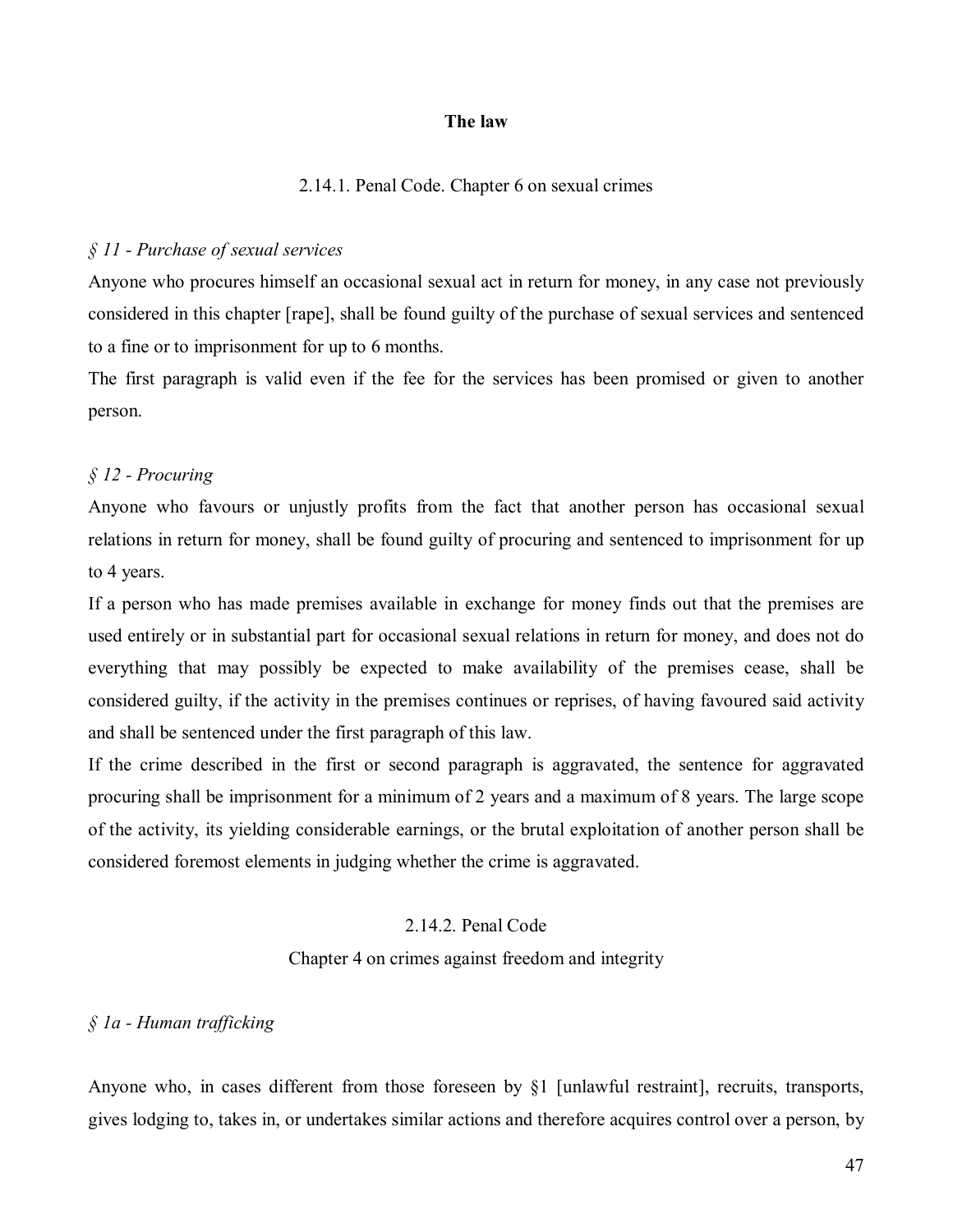## The law

### 2.14.1. Penal Code. Chapter 6 on sexual crimes

*§ 11 - Purchase of sexual services*

Anyone who procures himself an occasional sexual act in return for money, in any case not previously considered in this chapter [rape], shall be found guilty of the purchase of sexual services and sentenced to a fine or to imprisonment for up to 6 months.

The first paragraph is valid even if the fee for the services has been promised or given to another person.

*§ 12 - Procuring*

Anyone who favours or unjustly profits from the fact that another person has occasional sexual relations in return for money, shall be found guilty of procuring and sentenced to imprisonment for up to 4 years.

If a person who has made premises available in exchange for money finds out that the premises are used entirely or in substantial part for occasional sexual relations in return for money, and does not do everything that may possibly be expected to make availability of the premises cease, shall be considered guilty, if the activity in the premises continues or reprises, of having favoured said activity and shall be sentenced under the first paragraph of this law.

If the crime described in the first or second paragraph is aggravated, the sentence for aggravated procuring shall be imprisonment for a minimum of 2 years and a maximum of 8 years. The large scope of the activity, its yielding considerable earnings, or the brutal exploitation of another person shall be considered foremost elements in judging whether the crime is aggravated.

### 2.14.2. Penal Code

### Chapter 4 on crimes against freedom and integrity

*§ 1a - Human trafficking*

Anyone who, in cases different from those foreseen by §1 [unlawful restraint], recruits, transports, gives lodging to, takes in, or undertakes similar actions and therefore acquires control over a person, by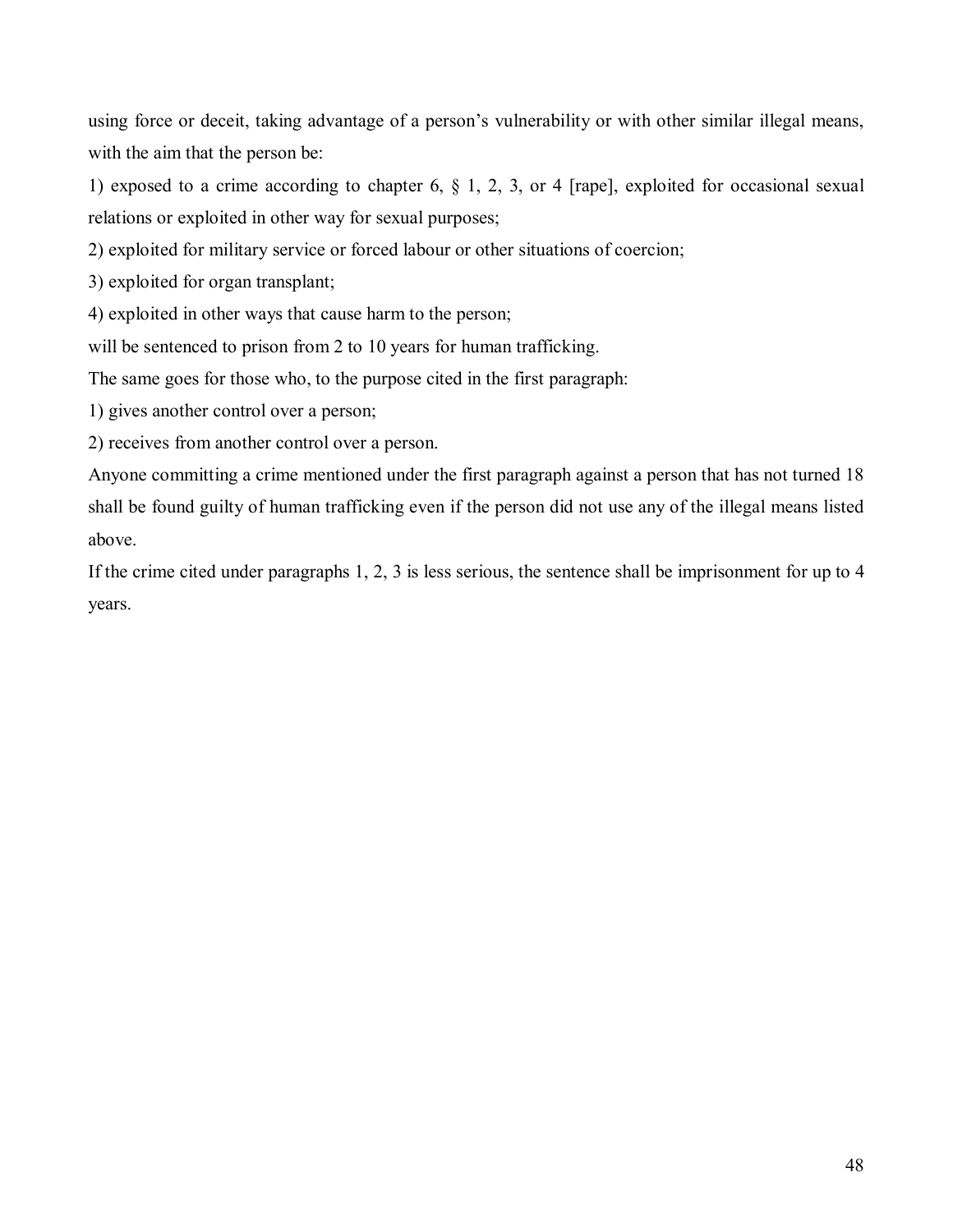using force or deceit, taking advantage of a person's vulnerability or with other similar illegal means, with the aim that the person be:

1) exposed to a crime according to chapter 6, § 1, 2, 3, or 4 [rape], exploited for occasional sexual relations or exploited in other way for sexual purposes;

2) exploited for military service or forced labour or other situations of coercion;

3) exploited for organ transplant;

4) exploited in other ways that cause harm to the person;

will be sentenced to prison from 2 to 10 years for human trafficking.

The same goes for those who, to the purpose cited in the first paragraph:

1) gives another control over a person;

2) receives from another control over a person.

Anyone committing a crime mentioned under the first paragraph against a person that has not turned 18 shall be found guilty of human trafficking even if the person did not use any of the illegal means listed above.

If the crime cited under paragraphs 1, 2, 3 is less serious, the sentence shall be imprisonment for up to 4 years.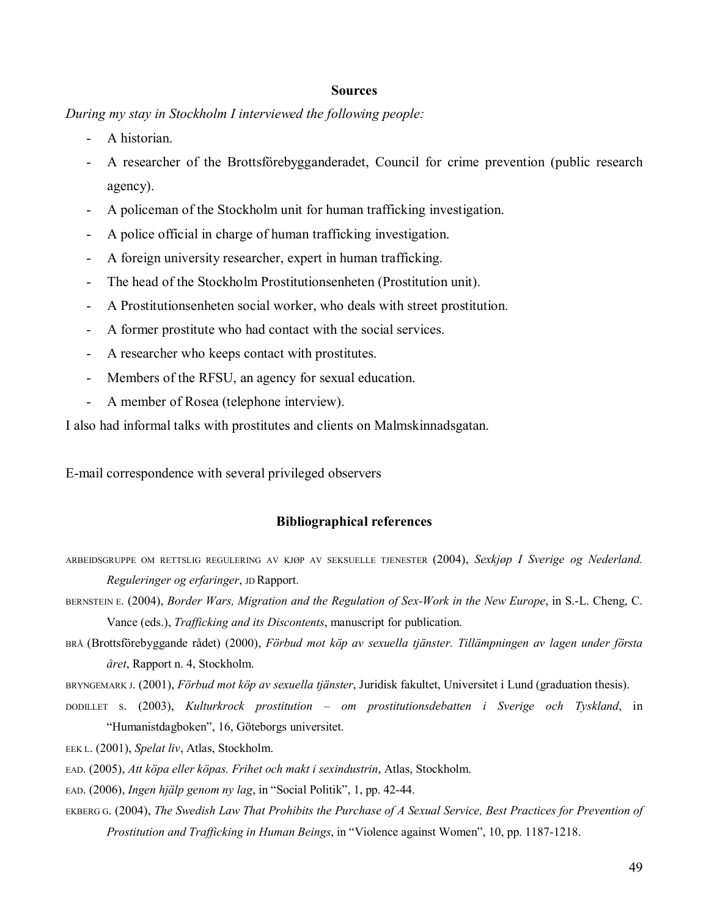## Sources

*During my stay in Stockholm I interviewed the following people:*

- A historian.
- A researcher of the Brottsförebygganderadet, Council for crime prevention (public research agency).
- A policeman of the Stockholm unit for human trafficking investigation.
- A police official in charge of human trafficking investigation.
- A foreign university researcher, expert in human trafficking.
- The head of the Stockholm Prostitutionsenheten (Prostitution unit).
- A Prostitutionsenheten social worker, who deals with street prostitution.
- A former prostitute who had contact with the social services.
- A researcher who keeps contact with prostitutes.
- Members of the RFSU, an agency for sexual education.
- A member of Rosea (telephone interview).

I also had informal talks with prostitutes and clients on Malmskinnadsgatan.

E-mail correspondence with several privileged observers

## Bibliographical references

ARBEIDSGRUPPE OM RETTSLIG REGULERING AV KJØP AV SEKSUELLE TJENESTER (2004), *Sexkjøp I Sverige og Nederland. Reguleringer og erfaringer*, JD Rapport.

BERNSTEIN E. (2004), *Border Wars, Migration and the Regulation of Sex-Work in the New Europe*, in S.-L. Cheng, C. Vance (eds.), *Trafficking and its Discontents*, manuscript for publication.

BRÅ (Brottsförebyggande rådet) (2000), *Förbud mot köp av sexuella tjänster. Tillämpningen av lagen under första året*, Rapport n. 4, Stockholm.

BRYNGEMARK J. (2001), *Förbud mot köp av sexuella tjänster*, Juridisk fakultet, Universitet i Lund (graduation thesis).

DODILLET S. (2003), *Kulturkrock prostitution – om prostitutionsdebatten i Sverige och Tyskland*, in "Humanistdagboken", 16, Göteborgs universitet.

EEK L. (2001), *Spelat liv*, Atlas, Stockholm.

EAD. (2005), *Att köpa eller köpas. Frihet och makt i sexindustrin*, Atlas, Stockholm.

EAD. (2006), *Ingen hjälp genom ny lag*, in "Social Politik", 1, pp. 42-44.

EKBERG G. (2004), *The Swedish Law That Prohibits the Purchase of A Sexual Service, Best Practices for Prevention of Prostitution and Trafficking in Human Beings*, in "Violence against Women", 10, pp. 1187-1218.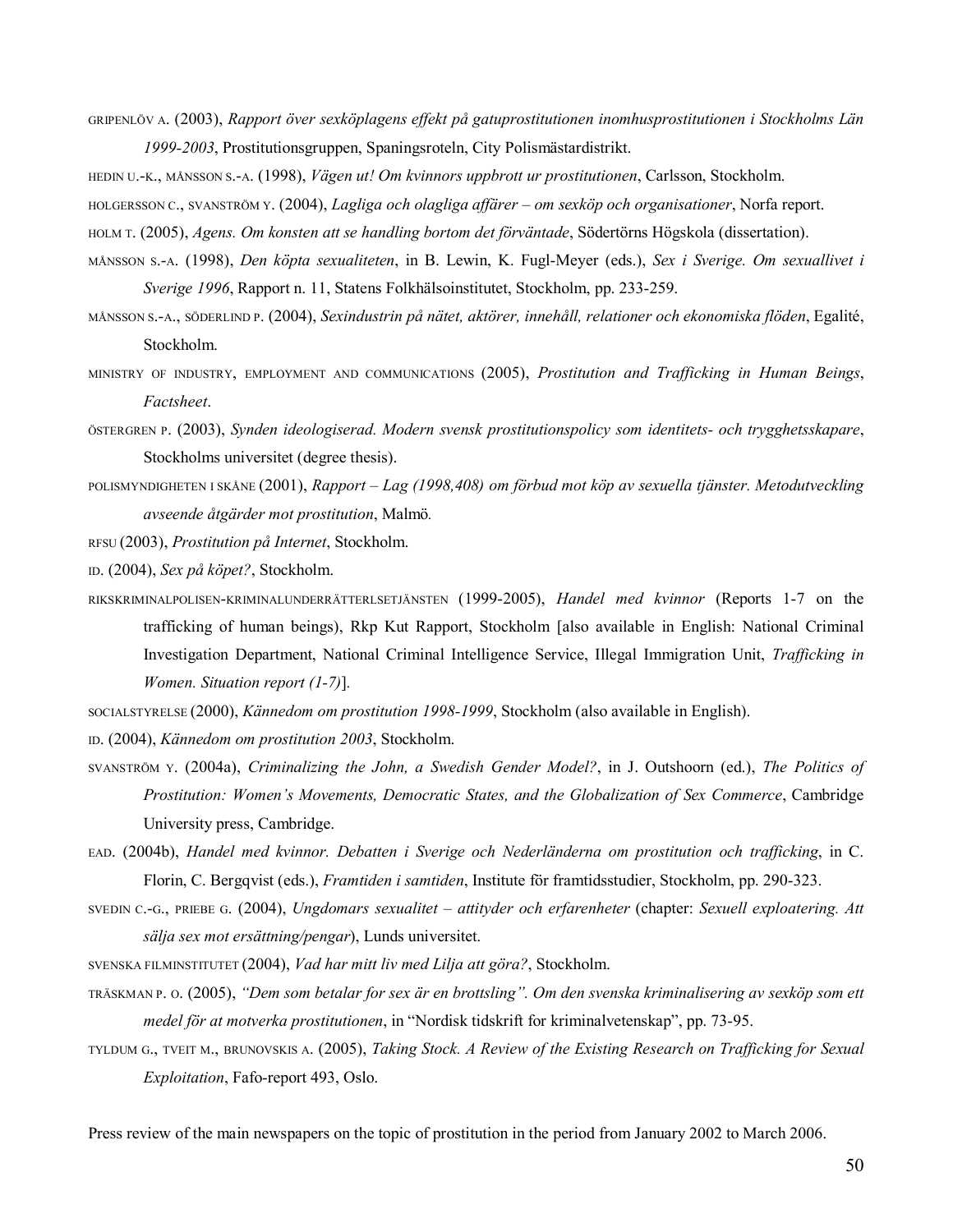GRIPENLÖV A. (2003), *Rapport över sexköplagens effekt på gatuprostitutionen inomhusprostitutionen i Stockholms Län 1999-2003*, Prostitutionsgruppen, Spaningsroteln, City Polismästardistrikt.

HEDIN U.-K., MÅNSSON S.-A. (1998), *Vägen ut! Om kvinnors uppbrott ur prostitutionen*, Carlsson, Stockholm.

HOLGERSSON C., SVANSTRÖM Y. (2004), *Lagliga och olagliga affärer – om sexköp och organisationer*, Norfa report.

HOLM T. (2005), *Agens. Om konsten att se handling bortom det förväntade*, Södertörns Högskola (dissertation).

MÅNSSON S.-A. (1998), *Den köpta sexualiteten*, in B. Lewin, K. Fugl-Meyer (eds.), *Sex i Sverige. Om sexuallivet i Sverige 1996*, Rapport n. 11, Statens Folkhälsoinstitutet, Stockholm, pp. 233-259.

MÅNSSON S.-A., SÖDERLIND P. (2004), *Sexindustrin på nätet, aktörer, innehåll, relationer och ekonomiska flöden*, Egalité, Stockholm.

MINISTRY OF INDUSTRY, EMPLOYMENT AND COMMUNICATIONS (2005), *Prostitution and Trafficking in Human Beings*, *Factsheet*.

ÖSTERGREN P. (2003), *Synden ideologiserad. Modern svensk prostitutionspolicy som identitets- och trygghetsskapare*, Stockholms universitet (degree thesis).

POLISMYNDIGHETEN I SKÅNE (2001), *Rapport – Lag (1998,408) om förbud mot köp av sexuella tjänster. Metodutveckling avseende åtgärder mot prostitution*, Malmö.

RFSU (2003), *Prostitution på Internet*, Stockholm.

ID. (2004), *Sex på köpet?*, Stockholm.

RIKSKRIMINALPOLISEN-KRIMINALUNDERRÄTTERLSETJÄNSTEN (1999-2005), *Handel med kvinnor* (Reports 1-7 on the trafficking of human beings), Rkp Kut Rapport, Stockholm [also available in English: National Criminal Investigation Department, National Criminal Intelligence Service, Illegal Immigration Unit, *Trafficking in Women. Situation report (1-7)*].

SOCIALSTYRELSE (2000), *Kännedom om prostitution 1998-1999*, Stockholm (also available in English).

ID. (2004), *Kännedom om prostitution 2003*, Stockholm.

SVANSTRÖM Y. (2004a), *Criminalizing the John, a Swedish Gender Model?*, in J. Outshoorn (ed.), *The Politics of Prostitution: Women's Movements, Democratic States, and the Globalization of Sex Commerce*, Cambridge University press, Cambridge.

EAD. (2004b), *Handel med kvinnor. Debatten i Sverige och Nederländerna om prostitution och trafficking*, in C. Florin, C. Bergqvist (eds.), *Framtiden i samtiden*, Institute för framtidsstudier, Stockholm, pp. 290-323.

SVEDIN C.-G., PRIEBE G. (2004), *Ungdomars sexualitet – attityder och erfarenheter* (chapter: *Sexuell exploatering. Att sälja sex mot ersättning/pengar*), Lunds universitet.

SVENSKA FILMINSTITUTET (2004), *Vad har mitt liv med Lilja att göra?*, Stockholm.

TRÄSKMAN P. O. (2005), *"Dem som betalar for sex är en brottsling". Om den svenska kriminalisering av sexköp som ett medel för at motverka prostitutionen*, in "Nordisk tidskrift for kriminalvetenskap", pp. 73-95.

TYLDUM G., TVEIT M., BRUNOVSKIS A. (2005), *Taking Stock. A Review of the Existing Research on Trafficking for Sexual Exploitation*, Fafo-report 493, Oslo.

Press review of the main newspapers on the topic of prostitution in the period from January 2002 to March 2006.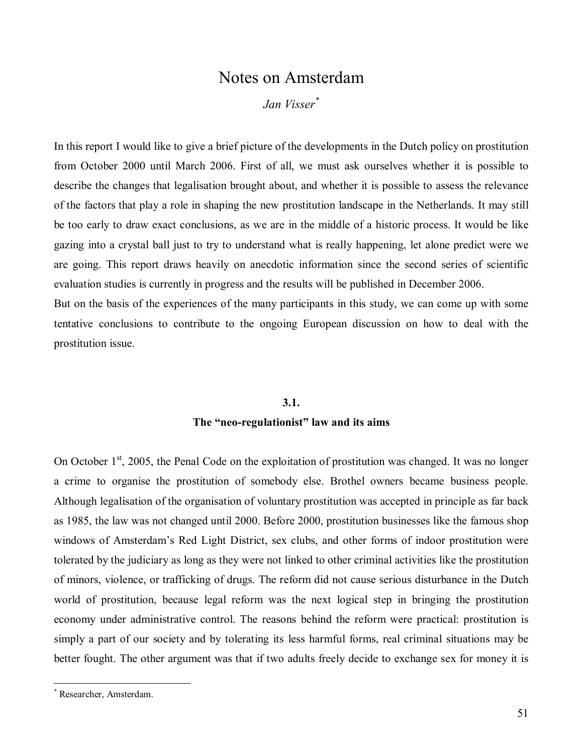# Notes on Amsterdam

*Jan Visser*[*]

In this report I would like to give a brief picture of the developments in the Dutch policy on prostitution from October 2000 until March 2006. First of all, we must ask ourselves whether it is possible to describe the changes that legalisation brought about, and whether it is possible to assess the relevance of the factors that play a role in shaping the new prostitution landscape in the Netherlands. It may still be too early to draw exact conclusions, as we are in the middle of a historic process. It would be like gazing into a crystal ball just to try to understand what is really happening, let alone predict were we are going. This report draws heavily on anecdotic information since the second series of scientific evaluation studies is currently in progress and the results will be published in December 2006.

But on the basis of the experiences of the many participants in this study, we can come up with some tentative conclusions to contribute to the ongoing European discussion on how to deal with the prostitution issue.

## 3.1. The "neo-regulationist" law and its aims

On October 1st, 2005, the Penal Code on the exploitation of prostitution was changed. It was no longer a crime to organise the prostitution of somebody else. Brothel owners became business people. Although legalisation of the organisation of voluntary prostitution was accepted in principle as far back as 1985, the law was not changed until 2000. Before 2000, prostitution businesses like the famous shop windows of Amsterdam's Red Light District, sex clubs, and other forms of indoor prostitution were tolerated by the judiciary as long as they were not linked to other criminal activities like the prostitution of minors, violence, or trafficking of drugs. The reform did not cause serious disturbance in the Dutch world of prostitution, because legal reform was the next logical step in bringing the prostitution economy under administrative control. The reasons behind the reform were practical: prostitution is simply a part of our society and by tolerating its less harmful forms, real criminal situations may be better fought. The other argument was that if two adults freely decide to exchange sex for money it is

---

[*] Researcher, Amsterdam.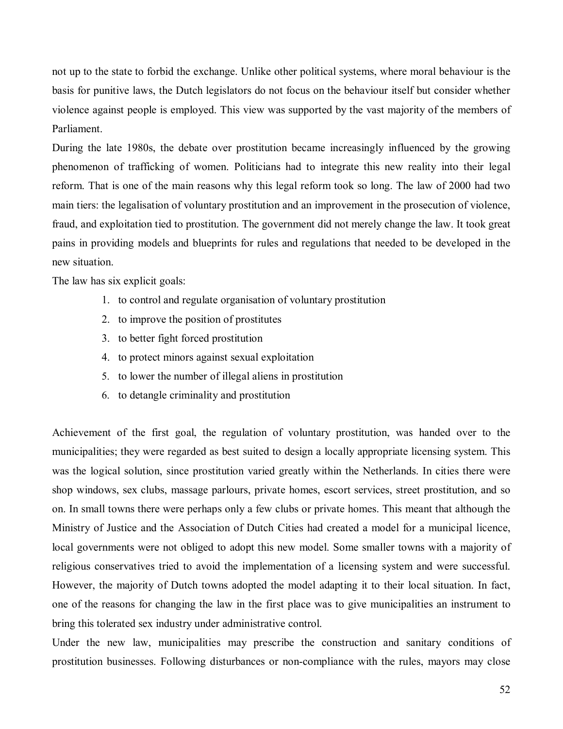not up to the state to forbid the exchange. Unlike other political systems, where moral behaviour is the basis for punitive laws, the Dutch legislators do not focus on the behaviour itself but consider whether violence against people is employed. This view was supported by the vast majority of the members of Parliament.

During the late 1980s, the debate over prostitution became increasingly influenced by the growing phenomenon of trafficking of women. Politicians had to integrate this new reality into their legal reform. That is one of the main reasons why this legal reform took so long. The law of 2000 had two main tiers: the legalisation of voluntary prostitution and an improvement in the prosecution of violence, fraud, and exploitation tied to prostitution. The government did not merely change the law. It took great pains in providing models and blueprints for rules and regulations that needed to be developed in the new situation.

The law has six explicit goals:

1. to control and regulate organisation of voluntary prostitution
2. to improve the position of prostitutes
3. to better fight forced prostitution
4. to protect minors against sexual exploitation
5. to lower the number of illegal aliens in prostitution
6. to detangle criminality and prostitution

Achievement of the first goal, the regulation of voluntary prostitution, was handed over to the municipalities; they were regarded as best suited to design a locally appropriate licensing system. This was the logical solution, since prostitution varied greatly within the Netherlands. In cities there were shop windows, sex clubs, massage parlours, private homes, escort services, street prostitution, and so on. In small towns there were perhaps only a few clubs or private homes. This meant that although the Ministry of Justice and the Association of Dutch Cities had created a model for a municipal licence, local governments were not obliged to adopt this new model. Some smaller towns with a majority of religious conservatives tried to avoid the implementation of a licensing system and were successful. However, the majority of Dutch towns adopted the model adapting it to their local situation. In fact, one of the reasons for changing the law in the first place was to give municipalities an instrument to bring this tolerated sex industry under administrative control.

Under the new law, municipalities may prescribe the construction and sanitary conditions of prostitution businesses. Following disturbances or non-compliance with the rules, mayors may close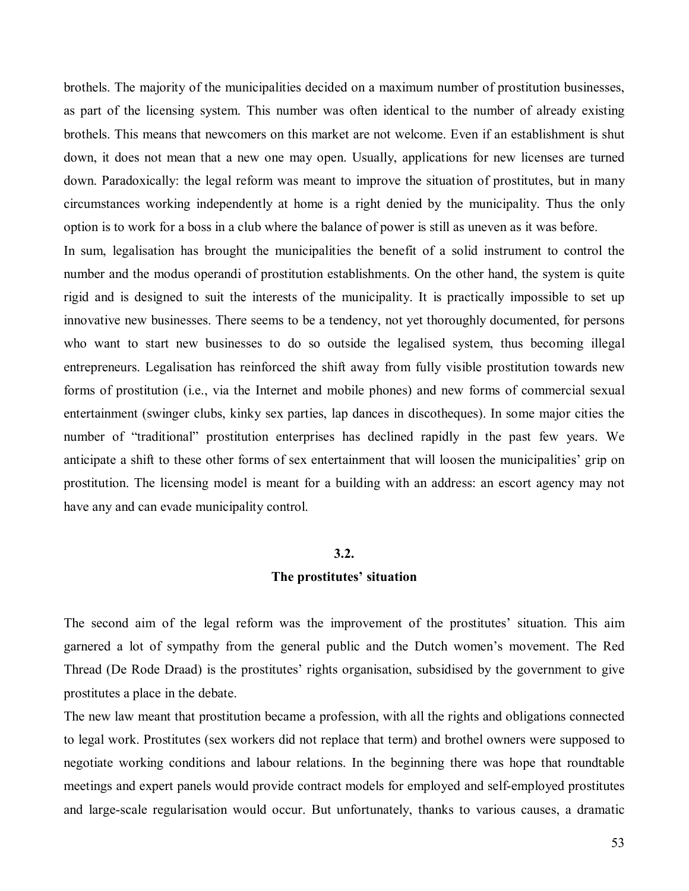brothels. The majority of the municipalities decided on a maximum number of prostitution businesses, as part of the licensing system. This number was often identical to the number of already existing brothels. This means that newcomers on this market are not welcome. Even if an establishment is shut down, it does not mean that a new one may open. Usually, applications for new licenses are turned down. Paradoxically: the legal reform was meant to improve the situation of prostitutes, but in many circumstances working independently at home is a right denied by the municipality. Thus the only option is to work for a boss in a club where the balance of power is still as uneven as it was before.

In sum, legalisation has brought the municipalities the benefit of a solid instrument to control the number and the modus operandi of prostitution establishments. On the other hand, the system is quite rigid and is designed to suit the interests of the municipality. It is practically impossible to set up innovative new businesses. There seems to be a tendency, not yet thoroughly documented, for persons who want to start new businesses to do so outside the legalised system, thus becoming illegal entrepreneurs. Legalisation has reinforced the shift away from fully visible prostitution towards new forms of prostitution (i.e., via the Internet and mobile phones) and new forms of commercial sexual entertainment (swinger clubs, kinky sex parties, lap dances in discotheques). In some major cities the number of "traditional" prostitution enterprises has declined rapidly in the past few years. We anticipate a shift to these other forms of sex entertainment that will loosen the municipalities' grip on prostitution. The licensing model is meant for a building with an address: an escort agency may not have any and can evade municipality control.

### 3.2.
### The prostitutes' situation

The second aim of the legal reform was the improvement of the prostitutes' situation. This aim garnered a lot of sympathy from the general public and the Dutch women's movement. The Red Thread (De Rode Draad) is the prostitutes' rights organisation, subsidised by the government to give prostitutes a place in the debate.

The new law meant that prostitution became a profession, with all the rights and obligations connected to legal work. Prostitutes (sex workers did not replace that term) and brothel owners were supposed to negotiate working conditions and labour relations. In the beginning there was hope that roundtable meetings and expert panels would provide contract models for employed and self-employed prostitutes and large-scale regularisation would occur. But unfortunately, thanks to various causes, a dramatic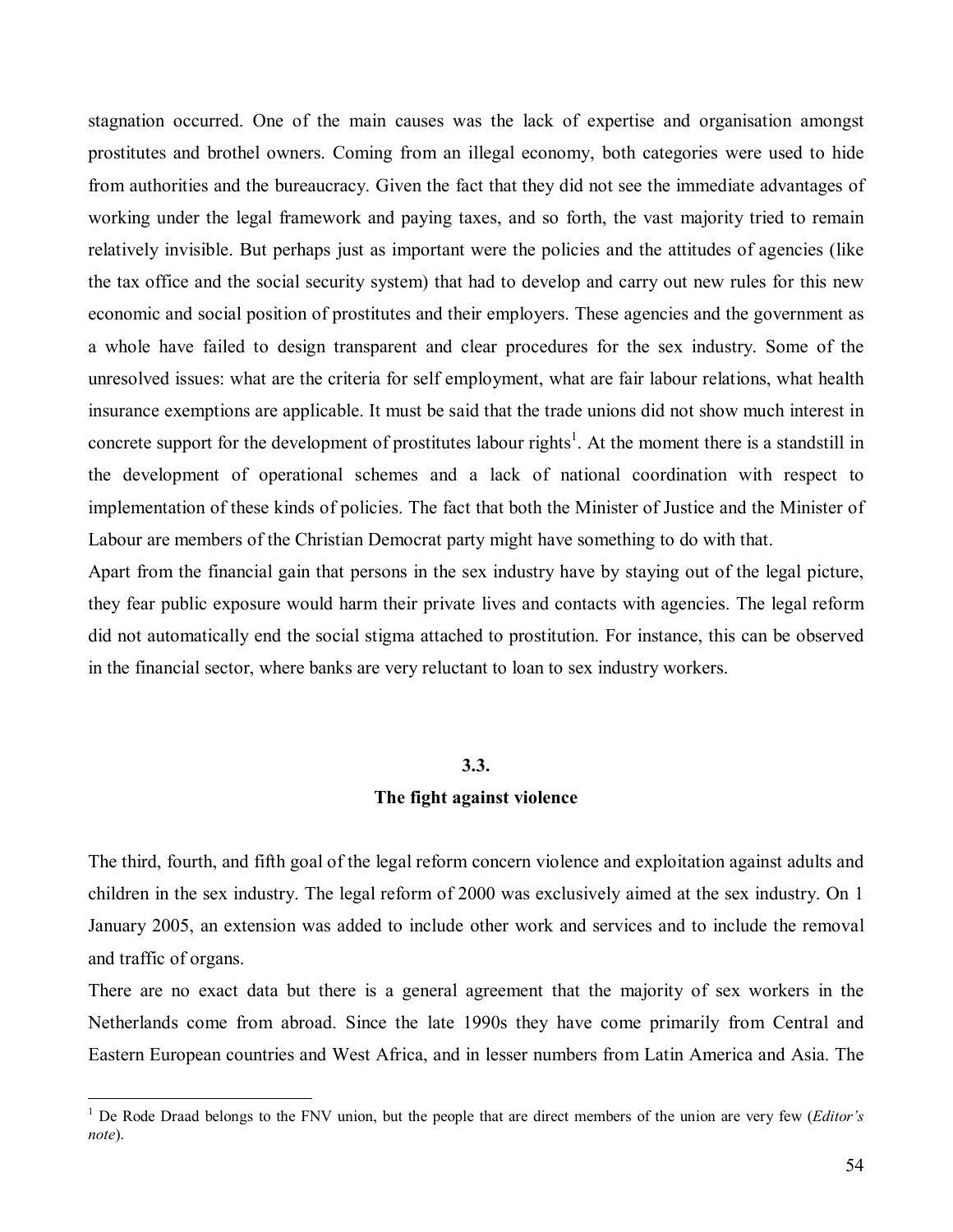stagnation occurred. One of the main causes was the lack of expertise and organisation amongst prostitutes and brothel owners. Coming from an illegal economy, both categories were used to hide from authorities and the bureaucracy. Given the fact that they did not see the immediate advantages of working under the legal framework and paying taxes, and so forth, the vast majority tried to remain relatively invisible. But perhaps just as important were the policies and the attitudes of agencies (like the tax office and the social security system) that had to develop and carry out new rules for this new economic and social position of prostitutes and their employers. These agencies and the government as a whole have failed to design transparent and clear procedures for the sex industry. Some of the unresolved issues: what are the criteria for self employment, what are fair labour relations, what health insurance exemptions are applicable. It must be said that the trade unions did not show much interest in concrete support for the development of prostitutes labour rights[1]. At the moment there is a standstill in the development of operational schemes and a lack of national coordination with respect to implementation of these kinds of policies. The fact that both the Minister of Justice and the Minister of Labour are members of the Christian Democrat party might have something to do with that.

Apart from the financial gain that persons in the sex industry have by staying out of the legal picture, they fear public exposure would harm their private lives and contacts with agencies. The legal reform did not automatically end the social stigma attached to prostitution. For instance, this can be observed in the financial sector, where banks are very reluctant to loan to sex industry workers.

## 3.3.
## The fight against violence

The third, fourth, and fifth goal of the legal reform concern violence and exploitation against adults and children in the sex industry. The legal reform of 2000 was exclusively aimed at the sex industry. On 1 January 2005, an extension was added to include other work and services and to include the removal and traffic of organs.

There are no exact data but there is a general agreement that the majority of sex workers in the Netherlands come from abroad. Since the late 1990s they have come primarily from Central and Eastern European countries and West Africa, and in lesser numbers from Latin America and Asia. The

[1] De Rode Draad belongs to the FNV union, but the people that are direct members of the union are very few (*Editor's note*).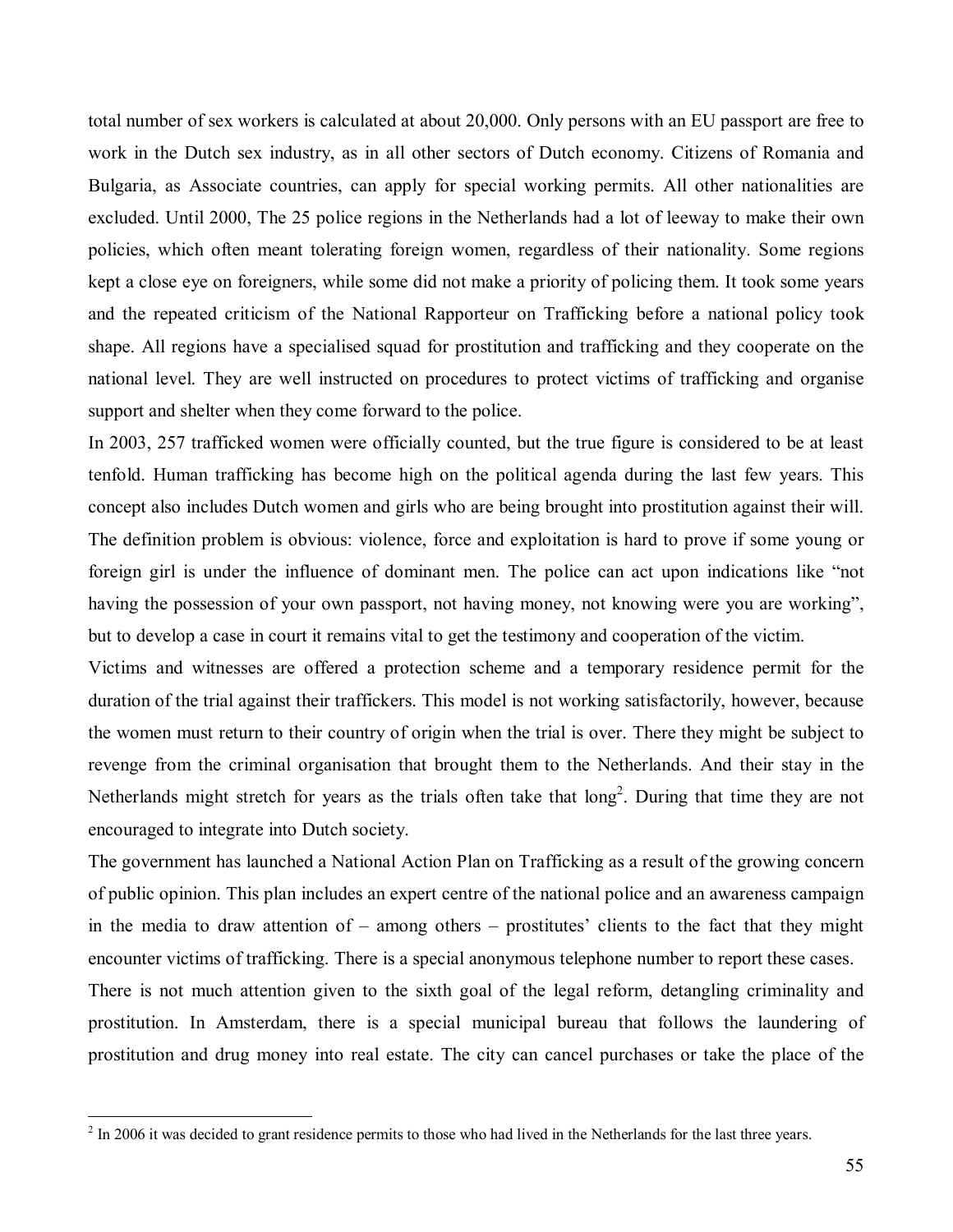total number of sex workers is calculated at about 20,000. Only persons with an EU passport are free to work in the Dutch sex industry, as in all other sectors of Dutch economy. Citizens of Romania and Bulgaria, as Associate countries, can apply for special working permits. All other nationalities are excluded. Until 2000, The 25 police regions in the Netherlands had a lot of leeway to make their own policies, which often meant tolerating foreign women, regardless of their nationality. Some regions kept a close eye on foreigners, while some did not make a priority of policing them. It took some years and the repeated criticism of the National Rapporteur on Trafficking before a national policy took shape. All regions have a specialised squad for prostitution and trafficking and they cooperate on the national level. They are well instructed on procedures to protect victims of trafficking and organise support and shelter when they come forward to the police.

In 2003, 257 trafficked women were officially counted, but the true figure is considered to be at least tenfold. Human trafficking has become high on the political agenda during the last few years. This concept also includes Dutch women and girls who are being brought into prostitution against their will. The definition problem is obvious: violence, force and exploitation is hard to prove if some young or foreign girl is under the influence of dominant men. The police can act upon indications like "not having the possession of your own passport, not having money, not knowing were you are working", but to develop a case in court it remains vital to get the testimony and cooperation of the victim.

Victims and witnesses are offered a protection scheme and a temporary residence permit for the duration of the trial against their traffickers. This model is not working satisfactorily, however, because the women must return to their country of origin when the trial is over. There they might be subject to revenge from the criminal organisation that brought them to the Netherlands. And their stay in the Netherlands might stretch for years as the trials often take that long[2]. During that time they are not encouraged to integrate into Dutch society.

The government has launched a National Action Plan on Trafficking as a result of the growing concern of public opinion. This plan includes an expert centre of the national police and an awareness campaign in the media to draw attention of – among others – prostitutes' clients to the fact that they might encounter victims of trafficking. There is a special anonymous telephone number to report these cases.

There is not much attention given to the sixth goal of the legal reform, detangling criminality and prostitution. In Amsterdam, there is a special municipal bureau that follows the laundering of prostitution and drug money into real estate. The city can cancel purchases or take the place of the

[2] In 2006 it was decided to grant residence permits to those who had lived in the Netherlands for the last three years.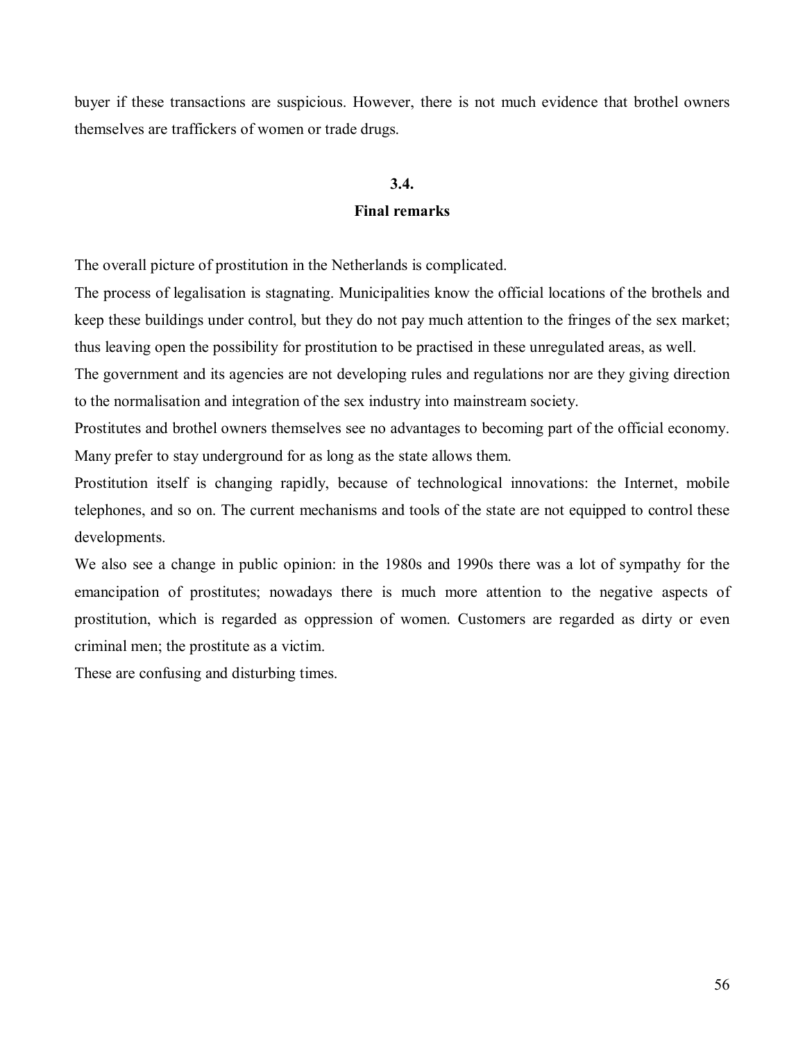buyer if these transactions are suspicious. However, there is not much evidence that brothel owners themselves are traffickers of women or trade drugs.

### 3.4.
### Final remarks

The overall picture of prostitution in the Netherlands is complicated.

The process of legalisation is stagnating. Municipalities know the official locations of the brothels and keep these buildings under control, but they do not pay much attention to the fringes of the sex market; thus leaving open the possibility for prostitution to be practised in these unregulated areas, as well.

The government and its agencies are not developing rules and regulations nor are they giving direction to the normalisation and integration of the sex industry into mainstream society.

Prostitutes and brothel owners themselves see no advantages to becoming part of the official economy. Many prefer to stay underground for as long as the state allows them.

Prostitution itself is changing rapidly, because of technological innovations: the Internet, mobile telephones, and so on. The current mechanisms and tools of the state are not equipped to control these developments.

We also see a change in public opinion: in the 1980s and 1990s there was a lot of sympathy for the emancipation of prostitutes; nowadays there is much more attention to the negative aspects of prostitution, which is regarded as oppression of women. Customers are regarded as dirty or even criminal men; the prostitute as a victim.

These are confusing and disturbing times.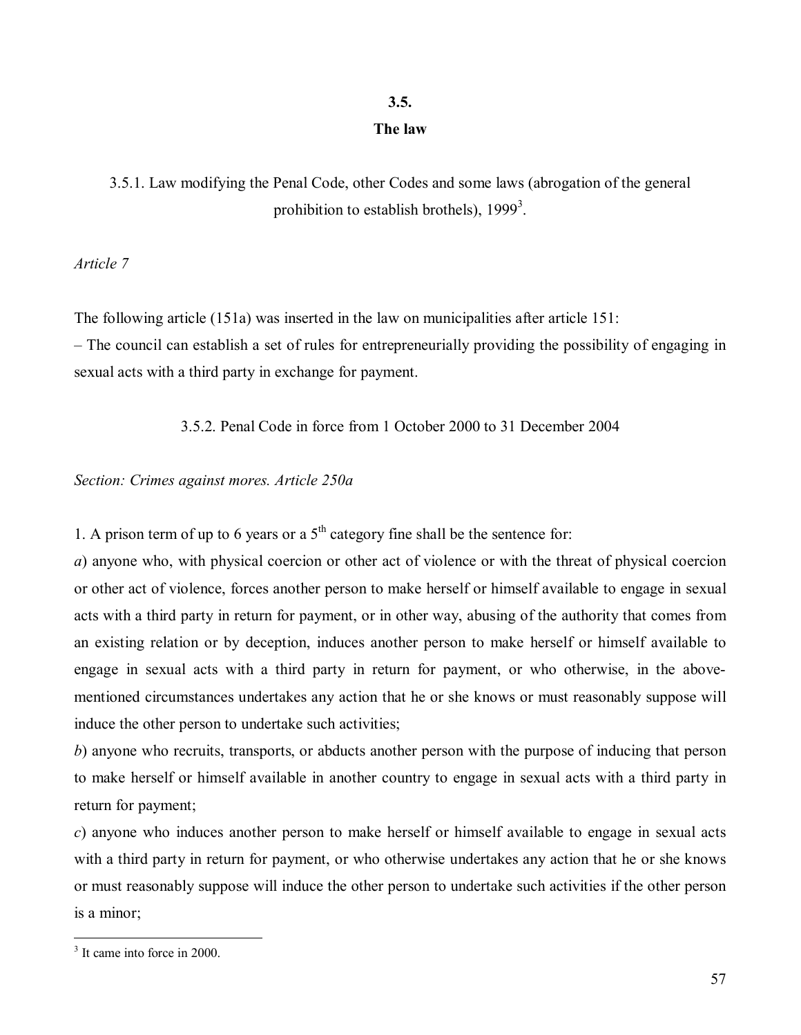## 3.5.
## The law

### 3.5.1. Law modifying the Penal Code, other Codes and some laws (abrogation of the general prohibition to establish brothels), 1999[3].

*Article 7*

The following article (151a) was inserted in the law on municipalities after article 151:
– The council can establish a set of rules for entrepreneurially providing the possibility of engaging in sexual acts with a third party in exchange for payment.

### 3.5.2. Penal Code in force from 1 October 2000 to 31 December 2004

*Section: Crimes against mores. Article 250a*

1. A prison term of up to 6 years or a 5th category fine shall be the sentence for:

*a*) anyone who, with physical coercion or other act of violence or with the threat of physical coercion or other act of violence, forces another person to make herself or himself available to engage in sexual acts with a third party in return for payment, or in other way, abusing of the authority that comes from an existing relation or by deception, induces another person to make herself or himself available to engage in sexual acts with a third party in return for payment, or who otherwise, in the above-mentioned circumstances undertakes any action that he or she knows or must reasonably suppose will induce the other person to undertake such activities;

*b*) anyone who recruits, transports, or abducts another person with the purpose of inducing that person to make herself or himself available in another country to engage in sexual acts with a third party in return for payment;

*c*) anyone who induces another person to make herself or himself available to engage in sexual acts with a third party in return for payment, or who otherwise undertakes any action that he or she knows or must reasonably suppose will induce the other person to undertake such activities if the other person is a minor;

[3] It came into force in 2000.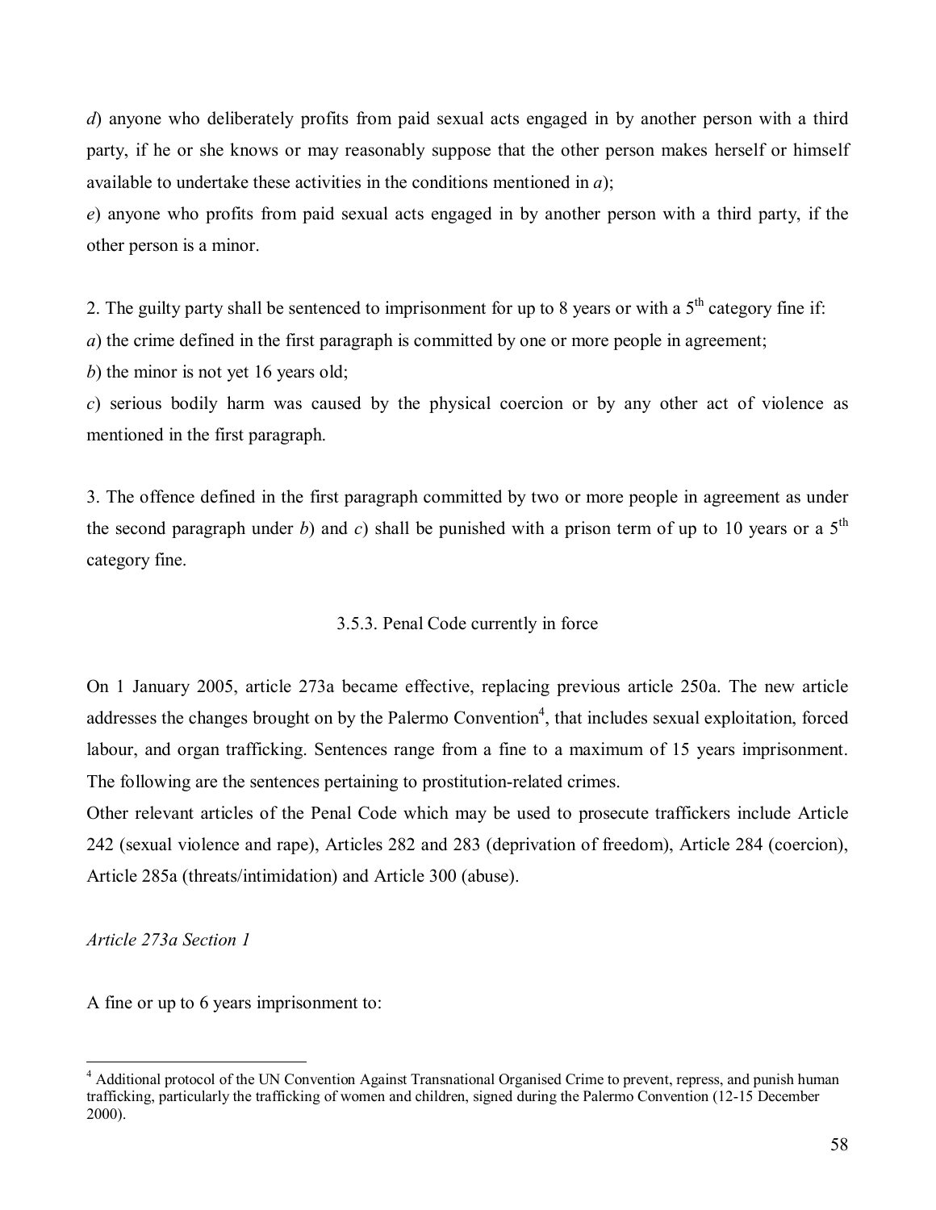*d*) anyone who deliberately profits from paid sexual acts engaged in by another person with a third party, if he or she knows or may reasonably suppose that the other person makes herself or himself available to undertake these activities in the conditions mentioned in *a*);

*e*) anyone who profits from paid sexual acts engaged in by another person with a third party, if the other person is a minor.

2. The guilty party shall be sentenced to imprisonment for up to 8 years or with a 5th category fine if:

*a*) the crime defined in the first paragraph is committed by one or more people in agreement;

*b*) the minor is not yet 16 years old;

*c*) serious bodily harm was caused by the physical coercion or by any other act of violence as mentioned in the first paragraph.

3. The offence defined in the first paragraph committed by two or more people in agreement as under the second paragraph under *b*) and *c*) shall be punished with a prison term of up to 10 years or a 5th category fine.

### 3.5.3. Penal Code currently in force

On 1 January 2005, article 273a became effective, replacing previous article 250a. The new article addresses the changes brought on by the Palermo Convention[4], that includes sexual exploitation, forced labour, and organ trafficking. Sentences range from a fine to a maximum of 15 years imprisonment. The following are the sentences pertaining to prostitution-related crimes.

Other relevant articles of the Penal Code which may be used to prosecute traffickers include Article 242 (sexual violence and rape), Articles 282 and 283 (deprivation of freedom), Article 284 (coercion), Article 285a (threats/intimidation) and Article 300 (abuse).

*Article 273a Section 1*

A fine or up to 6 years imprisonment to:

---

[4] Additional protocol of the UN Convention Against Transnational Organised Crime to prevent, repress, and punish human trafficking, particularly the trafficking of women and children, signed during the Palermo Convention (12-15 December 2000).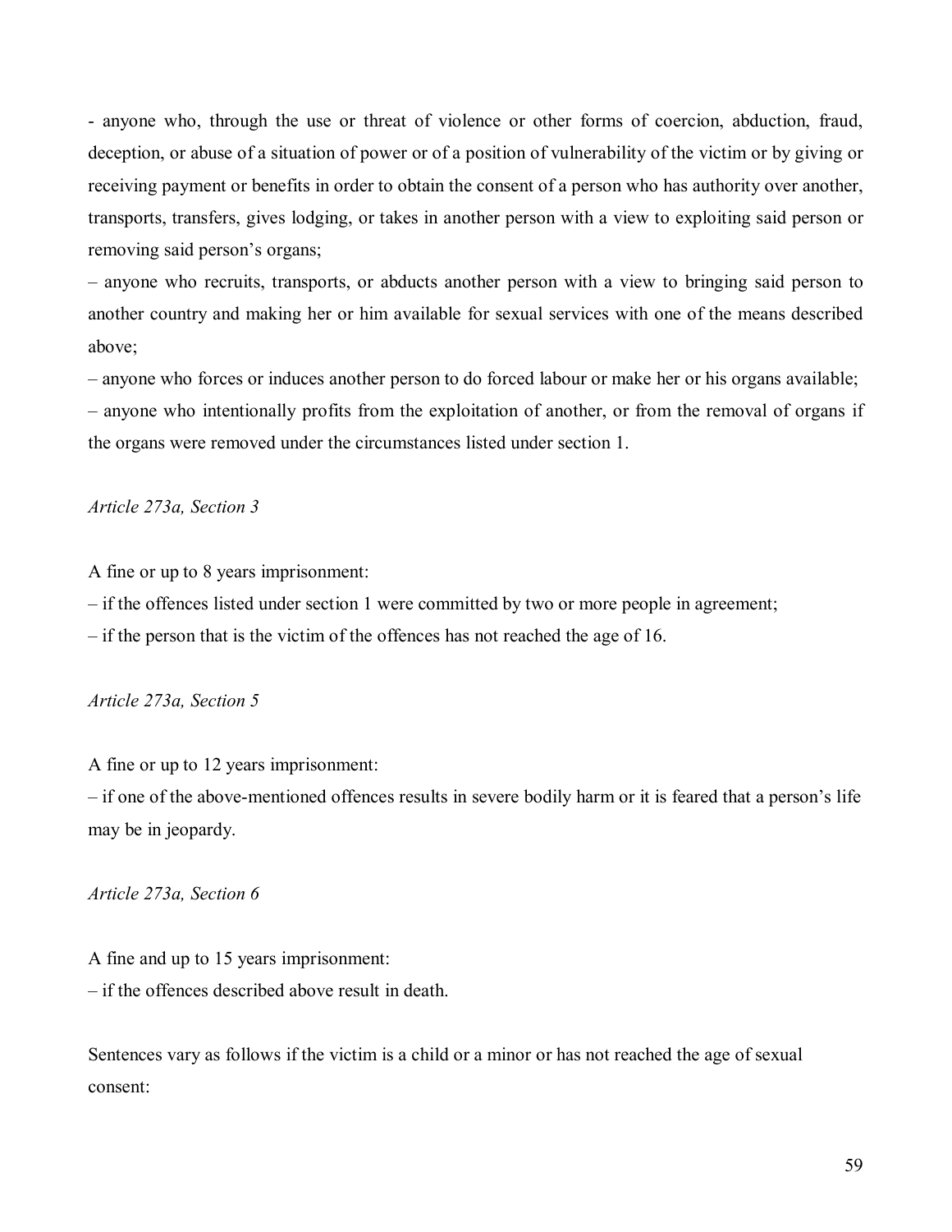- anyone who, through the use or threat of violence or other forms of coercion, abduction, fraud, deception, or abuse of a situation of power or of a position of vulnerability of the victim or by giving or receiving payment or benefits in order to obtain the consent of a person who has authority over another, transports, transfers, gives lodging, or takes in another person with a view to exploiting said person or removing said person's organs;

– anyone who recruits, transports, or abducts another person with a view to bringing said person to another country and making her or him available for sexual services with one of the means described above;

– anyone who forces or induces another person to do forced labour or make her or his organs available;

– anyone who intentionally profits from the exploitation of another, or from the removal of organs if the organs were removed under the circumstances listed under section 1.

*Article 273a, Section 3*

A fine or up to 8 years imprisonment:

– if the offences listed under section 1 were committed by two or more people in agreement;

– if the person that is the victim of the offences has not reached the age of 16.

*Article 273a, Section 5*

A fine or up to 12 years imprisonment:

– if one of the above-mentioned offences results in severe bodily harm or it is feared that a person's life may be in jeopardy.

*Article 273a, Section 6*

A fine and up to 15 years imprisonment:

– if the offences described above result in death.

Sentences vary as follows if the victim is a child or a minor or has not reached the age of sexual consent: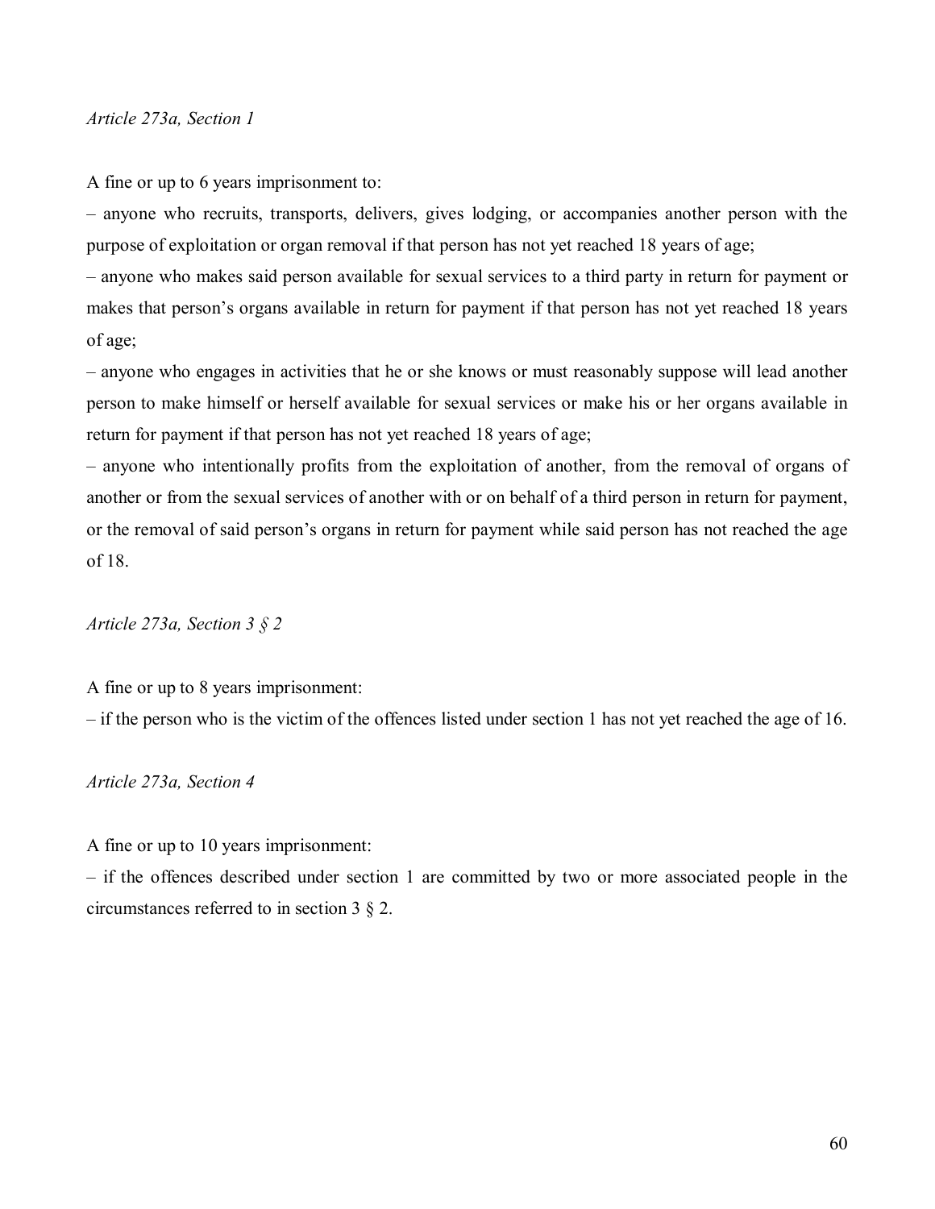*Article 273a, Section 1*

A fine or up to 6 years imprisonment to:

– anyone who recruits, transports, delivers, gives lodging, or accompanies another person with the purpose of exploitation or organ removal if that person has not yet reached 18 years of age;

– anyone who makes said person available for sexual services to a third party in return for payment or makes that person's organs available in return for payment if that person has not yet reached 18 years of age;

– anyone who engages in activities that he or she knows or must reasonably suppose will lead another person to make himself or herself available for sexual services or make his or her organs available in return for payment if that person has not yet reached 18 years of age;

– anyone who intentionally profits from the exploitation of another, from the removal of organs of another or from the sexual services of another with or on behalf of a third person in return for payment, or the removal of said person's organs in return for payment while said person has not reached the age of 18.

*Article 273a, Section 3 § 2*

A fine or up to 8 years imprisonment:

– if the person who is the victim of the offences listed under section 1 has not yet reached the age of 16.

*Article 273a, Section 4*

A fine or up to 10 years imprisonment:

– if the offences described under section 1 are committed by two or more associated people in the circumstances referred to in section 3 § 2.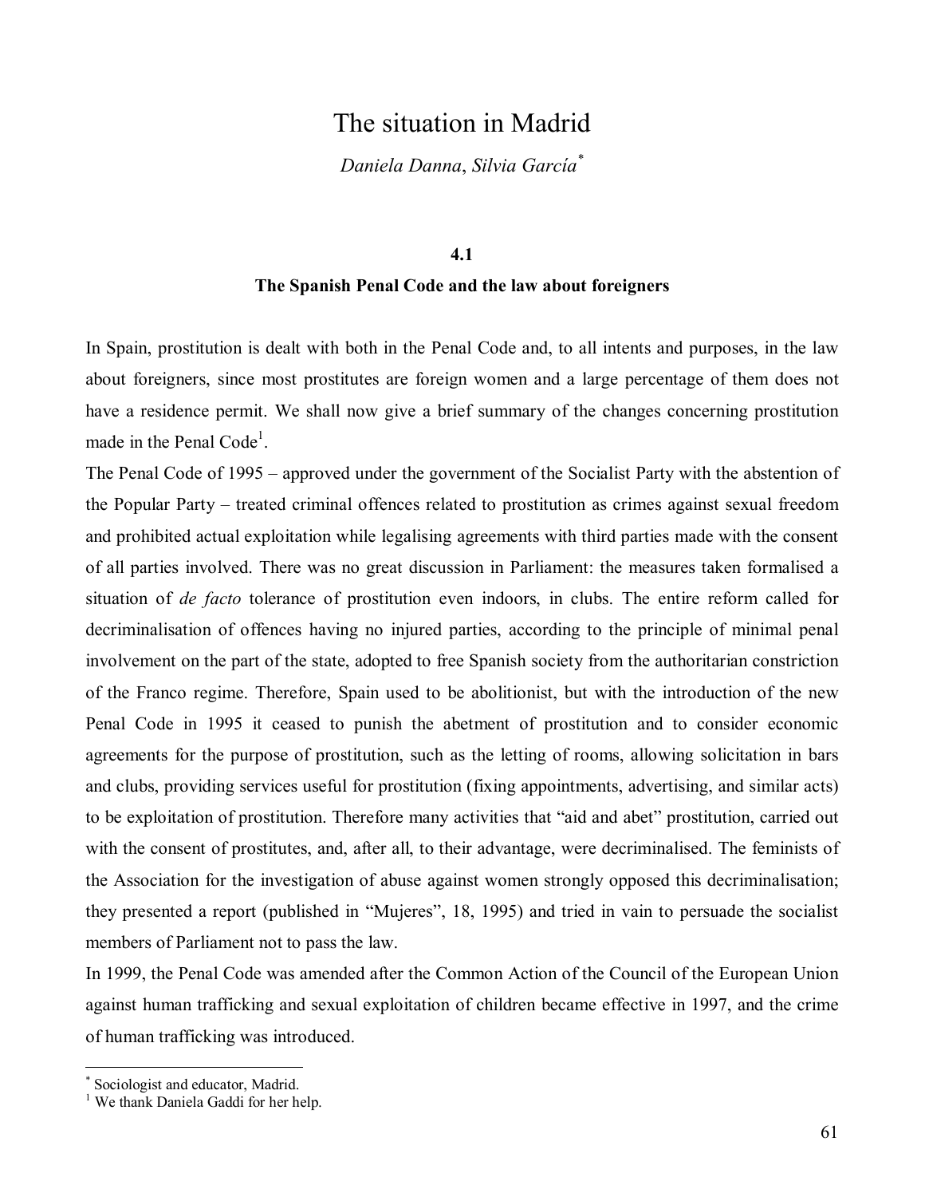# The situation in Madrid

*Daniela Danna*, *Silvia García*[*]

## 4.1
## The Spanish Penal Code and the law about foreigners

In Spain, prostitution is dealt with both in the Penal Code and, to all intents and purposes, in the law about foreigners, since most prostitutes are foreign women and a large percentage of them does not have a residence permit. We shall now give a brief summary of the changes concerning prostitution made in the Penal Code[1].

The Penal Code of 1995 – approved under the government of the Socialist Party with the abstention of the Popular Party – treated criminal offences related to prostitution as crimes against sexual freedom and prohibited actual exploitation while legalising agreements with third parties made with the consent of all parties involved. There was no great discussion in Parliament: the measures taken formalised a situation of *de facto* tolerance of prostitution even indoors, in clubs. The entire reform called for decriminalisation of offences having no injured parties, according to the principle of minimal penal involvement on the part of the state, adopted to free Spanish society from the authoritarian constriction of the Franco regime. Therefore, Spain used to be abolitionist, but with the introduction of the new Penal Code in 1995 it ceased to punish the abetment of prostitution and to consider economic agreements for the purpose of prostitution, such as the letting of rooms, allowing solicitation in bars and clubs, providing services useful for prostitution (fixing appointments, advertising, and similar acts) to be exploitation of prostitution. Therefore many activities that "aid and abet" prostitution, carried out with the consent of prostitutes, and, after all, to their advantage, were decriminalised. The feminists of the Association for the investigation of abuse against women strongly opposed this decriminalisation; they presented a report (published in "Mujeres", 18, 1995) and tried in vain to persuade the socialist members of Parliament not to pass the law.

In 1999, the Penal Code was amended after the Common Action of the Council of the European Union against human trafficking and sexual exploitation of children became effective in 1997, and the crime of human trafficking was introduced.

---

[*] Sociologist and educator, Madrid.

[1] We thank Daniela Gaddi for her help.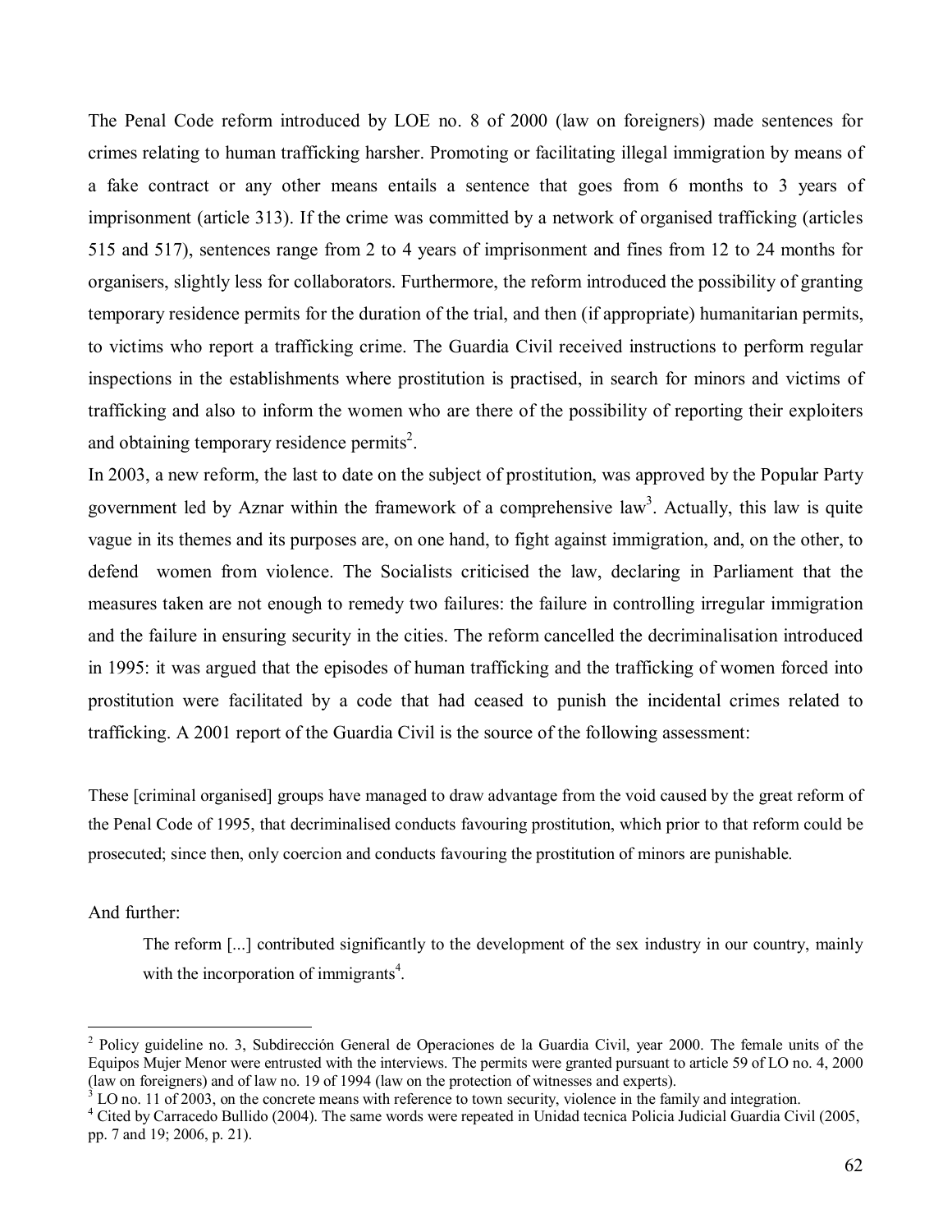The Penal Code reform introduced by LOE no. 8 of 2000 (law on foreigners) made sentences for crimes relating to human trafficking harsher. Promoting or facilitating illegal immigration by means of a fake contract or any other means entails a sentence that goes from 6 months to 3 years of imprisonment (article 313). If the crime was committed by a network of organised trafficking (articles 515 and 517), sentences range from 2 to 4 years of imprisonment and fines from 12 to 24 months for organisers, slightly less for collaborators. Furthermore, the reform introduced the possibility of granting temporary residence permits for the duration of the trial, and then (if appropriate) humanitarian permits, to victims who report a trafficking crime. The Guardia Civil received instructions to perform regular inspections in the establishments where prostitution is practised, in search for minors and victims of trafficking and also to inform the women who are there of the possibility of reporting their exploiters and obtaining temporary residence permits[2].

In 2003, a new reform, the last to date on the subject of prostitution, was approved by the Popular Party government led by Aznar within the framework of a comprehensive law[3]. Actually, this law is quite vague in its themes and its purposes are, on one hand, to fight against immigration, and, on the other, to defend women from violence. The Socialists criticised the law, declaring in Parliament that the measures taken are not enough to remedy two failures: the failure in controlling irregular immigration and the failure in ensuring security in the cities. The reform cancelled the decriminalisation introduced in 1995: it was argued that the episodes of human trafficking and the trafficking of women forced into prostitution were facilitated by a code that had ceased to punish the incidental crimes related to trafficking. A 2001 report of the Guardia Civil is the source of the following assessment:

> These [criminal organised] groups have managed to draw advantage from the void caused by the great reform of the Penal Code of 1995, that decriminalised conducts favouring prostitution, which prior to that reform could be prosecuted; since then, only coercion and conducts favouring the prostitution of minors are punishable.

And further:

> The reform [...] contributed significantly to the development of the sex industry in our country, mainly with the incorporation of immigrants[4].

---

[2] Policy guideline no. 3, Subdirección General de Operaciones de la Guardia Civil, year 2000. The female units of the Equipos Mujer Menor were entrusted with the interviews. The permits were granted pursuant to article 59 of LO no. 4, 2000 (law on foreigners) and of law no. 19 of 1994 (law on the protection of witnesses and experts).

[3] LO no. 11 of 2003, on the concrete means with reference to town security, violence in the family and integration.

[4] Cited by Carracedo Bullido (2004). The same words were repeated in Unidad tecnica Policia Judicial Guardia Civil (2005, pp. 7 and 19; 2006, p. 21).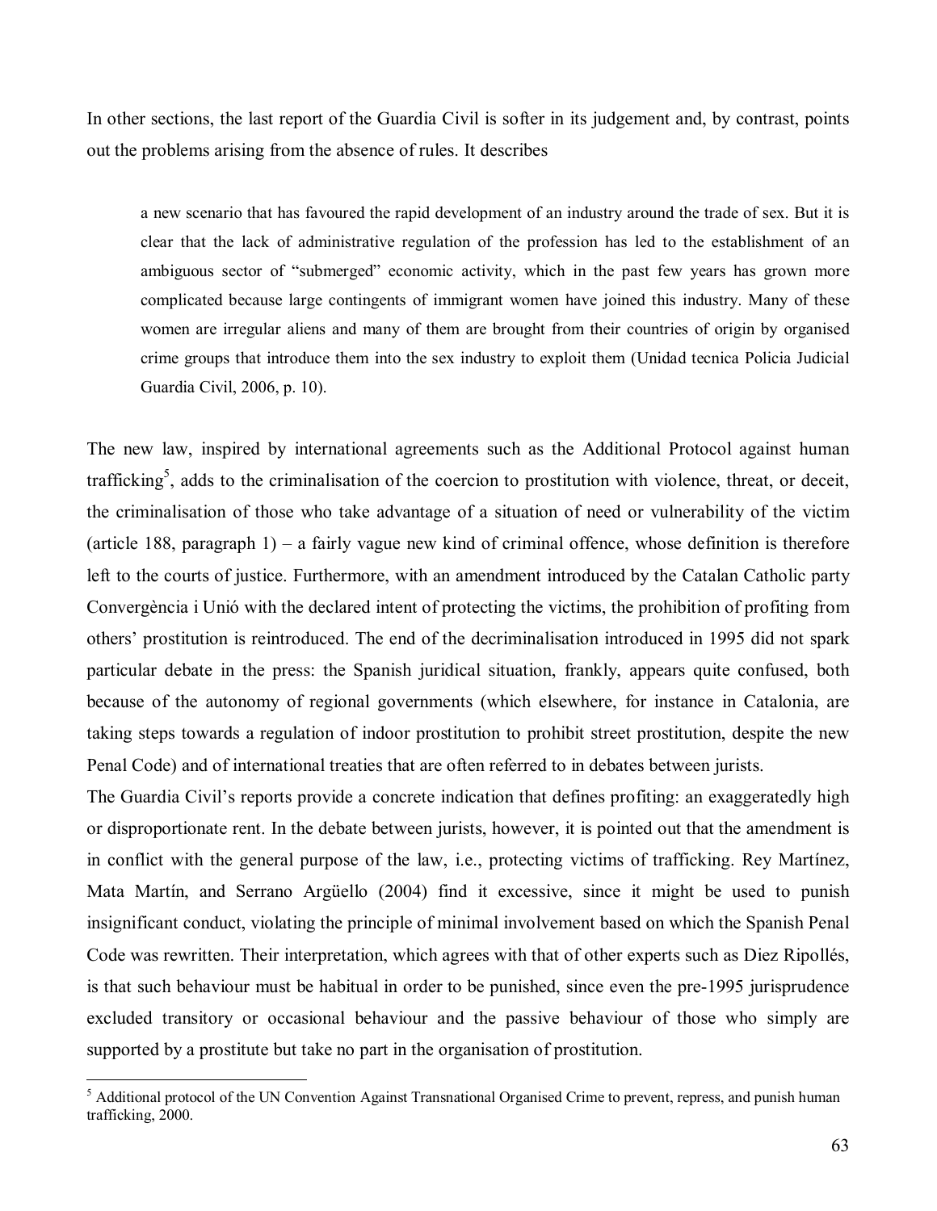In other sections, the last report of the Guardia Civil is softer in its judgement and, by contrast, points out the problems arising from the absence of rules. It describes

> a new scenario that has favoured the rapid development of an industry around the trade of sex. But it is clear that the lack of administrative regulation of the profession has led to the establishment of an ambiguous sector of "submerged" economic activity, which in the past few years has grown more complicated because large contingents of immigrant women have joined this industry. Many of these women are irregular aliens and many of them are brought from their countries of origin by organised crime groups that introduce them into the sex industry to exploit them (Unidad tecnica Policia Judicial Guardia Civil, 2006, p. 10).

The new law, inspired by international agreements such as the Additional Protocol against human trafficking[5], adds to the criminalisation of the coercion to prostitution with violence, threat, or deceit, the criminalisation of those who take advantage of a situation of need or vulnerability of the victim (article 188, paragraph 1) – a fairly vague new kind of criminal offence, whose definition is therefore left to the courts of justice. Furthermore, with an amendment introduced by the Catalan Catholic party Convergència i Unió with the declared intent of protecting the victims, the prohibition of profiting from others' prostitution is reintroduced. The end of the decriminalisation introduced in 1995 did not spark particular debate in the press: the Spanish juridical situation, frankly, appears quite confused, both because of the autonomy of regional governments (which elsewhere, for instance in Catalonia, are taking steps towards a regulation of indoor prostitution to prohibit street prostitution, despite the new Penal Code) and of international treaties that are often referred to in debates between jurists.

The Guardia Civil's reports provide a concrete indication that defines profiting: an exaggeratedly high or disproportionate rent. In the debate between jurists, however, it is pointed out that the amendment is in conflict with the general purpose of the law, i.e., protecting victims of trafficking. Rey Martínez, Mata Martín, and Serrano Argüello (2004) find it excessive, since it might be used to punish insignificant conduct, violating the principle of minimal involvement based on which the Spanish Penal Code was rewritten. Their interpretation, which agrees with that of other experts such as Diez Ripollés, is that such behaviour must be habitual in order to be punished, since even the pre-1995 jurisprudence excluded transitory or occasional behaviour and the passive behaviour of those who simply are supported by a prostitute but take no part in the organisation of prostitution.

---

[5] Additional protocol of the UN Convention Against Transnational Organised Crime to prevent, repress, and punish human trafficking, 2000.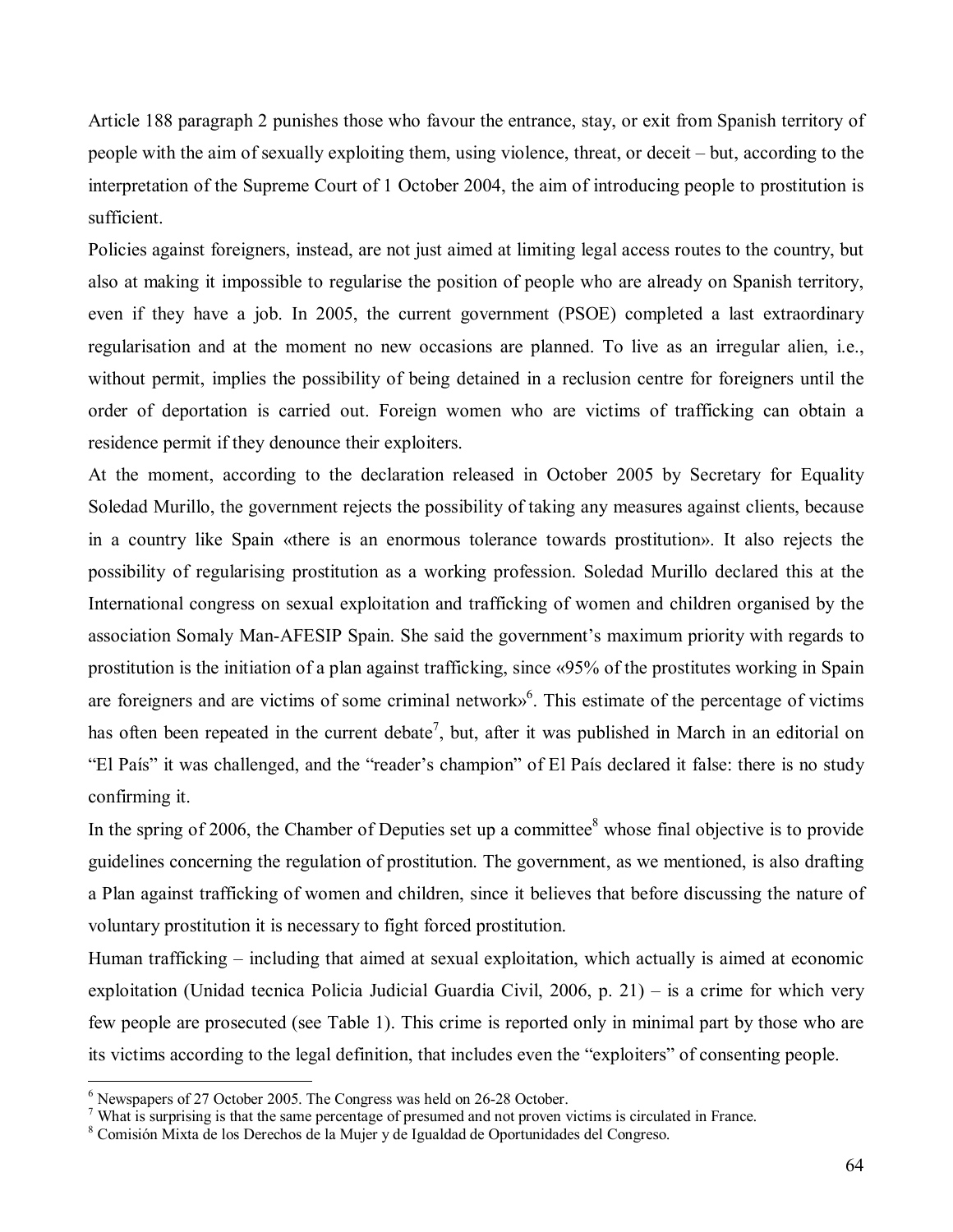Article 188 paragraph 2 punishes those who favour the entrance, stay, or exit from Spanish territory of people with the aim of sexually exploiting them, using violence, threat, or deceit – but, according to the interpretation of the Supreme Court of 1 October 2004, the aim of introducing people to prostitution is sufficient.

Policies against foreigners, instead, are not just aimed at limiting legal access routes to the country, but also at making it impossible to regularise the position of people who are already on Spanish territory, even if they have a job. In 2005, the current government (PSOE) completed a last extraordinary regularisation and at the moment no new occasions are planned. To live as an irregular alien, i.e., without permit, implies the possibility of being detained in a reclusion centre for foreigners until the order of deportation is carried out. Foreign women who are victims of trafficking can obtain a residence permit if they denounce their exploiters.

At the moment, according to the declaration released in October 2005 by Secretary for Equality Soledad Murillo, the government rejects the possibility of taking any measures against clients, because in a country like Spain «there is an enormous tolerance towards prostitution». It also rejects the possibility of regularising prostitution as a working profession. Soledad Murillo declared this at the International congress on sexual exploitation and trafficking of women and children organised by the association Somaly Man-AFESIP Spain. She said the government's maximum priority with regards to prostitution is the initiation of a plan against trafficking, since «95% of the prostitutes working in Spain are foreigners and are victims of some criminal network»[6]. This estimate of the percentage of victims has often been repeated in the current debate[7], but, after it was published in March in an editorial on "El País" it was challenged, and the "reader's champion" of El País declared it false: there is no study confirming it.

In the spring of 2006, the Chamber of Deputies set up a committee[8] whose final objective is to provide guidelines concerning the regulation of prostitution. The government, as we mentioned, is also drafting a Plan against trafficking of women and children, since it believes that before discussing the nature of voluntary prostitution it is necessary to fight forced prostitution.

Human trafficking – including that aimed at sexual exploitation, which actually is aimed at economic exploitation (Unidad tecnica Policia Judicial Guardia Civil, 2006, p. 21) – is a crime for which very few people are prosecuted (see Table 1). This crime is reported only in minimal part by those who are its victims according to the legal definition, that includes even the "exploiters" of consenting people.

---

[6] Newspapers of 27 October 2005. The Congress was held on 26-28 October.

[7] What is surprising is that the same percentage of presumed and not proven victims is circulated in France.

[8] Comisión Mixta de los Derechos de la Mujer y de Igualdad de Oportunidades del Congreso.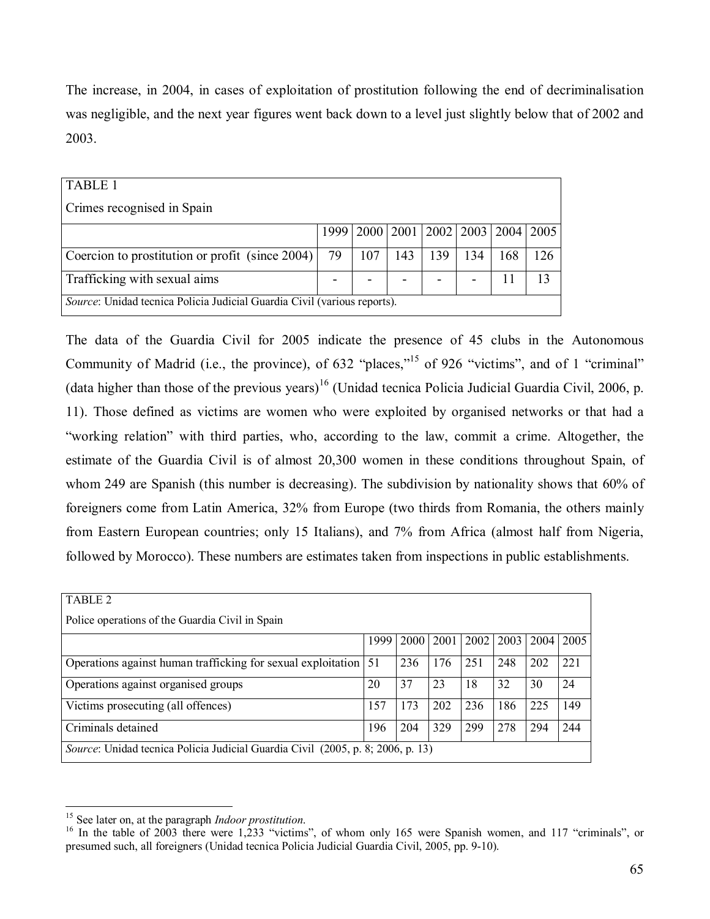The increase, in 2004, in cases of exploitation of prostitution following the end of decriminalisation was negligible, and the next year figures went back down to a level just slightly below that of 2002 and 2003.

TABLE 1

Crimes recognised in Spain

| | 1999 | 2000 | 2001 | 2002 | 2003 | 2004 | 2005 |
|---|---|---|---|---|---|---|---|
| Coercion to prostitution or profit (since 2004) | 79 | 107 | 143 | 139 | 134 | 168 | 126 |
| Trafficking with sexual aims | - | - | - | - | - | 11 | 13 |

*Source*: Unidad tecnica Policia Judicial Guardia Civil (various reports).

The data of the Guardia Civil for 2005 indicate the presence of 45 clubs in the Autonomous Community of Madrid (i.e., the province), of 632 "places,"[15] of 926 "victims", and of 1 "criminal" (data higher than those of the previous years)[16] (Unidad tecnica Policia Judicial Guardia Civil, 2006, p. 11). Those defined as victims are women who were exploited by organised networks or that had a "working relation" with third parties, who, according to the law, commit a crime. Altogether, the estimate of the Guardia Civil is of almost 20,300 women in these conditions throughout Spain, of whom 249 are Spanish (this number is decreasing). The subdivision by nationality shows that 60% of foreigners come from Latin America, 32% from Europe (two thirds from Romania, the others mainly from Eastern European countries; only 15 Italians), and 7% from Africa (almost half from Nigeria, followed by Morocco). These numbers are estimates taken from inspections in public establishments.

TABLE 2

Police operations of the Guardia Civil in Spain

| | 1999 | 2000 | 2001 | 2002 | 2003 | 2004 | 2005 |
|---|---|---|---|---|---|---|---|
| Operations against human trafficking for sexual exploitation | 51 | 236 | 176 | 251 | 248 | 202 | 221 |
| Operations against organised groups | 20 | 37 | 23 | 18 | 32 | 30 | 24 |
| Victims prosecuting (all offences) | 157 | 173 | 202 | 236 | 186 | 225 | 149 |
| Criminals detained | 196 | 204 | 329 | 299 | 278 | 294 | 244 |

*Source*: Unidad tecnica Policia Judicial Guardia Civil (2005, p. 8; 2006, p. 13)

[15] See later on, at the paragraph *Indoor prostitution*.

[16] In the table of 2003 there were 1,233 "victims", of whom only 165 were Spanish women, and 117 "criminals", or presumed such, all foreigners (Unidad tecnica Policia Judicial Guardia Civil, 2005, pp. 9-10).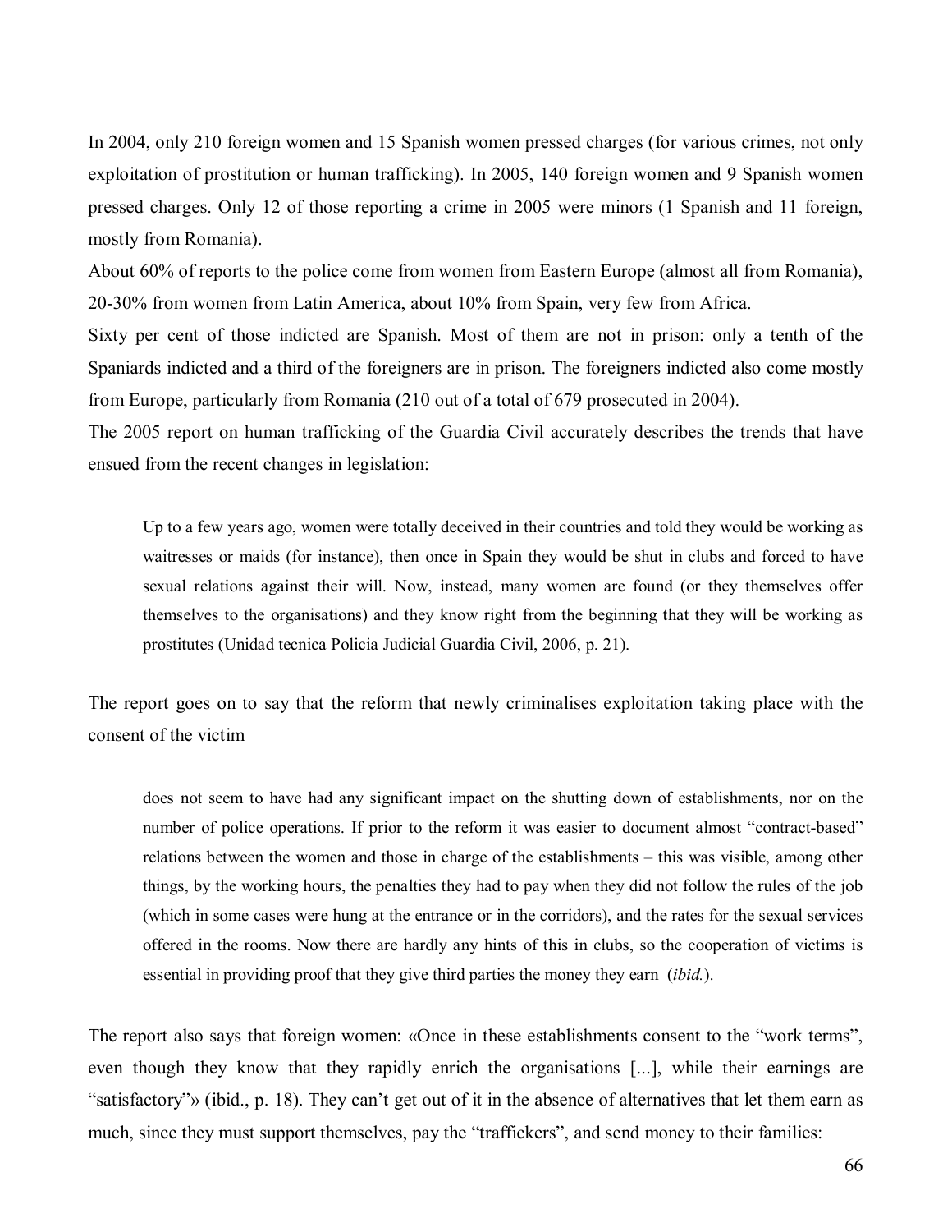In 2004, only 210 foreign women and 15 Spanish women pressed charges (for various crimes, not only exploitation of prostitution or human trafficking). In 2005, 140 foreign women and 9 Spanish women pressed charges. Only 12 of those reporting a crime in 2005 were minors (1 Spanish and 11 foreign, mostly from Romania).

About 60% of reports to the police come from women from Eastern Europe (almost all from Romania), 20-30% from women from Latin America, about 10% from Spain, very few from Africa.

Sixty per cent of those indicted are Spanish. Most of them are not in prison: only a tenth of the Spaniards indicted and a third of the foreigners are in prison. The foreigners indicted also come mostly from Europe, particularly from Romania (210 out of a total of 679 prosecuted in 2004).

The 2005 report on human trafficking of the Guardia Civil accurately describes the trends that have ensued from the recent changes in legislation:

> Up to a few years ago, women were totally deceived in their countries and told they would be working as waitresses or maids (for instance), then once in Spain they would be shut in clubs and forced to have sexual relations against their will. Now, instead, many women are found (or they themselves offer themselves to the organisations) and they know right from the beginning that they will be working as prostitutes (Unidad tecnica Policia Judicial Guardia Civil, 2006, p. 21).

The report goes on to say that the reform that newly criminalises exploitation taking place with the consent of the victim

> does not seem to have had any significant impact on the shutting down of establishments, nor on the number of police operations. If prior to the reform it was easier to document almost "contract-based" relations between the women and those in charge of the establishments – this was visible, among other things, by the working hours, the penalties they had to pay when they did not follow the rules of the job (which in some cases were hung at the entrance or in the corridors), and the rates for the sexual services offered in the rooms. Now there are hardly any hints of this in clubs, so the cooperation of victims is essential in providing proof that they give third parties the money they earn (*ibid.*).

The report also says that foreign women: «Once in these establishments consent to the "work terms", even though they know that they rapidly enrich the organisations [...], while their earnings are "satisfactory"» (ibid., p. 18). They can't get out of it in the absence of alternatives that let them earn as much, since they must support themselves, pay the "traffickers", and send money to their families: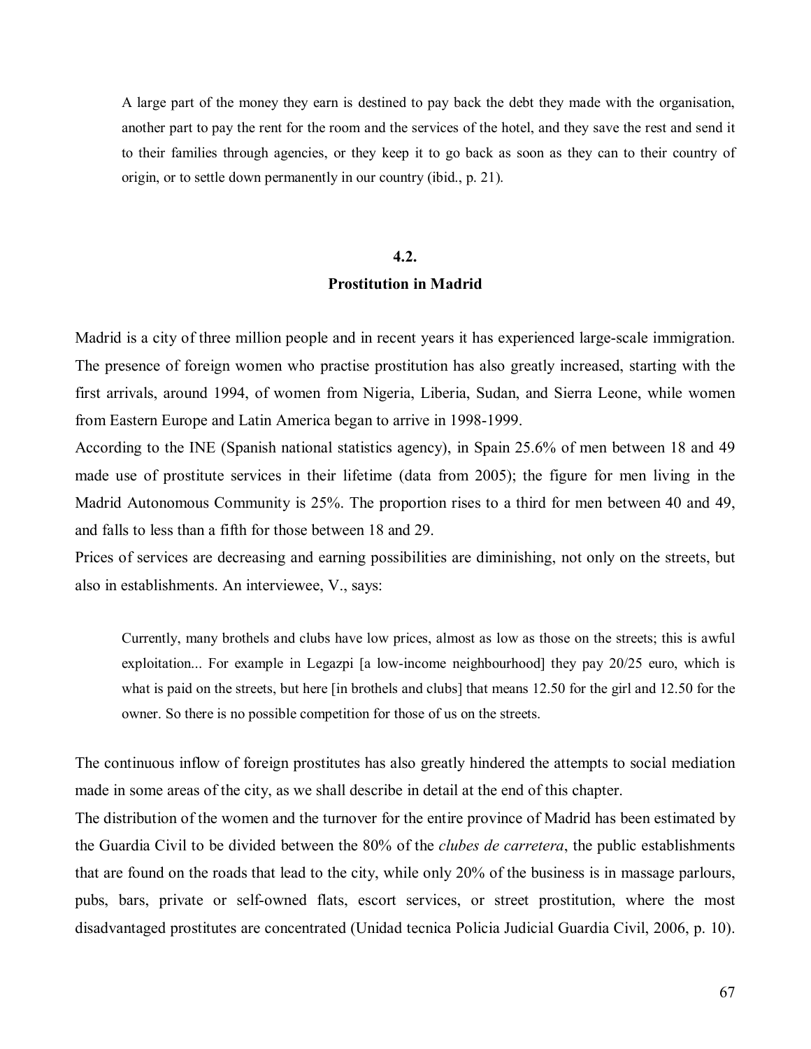> A large part of the money they earn is destined to pay back the debt they made with the organisation, another part to pay the rent for the room and the services of the hotel, and they save the rest and send it to their families through agencies, or they keep it to go back as soon as they can to their country of origin, or to settle down permanently in our country (ibid., p. 21).

## 4.2. Prostitution in Madrid

Madrid is a city of three million people and in recent years it has experienced large-scale immigration. The presence of foreign women who practise prostitution has also greatly increased, starting with the first arrivals, around 1994, of women from Nigeria, Liberia, Sudan, and Sierra Leone, while women from Eastern Europe and Latin America began to arrive in 1998-1999.

According to the INE (Spanish national statistics agency), in Spain 25.6% of men between 18 and 49 made use of prostitute services in their lifetime (data from 2005); the figure for men living in the Madrid Autonomous Community is 25%. The proportion rises to a third for men between 40 and 49, and falls to less than a fifth for those between 18 and 29.

Prices of services are decreasing and earning possibilities are diminishing, not only on the streets, but also in establishments. An interviewee, V., says:

> Currently, many brothels and clubs have low prices, almost as low as those on the streets; this is awful exploitation... For example in Legazpi [a low-income neighbourhood] they pay 20/25 euro, which is what is paid on the streets, but here [in brothels and clubs] that means 12.50 for the girl and 12.50 for the owner. So there is no possible competition for those of us on the streets.

The continuous inflow of foreign prostitutes has also greatly hindered the attempts to social mediation made in some areas of the city, as we shall describe in detail at the end of this chapter.

The distribution of the women and the turnover for the entire province of Madrid has been estimated by the Guardia Civil to be divided between the 80% of the *clubes de carretera*, the public establishments that are found on the roads that lead to the city, while only 20% of the business is in massage parlours, pubs, bars, private or self-owned flats, escort services, or street prostitution, where the most disadvantaged prostitutes are concentrated (Unidad tecnica Policia Judicial Guardia Civil, 2006, p. 10).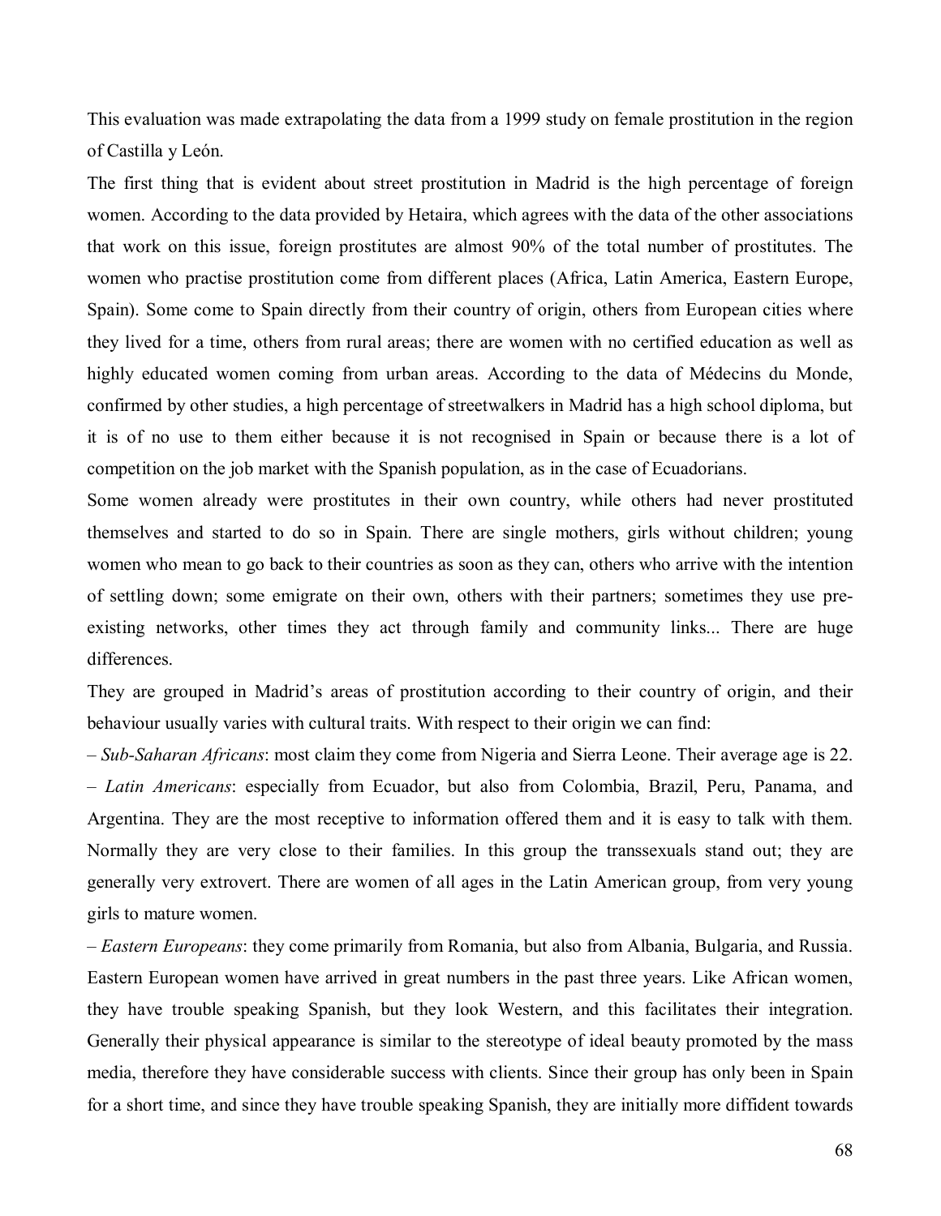This evaluation was made extrapolating the data from a 1999 study on female prostitution in the region of Castilla y León.

The first thing that is evident about street prostitution in Madrid is the high percentage of foreign women. According to the data provided by Hetaira, which agrees with the data of the other associations that work on this issue, foreign prostitutes are almost 90% of the total number of prostitutes. The women who practise prostitution come from different places (Africa, Latin America, Eastern Europe, Spain). Some come to Spain directly from their country of origin, others from European cities where they lived for a time, others from rural areas; there are women with no certified education as well as highly educated women coming from urban areas. According to the data of Médecins du Monde, confirmed by other studies, a high percentage of streetwalkers in Madrid has a high school diploma, but it is of no use to them either because it is not recognised in Spain or because there is a lot of competition on the job market with the Spanish population, as in the case of Ecuadorians.

Some women already were prostitutes in their own country, while others had never prostituted themselves and started to do so in Spain. There are single mothers, girls without children; young women who mean to go back to their countries as soon as they can, others who arrive with the intention of settling down; some emigrate on their own, others with their partners; sometimes they use pre-existing networks, other times they act through family and community links... There are huge differences.

They are grouped in Madrid's areas of prostitution according to their country of origin, and their behaviour usually varies with cultural traits. With respect to their origin we can find:

– *Sub-Saharan Africans*: most claim they come from Nigeria and Sierra Leone. Their average age is 22.

– *Latin Americans*: especially from Ecuador, but also from Colombia, Brazil, Peru, Panama, and Argentina. They are the most receptive to information offered them and it is easy to talk with them. Normally they are very close to their families. In this group the transsexuals stand out; they are generally very extrovert. There are women of all ages in the Latin American group, from very young girls to mature women.

– *Eastern Europeans*: they come primarily from Romania, but also from Albania, Bulgaria, and Russia. Eastern European women have arrived in great numbers in the past three years. Like African women, they have trouble speaking Spanish, but they look Western, and this facilitates their integration. Generally their physical appearance is similar to the stereotype of ideal beauty promoted by the mass media, therefore they have considerable success with clients. Since their group has only been in Spain for a short time, and since they have trouble speaking Spanish, they are initially more diffident towards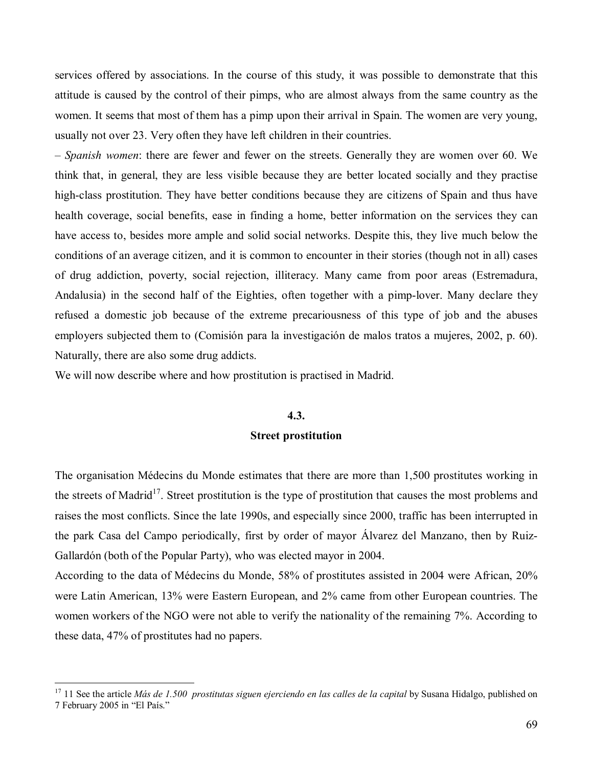services offered by associations. In the course of this study, it was possible to demonstrate that this attitude is caused by the control of their pimps, who are almost always from the same country as the women. It seems that most of them has a pimp upon their arrival in Spain. The women are very young, usually not over 23. Very often they have left children in their countries.

– *Spanish women*: there are fewer and fewer on the streets. Generally they are women over 60. We think that, in general, they are less visible because they are better located socially and they practise high-class prostitution. They have better conditions because they are citizens of Spain and thus have health coverage, social benefits, ease in finding a home, better information on the services they can have access to, besides more ample and solid social networks. Despite this, they live much below the conditions of an average citizen, and it is common to encounter in their stories (though not in all) cases of drug addiction, poverty, social rejection, illiteracy. Many came from poor areas (Estremadura, Andalusia) in the second half of the Eighties, often together with a pimp-lover. Many declare they refused a domestic job because of the extreme precariousness of this type of job and the abuses employers subjected them to (Comisión para la investigación de malos tratos a mujeres, 2002, p. 60). Naturally, there are also some drug addicts.

We will now describe where and how prostitution is practised in Madrid.

## 4.3.
## Street prostitution

The organisation Médecins du Monde estimates that there are more than 1,500 prostitutes working in the streets of Madrid[17]. Street prostitution is the type of prostitution that causes the most problems and raises the most conflicts. Since the late 1990s, and especially since 2000, traffic has been interrupted in the park Casa del Campo periodically, first by order of mayor Álvarez del Manzano, then by Ruiz-Gallardón (both of the Popular Party), who was elected mayor in 2004.

According to the data of Médecins du Monde, 58% of prostitutes assisted in 2004 were African, 20% were Latin American, 13% were Eastern European, and 2% came from other European countries. The women workers of the NGO were not able to verify the nationality of the remaining 7%. According to these data, 47% of prostitutes had no papers.

---

[17] 11 See the article *Más de 1.500 prostitutas siguen ejerciendo en las calles de la capital* by Susana Hidalgo, published on 7 February 2005 in "El País."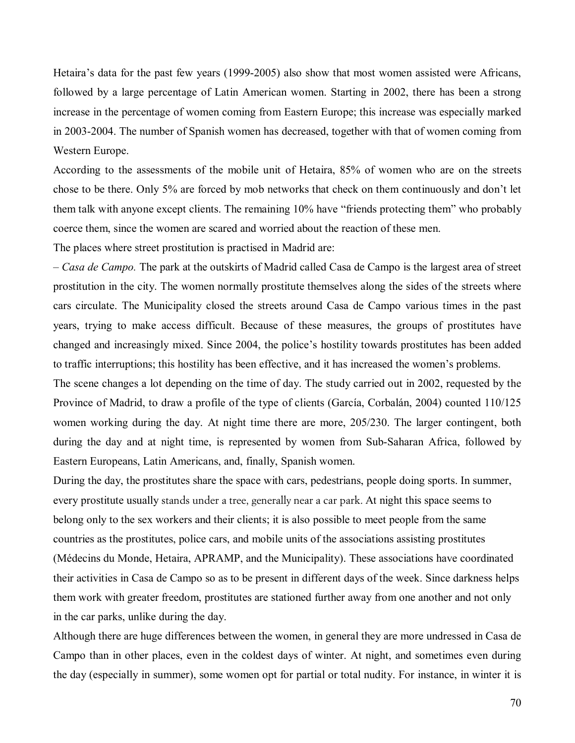Hetaira's data for the past few years (1999-2005) also show that most women assisted were Africans, followed by a large percentage of Latin American women. Starting in 2002, there has been a strong increase in the percentage of women coming from Eastern Europe; this increase was especially marked in 2003-2004. The number of Spanish women has decreased, together with that of women coming from Western Europe.

According to the assessments of the mobile unit of Hetaira, 85% of women who are on the streets chose to be there. Only 5% are forced by mob networks that check on them continuously and don't let them talk with anyone except clients. The remaining 10% have "friends protecting them" who probably coerce them, since the women are scared and worried about the reaction of these men.

The places where street prostitution is practised in Madrid are:

– *Casa de Campo.* The park at the outskirts of Madrid called Casa de Campo is the largest area of street prostitution in the city. The women normally prostitute themselves along the sides of the streets where cars circulate. The Municipality closed the streets around Casa de Campo various times in the past years, trying to make access difficult. Because of these measures, the groups of prostitutes have changed and increasingly mixed. Since 2004, the police's hostility towards prostitutes has been added to traffic interruptions; this hostility has been effective, and it has increased the women's problems.

The scene changes a lot depending on the time of day. The study carried out in 2002, requested by the Province of Madrid, to draw a profile of the type of clients (García, Corbalán, 2004) counted 110/125 women working during the day. At night time there are more, 205/230. The larger contingent, both during the day and at night time, is represented by women from Sub-Saharan Africa, followed by Eastern Europeans, Latin Americans, and, finally, Spanish women.

During the day, the prostitutes share the space with cars, pedestrians, people doing sports. In summer, every prostitute usually stands under a tree, generally near a car park. At night this space seems to belong only to the sex workers and their clients; it is also possible to meet people from the same countries as the prostitutes, police cars, and mobile units of the associations assisting prostitutes (Médecins du Monde, Hetaira, APRAMP, and the Municipality). These associations have coordinated their activities in Casa de Campo so as to be present in different days of the week. Since darkness helps them work with greater freedom, prostitutes are stationed further away from one another and not only in the car parks, unlike during the day.

Although there are huge differences between the women, in general they are more undressed in Casa de Campo than in other places, even in the coldest days of winter. At night, and sometimes even during the day (especially in summer), some women opt for partial or total nudity. For instance, in winter it is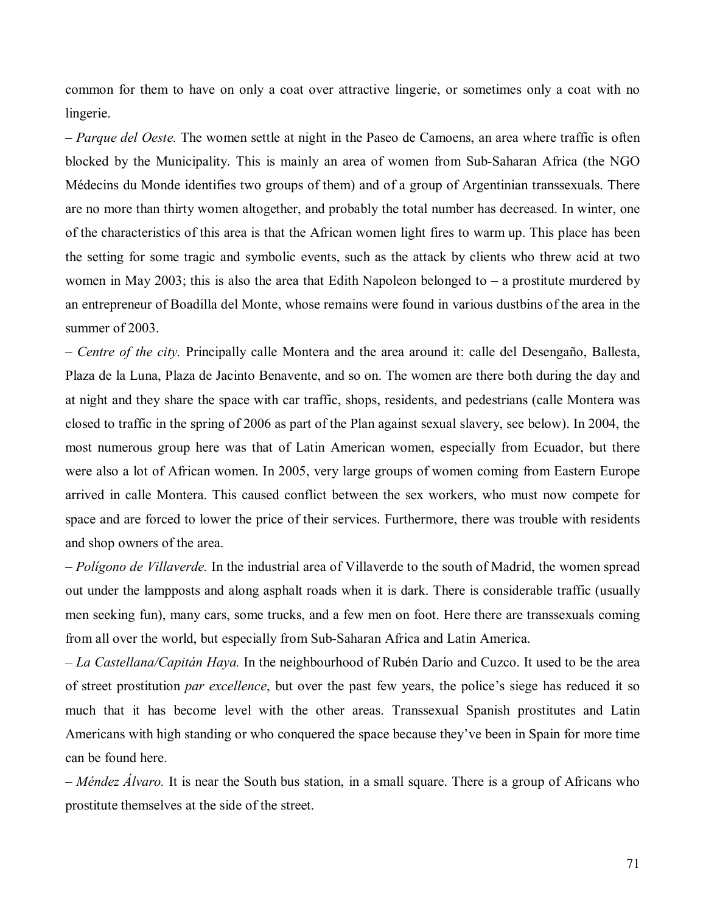common for them to have on only a coat over attractive lingerie, or sometimes only a coat with no lingerie.

– *Parque del Oeste.* The women settle at night in the Paseo de Camoens, an area where traffic is often blocked by the Municipality. This is mainly an area of women from Sub-Saharan Africa (the NGO Médecins du Monde identifies two groups of them) and of a group of Argentinian transsexuals. There are no more than thirty women altogether, and probably the total number has decreased. In winter, one of the characteristics of this area is that the African women light fires to warm up. This place has been the setting for some tragic and symbolic events, such as the attack by clients who threw acid at two women in May 2003; this is also the area that Edith Napoleon belonged to – a prostitute murdered by an entrepreneur of Boadilla del Monte, whose remains were found in various dustbins of the area in the summer of 2003.

– *Centre of the city.* Principally calle Montera and the area around it: calle del Desengaño, Ballesta, Plaza de la Luna, Plaza de Jacinto Benavente, and so on. The women are there both during the day and at night and they share the space with car traffic, shops, residents, and pedestrians (calle Montera was closed to traffic in the spring of 2006 as part of the Plan against sexual slavery, see below). In 2004, the most numerous group here was that of Latin American women, especially from Ecuador, but there were also a lot of African women. In 2005, very large groups of women coming from Eastern Europe arrived in calle Montera. This caused conflict between the sex workers, who must now compete for space and are forced to lower the price of their services. Furthermore, there was trouble with residents and shop owners of the area.

– *Polígono de Villaverde.* In the industrial area of Villaverde to the south of Madrid, the women spread out under the lampposts and along asphalt roads when it is dark. There is considerable traffic (usually men seeking fun), many cars, some trucks, and a few men on foot. Here there are transsexuals coming from all over the world, but especially from Sub-Saharan Africa and Latin America.

– *La Castellana/Capitán Haya.* In the neighbourhood of Rubén Darío and Cuzco. It used to be the area of street prostitution *par excellence*, but over the past few years, the police's siege has reduced it so much that it has become level with the other areas. Transsexual Spanish prostitutes and Latin Americans with high standing or who conquered the space because they've been in Spain for more time can be found here.

– *Méndez Álvaro.* It is near the South bus station, in a small square. There is a group of Africans who prostitute themselves at the side of the street.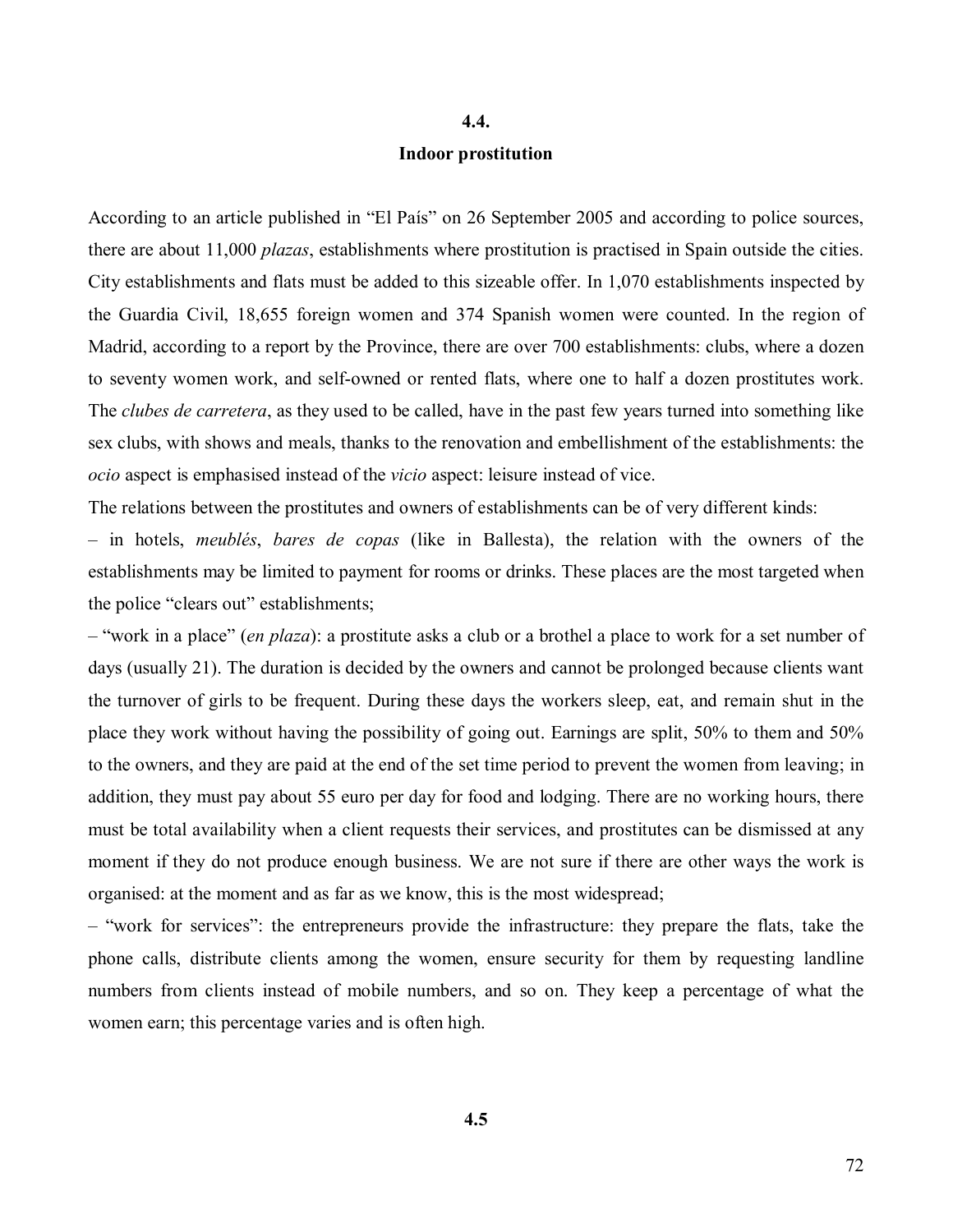## 4.4.
## Indoor prostitution

According to an article published in "El País" on 26 September 2005 and according to police sources, there are about 11,000 *plazas*, establishments where prostitution is practised in Spain outside the cities. City establishments and flats must be added to this sizeable offer. In 1,070 establishments inspected by the Guardia Civil, 18,655 foreign women and 374 Spanish women were counted. In the region of Madrid, according to a report by the Province, there are over 700 establishments: clubs, where a dozen to seventy women work, and self-owned or rented flats, where one to half a dozen prostitutes work. The *clubes de carretera*, as they used to be called, have in the past few years turned into something like sex clubs, with shows and meals, thanks to the renovation and embellishment of the establishments: the *ocio* aspect is emphasised instead of the *vicio* aspect: leisure instead of vice.

The relations between the prostitutes and owners of establishments can be of very different kinds:

– in hotels, *meublés*, *bares de copas* (like in Ballesta), the relation with the owners of the establishments may be limited to payment for rooms or drinks. These places are the most targeted when the police "clears out" establishments;

– "work in a place" (*en plaza*): a prostitute asks a club or a brothel a place to work for a set number of days (usually 21). The duration is decided by the owners and cannot be prolonged because clients want the turnover of girls to be frequent. During these days the workers sleep, eat, and remain shut in the place they work without having the possibility of going out. Earnings are split, 50% to them and 50% to the owners, and they are paid at the end of the set time period to prevent the women from leaving; in addition, they must pay about 55 euro per day for food and lodging. There are no working hours, there must be total availability when a client requests their services, and prostitutes can be dismissed at any moment if they do not produce enough business. We are not sure if there are other ways the work is organised: at the moment and as far as we know, this is the most widespread;

– "work for services": the entrepreneurs provide the infrastructure: they prepare the flats, take the phone calls, distribute clients among the women, ensure security for them by requesting landline numbers from clients instead of mobile numbers, and so on. They keep a percentage of what the women earn; this percentage varies and is often high.

## 4.5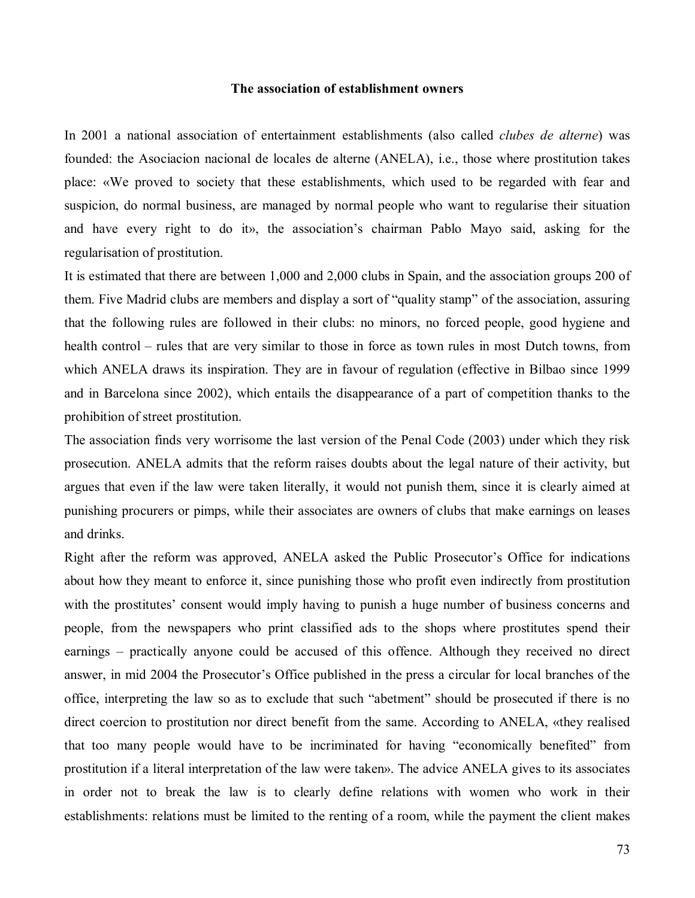### The association of establishment owners

In 2001 a national association of entertainment establishments (also called *clubes de alterne*) was founded: the Asociacion nacional de locales de alterne (ANELA), i.e., those where prostitution takes place: «We proved to society that these establishments, which used to be regarded with fear and suspicion, do normal business, are managed by normal people who want to regularise their situation and have every right to do it», the association's chairman Pablo Mayo said, asking for the regularisation of prostitution.

It is estimated that there are between 1,000 and 2,000 clubs in Spain, and the association groups 200 of them. Five Madrid clubs are members and display a sort of "quality stamp" of the association, assuring that the following rules are followed in their clubs: no minors, no forced people, good hygiene and health control – rules that are very similar to those in force as town rules in most Dutch towns, from which ANELA draws its inspiration. They are in favour of regulation (effective in Bilbao since 1999 and in Barcelona since 2002), which entails the disappearance of a part of competition thanks to the prohibition of street prostitution.

The association finds very worrisome the last version of the Penal Code (2003) under which they risk prosecution. ANELA admits that the reform raises doubts about the legal nature of their activity, but argues that even if the law were taken literally, it would not punish them, since it is clearly aimed at punishing procurers or pimps, while their associates are owners of clubs that make earnings on leases and drinks.

Right after the reform was approved, ANELA asked the Public Prosecutor's Office for indications about how they meant to enforce it, since punishing those who profit even indirectly from prostitution with the prostitutes' consent would imply having to punish a huge number of business concerns and people, from the newspapers who print classified ads to the shops where prostitutes spend their earnings – practically anyone could be accused of this offence. Although they received no direct answer, in mid 2004 the Prosecutor's Office published in the press a circular for local branches of the office, interpreting the law so as to exclude that such "abetment" should be prosecuted if there is no direct coercion to prostitution nor direct benefit from the same. According to ANELA, «they realised that too many people would have to be incriminated for having "economically benefited" from prostitution if a literal interpretation of the law were taken». The advice ANELA gives to its associates in order not to break the law is to clearly define relations with women who work in their establishments: relations must be limited to the renting of a room, while the payment the client makes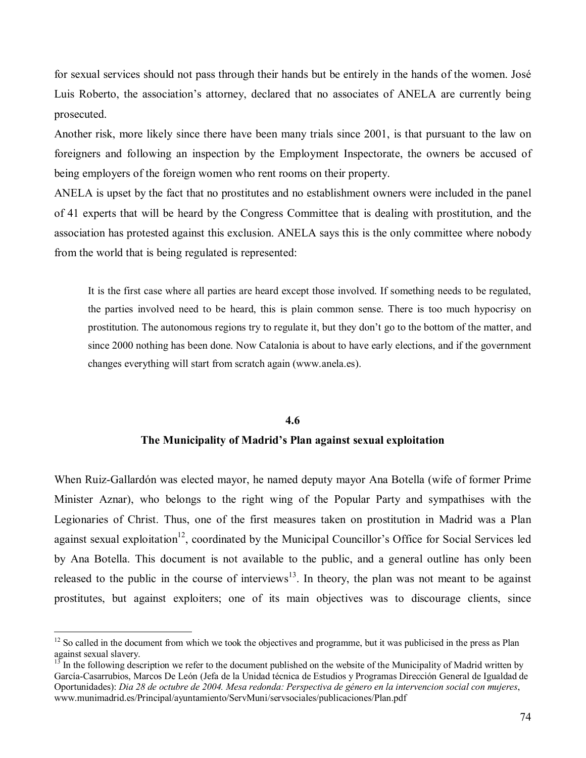for sexual services should not pass through their hands but be entirely in the hands of the women. José Luis Roberto, the association's attorney, declared that no associates of ANELA are currently being prosecuted.

Another risk, more likely since there have been many trials since 2001, is that pursuant to the law on foreigners and following an inspection by the Employment Inspectorate, the owners be accused of being employers of the foreign women who rent rooms on their property.

ANELA is upset by the fact that no prostitutes and no establishment owners were included in the panel of 41 experts that will be heard by the Congress Committee that is dealing with prostitution, and the association has protested against this exclusion. ANELA says this is the only committee where nobody from the world that is being regulated is represented:

> It is the first case where all parties are heard except those involved. If something needs to be regulated, the parties involved need to be heard, this is plain common sense. There is too much hypocrisy on prostitution. The autonomous regions try to regulate it, but they don't go to the bottom of the matter, and since 2000 nothing has been done. Now Catalonia is about to have early elections, and if the government changes everything will start from scratch again (www.anela.es).

## 4.6
## The Municipality of Madrid's Plan against sexual exploitation

When Ruiz-Gallardón was elected mayor, he named deputy mayor Ana Botella (wife of former Prime Minister Aznar), who belongs to the right wing of the Popular Party and sympathises with the Legionaries of Christ. Thus, one of the first measures taken on prostitution in Madrid was a Plan against sexual exploitation[12], coordinated by the Municipal Councillor's Office for Social Services led by Ana Botella. This document is not available to the public, and a general outline has only been released to the public in the course of interviews[13]. In theory, the plan was not meant to be against prostitutes, but against exploiters; one of its main objectives was to discourage clients, since

---

[12] So called in the document from which we took the objectives and programme, but it was publicised in the press as Plan against sexual slavery.

[13] In the following description we refer to the document published on the website of the Municipality of Madrid written by García-Casarrubios, Marcos De León (Jefa de la Unidad técnica de Estudios y Programas Dirección General de Igualdad de Oportunidades): *Dia 28 de octubre de 2004. Mesa redonda: Perspectiva de género en la intervencion social con mujeres*, www.munimadrid.es/Principal/ayuntamiento/ServMuni/servsociales/publicaciones/Plan.pdf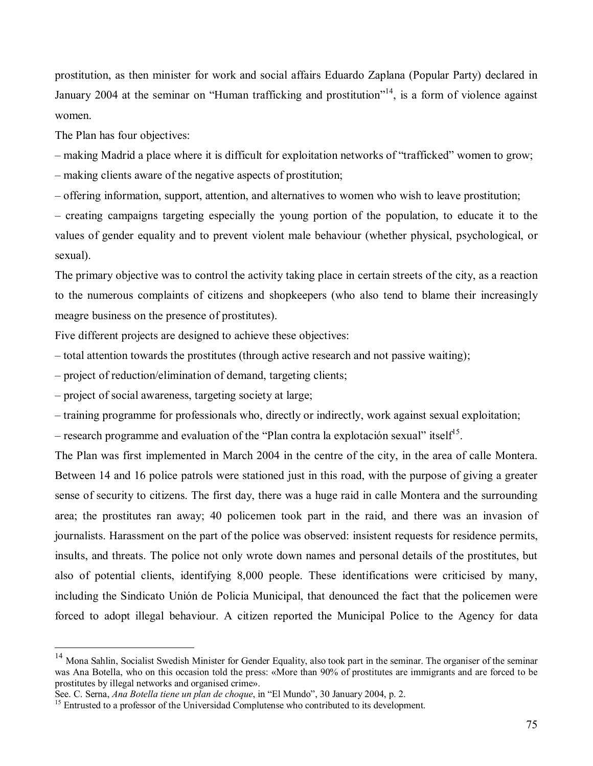prostitution, as then minister for work and social affairs Eduardo Zaplana (Popular Party) declared in January 2004 at the seminar on "Human trafficking and prostitution"[14], is a form of violence against women.

The Plan has four objectives:

– making Madrid a place where it is difficult for exploitation networks of "trafficked" women to grow;

– making clients aware of the negative aspects of prostitution;

– offering information, support, attention, and alternatives to women who wish to leave prostitution;

– creating campaigns targeting especially the young portion of the population, to educate it to the values of gender equality and to prevent violent male behaviour (whether physical, psychological, or sexual).

The primary objective was to control the activity taking place in certain streets of the city, as a reaction to the numerous complaints of citizens and shopkeepers (who also tend to blame their increasingly meagre business on the presence of prostitutes).

Five different projects are designed to achieve these objectives:

– total attention towards the prostitutes (through active research and not passive waiting);

– project of reduction/elimination of demand, targeting clients;

– project of social awareness, targeting society at large;

– training programme for professionals who, directly or indirectly, work against sexual exploitation;

– research programme and evaluation of the "Plan contra la explotación sexual" itself[15].

The Plan was first implemented in March 2004 in the centre of the city, in the area of calle Montera. Between 14 and 16 police patrols were stationed just in this road, with the purpose of giving a greater sense of security to citizens. The first day, there was a huge raid in calle Montera and the surrounding area; the prostitutes ran away; 40 policemen took part in the raid, and there was an invasion of journalists. Harassment on the part of the police was observed: insistent requests for residence permits, insults, and threats. The police not only wrote down names and personal details of the prostitutes, but also of potential clients, identifying 8,000 people. These identifications were criticised by many, including the Sindicato Unión de Policia Municipal, that denounced the fact that the policemen were forced to adopt illegal behaviour. A citizen reported the Municipal Police to the Agency for data

---

[14] Mona Sahlin, Socialist Swedish Minister for Gender Equality, also took part in the seminar. The organiser of the seminar was Ana Botella, who on this occasion told the press: «More than 90% of prostitutes are immigrants and are forced to be prostitutes by illegal networks and organised crime».
See. C. Serna, *Ana Botella tiene un plan de choque*, in "El Mundo", 30 January 2004, p. 2.

[15] Entrusted to a professor of the Universidad Complutense who contributed to its development.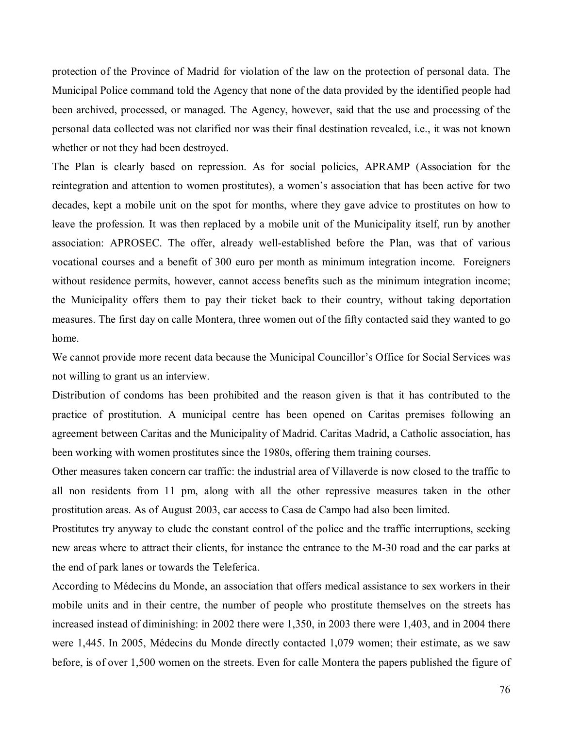protection of the Province of Madrid for violation of the law on the protection of personal data. The Municipal Police command told the Agency that none of the data provided by the identified people had been archived, processed, or managed. The Agency, however, said that the use and processing of the personal data collected was not clarified nor was their final destination revealed, i.e., it was not known whether or not they had been destroyed.

The Plan is clearly based on repression. As for social policies, APRAMP (Association for the reintegration and attention to women prostitutes), a women's association that has been active for two decades, kept a mobile unit on the spot for months, where they gave advice to prostitutes on how to leave the profession. It was then replaced by a mobile unit of the Municipality itself, run by another association: APROSEC. The offer, already well-established before the Plan, was that of various vocational courses and a benefit of 300 euro per month as minimum integration income. Foreigners without residence permits, however, cannot access benefits such as the minimum integration income; the Municipality offers them to pay their ticket back to their country, without taking deportation measures. The first day on calle Montera, three women out of the fifty contacted said they wanted to go home.

We cannot provide more recent data because the Municipal Councillor's Office for Social Services was not willing to grant us an interview.

Distribution of condoms has been prohibited and the reason given is that it has contributed to the practice of prostitution. A municipal centre has been opened on Caritas premises following an agreement between Caritas and the Municipality of Madrid. Caritas Madrid, a Catholic association, has been working with women prostitutes since the 1980s, offering them training courses.

Other measures taken concern car traffic: the industrial area of Villaverde is now closed to the traffic to all non residents from 11 pm, along with all the other repressive measures taken in the other prostitution areas. As of August 2003, car access to Casa de Campo had also been limited.

Prostitutes try anyway to elude the constant control of the police and the traffic interruptions, seeking new areas where to attract their clients, for instance the entrance to the M-30 road and the car parks at the end of park lanes or towards the Teleferica.

According to Médecins du Monde, an association that offers medical assistance to sex workers in their mobile units and in their centre, the number of people who prostitute themselves on the streets has increased instead of diminishing: in 2002 there were 1,350, in 2003 there were 1,403, and in 2004 there were 1,445. In 2005, Médecins du Monde directly contacted 1,079 women; their estimate, as we saw before, is of over 1,500 women on the streets. Even for calle Montera the papers published the figure of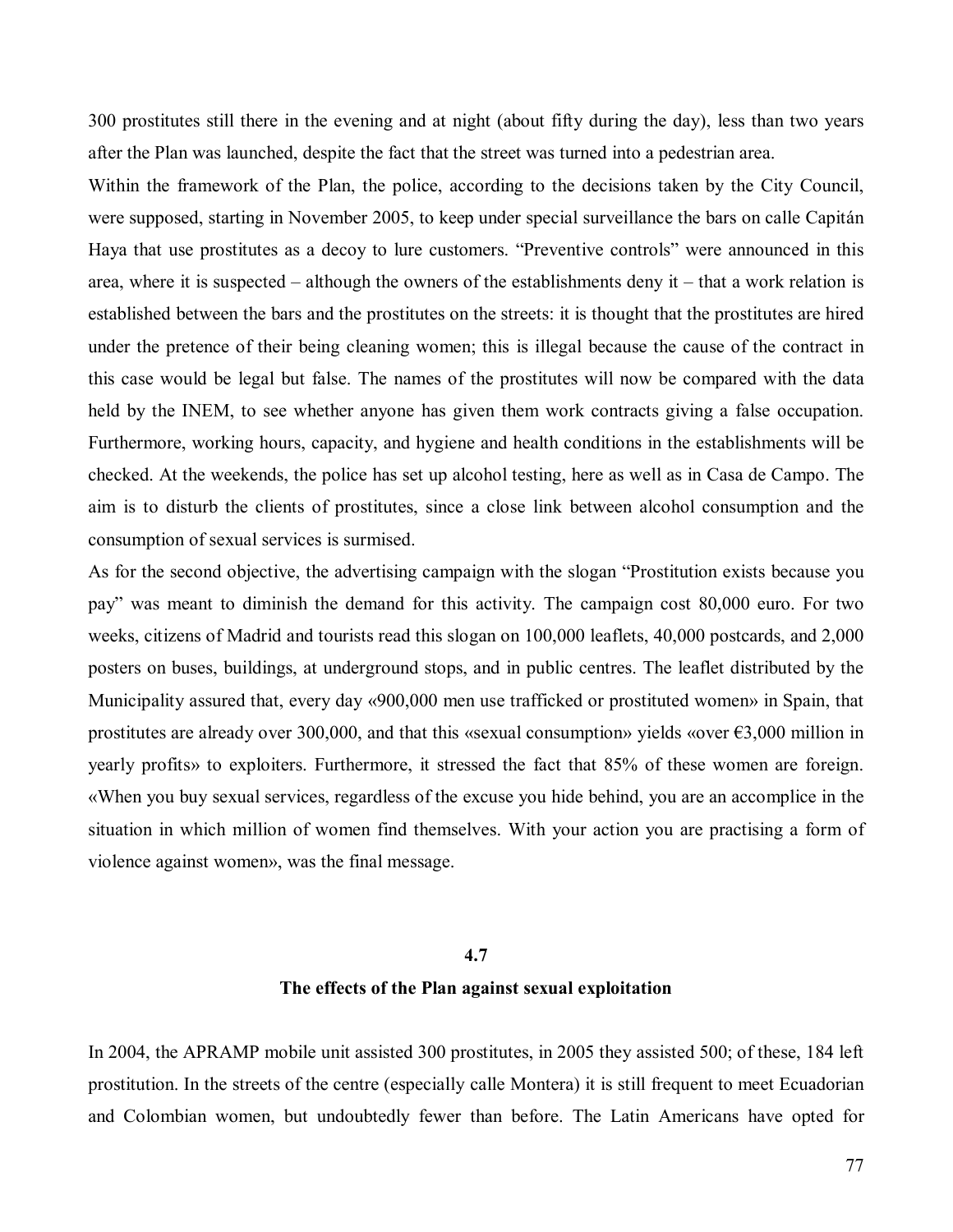300 prostitutes still there in the evening and at night (about fifty during the day), less than two years after the Plan was launched, despite the fact that the street was turned into a pedestrian area.

Within the framework of the Plan, the police, according to the decisions taken by the City Council, were supposed, starting in November 2005, to keep under special surveillance the bars on calle Capitán Haya that use prostitutes as a decoy to lure customers. "Preventive controls" were announced in this area, where it is suspected – although the owners of the establishments deny it – that a work relation is established between the bars and the prostitutes on the streets: it is thought that the prostitutes are hired under the pretence of their being cleaning women; this is illegal because the cause of the contract in this case would be legal but false. The names of the prostitutes will now be compared with the data held by the INEM, to see whether anyone has given them work contracts giving a false occupation. Furthermore, working hours, capacity, and hygiene and health conditions in the establishments will be checked. At the weekends, the police has set up alcohol testing, here as well as in Casa de Campo. The aim is to disturb the clients of prostitutes, since a close link between alcohol consumption and the consumption of sexual services is surmised.

As for the second objective, the advertising campaign with the slogan "Prostitution exists because you pay" was meant to diminish the demand for this activity. The campaign cost 80,000 euro. For two weeks, citizens of Madrid and tourists read this slogan on 100,000 leaflets, 40,000 postcards, and 2,000 posters on buses, buildings, at underground stops, and in public centres. The leaflet distributed by the Municipality assured that, every day «900,000 men use trafficked or prostituted women» in Spain, that prostitutes are already over 300,000, and that this «sexual consumption» yields «over €3,000 million in yearly profits» to exploiters. Furthermore, it stressed the fact that 85% of these women are foreign. «When you buy sexual services, regardless of the excuse you hide behind, you are an accomplice in the situation in which million of women find themselves. With your action you are practising a form of violence against women», was the final message.

## 4.7
## The effects of the Plan against sexual exploitation

In 2004, the APRAMP mobile unit assisted 300 prostitutes, in 2005 they assisted 500; of these, 184 left prostitution. In the streets of the centre (especially calle Montera) it is still frequent to meet Ecuadorian and Colombian women, but undoubtedly fewer than before. The Latin Americans have opted for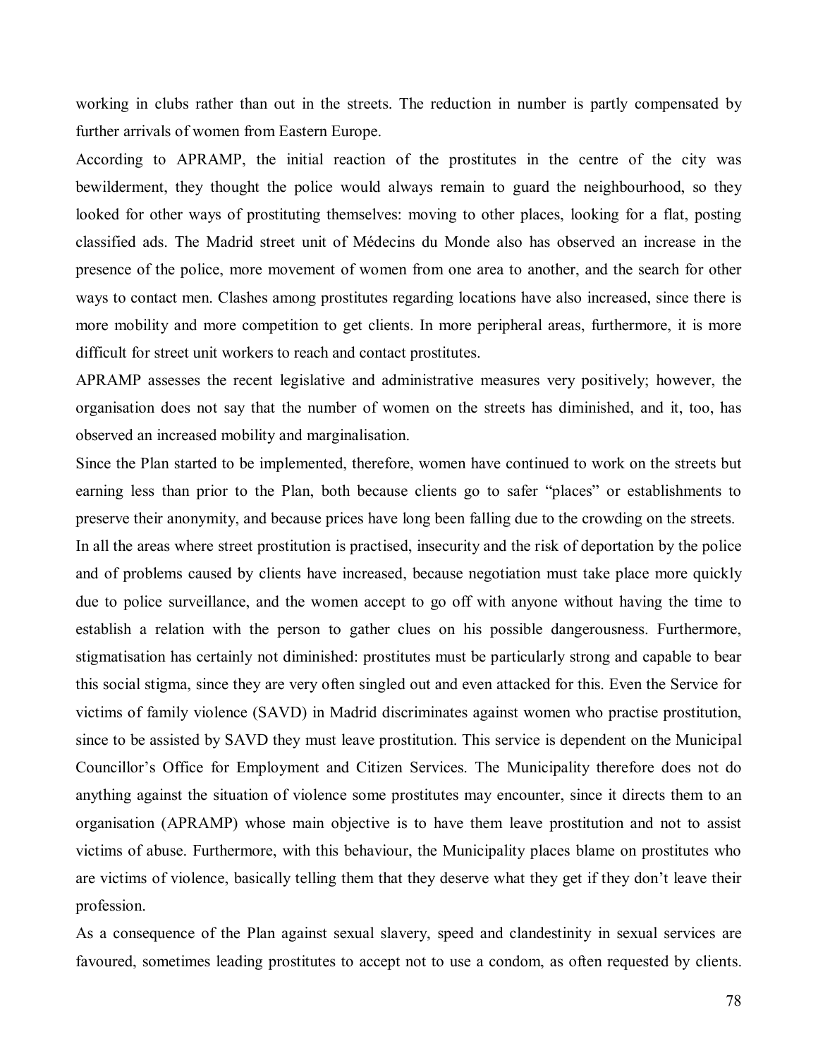working in clubs rather than out in the streets. The reduction in number is partly compensated by further arrivals of women from Eastern Europe.

According to APRAMP, the initial reaction of the prostitutes in the centre of the city was bewilderment, they thought the police would always remain to guard the neighbourhood, so they looked for other ways of prostituting themselves: moving to other places, looking for a flat, posting classified ads. The Madrid street unit of Médecins du Monde also has observed an increase in the presence of the police, more movement of women from one area to another, and the search for other ways to contact men. Clashes among prostitutes regarding locations have also increased, since there is more mobility and more competition to get clients. In more peripheral areas, furthermore, it is more difficult for street unit workers to reach and contact prostitutes.

APRAMP assesses the recent legislative and administrative measures very positively; however, the organisation does not say that the number of women on the streets has diminished, and it, too, has observed an increased mobility and marginalisation.

Since the Plan started to be implemented, therefore, women have continued to work on the streets but earning less than prior to the Plan, both because clients go to safer "places" or establishments to preserve their anonymity, and because prices have long been falling due to the crowding on the streets.

In all the areas where street prostitution is practised, insecurity and the risk of deportation by the police and of problems caused by clients have increased, because negotiation must take place more quickly due to police surveillance, and the women accept to go off with anyone without having the time to establish a relation with the person to gather clues on his possible dangerousness. Furthermore, stigmatisation has certainly not diminished: prostitutes must be particularly strong and capable to bear this social stigma, since they are very often singled out and even attacked for this. Even the Service for victims of family violence (SAVD) in Madrid discriminates against women who practise prostitution, since to be assisted by SAVD they must leave prostitution. This service is dependent on the Municipal Councillor's Office for Employment and Citizen Services. The Municipality therefore does not do anything against the situation of violence some prostitutes may encounter, since it directs them to an organisation (APRAMP) whose main objective is to have them leave prostitution and not to assist victims of abuse. Furthermore, with this behaviour, the Municipality places blame on prostitutes who are victims of violence, basically telling them that they deserve what they get if they don't leave their profession.

As a consequence of the Plan against sexual slavery, speed and clandestinity in sexual services are favoured, sometimes leading prostitutes to accept not to use a condom, as often requested by clients.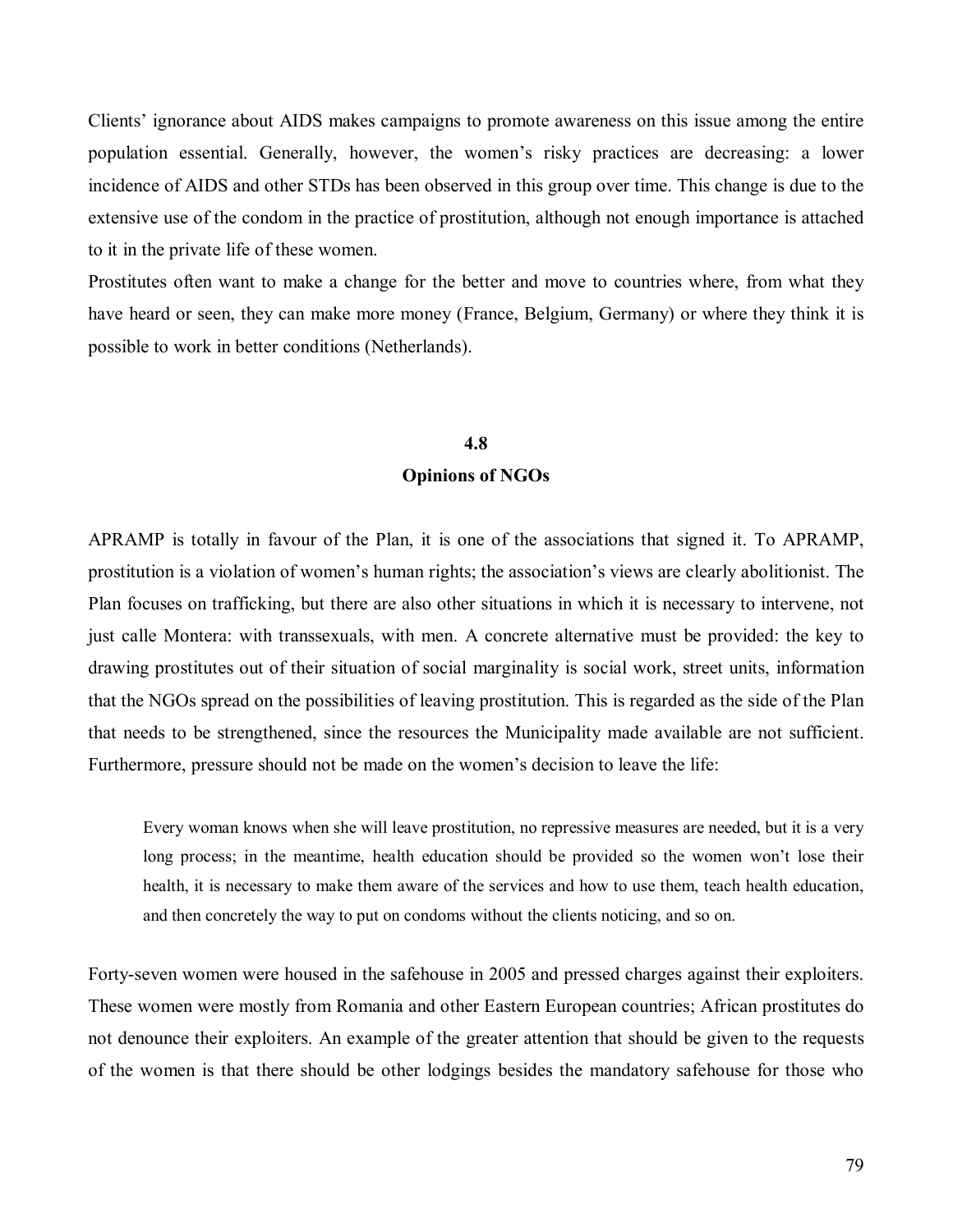Clients' ignorance about AIDS makes campaigns to promote awareness on this issue among the entire population essential. Generally, however, the women's risky practices are decreasing: a lower incidence of AIDS and other STDs has been observed in this group over time. This change is due to the extensive use of the condom in the practice of prostitution, although not enough importance is attached to it in the private life of these women.

Prostitutes often want to make a change for the better and move to countries where, from what they have heard or seen, they can make more money (France, Belgium, Germany) or where they think it is possible to work in better conditions (Netherlands).

## 4.8
## Opinions of NGOs

APRAMP is totally in favour of the Plan, it is one of the associations that signed it. To APRAMP, prostitution is a violation of women's human rights; the association's views are clearly abolitionist. The Plan focuses on trafficking, but there are also other situations in which it is necessary to intervene, not just calle Montera: with transsexuals, with men. A concrete alternative must be provided: the key to drawing prostitutes out of their situation of social marginality is social work, street units, information that the NGOs spread on the possibilities of leaving prostitution. This is regarded as the side of the Plan that needs to be strengthened, since the resources the Municipality made available are not sufficient. Furthermore, pressure should not be made on the women's decision to leave the life:

> Every woman knows when she will leave prostitution, no repressive measures are needed, but it is a very long process; in the meantime, health education should be provided so the women won't lose their health, it is necessary to make them aware of the services and how to use them, teach health education, and then concretely the way to put on condoms without the clients noticing, and so on.

Forty-seven women were housed in the safehouse in 2005 and pressed charges against their exploiters. These women were mostly from Romania and other Eastern European countries; African prostitutes do not denounce their exploiters. An example of the greater attention that should be given to the requests of the women is that there should be other lodgings besides the mandatory safehouse for those who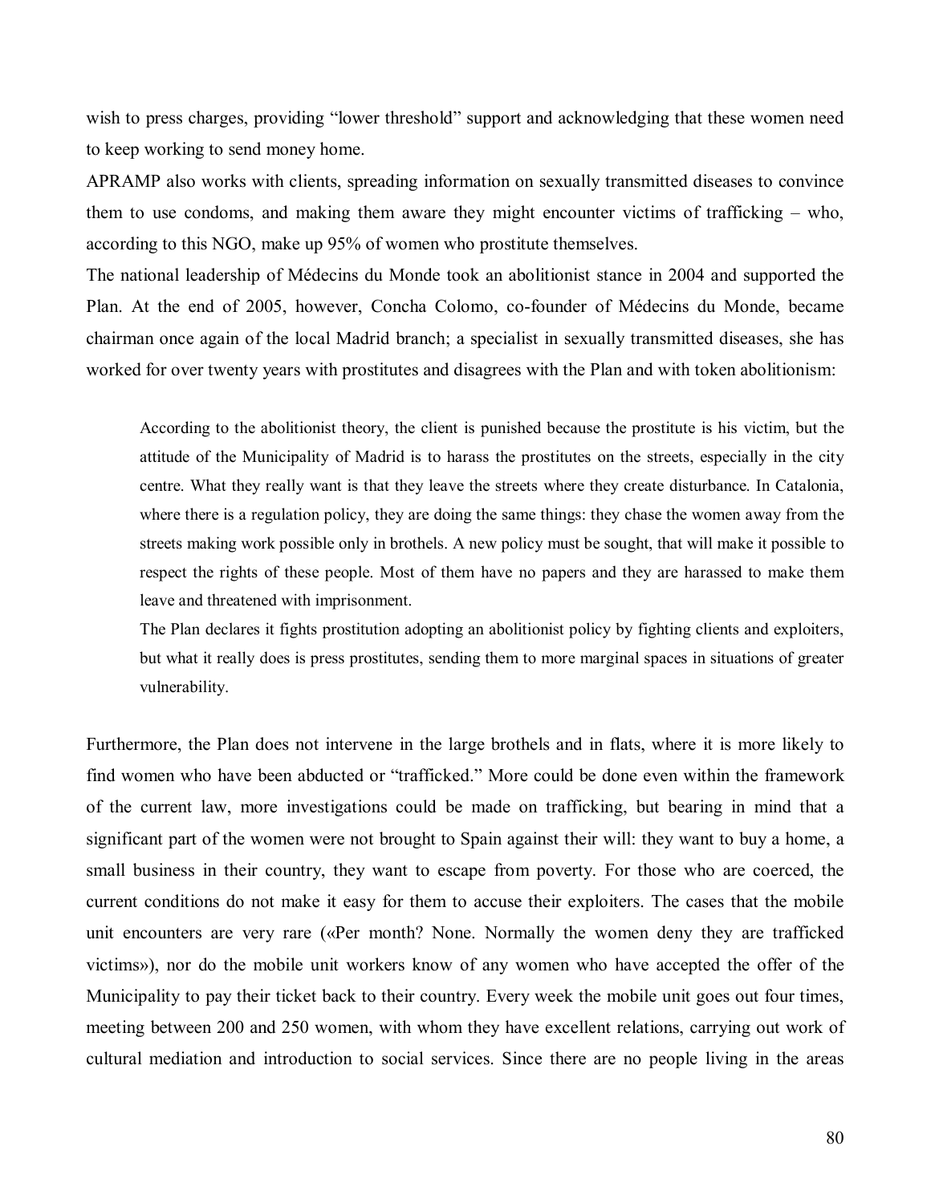wish to press charges, providing "lower threshold" support and acknowledging that these women need to keep working to send money home.

APRAMP also works with clients, spreading information on sexually transmitted diseases to convince them to use condoms, and making them aware they might encounter victims of trafficking – who, according to this NGO, make up 95% of women who prostitute themselves.

The national leadership of Médecins du Monde took an abolitionist stance in 2004 and supported the Plan. At the end of 2005, however, Concha Colomo, co-founder of Médecins du Monde, became chairman once again of the local Madrid branch; a specialist in sexually transmitted diseases, she has worked for over twenty years with prostitutes and disagrees with the Plan and with token abolitionism:

> According to the abolitionist theory, the client is punished because the prostitute is his victim, but the attitude of the Municipality of Madrid is to harass the prostitutes on the streets, especially in the city centre. What they really want is that they leave the streets where they create disturbance. In Catalonia, where there is a regulation policy, they are doing the same things: they chase the women away from the streets making work possible only in brothels. A new policy must be sought, that will make it possible to respect the rights of these people. Most of them have no papers and they are harassed to make them leave and threatened with imprisonment.
>
> The Plan declares it fights prostitution adopting an abolitionist policy by fighting clients and exploiters, but what it really does is press prostitutes, sending them to more marginal spaces in situations of greater vulnerability.

Furthermore, the Plan does not intervene in the large brothels and in flats, where it is more likely to find women who have been abducted or "trafficked." More could be done even within the framework of the current law, more investigations could be made on trafficking, but bearing in mind that a significant part of the women were not brought to Spain against their will: they want to buy a home, a small business in their country, they want to escape from poverty. For those who are coerced, the current conditions do not make it easy for them to accuse their exploiters. The cases that the mobile unit encounters are very rare («Per month? None. Normally the women deny they are trafficked victims»), nor do the mobile unit workers know of any women who have accepted the offer of the Municipality to pay their ticket back to their country. Every week the mobile unit goes out four times, meeting between 200 and 250 women, with whom they have excellent relations, carrying out work of cultural mediation and introduction to social services. Since there are no people living in the areas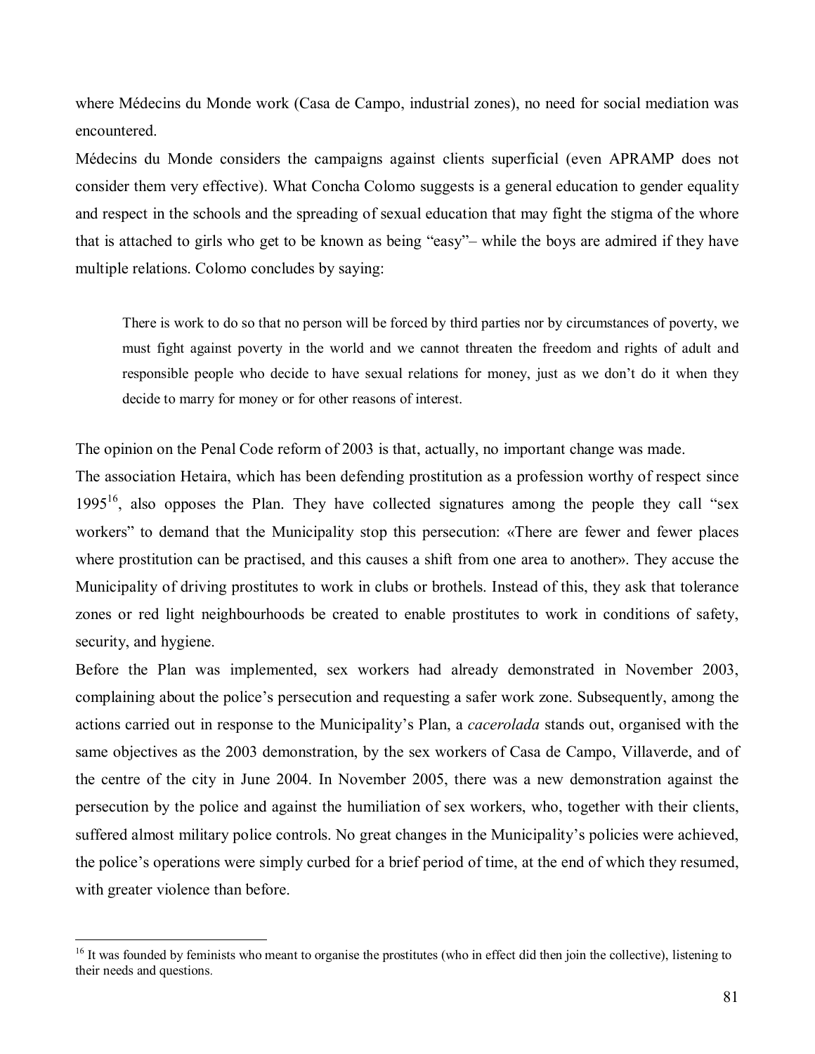where Médecins du Monde work (Casa de Campo, industrial zones), no need for social mediation was encountered.

Médecins du Monde considers the campaigns against clients superficial (even APRAMP does not consider them very effective). What Concha Colomo suggests is a general education to gender equality and respect in the schools and the spreading of sexual education that may fight the stigma of the whore that is attached to girls who get to be known as being "easy"– while the boys are admired if they have multiple relations. Colomo concludes by saying:

> There is work to do so that no person will be forced by third parties nor by circumstances of poverty, we must fight against poverty in the world and we cannot threaten the freedom and rights of adult and responsible people who decide to have sexual relations for money, just as we don't do it when they decide to marry for money or for other reasons of interest.

The opinion on the Penal Code reform of 2003 is that, actually, no important change was made.

The association Hetaira, which has been defending prostitution as a profession worthy of respect since 1995[16], also opposes the Plan. They have collected signatures among the people they call "sex workers" to demand that the Municipality stop this persecution: «There are fewer and fewer places where prostitution can be practised, and this causes a shift from one area to another». They accuse the Municipality of driving prostitutes to work in clubs or brothels. Instead of this, they ask that tolerance zones or red light neighbourhoods be created to enable prostitutes to work in conditions of safety, security, and hygiene.

Before the Plan was implemented, sex workers had already demonstrated in November 2003, complaining about the police's persecution and requesting a safer work zone. Subsequently, among the actions carried out in response to the Municipality's Plan, a *cacerolada* stands out, organised with the same objectives as the 2003 demonstration, by the sex workers of Casa de Campo, Villaverde, and of the centre of the city in June 2004. In November 2005, there was a new demonstration against the persecution by the police and against the humiliation of sex workers, who, together with their clients, suffered almost military police controls. No great changes in the Municipality's policies were achieved, the police's operations were simply curbed for a brief period of time, at the end of which they resumed, with greater violence than before.

[16] It was founded by feminists who meant to organise the prostitutes (who in effect did then join the collective), listening to their needs and questions.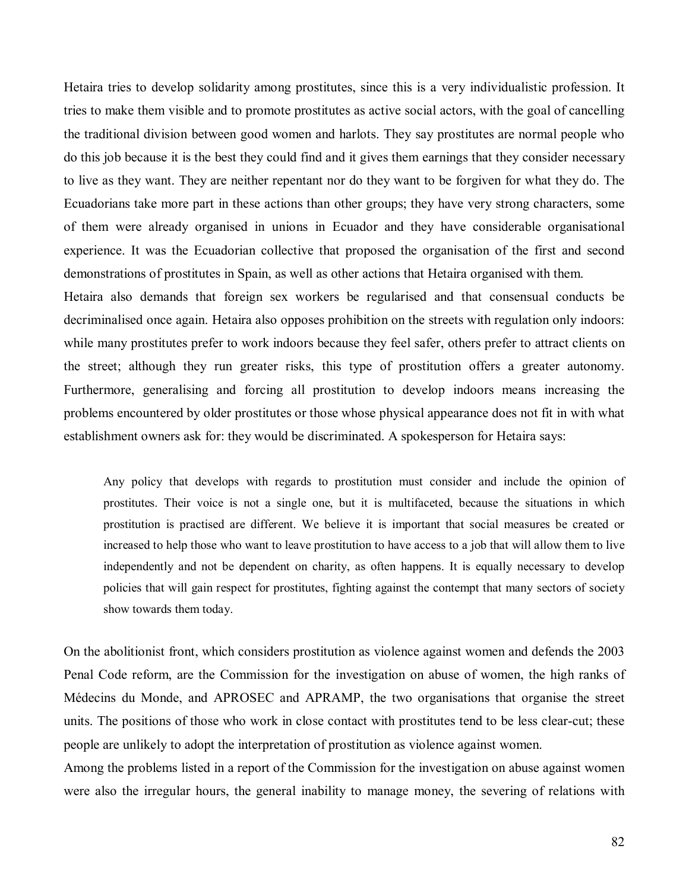Hetaira tries to develop solidarity among prostitutes, since this is a very individualistic profession. It tries to make them visible and to promote prostitutes as active social actors, with the goal of cancelling the traditional division between good women and harlots. They say prostitutes are normal people who do this job because it is the best they could find and it gives them earnings that they consider necessary to live as they want. They are neither repentant nor do they want to be forgiven for what they do. The Ecuadorians take more part in these actions than other groups; they have very strong characters, some of them were already organised in unions in Ecuador and they have considerable organisational experience. It was the Ecuadorian collective that proposed the organisation of the first and second demonstrations of prostitutes in Spain, as well as other actions that Hetaira organised with them.

Hetaira also demands that foreign sex workers be regularised and that consensual conducts be decriminalised once again. Hetaira also opposes prohibition on the streets with regulation only indoors: while many prostitutes prefer to work indoors because they feel safer, others prefer to attract clients on the street; although they run greater risks, this type of prostitution offers a greater autonomy. Furthermore, generalising and forcing all prostitution to develop indoors means increasing the problems encountered by older prostitutes or those whose physical appearance does not fit in with what establishment owners ask for: they would be discriminated. A spokesperson for Hetaira says:

> Any policy that develops with regards to prostitution must consider and include the opinion of prostitutes. Their voice is not a single one, but it is multifaceted, because the situations in which prostitution is practised are different. We believe it is important that social measures be created or increased to help those who want to leave prostitution to have access to a job that will allow them to live independently and not be dependent on charity, as often happens. It is equally necessary to develop policies that will gain respect for prostitutes, fighting against the contempt that many sectors of society show towards them today.

On the abolitionist front, which considers prostitution as violence against women and defends the 2003 Penal Code reform, are the Commission for the investigation on abuse of women, the high ranks of Médecins du Monde, and APROSEC and APRAMP, the two organisations that organise the street units. The positions of those who work in close contact with prostitutes tend to be less clear-cut; these people are unlikely to adopt the interpretation of prostitution as violence against women.

Among the problems listed in a report of the Commission for the investigation on abuse against women were also the irregular hours, the general inability to manage money, the severing of relations with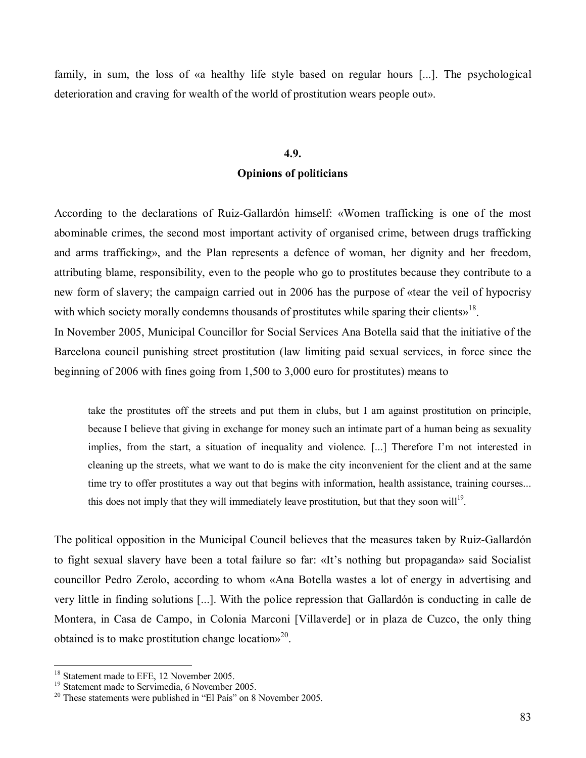family, in sum, the loss of «a healthy life style based on regular hours [...]. The psychological deterioration and craving for wealth of the world of prostitution wears people out».

## 4.9.
## Opinions of politicians

According to the declarations of Ruiz-Gallardón himself: «Women trafficking is one of the most abominable crimes, the second most important activity of organised crime, between drugs trafficking and arms trafficking», and the Plan represents a defence of woman, her dignity and her freedom, attributing blame, responsibility, even to the people who go to prostitutes because they contribute to a new form of slavery; the campaign carried out in 2006 has the purpose of «tear the veil of hypocrisy with which society morally condemns thousands of prostitutes while sparing their clients»[18].

In November 2005, Municipal Councillor for Social Services Ana Botella said that the initiative of the Barcelona council punishing street prostitution (law limiting paid sexual services, in force since the beginning of 2006 with fines going from 1,500 to 3,000 euro for prostitutes) means to

> take the prostitutes off the streets and put them in clubs, but I am against prostitution on principle, because I believe that giving in exchange for money such an intimate part of a human being as sexuality implies, from the start, a situation of inequality and violence. [...] Therefore I'm not interested in cleaning up the streets, what we want to do is make the city inconvenient for the client and at the same time try to offer prostitutes a way out that begins with information, health assistance, training courses... this does not imply that they will immediately leave prostitution, but that they soon will[19].

The political opposition in the Municipal Council believes that the measures taken by Ruiz-Gallardón to fight sexual slavery have been a total failure so far: «It's nothing but propaganda» said Socialist councillor Pedro Zerolo, according to whom «Ana Botella wastes a lot of energy in advertising and very little in finding solutions [...]. With the police repression that Gallardón is conducting in calle de Montera, in Casa de Campo, in Colonia Marconi [Villaverde] or in plaza de Cuzco, the only thing obtained is to make prostitution change location»[20].

---

[18] Statement made to EFE, 12 November 2005.
[19] Statement made to Servimedia, 6 November 2005.
[20] These statements were published in "El País" on 8 November 2005.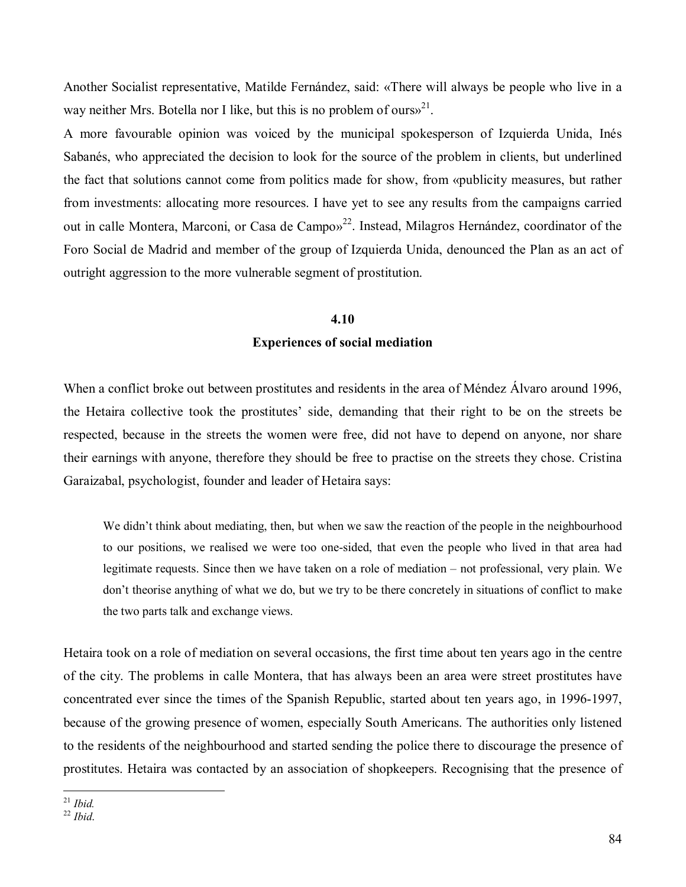Another Socialist representative, Matilde Fernández, said: «There will always be people who live in a way neither Mrs. Botella nor I like, but this is no problem of ours»[21].

A more favourable opinion was voiced by the municipal spokesperson of Izquierda Unida, Inés Sabanés, who appreciated the decision to look for the source of the problem in clients, but underlined the fact that solutions cannot come from politics made for show, from «publicity measures, but rather from investments: allocating more resources. I have yet to see any results from the campaigns carried out in calle Montera, Marconi, or Casa de Campo»[22]. Instead, Milagros Hernández, coordinator of the Foro Social de Madrid and member of the group of Izquierda Unida, denounced the Plan as an act of outright aggression to the more vulnerable segment of prostitution.

## 4.10
## Experiences of social mediation

When a conflict broke out between prostitutes and residents in the area of Méndez Álvaro around 1996, the Hetaira collective took the prostitutes' side, demanding that their right to be on the streets be respected, because in the streets the women were free, did not have to depend on anyone, nor share their earnings with anyone, therefore they should be free to practise on the streets they chose. Cristina Garaizabal, psychologist, founder and leader of Hetaira says:

> We didn't think about mediating, then, but when we saw the reaction of the people in the neighbourhood to our positions, we realised we were too one-sided, that even the people who lived in that area had legitimate requests. Since then we have taken on a role of mediation – not professional, very plain. We don't theorise anything of what we do, but we try to be there concretely in situations of conflict to make the two parts talk and exchange views.

Hetaira took on a role of mediation on several occasions, the first time about ten years ago in the centre of the city. The problems in calle Montera, that has always been an area were street prostitutes have concentrated ever since the times of the Spanish Republic, started about ten years ago, in 1996-1997, because of the growing presence of women, especially South Americans. The authorities only listened to the residents of the neighbourhood and started sending the police there to discourage the presence of prostitutes. Hetaira was contacted by an association of shopkeepers. Recognising that the presence of

[21] *Ibid.*

[22] *Ibid.*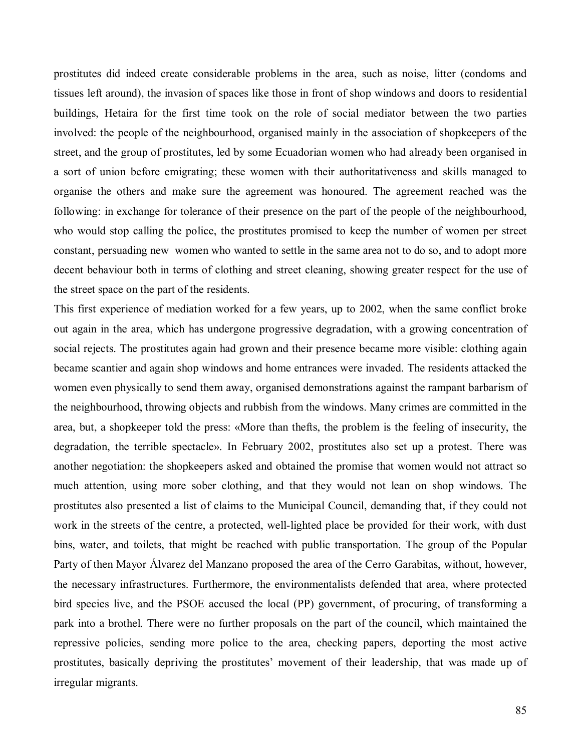prostitutes did indeed create considerable problems in the area, such as noise, litter (condoms and tissues left around), the invasion of spaces like those in front of shop windows and doors to residential buildings, Hetaira for the first time took on the role of social mediator between the two parties involved: the people of the neighbourhood, organised mainly in the association of shopkeepers of the street, and the group of prostitutes, led by some Ecuadorian women who had already been organised in a sort of union before emigrating; these women with their authoritativeness and skills managed to organise the others and make sure the agreement was honoured. The agreement reached was the following: in exchange for tolerance of their presence on the part of the people of the neighbourhood, who would stop calling the police, the prostitutes promised to keep the number of women per street constant, persuading new women who wanted to settle in the same area not to do so, and to adopt more decent behaviour both in terms of clothing and street cleaning, showing greater respect for the use of the street space on the part of the residents.

This first experience of mediation worked for a few years, up to 2002, when the same conflict broke out again in the area, which has undergone progressive degradation, with a growing concentration of social rejects. The prostitutes again had grown and their presence became more visible: clothing again became scantier and again shop windows and home entrances were invaded. The residents attacked the women even physically to send them away, organised demonstrations against the rampant barbarism of the neighbourhood, throwing objects and rubbish from the windows. Many crimes are committed in the area, but, a shopkeeper told the press: «More than thefts, the problem is the feeling of insecurity, the degradation, the terrible spectacle». In February 2002, prostitutes also set up a protest. There was another negotiation: the shopkeepers asked and obtained the promise that women would not attract so much attention, using more sober clothing, and that they would not lean on shop windows. The prostitutes also presented a list of claims to the Municipal Council, demanding that, if they could not work in the streets of the centre, a protected, well-lighted place be provided for their work, with dust bins, water, and toilets, that might be reached with public transportation. The group of the Popular Party of then Mayor Álvarez del Manzano proposed the area of the Cerro Garabitas, without, however, the necessary infrastructures. Furthermore, the environmentalists defended that area, where protected bird species live, and the PSOE accused the local (PP) government, of procuring, of transforming a park into a brothel. There were no further proposals on the part of the council, which maintained the repressive policies, sending more police to the area, checking papers, deporting the most active prostitutes, basically depriving the prostitutes' movement of their leadership, that was made up of irregular migrants.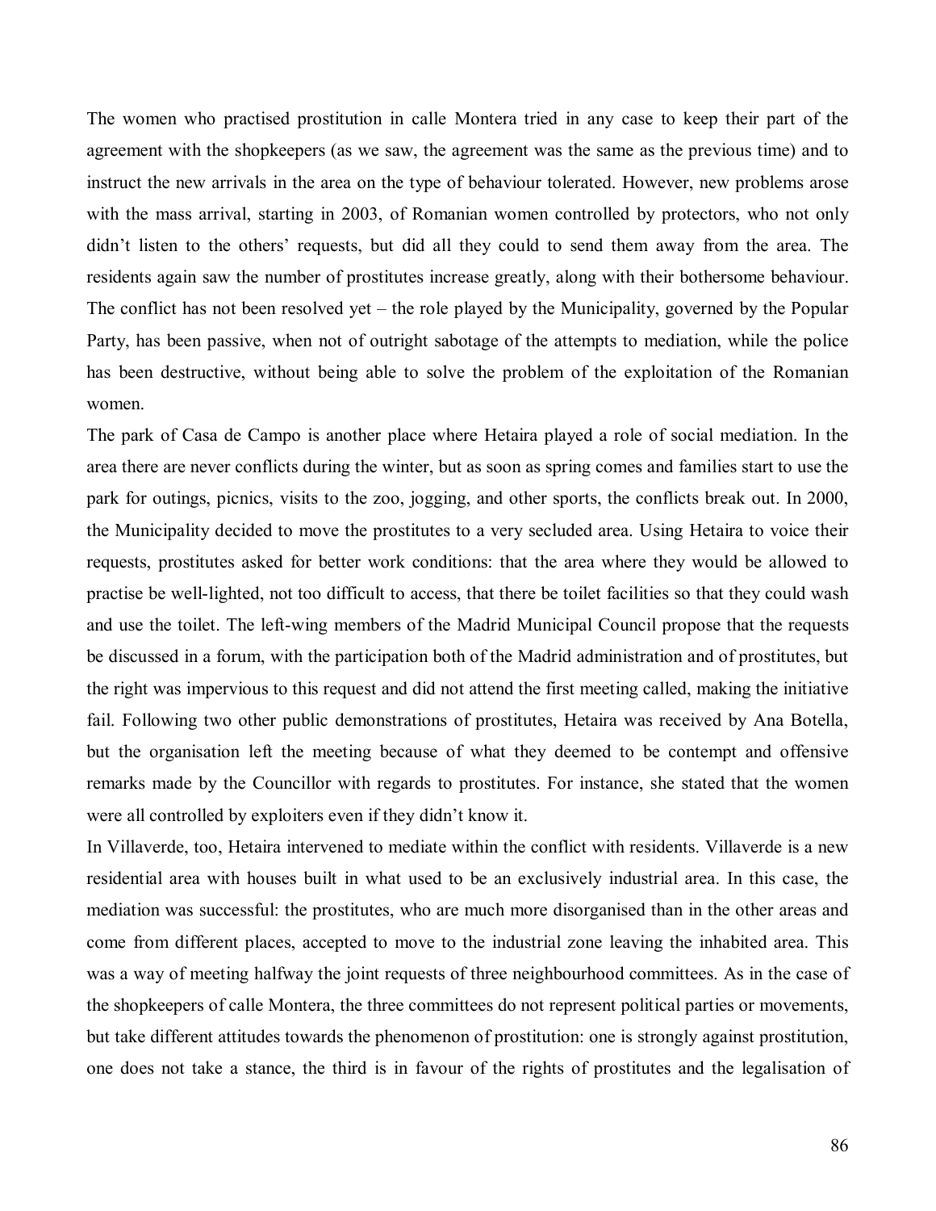The women who practised prostitution in calle Montera tried in any case to keep their part of the agreement with the shopkeepers (as we saw, the agreement was the same as the previous time) and to instruct the new arrivals in the area on the type of behaviour tolerated. However, new problems arose with the mass arrival, starting in 2003, of Romanian women controlled by protectors, who not only didn't listen to the others' requests, but did all they could to send them away from the area. The residents again saw the number of prostitutes increase greatly, along with their bothersome behaviour. The conflict has not been resolved yet – the role played by the Municipality, governed by the Popular Party, has been passive, when not of outright sabotage of the attempts to mediation, while the police has been destructive, without being able to solve the problem of the exploitation of the Romanian women.

The park of Casa de Campo is another place where Hetaira played a role of social mediation. In the area there are never conflicts during the winter, but as soon as spring comes and families start to use the park for outings, picnics, visits to the zoo, jogging, and other sports, the conflicts break out. In 2000, the Municipality decided to move the prostitutes to a very secluded area. Using Hetaira to voice their requests, prostitutes asked for better work conditions: that the area where they would be allowed to practise be well-lighted, not too difficult to access, that there be toilet facilities so that they could wash and use the toilet. The left-wing members of the Madrid Municipal Council propose that the requests be discussed in a forum, with the participation both of the Madrid administration and of prostitutes, but the right was impervious to this request and did not attend the first meeting called, making the initiative fail. Following two other public demonstrations of prostitutes, Hetaira was received by Ana Botella, but the organisation left the meeting because of what they deemed to be contempt and offensive remarks made by the Councillor with regards to prostitutes. For instance, she stated that the women were all controlled by exploiters even if they didn't know it.

In Villaverde, too, Hetaira intervened to mediate within the conflict with residents. Villaverde is a new residential area with houses built in what used to be an exclusively industrial area. In this case, the mediation was successful: the prostitutes, who are much more disorganised than in the other areas and come from different places, accepted to move to the industrial zone leaving the inhabited area. This was a way of meeting halfway the joint requests of three neighbourhood committees. As in the case of the shopkeepers of calle Montera, the three committees do not represent political parties or movements, but take different attitudes towards the phenomenon of prostitution: one is strongly against prostitution, one does not take a stance, the third is in favour of the rights of prostitutes and the legalisation of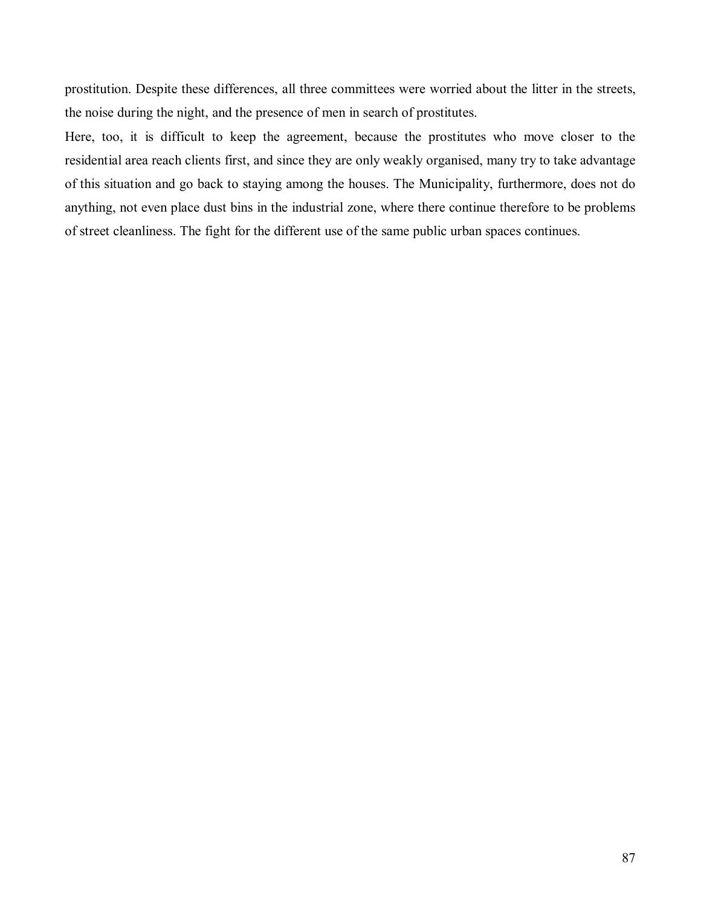prostitution. Despite these differences, all three committees were worried about the litter in the streets, the noise during the night, and the presence of men in search of prostitutes.

Here, too, it is difficult to keep the agreement, because the prostitutes who move closer to the residential area reach clients first, and since they are only weakly organised, many try to take advantage of this situation and go back to staying among the houses. The Municipality, furthermore, does not do anything, not even place dust bins in the industrial zone, where there continue therefore to be problems of street cleanliness. The fight for the different use of the same public urban spaces continues.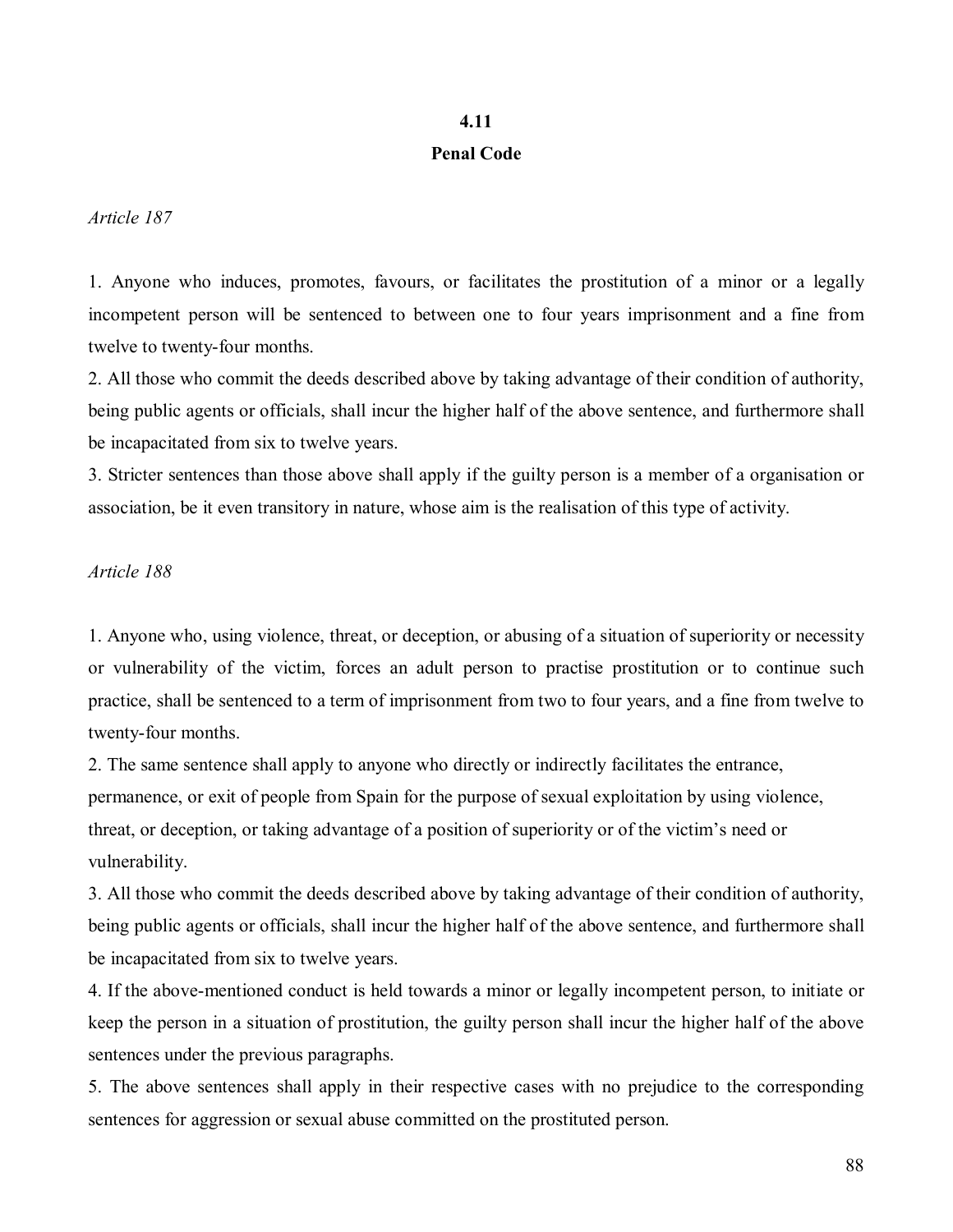## 4.11
## Penal Code

*Article 187*

1. Anyone who induces, promotes, favours, or facilitates the prostitution of a minor or a legally incompetent person will be sentenced to between one to four years imprisonment and a fine from twelve to twenty-four months.
2. All those who commit the deeds described above by taking advantage of their condition of authority, being public agents or officials, shall incur the higher half of the above sentence, and furthermore shall be incapacitated from six to twelve years.
3. Stricter sentences than those above shall apply if the guilty person is a member of a organisation or association, be it even transitory in nature, whose aim is the realisation of this type of activity.

*Article 188*

1. Anyone who, using violence, threat, or deception, or abusing of a situation of superiority or necessity or vulnerability of the victim, forces an adult person to practise prostitution or to continue such practice, shall be sentenced to a term of imprisonment from two to four years, and a fine from twelve to twenty-four months.
2. The same sentence shall apply to anyone who directly or indirectly facilitates the entrance, permanence, or exit of people from Spain for the purpose of sexual exploitation by using violence, threat, or deception, or taking advantage of a position of superiority or of the victim's need or vulnerability.
3. All those who commit the deeds described above by taking advantage of their condition of authority, being public agents or officials, shall incur the higher half of the above sentence, and furthermore shall be incapacitated from six to twelve years.
4. If the above-mentioned conduct is held towards a minor or legally incompetent person, to initiate or keep the person in a situation of prostitution, the guilty person shall incur the higher half of the above sentences under the previous paragraphs.
5. The above sentences shall apply in their respective cases with no prejudice to the corresponding sentences for aggression or sexual abuse committed on the prostituted person.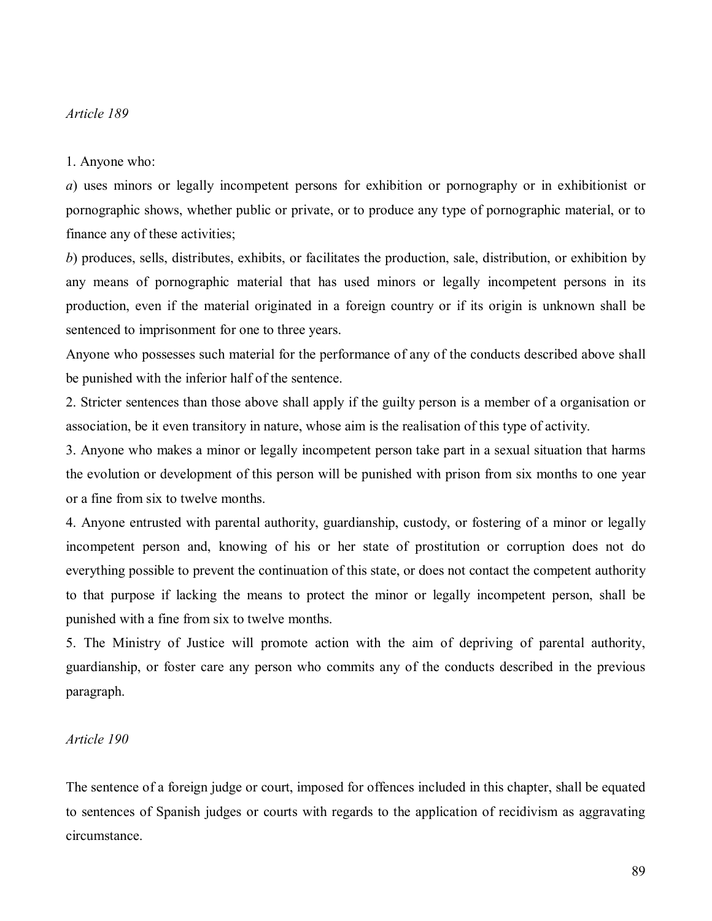*Article 189*

1. Anyone who:

*a*) uses minors or legally incompetent persons for exhibition or pornography or in exhibitionist or pornographic shows, whether public or private, or to produce any type of pornographic material, or to finance any of these activities;

*b*) produces, sells, distributes, exhibits, or facilitates the production, sale, distribution, or exhibition by any means of pornographic material that has used minors or legally incompetent persons in its production, even if the material originated in a foreign country or if its origin is unknown shall be sentenced to imprisonment for one to three years.

Anyone who possesses such material for the performance of any of the conducts described above shall be punished with the inferior half of the sentence.

2. Stricter sentences than those above shall apply if the guilty person is a member of a organisation or association, be it even transitory in nature, whose aim is the realisation of this type of activity.

3. Anyone who makes a minor or legally incompetent person take part in a sexual situation that harms the evolution or development of this person will be punished with prison from six months to one year or a fine from six to twelve months.

4. Anyone entrusted with parental authority, guardianship, custody, or fostering of a minor or legally incompetent person and, knowing of his or her state of prostitution or corruption does not do everything possible to prevent the continuation of this state, or does not contact the competent authority to that purpose if lacking the means to protect the minor or legally incompetent person, shall be punished with a fine from six to twelve months.

5. The Ministry of Justice will promote action with the aim of depriving of parental authority, guardianship, or foster care any person who commits any of the conducts described in the previous paragraph.

*Article 190*

The sentence of a foreign judge or court, imposed for offences included in this chapter, shall be equated to sentences of Spanish judges or courts with regards to the application of recidivism as aggravating circumstance.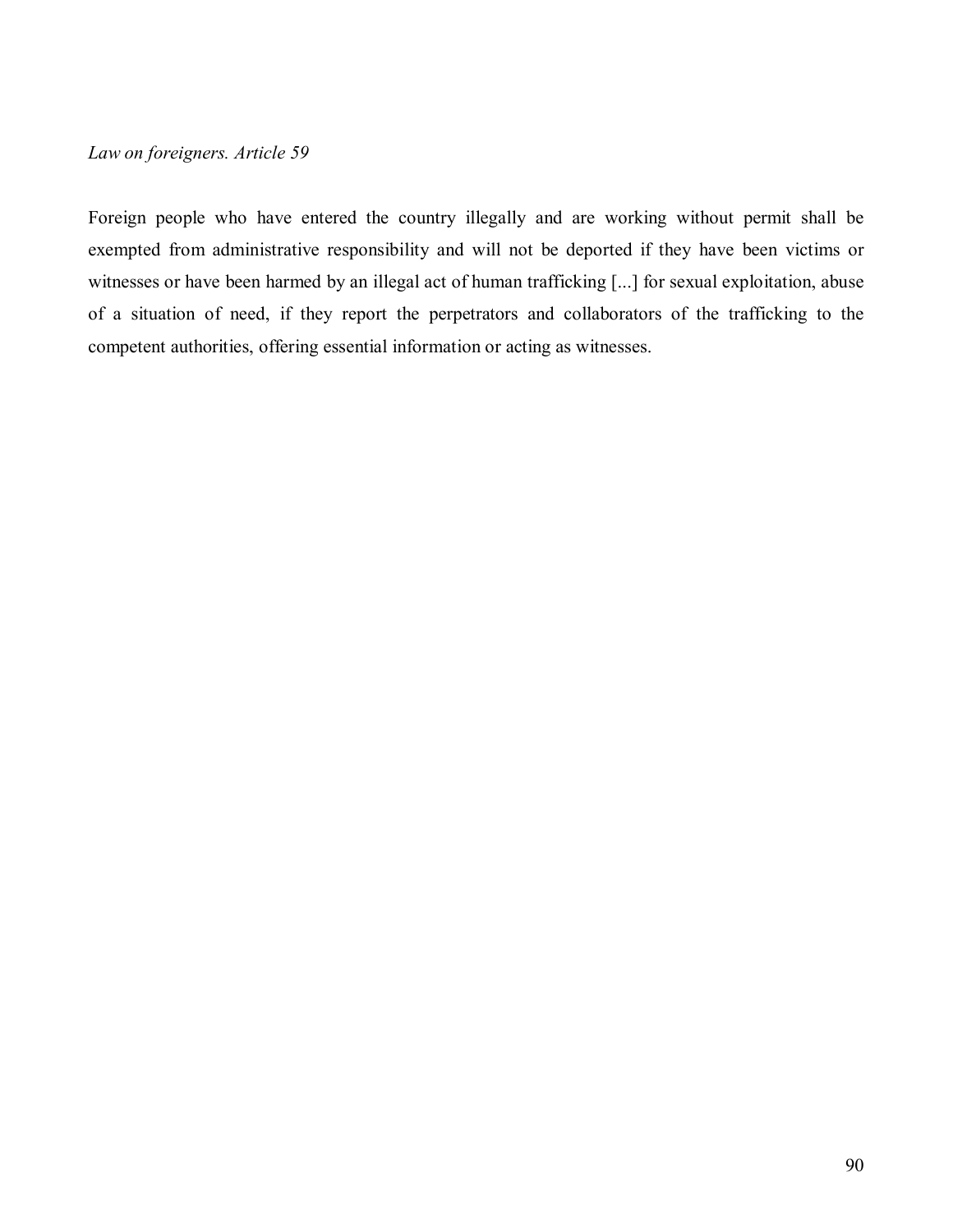*Law on foreigners. Article 59*

Foreign people who have entered the country illegally and are working without permit shall be exempted from administrative responsibility and will not be deported if they have been victims or witnesses or have been harmed by an illegal act of human trafficking [...] for sexual exploitation, abuse of a situation of need, if they report the perpetrators and collaborators of the trafficking to the competent authorities, offering essential information or acting as witnesses.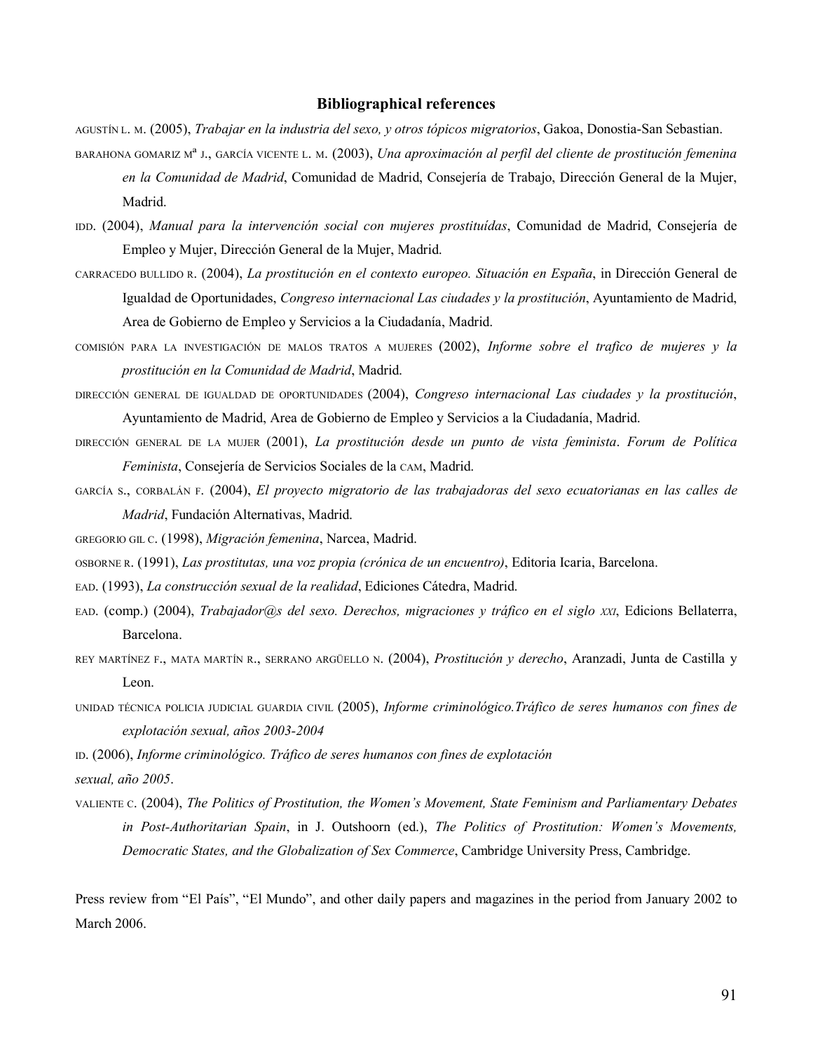## Bibliographical references

AGUSTÍN L. M. (2005), *Trabajar en la industria del sexo, y otros tópicos migratorios*, Gakoa, Donostia-San Sebastian.

BARAHONA GOMARIZ Mª J., GARCÍA VICENTE L. M. (2003), *Una aproximación al perfil del cliente de prostitución femenina en la Comunidad de Madrid*, Comunidad de Madrid, Consejería de Trabajo, Dirección General de la Mujer, Madrid.

IDD. (2004), *Manual para la intervención social con mujeres prostituídas*, Comunidad de Madrid, Consejería de Empleo y Mujer, Dirección General de la Mujer, Madrid.

CARRACEDO BULLIDO R. (2004), *La prostitución en el contexto europeo. Situación en España*, in Dirección General de Igualdad de Oportunidades, *Congreso internacional Las ciudades y la prostitución*, Ayuntamiento de Madrid, Area de Gobierno de Empleo y Servicios a la Ciudadanía, Madrid.

COMISIÓN PARA LA INVESTIGACIÓN DE MALOS TRATOS A MUJERES (2002), *Informe sobre el trafico de mujeres y la prostitución en la Comunidad de Madrid*, Madrid.

DIRECCIÓN GENERAL DE IGUALDAD DE OPORTUNIDADES (2004), *Congreso internacional Las ciudades y la prostitución*, Ayuntamiento de Madrid, Area de Gobierno de Empleo y Servicios a la Ciudadanía, Madrid.

DIRECCIÓN GENERAL DE LA MUJER (2001), *La prostitución desde un punto de vista feminista*. *Forum de Política Feminista*, Consejería de Servicios Sociales de la CAM, Madrid.

GARCÍA S., CORBALÁN F. (2004), *El proyecto migratorio de las trabajadoras del sexo ecuatorianas en las calles de Madrid*, Fundación Alternativas, Madrid.

GREGORIO GIL C. (1998), *Migración femenina*, Narcea, Madrid.

OSBORNE R. (1991), *Las prostitutas, una voz propia (crónica de un encuentro)*, Editoria Icaria, Barcelona.

EAD. (1993), *La construcción sexual de la realidad*, Ediciones Cátedra, Madrid.

EAD. (comp.) (2004), *Trabajador@s del sexo. Derechos, migraciones y tráfico en el siglo XXI*, Edicions Bellaterra, Barcelona.

REY MARTÍNEZ F., MATA MARTÍN R., SERRANO ARGÜELLO N. (2004), *Prostitución y derecho*, Aranzadi, Junta de Castilla y Leon.

UNIDAD TÉCNICA POLICIA JUDICIAL GUARDIA CIVIL (2005), *Informe criminológico.Tráfico de seres humanos con fines de explotación sexual, años 2003-2004*

ID. (2006), *Informe criminológico. Tráfico de seres humanos con fines de explotación sexual, año 2005*.

VALIENTE C. (2004), *The Politics of Prostitution, the Women's Movement, State Feminism and Parliamentary Debates in Post-Authoritarian Spain*, in J. Outshoorn (ed.), *The Politics of Prostitution: Women's Movements, Democratic States, and the Globalization of Sex Commerce*, Cambridge University Press, Cambridge.

Press review from "El País", "El Mundo", and other daily papers and magazines in the period from January 2002 to March 2006.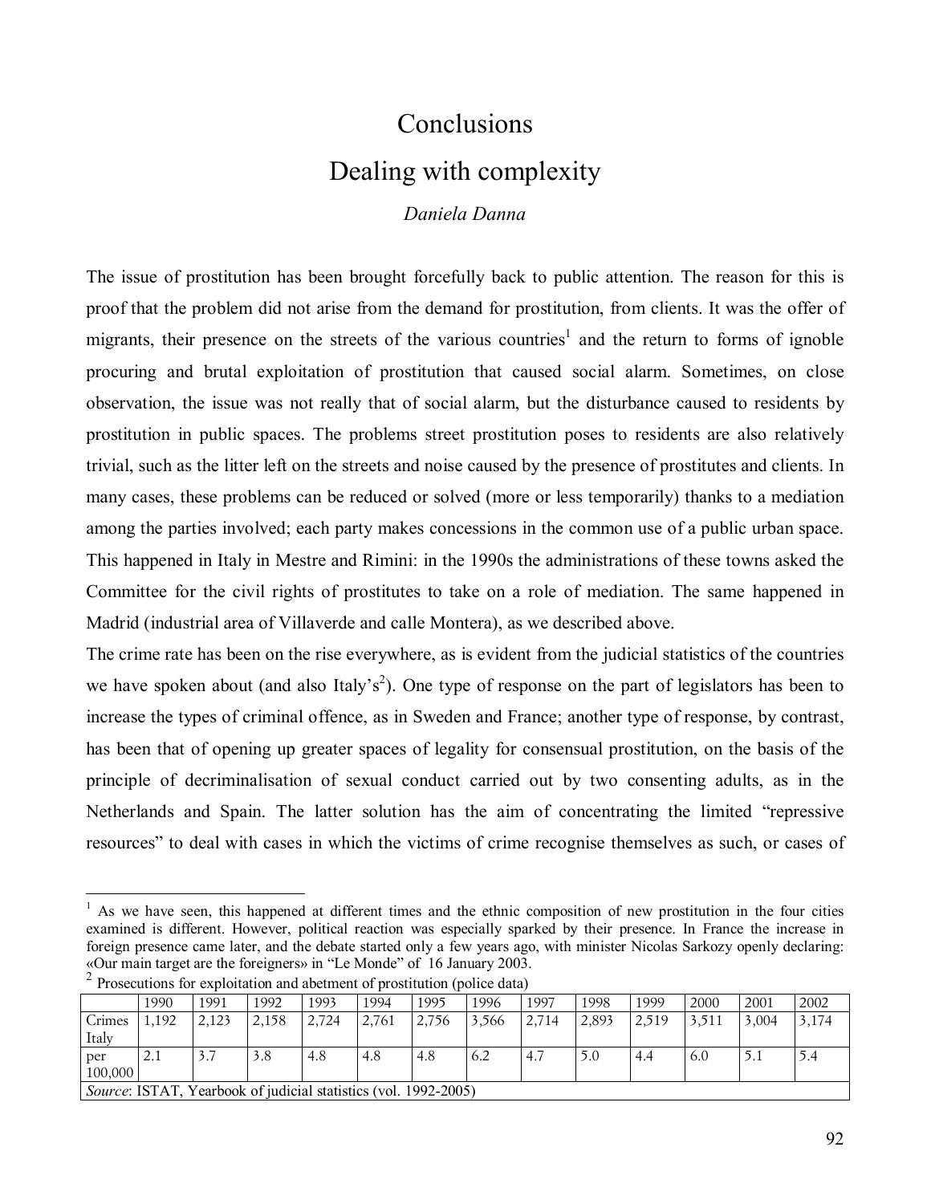# Conclusions

## Dealing with complexity

*Daniela Danna*

The issue of prostitution has been brought forcefully back to public attention. The reason for this is proof that the problem did not arise from the demand for prostitution, from clients. It was the offer of migrants, their presence on the streets of the various countries[1] and the return to forms of ignoble procuring and brutal exploitation of prostitution that caused social alarm. Sometimes, on close observation, the issue was not really that of social alarm, but the disturbance caused to residents by prostitution in public spaces. The problems street prostitution poses to residents are also relatively trivial, such as the litter left on the streets and noise caused by the presence of prostitutes and clients. In many cases, these problems can be reduced or solved (more or less temporarily) thanks to a mediation among the parties involved; each party makes concessions in the common use of a public urban space. This happened in Italy in Mestre and Rimini: in the 1990s the administrations of these towns asked the Committee for the civil rights of prostitutes to take on a role of mediation. The same happened in Madrid (industrial area of Villaverde and calle Montera), as we described above.

The crime rate has been on the rise everywhere, as is evident from the judicial statistics of the countries we have spoken about (and also Italy's[2]). One type of response on the part of legislators has been to increase the types of criminal offence, as in Sweden and France; another type of response, by contrast, has been that of opening up greater spaces of legality for consensual prostitution, on the basis of the principle of decriminalisation of sexual conduct carried out by two consenting adults, as in the Netherlands and Spain. The latter solution has the aim of concentrating the limited "repressive resources" to deal with cases in which the victims of crime recognise themselves as such, or cases of

---

[1] As we have seen, this happened at different times and the ethnic composition of new prostitution in the four cities examined is different. However, political reaction was especially sparked by their presence. In France the increase in foreign presence came later, and the debate started only a few years ago, with minister Nicolas Sarkozy openly declaring: «Our main target are the foreigners» in "Le Monde" of 16 January 2003.

[2] Prosecutions for exploitation and abetment of prostitution (police data)

| | 1990 | 1991 | 1992 | 1993 | 1994 | 1995 | 1996 | 1997 | 1998 | 1999 | 2000 | 2001 | 2002 |
|---|---|---|---|---|---|---|---|---|---|---|---|---|---|
| Crimes Italy | 1,192 | 2,123 | 2,158 | 2,724 | 2,761 | 2,756 | 3,566 | 2,714 | 2,893 | 2,519 | 3,511 | 3,004 | 3,174 |
| per 100,000 | 2.1 | 3.7 | 3.8 | 4.8 | 4.8 | 4.8 | 6.2 | 4.7 | 5.0 | 4.4 | 6.0 | 5.1 | 5.4 |
| *Source*: ISTAT, Yearbook of judicial statistics (vol. 1992-2005) | | | | | | | | | | | | | |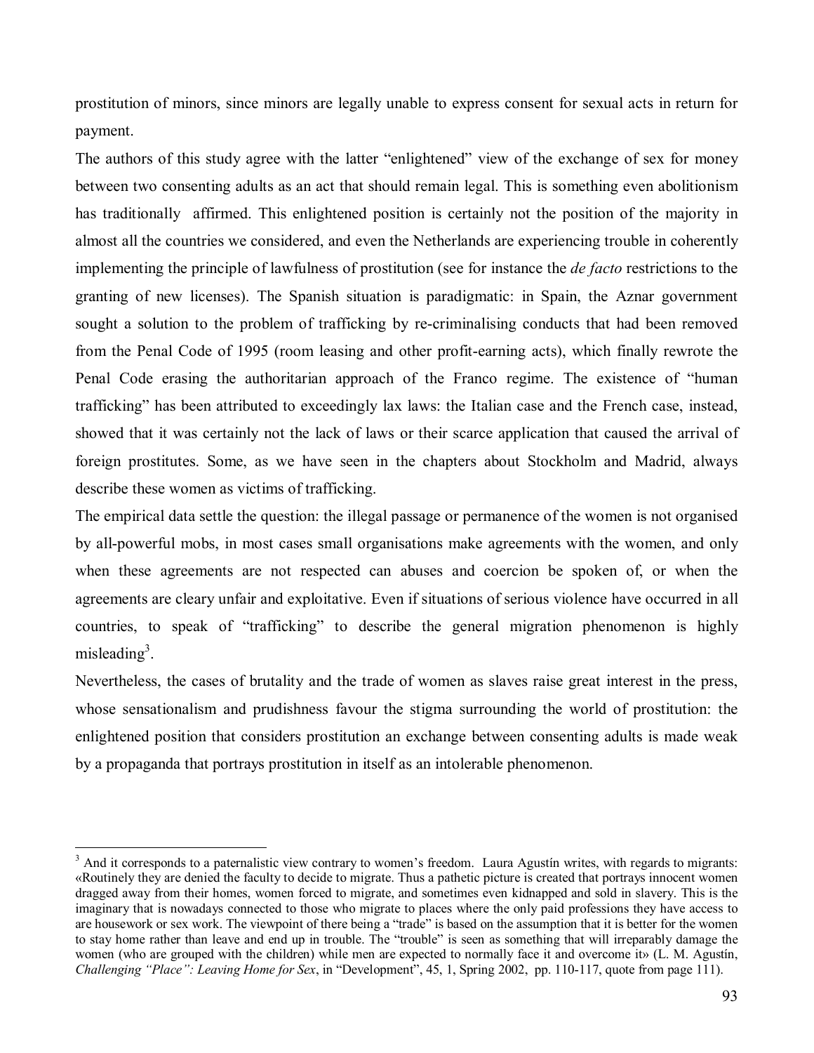prostitution of minors, since minors are legally unable to express consent for sexual acts in return for payment.

The authors of this study agree with the latter "enlightened" view of the exchange of sex for money between two consenting adults as an act that should remain legal. This is something even abolitionism has traditionally affirmed. This enlightened position is certainly not the position of the majority in almost all the countries we considered, and even the Netherlands are experiencing trouble in coherently implementing the principle of lawfulness of prostitution (see for instance the *de facto* restrictions to the granting of new licenses). The Spanish situation is paradigmatic: in Spain, the Aznar government sought a solution to the problem of trafficking by re-criminalising conducts that had been removed from the Penal Code of 1995 (room leasing and other profit-earning acts), which finally rewrote the Penal Code erasing the authoritarian approach of the Franco regime. The existence of "human trafficking" has been attributed to exceedingly lax laws: the Italian case and the French case, instead, showed that it was certainly not the lack of laws or their scarce application that caused the arrival of foreign prostitutes. Some, as we have seen in the chapters about Stockholm and Madrid, always describe these women as victims of trafficking.

The empirical data settle the question: the illegal passage or permanence of the women is not organised by all-powerful mobs, in most cases small organisations make agreements with the women, and only when these agreements are not respected can abuses and coercion be spoken of, or when the agreements are cleary unfair and exploitative. Even if situations of serious violence have occurred in all countries, to speak of "trafficking" to describe the general migration phenomenon is highly misleading[3].

Nevertheless, the cases of brutality and the trade of women as slaves raise great interest in the press, whose sensationalism and prudishness favour the stigma surrounding the world of prostitution: the enlightened position that considers prostitution an exchange between consenting adults is made weak by a propaganda that portrays prostitution in itself as an intolerable phenomenon.

---

[3] And it corresponds to a paternalistic view contrary to women's freedom. Laura Agustín writes, with regards to migrants: «Routinely they are denied the faculty to decide to migrate. Thus a pathetic picture is created that portrays innocent women dragged away from their homes, women forced to migrate, and sometimes even kidnapped and sold in slavery. This is the imaginary that is nowadays connected to those who migrate to places where the only paid professions they have access to are housework or sex work. The viewpoint of there being a "trade" is based on the assumption that it is better for the women to stay home rather than leave and end up in trouble. The "trouble" is seen as something that will irreparably damage the women (who are grouped with the children) while men are expected to normally face it and overcome it» (L. M. Agustín, *Challenging "Place": Leaving Home for Sex*, in "Development", 45, 1, Spring 2002, pp. 110-117, quote from page 111).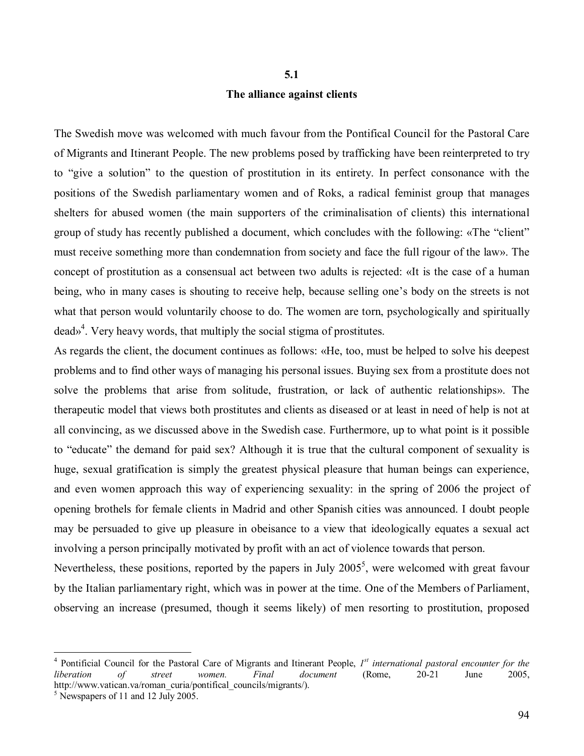## 5.1

## The alliance against clients

The Swedish move was welcomed with much favour from the Pontifical Council for the Pastoral Care of Migrants and Itinerant People. The new problems posed by trafficking have been reinterpreted to try to "give a solution" to the question of prostitution in its entirety. In perfect consonance with the positions of the Swedish parliamentary women and of Roks, a radical feminist group that manages shelters for abused women (the main supporters of the criminalisation of clients) this international group of study has recently published a document, which concludes with the following: «The "client" must receive something more than condemnation from society and face the full rigour of the law». The concept of prostitution as a consensual act between two adults is rejected: «It is the case of a human being, who in many cases is shouting to receive help, because selling one's body on the streets is not what that person would voluntarily choose to do. The women are torn, psychologically and spiritually dead»[4]. Very heavy words, that multiply the social stigma of prostitutes.

As regards the client, the document continues as follows: «He, too, must be helped to solve his deepest problems and to find other ways of managing his personal issues. Buying sex from a prostitute does not solve the problems that arise from solitude, frustration, or lack of authentic relationships». The therapeutic model that views both prostitutes and clients as diseased or at least in need of help is not at all convincing, as we discussed above in the Swedish case. Furthermore, up to what point is it possible to "educate" the demand for paid sex? Although it is true that the cultural component of sexuality is huge, sexual gratification is simply the greatest physical pleasure that human beings can experience, and even women approach this way of experiencing sexuality: in the spring of 2006 the project of opening brothels for female clients in Madrid and other Spanish cities was announced. I doubt people may be persuaded to give up pleasure in obeisance to a view that ideologically equates a sexual act involving a person principally motivated by profit with an act of violence towards that person.

Nevertheless, these positions, reported by the papers in July 2005[5], were welcomed with great favour by the Italian parliamentary right, which was in power at the time. One of the Members of Parliament, observing an increase (presumed, though it seems likely) of men resorting to prostitution, proposed

---

[4] Pontificial Council for the Pastoral Care of Migrants and Itinerant People, *1st international pastoral encounter for the liberation of street women. Final document* (Rome, 20-21 June 2005, http://www.vatican.va/roman_curia/pontifical_councils/migrants/).

[5] Newspapers of 11 and 12 July 2005.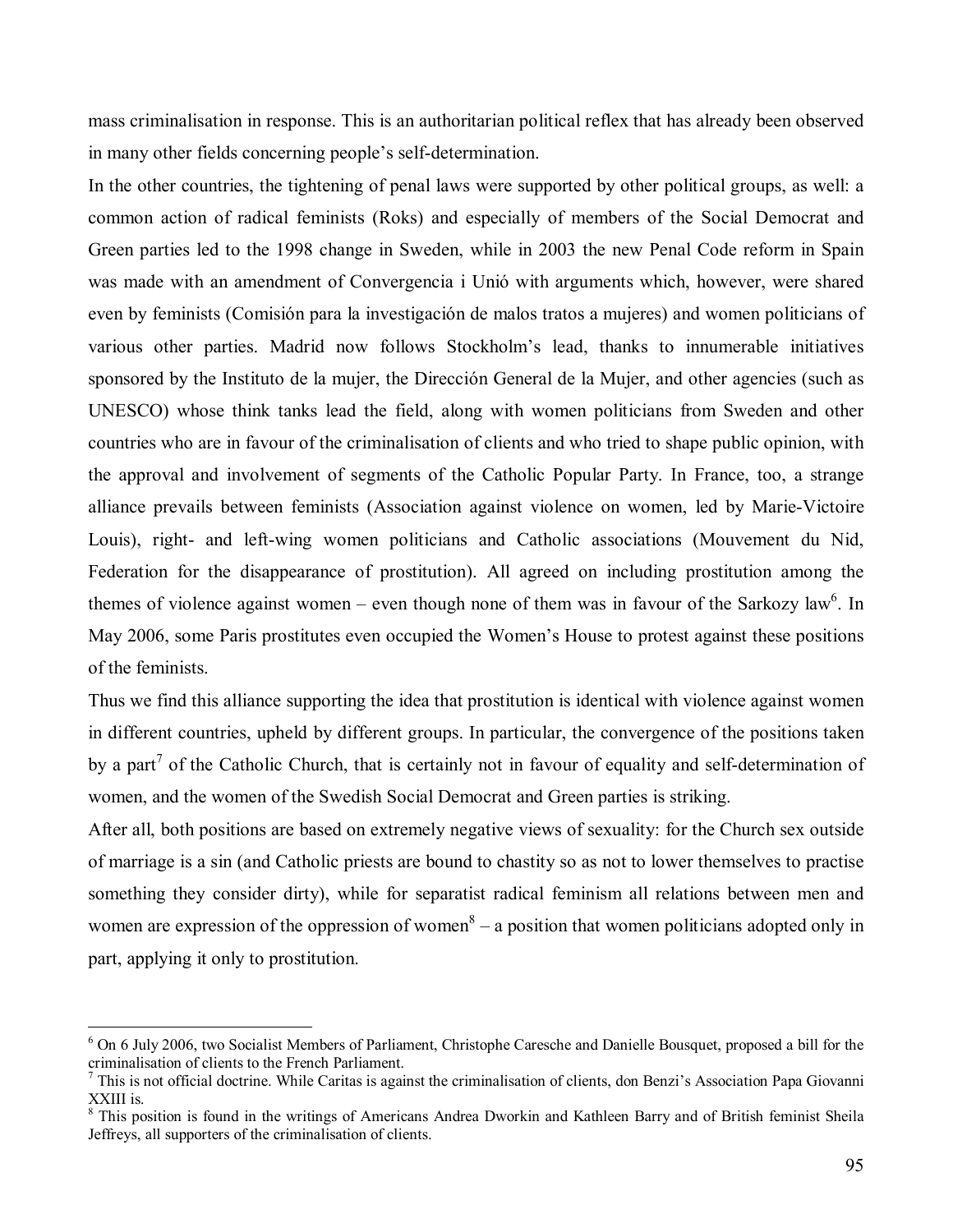mass criminalisation in response. This is an authoritarian political reflex that has already been observed in many other fields concerning people's self-determination.

In the other countries, the tightening of penal laws were supported by other political groups, as well: a common action of radical feminists (Roks) and especially of members of the Social Democrat and Green parties led to the 1998 change in Sweden, while in 2003 the new Penal Code reform in Spain was made with an amendment of Convergencia i Unió with arguments which, however, were shared even by feminists (Comisión para la investigación de malos tratos a mujeres) and women politicians of various other parties. Madrid now follows Stockholm's lead, thanks to innumerable initiatives sponsored by the Instituto de la mujer, the Dirección General de la Mujer, and other agencies (such as UNESCO) whose think tanks lead the field, along with women politicians from Sweden and other countries who are in favour of the criminalisation of clients and who tried to shape public opinion, with the approval and involvement of segments of the Catholic Popular Party. In France, too, a strange alliance prevails between feminists (Association against violence on women, led by Marie-Victoire Louis), right- and left-wing women politicians and Catholic associations (Mouvement du Nid, Federation for the disappearance of prostitution). All agreed on including prostitution among the themes of violence against women – even though none of them was in favour of the Sarkozy law[6]. In May 2006, some Paris prostitutes even occupied the Women's House to protest against these positions of the feminists.

Thus we find this alliance supporting the idea that prostitution is identical with violence against women in different countries, upheld by different groups. In particular, the convergence of the positions taken by a part[7] of the Catholic Church, that is certainly not in favour of equality and self-determination of women, and the women of the Swedish Social Democrat and Green parties is striking.

After all, both positions are based on extremely negative views of sexuality: for the Church sex outside of marriage is a sin (and Catholic priests are bound to chastity so as not to lower themselves to practise something they consider dirty), while for separatist radical feminism all relations between men and women are expression of the oppression of women[8] – a position that women politicians adopted only in part, applying it only to prostitution.

---

[6] On 6 July 2006, two Socialist Members of Parliament, Christophe Caresche and Danielle Bousquet, proposed a bill for the criminalisation of clients to the French Parliament.

[7] This is not official doctrine. While Caritas is against the criminalisation of clients, don Benzi's Association Papa Giovanni XXIII is.

[8] This position is found in the writings of Americans Andrea Dworkin and Kathleen Barry and of British feminist Sheila Jeffreys, all supporters of the criminalisation of clients.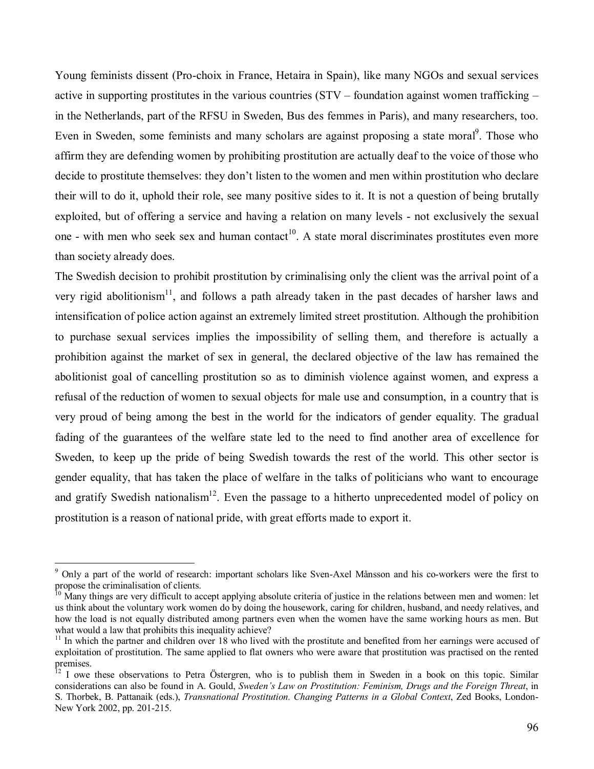Young feminists dissent (Pro-choix in France, Hetaira in Spain), like many NGOs and sexual services active in supporting prostitutes in the various countries (STV – foundation against women trafficking – in the Netherlands, part of the RFSU in Sweden, Bus des femmes in Paris), and many researchers, too. Even in Sweden, some feminists and many scholars are against proposing a state moral[9]. Those who affirm they are defending women by prohibiting prostitution are actually deaf to the voice of those who decide to prostitute themselves: they don't listen to the women and men within prostitution who declare their will to do it, uphold their role, see many positive sides to it. It is not a question of being brutally exploited, but of offering a service and having a relation on many levels - not exclusively the sexual one - with men who seek sex and human contact[10]. A state moral discriminates prostitutes even more than society already does.

The Swedish decision to prohibit prostitution by criminalising only the client was the arrival point of a very rigid abolitionism[11], and follows a path already taken in the past decades of harsher laws and intensification of police action against an extremely limited street prostitution. Although the prohibition to purchase sexual services implies the impossibility of selling them, and therefore is actually a prohibition against the market of sex in general, the declared objective of the law has remained the abolitionist goal of cancelling prostitution so as to diminish violence against women, and express a refusal of the reduction of women to sexual objects for male use and consumption, in a country that is very proud of being among the best in the world for the indicators of gender equality. The gradual fading of the guarantees of the welfare state led to the need to find another area of excellence for Sweden, to keep up the pride of being Swedish towards the rest of the world. This other sector is gender equality, that has taken the place of welfare in the talks of politicians who want to encourage and gratify Swedish nationalism[12]. Even the passage to a hitherto unprecedented model of policy on prostitution is a reason of national pride, with great efforts made to export it.

---

[9] Only a part of the world of research: important scholars like Sven-Axel Månsson and his co-workers were the first to propose the criminalisation of clients.

[10] Many things are very difficult to accept applying absolute criteria of justice in the relations between men and women: let us think about the voluntary work women do by doing the housework, caring for children, husband, and needy relatives, and how the load is not equally distributed among partners even when the women have the same working hours as men. But what would a law that prohibits this inequality achieve?

[11] In which the partner and children over 18 who lived with the prostitute and benefited from her earnings were accused of exploitation of prostitution. The same applied to flat owners who were aware that prostitution was practised on the rented premises.

[12] I owe these observations to Petra Östergren, who is to publish them in Sweden in a book on this topic. Similar considerations can also be found in A. Gould, *Sweden's Law on Prostitution: Feminism, Drugs and the Foreign Threat*, in S. Thorbek, B. Pattanaik (eds.), *Transnational Prostitution. Changing Patterns in a Global Context*, Zed Books, London-New York 2002, pp. 201-215.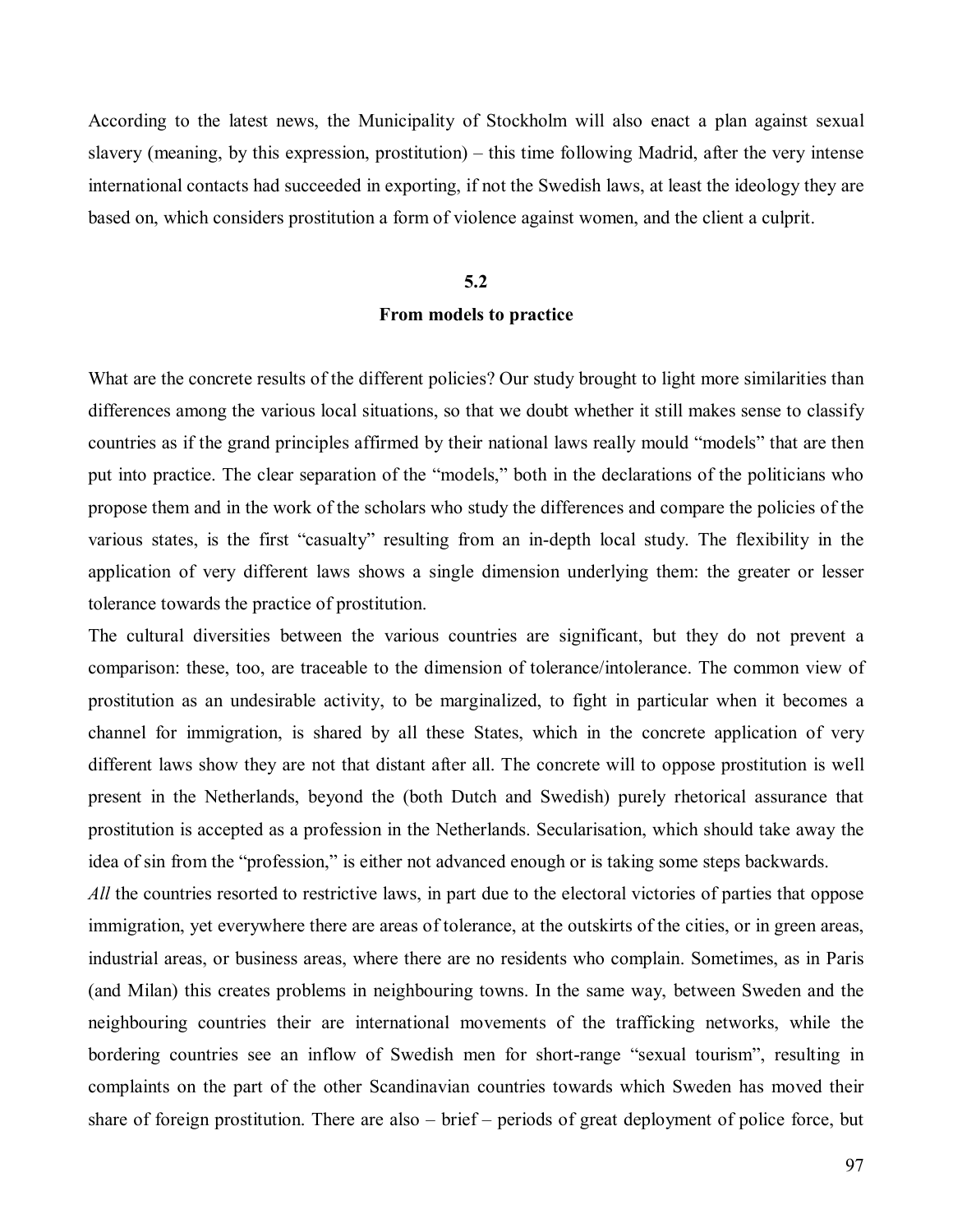According to the latest news, the Municipality of Stockholm will also enact a plan against sexual slavery (meaning, by this expression, prostitution) – this time following Madrid, after the very intense international contacts had succeeded in exporting, if not the Swedish laws, at least the ideology they are based on, which considers prostitution a form of violence against women, and the client a culprit.

## 5.2
## From models to practice

What are the concrete results of the different policies? Our study brought to light more similarities than differences among the various local situations, so that we doubt whether it still makes sense to classify countries as if the grand principles affirmed by their national laws really mould "models" that are then put into practice. The clear separation of the "models," both in the declarations of the politicians who propose them and in the work of the scholars who study the differences and compare the policies of the various states, is the first "casualty" resulting from an in-depth local study. The flexibility in the application of very different laws shows a single dimension underlying them: the greater or lesser tolerance towards the practice of prostitution.

The cultural diversities between the various countries are significant, but they do not prevent a comparison: these, too, are traceable to the dimension of tolerance/intolerance. The common view of prostitution as an undesirable activity, to be marginalized, to fight in particular when it becomes a channel for immigration, is shared by all these States, which in the concrete application of very different laws show they are not that distant after all. The concrete will to oppose prostitution is well present in the Netherlands, beyond the (both Dutch and Swedish) purely rhetorical assurance that prostitution is accepted as a profession in the Netherlands. Secularisation, which should take away the idea of sin from the "profession," is either not advanced enough or is taking some steps backwards.

*All* the countries resorted to restrictive laws, in part due to the electoral victories of parties that oppose immigration, yet everywhere there are areas of tolerance, at the outskirts of the cities, or in green areas, industrial areas, or business areas, where there are no residents who complain. Sometimes, as in Paris (and Milan) this creates problems in neighbouring towns. In the same way, between Sweden and the neighbouring countries their are international movements of the trafficking networks, while the bordering countries see an inflow of Swedish men for short-range "sexual tourism", resulting in complaints on the part of the other Scandinavian countries towards which Sweden has moved their share of foreign prostitution. There are also – brief – periods of great deployment of police force, but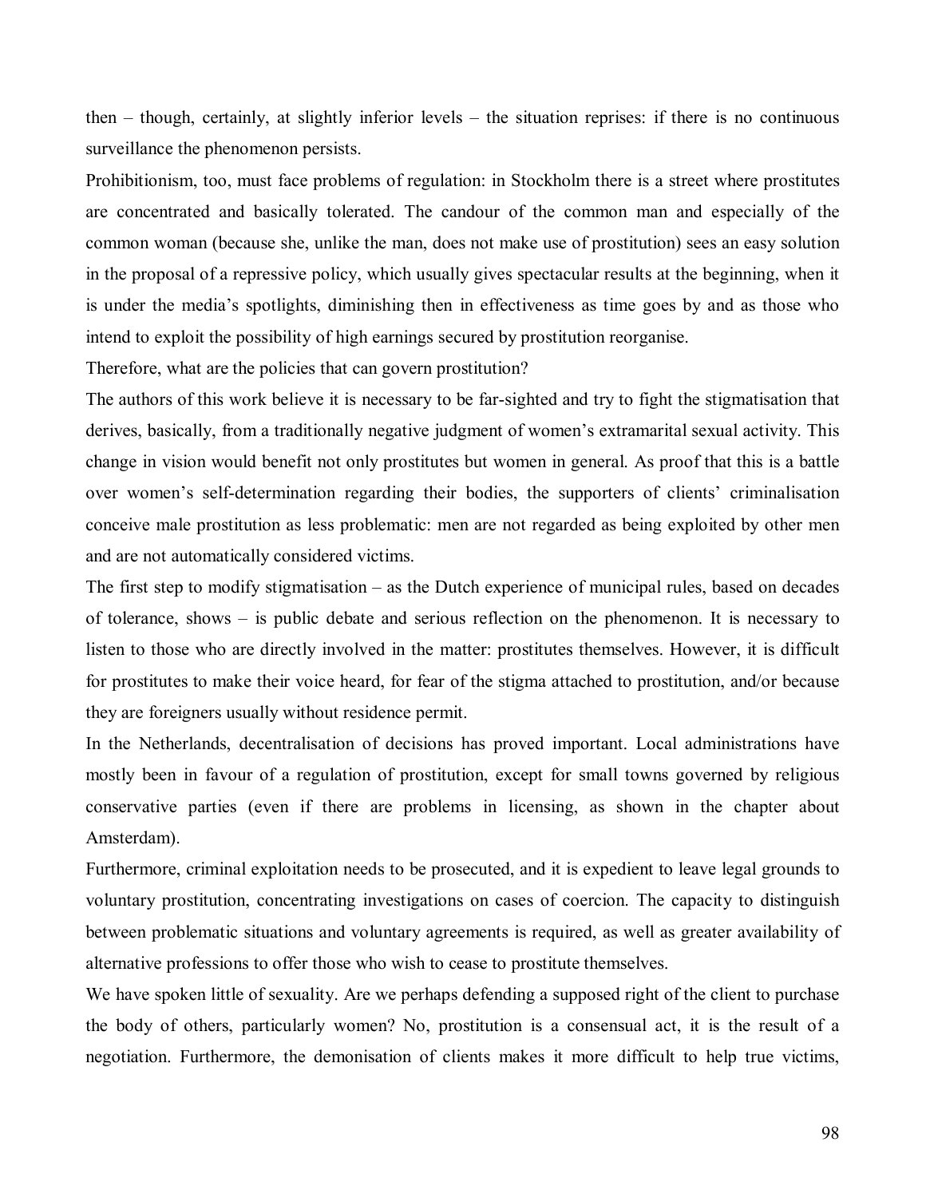then – though, certainly, at slightly inferior levels – the situation reprises: if there is no continuous surveillance the phenomenon persists.

Prohibitionism, too, must face problems of regulation: in Stockholm there is a street where prostitutes are concentrated and basically tolerated. The candour of the common man and especially of the common woman (because she, unlike the man, does not make use of prostitution) sees an easy solution in the proposal of a repressive policy, which usually gives spectacular results at the beginning, when it is under the media's spotlights, diminishing then in effectiveness as time goes by and as those who intend to exploit the possibility of high earnings secured by prostitution reorganise.

Therefore, what are the policies that can govern prostitution?

The authors of this work believe it is necessary to be far-sighted and try to fight the stigmatisation that derives, basically, from a traditionally negative judgment of women's extramarital sexual activity. This change in vision would benefit not only prostitutes but women in general. As proof that this is a battle over women's self-determination regarding their bodies, the supporters of clients' criminalisation conceive male prostitution as less problematic: men are not regarded as being exploited by other men and are not automatically considered victims.

The first step to modify stigmatisation – as the Dutch experience of municipal rules, based on decades of tolerance, shows – is public debate and serious reflection on the phenomenon. It is necessary to listen to those who are directly involved in the matter: prostitutes themselves. However, it is difficult for prostitutes to make their voice heard, for fear of the stigma attached to prostitution, and/or because they are foreigners usually without residence permit.

In the Netherlands, decentralisation of decisions has proved important. Local administrations have mostly been in favour of a regulation of prostitution, except for small towns governed by religious conservative parties (even if there are problems in licensing, as shown in the chapter about Amsterdam).

Furthermore, criminal exploitation needs to be prosecuted, and it is expedient to leave legal grounds to voluntary prostitution, concentrating investigations on cases of coercion. The capacity to distinguish between problematic situations and voluntary agreements is required, as well as greater availability of alternative professions to offer those who wish to cease to prostitute themselves.

We have spoken little of sexuality. Are we perhaps defending a supposed right of the client to purchase the body of others, particularly women? No, prostitution is a consensual act, it is the result of a negotiation. Furthermore, the demonisation of clients makes it more difficult to help true victims,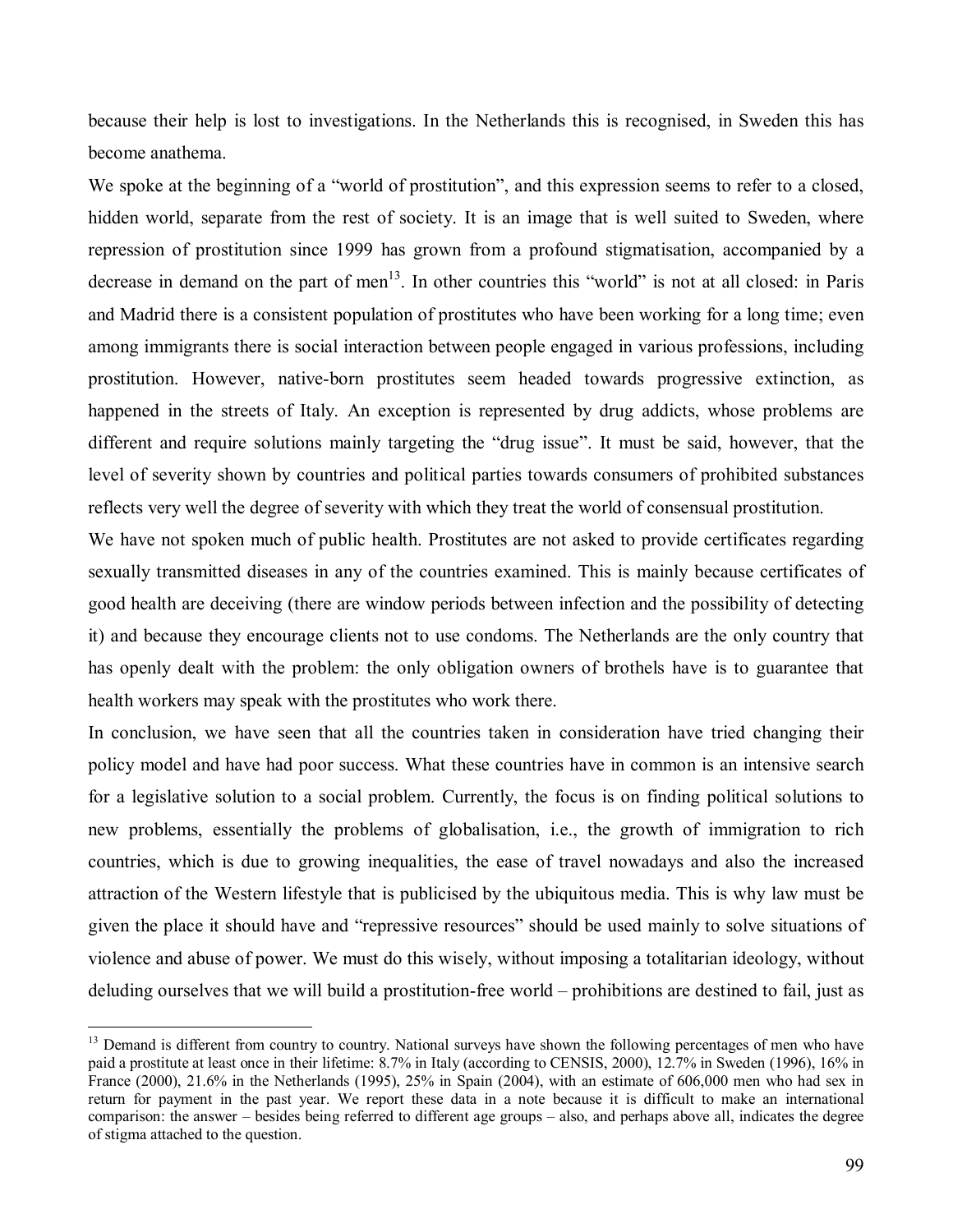because their help is lost to investigations. In the Netherlands this is recognised, in Sweden this has become anathema.

We spoke at the beginning of a "world of prostitution", and this expression seems to refer to a closed, hidden world, separate from the rest of society. It is an image that is well suited to Sweden, where repression of prostitution since 1999 has grown from a profound stigmatisation, accompanied by a decrease in demand on the part of men[13]. In other countries this "world" is not at all closed: in Paris and Madrid there is a consistent population of prostitutes who have been working for a long time; even among immigrants there is social interaction between people engaged in various professions, including prostitution. However, native-born prostitutes seem headed towards progressive extinction, as happened in the streets of Italy. An exception is represented by drug addicts, whose problems are different and require solutions mainly targeting the "drug issue". It must be said, however, that the level of severity shown by countries and political parties towards consumers of prohibited substances reflects very well the degree of severity with which they treat the world of consensual prostitution.

We have not spoken much of public health. Prostitutes are not asked to provide certificates regarding sexually transmitted diseases in any of the countries examined. This is mainly because certificates of good health are deceiving (there are window periods between infection and the possibility of detecting it) and because they encourage clients not to use condoms. The Netherlands are the only country that has openly dealt with the problem: the only obligation owners of brothels have is to guarantee that health workers may speak with the prostitutes who work there.

In conclusion, we have seen that all the countries taken in consideration have tried changing their policy model and have had poor success. What these countries have in common is an intensive search for a legislative solution to a social problem. Currently, the focus is on finding political solutions to new problems, essentially the problems of globalisation, i.e., the growth of immigration to rich countries, which is due to growing inequalities, the ease of travel nowadays and also the increased attraction of the Western lifestyle that is publicised by the ubiquitous media. This is why law must be given the place it should have and "repressive resources" should be used mainly to solve situations of violence and abuse of power. We must do this wisely, without imposing a totalitarian ideology, without deluding ourselves that we will build a prostitution-free world – prohibitions are destined to fail, just as

---

[13] Demand is different from country to country. National surveys have shown the following percentages of men who have paid a prostitute at least once in their lifetime: 8.7% in Italy (according to CENSIS, 2000), 12.7% in Sweden (1996), 16% in France (2000), 21.6% in the Netherlands (1995), 25% in Spain (2004), with an estimate of 606,000 men who had sex in return for payment in the past year. We report these data in a note because it is difficult to make an international comparison: the answer – besides being referred to different age groups – also, and perhaps above all, indicates the degree of stigma attached to the question.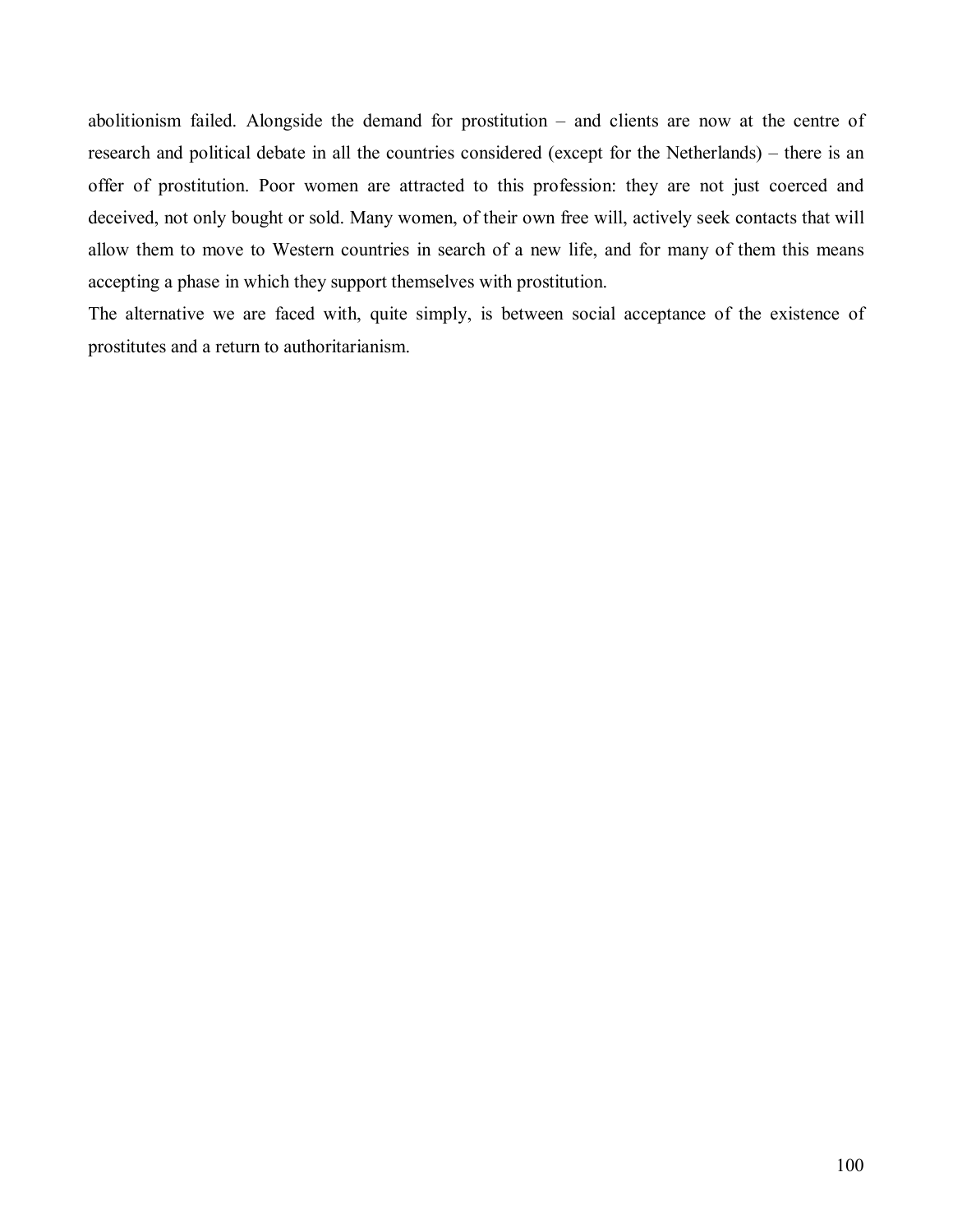abolitionism failed. Alongside the demand for prostitution – and clients are now at the centre of research and political debate in all the countries considered (except for the Netherlands) – there is an offer of prostitution. Poor women are attracted to this profession: they are not just coerced and deceived, not only bought or sold. Many women, of their own free will, actively seek contacts that will allow them to move to Western countries in search of a new life, and for many of them this means accepting a phase in which they support themselves with prostitution.

The alternative we are faced with, quite simply, is between social acceptance of the existence of prostitutes and a return to authoritarianism.